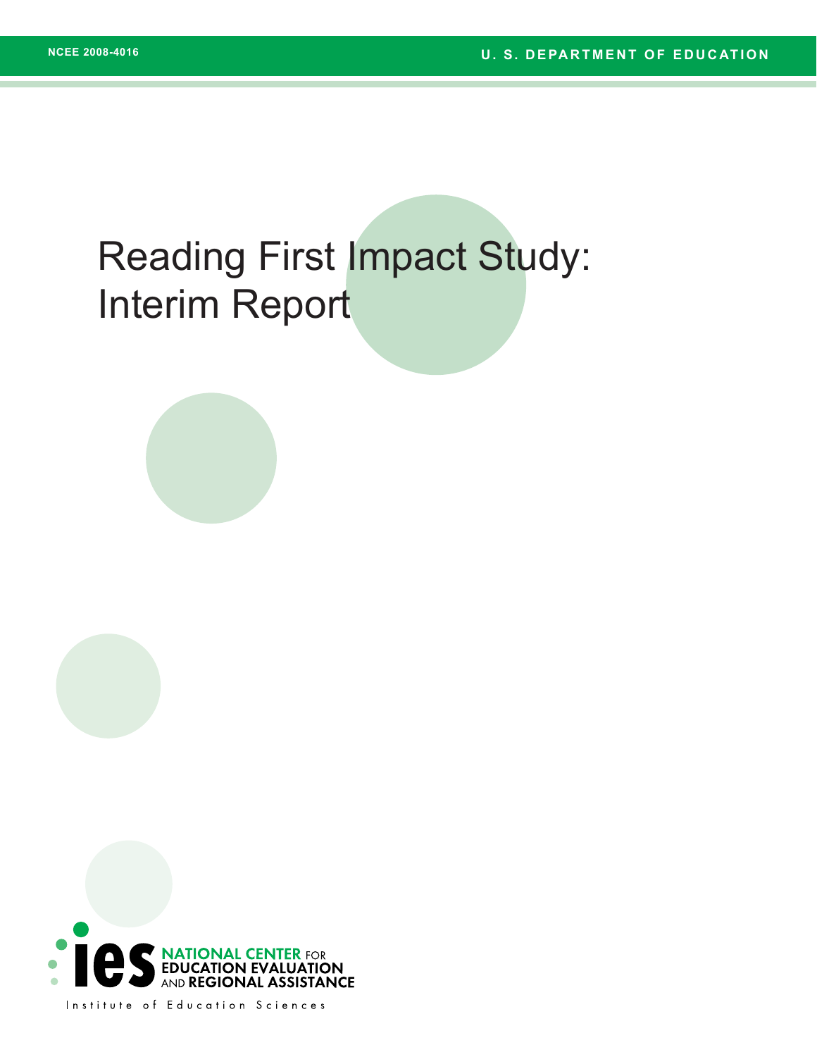NCEE 2008-4016

U. S. DEPARTMENT OF EDUCATION

# Reading First Impact Study: Interim Report

NATIONAL CENTER FOR EDUCATION EVALUATION AND REGIONAL ASSISTANCE

Institute of Education Sciences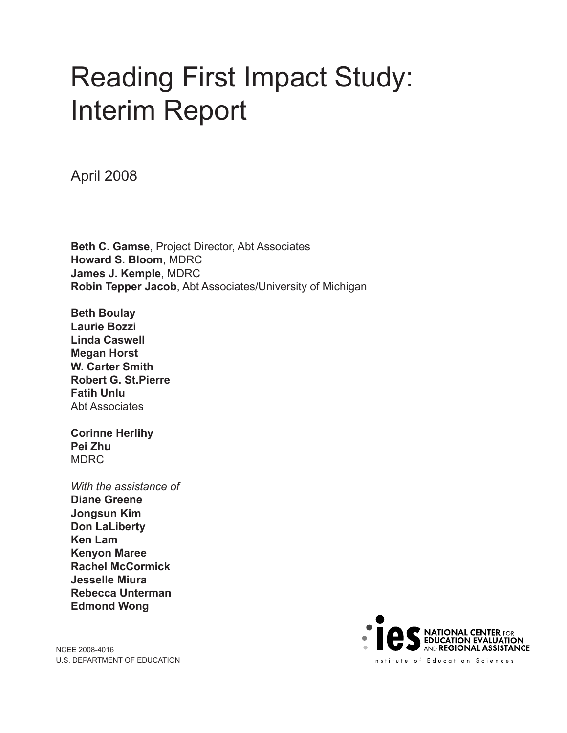# Reading First Impact Study: Interim Report

April 2008

**Beth C. Gamse**, Project Director, Abt Associates
**Howard S. Bloom**, MDRC
**James J. Kemple**, MDRC
**Robin Tepper Jacob**, Abt Associates/University of Michigan

**Beth Boulay**
**Laurie Bozzi**
**Linda Caswell**
**Megan Horst**
**W. Carter Smith**
**Robert G. St.Pierre**
**Fatih Unlu**
Abt Associates

**Corinne Herlihy**
**Pei Zhu**
MDRC

*With the assistance of*
**Diane Greene**
**Jongsun Kim**
**Don LaLiberty**
**Ken Lam**
**Kenyon Maree**
**Rachel McCormick**
**Jesselle Miura**
**Rebecca Unterman**
**Edmond Wong**

NCEE 2008-4016
U.S. DEPARTMENT OF EDUCATION

ies NATIONAL CENTER FOR EDUCATION EVALUATION AND REGIONAL ASSISTANCE
Institute of Education Sciences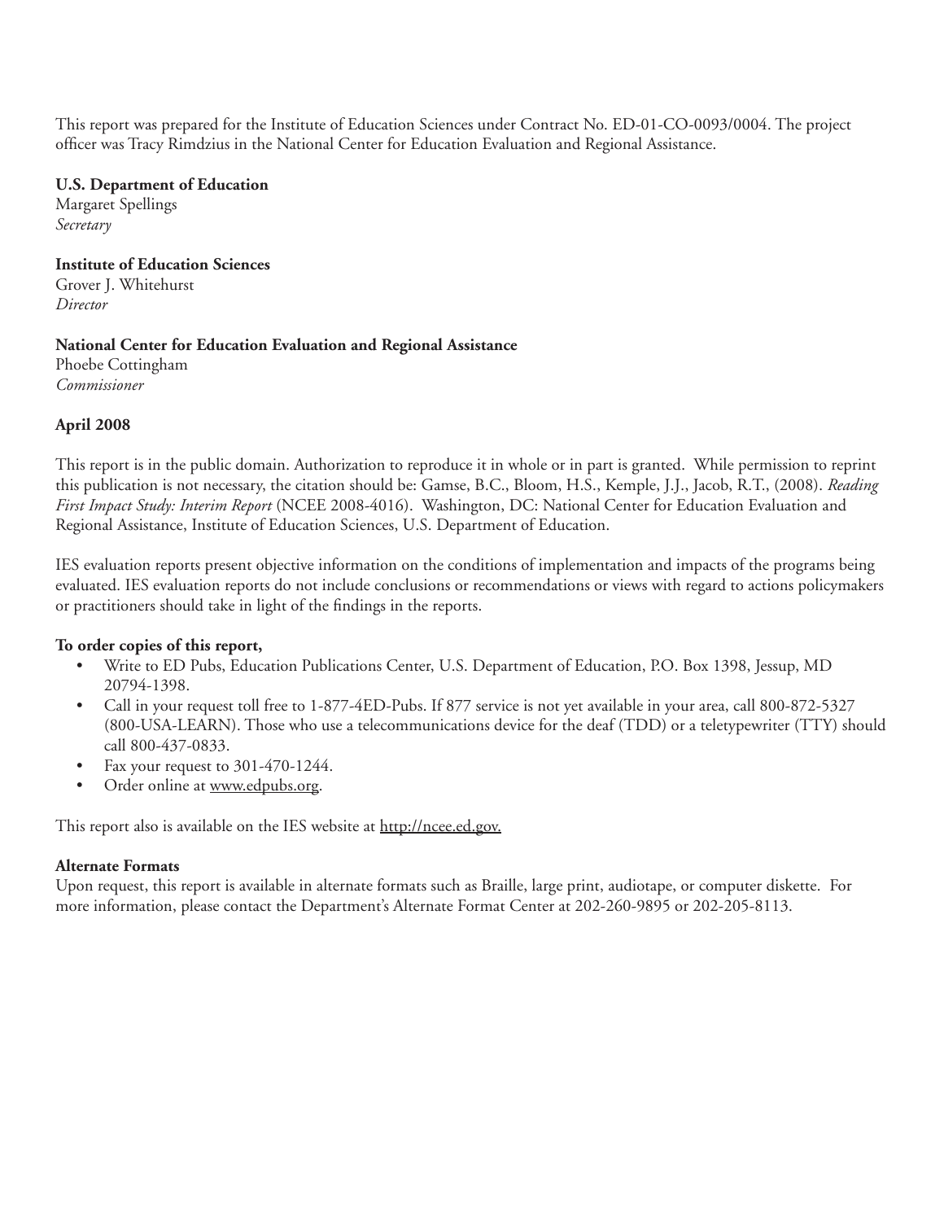This report was prepared for the Institute of Education Sciences under Contract No. ED-01-CO-0093/0004. The project officer was Tracy Rimdzius in the National Center for Education Evaluation and Regional Assistance.

**U.S. Department of Education**
Margaret Spellings
*Secretary*

**Institute of Education Sciences**
Grover J. Whitehurst
*Director*

**National Center for Education Evaluation and Regional Assistance**
Phoebe Cottingham
*Commissioner*

**April 2008**

This report is in the public domain. Authorization to reproduce it in whole or in part is granted. While permission to reprint this publication is not necessary, the citation should be: Gamse, B.C., Bloom, H.S., Kemple, J.J., Jacob, R.T., (2008). *Reading First Impact Study: Interim Report* (NCEE 2008-4016). Washington, DC: National Center for Education Evaluation and Regional Assistance, Institute of Education Sciences, U.S. Department of Education.

IES evaluation reports present objective information on the conditions of implementation and impacts of the programs being evaluated. IES evaluation reports do not include conclusions or recommendations or views with regard to actions policymakers or practitioners should take in light of the findings in the reports.

**To order copies of this report,**

- Write to ED Pubs, Education Publications Center, U.S. Department of Education, P.O. Box 1398, Jessup, MD 20794-1398.
- Call in your request toll free to 1-877-4ED-Pubs. If 877 service is not yet available in your area, call 800-872-5327 (800-USA-LEARN). Those who use a telecommunications device for the deaf (TDD) or a teletypewriter (TTY) should call 800-437-0833.
- Fax your request to 301-470-1244.
- Order online at www.edpubs.org.

This report also is available on the IES website at http://ncee.ed.gov.

**Alternate Formats**
Upon request, this report is available in alternate formats such as Braille, large print, audiotape, or computer diskette. For more information, please contact the Department's Alternate Format Center at 202-260-9895 or 202-205-8113.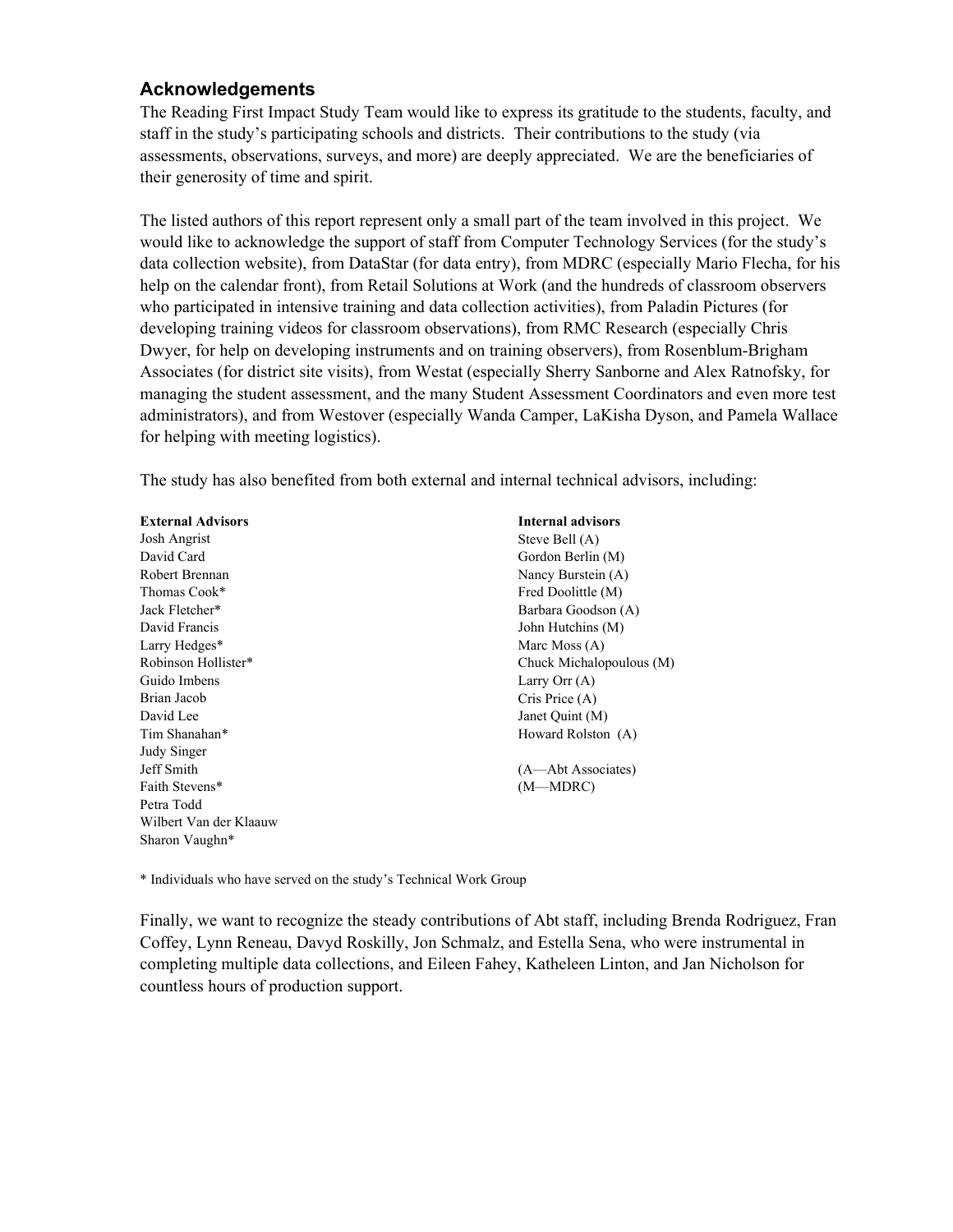## Acknowledgements

The Reading First Impact Study Team would like to express its gratitude to the students, faculty, and staff in the study's participating schools and districts. Their contributions to the study (via assessments, observations, surveys, and more) are deeply appreciated. We are the beneficiaries of their generosity of time and spirit.

The listed authors of this report represent only a small part of the team involved in this project. We would like to acknowledge the support of staff from Computer Technology Services (for the study's data collection website), from DataStar (for data entry), from MDRC (especially Mario Flecha, for his help on the calendar front), from Retail Solutions at Work (and the hundreds of classroom observers who participated in intensive training and data collection activities), from Paladin Pictures (for developing training videos for classroom observations), from RMC Research (especially Chris Dwyer, for help on developing instruments and on training observers), from Rosenblum-Brigham Associates (for district site visits), from Westat (especially Sherry Sanborne and Alex Ratnofsky, for managing the student assessment, and the many Student Assessment Coordinators and even more test administrators), and from Westover (especially Wanda Camper, LaKisha Dyson, and Pamela Wallace for helping with meeting logistics).

The study has also benefited from both external and internal technical advisors, including:

**External Advisors**

Josh Angrist
David Card
Robert Brennan
Thomas Cook*
Jack Fletcher*
David Francis
Larry Hedges*
Robinson Hollister*
Guido Imbens
Brian Jacob
David Lee
Tim Shanahan*
Judy Singer
Jeff Smith
Faith Stevens*
Petra Todd
Wilbert Van der Klaauw
Sharon Vaughn*

**Internal advisors**

Steve Bell (A)
Gordon Berlin (M)
Nancy Burstein (A)
Fred Doolittle (M)
Barbara Goodson (A)
John Hutchins (M)
Marc Moss (A)
Chuck Michalopoulous (M)
Larry Orr (A)
Cris Price (A)
Janet Quint (M)
Howard Rolston (A)

(A—Abt Associates)
(M—MDRC)

\* Individuals who have served on the study's Technical Work Group

Finally, we want to recognize the steady contributions of Abt staff, including Brenda Rodriguez, Fran Coffey, Lynn Reneau, Davyd Roskilly, Jon Schmalz, and Estella Sena, who were instrumental in completing multiple data collections, and Eileen Fahey, Katheleen Linton, and Jan Nicholson for countless hours of production support.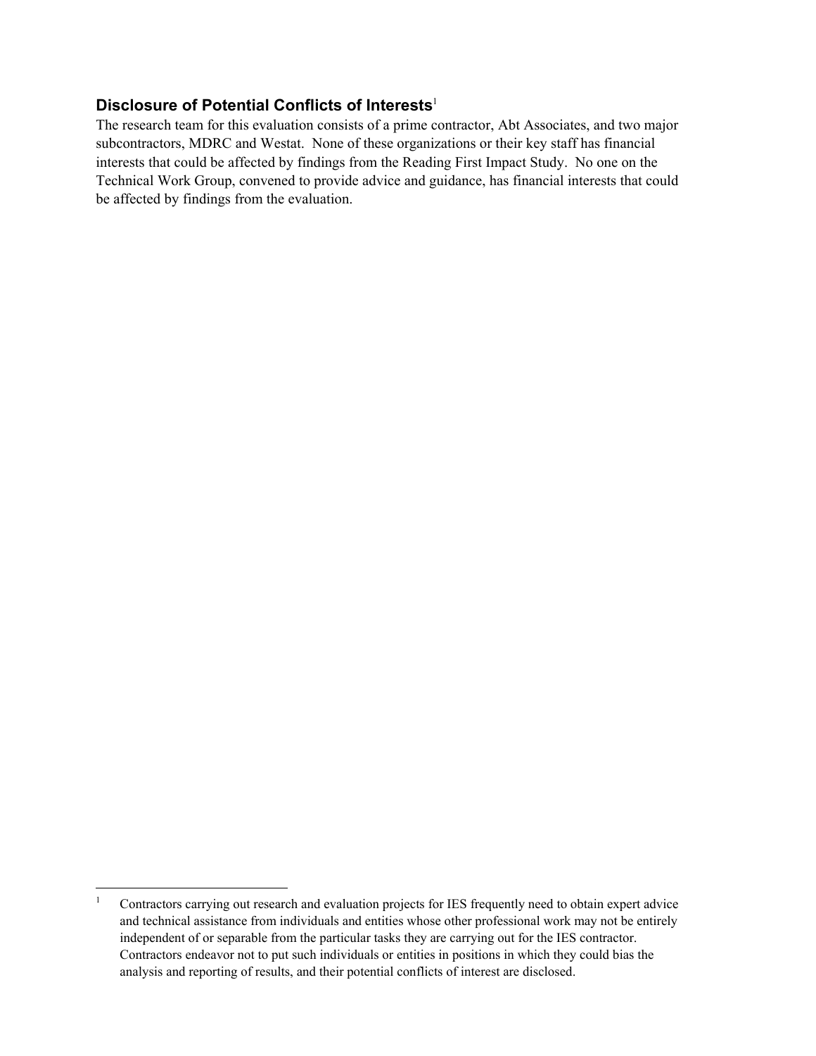### Disclosure of Potential Conflicts of Interests[1]

The research team for this evaluation consists of a prime contractor, Abt Associates, and two major subcontractors, MDRC and Westat. None of these organizations or their key staff has financial interests that could be affected by findings from the Reading First Impact Study. No one on the Technical Work Group, convened to provide advice and guidance, has financial interests that could be affected by findings from the evaluation.

---

[1] Contractors carrying out research and evaluation projects for IES frequently need to obtain expert advice and technical assistance from individuals and entities whose other professional work may not be entirely independent of or separable from the particular tasks they are carrying out for the IES contractor. Contractors endeavor not to put such individuals or entities in positions in which they could bias the analysis and reporting of results, and their potential conflicts of interest are disclosed.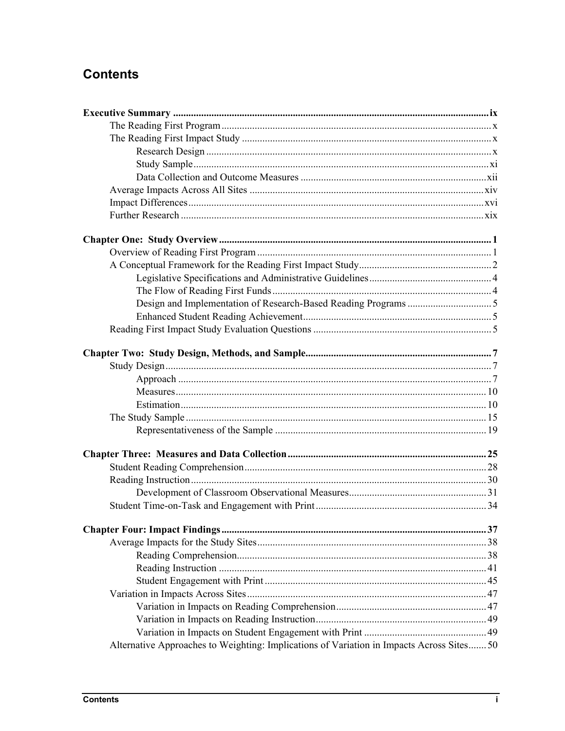# Contents

**Executive Summary** ix
- The Reading First Program x
- The Reading First Impact Study x
  - Research Design x
  - Study Sample xi
  - Data Collection and Outcome Measures xii
- Average Impacts Across All Sites xiv
- Impact Differences xvi
- Further Research xix

**Chapter One: Study Overview** 1
- Overview of Reading First Program 1
- A Conceptual Framework for the Reading First Impact Study 2
  - Legislative Specifications and Administrative Guidelines 4
  - The Flow of Reading First Funds 4
  - Design and Implementation of Research-Based Reading Programs 5
  - Enhanced Student Reading Achievement 5
- Reading First Impact Study Evaluation Questions 5

**Chapter Two: Study Design, Methods, and Sample** 7
- Study Design 7
  - Approach 7
  - Measures 10
  - Estimation 10
- The Study Sample 15
  - Representativeness of the Sample 19

**Chapter Three: Measures and Data Collection** 25
- Student Reading Comprehension 28
- Reading Instruction 30
  - Development of Classroom Observational Measures 31
- Student Time-on-Task and Engagement with Print 34

**Chapter Four: Impact Findings** 37
- Average Impacts for the Study Sites 38
  - Reading Comprehension 38
  - Reading Instruction 41
  - Student Engagement with Print 45
- Variation in Impacts Across Sites 47
  - Variation in Impacts on Reading Comprehension 47
  - Variation in Impacts on Reading Instruction 49
  - Variation in Impacts on Student Engagement with Print 49
- Alternative Approaches to Weighting: Implications of Variation in Impacts Across Sites 50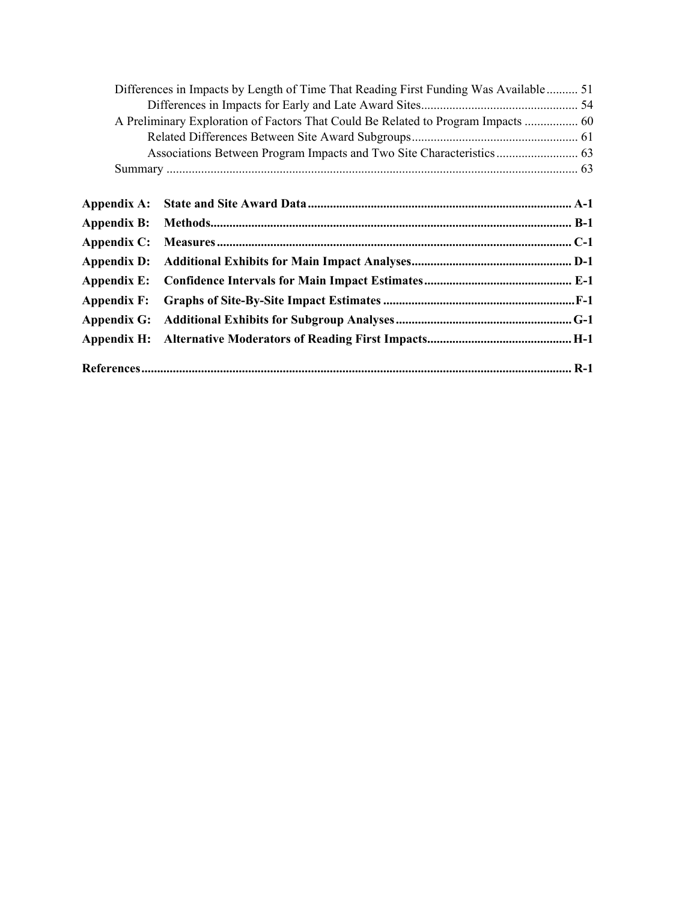Differences in Impacts by Length of Time That Reading First Funding Was Available .......... 51

  Differences in Impacts for Early and Late Award Sites .......... 54

A Preliminary Exploration of Factors That Could Be Related to Program Impacts .......... 60

  Related Differences Between Site Award Subgroups .......... 61

  Associations Between Program Impacts and Two Site Characteristics .......... 63

Summary .......... 63

**Appendix A: State and Site Award Data .......... A-1**

**Appendix B: Methods .......... B-1**

**Appendix C: Measures .......... C-1**

**Appendix D: Additional Exhibits for Main Impact Analyses .......... D-1**

**Appendix E: Confidence Intervals for Main Impact Estimates .......... E-1**

**Appendix F: Graphs of Site-By-Site Impact Estimates .......... F-1**

**Appendix G: Additional Exhibits for Subgroup Analyses .......... G-1**

**Appendix H: Alternative Moderators of Reading First Impacts .......... H-1**

**References .......... R-1**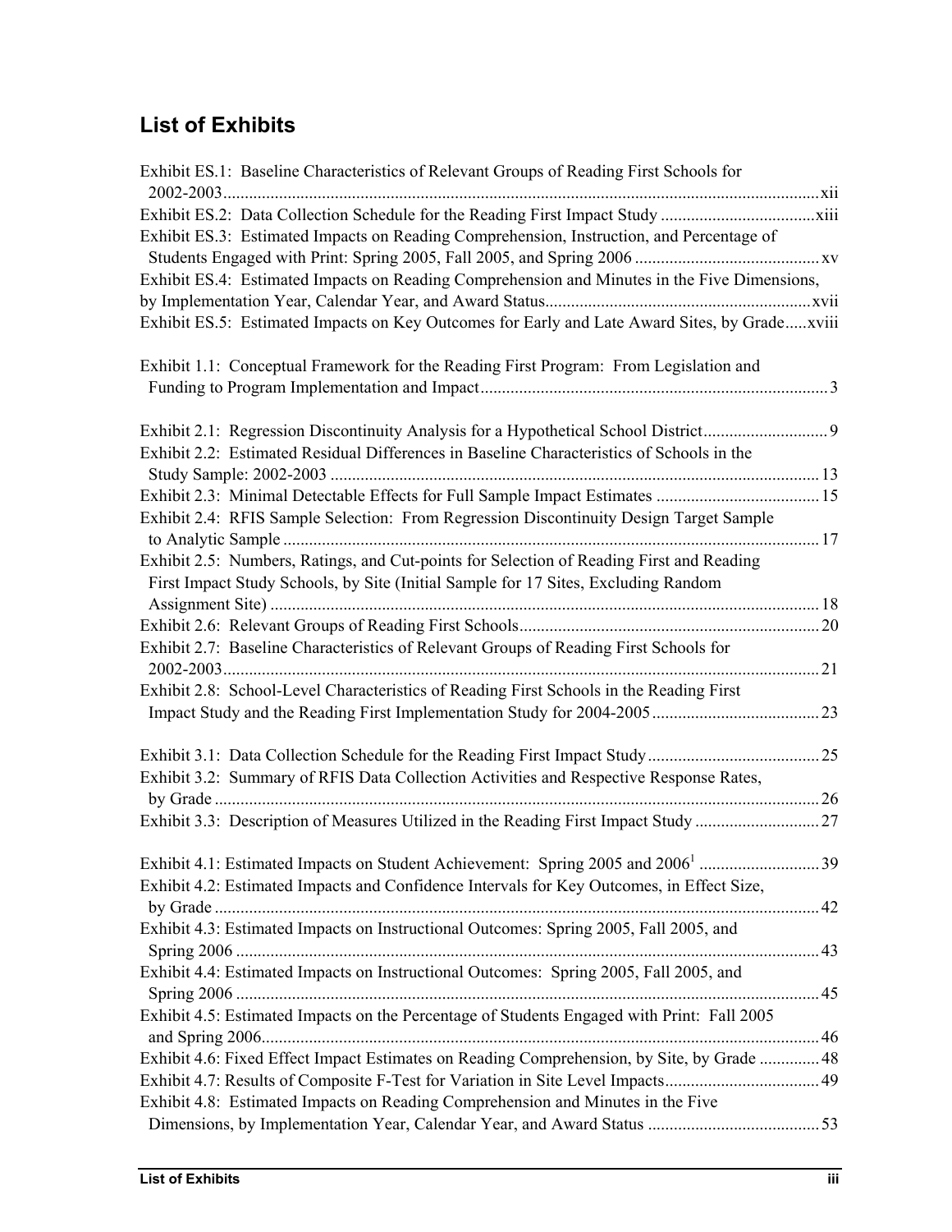## List of Exhibits

Exhibit ES.1: Baseline Characteristics of Relevant Groups of Reading First Schools for 2002-2003 ....... xii

Exhibit ES.2: Data Collection Schedule for the Reading First Impact Study ....... xiii

Exhibit ES.3: Estimated Impacts on Reading Comprehension, Instruction, and Percentage of Students Engaged with Print: Spring 2005, Fall 2005, and Spring 2006 ....... xv

Exhibit ES.4: Estimated Impacts on Reading Comprehension and Minutes in the Five Dimensions, by Implementation Year, Calendar Year, and Award Status ....... xvii

Exhibit ES.5: Estimated Impacts on Key Outcomes for Early and Late Award Sites, by Grade ....... xviii

Exhibit 1.1: Conceptual Framework for the Reading First Program: From Legislation and Funding to Program Implementation and Impact ....... 3

Exhibit 2.1: Regression Discontinuity Analysis for a Hypothetical School District ....... 9

Exhibit 2.2: Estimated Residual Differences in Baseline Characteristics of Schools in the Study Sample: 2002-2003 ....... 13

Exhibit 2.3: Minimal Detectable Effects for Full Sample Impact Estimates ....... 15

Exhibit 2.4: RFIS Sample Selection: From Regression Discontinuity Design Target Sample to Analytic Sample ....... 17

Exhibit 2.5: Numbers, Ratings, and Cut-points for Selection of Reading First and Reading First Impact Study Schools, by Site (Initial Sample for 17 Sites, Excluding Random Assignment Site) ....... 18

Exhibit 2.6: Relevant Groups of Reading First Schools ....... 20

Exhibit 2.7: Baseline Characteristics of Relevant Groups of Reading First Schools for 2002-2003 ....... 21

Exhibit 2.8: School-Level Characteristics of Reading First Schools in the Reading First Impact Study and the Reading First Implementation Study for 2004-2005 ....... 23

Exhibit 3.1: Data Collection Schedule for the Reading First Impact Study ....... 25

Exhibit 3.2: Summary of RFIS Data Collection Activities and Respective Response Rates, by Grade ....... 26

Exhibit 3.3: Description of Measures Utilized in the Reading First Impact Study ....... 27

Exhibit 4.1: Estimated Impacts on Student Achievement: Spring 2005 and 2006[1] ....... 39

Exhibit 4.2: Estimated Impacts and Confidence Intervals for Key Outcomes, in Effect Size, by Grade ....... 42

Exhibit 4.3: Estimated Impacts on Instructional Outcomes: Spring 2005, Fall 2005, and Spring 2006 ....... 43

Exhibit 4.4: Estimated Impacts on Instructional Outcomes: Spring 2005, Fall 2005, and Spring 2006 ....... 45

Exhibit 4.5: Estimated Impacts on the Percentage of Students Engaged with Print: Fall 2005 and Spring 2006 ....... 46

Exhibit 4.6: Fixed Effect Impact Estimates on Reading Comprehension, by Site, by Grade ....... 48

Exhibit 4.7: Results of Composite F-Test for Variation in Site Level Impacts ....... 49

Exhibit 4.8: Estimated Impacts on Reading Comprehension and Minutes in the Five Dimensions, by Implementation Year, Calendar Year, and Award Status ....... 53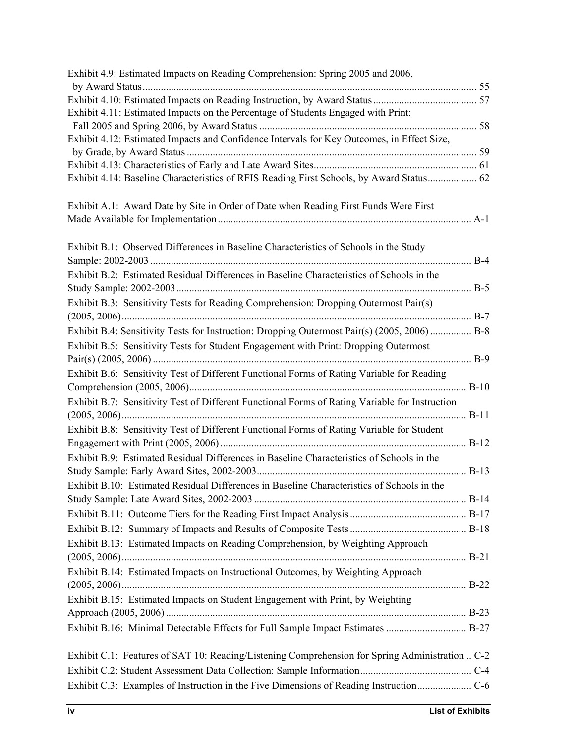Exhibit 4.9: Estimated Impacts on Reading Comprehension: Spring 2005 and 2006, by Award Status ........ 55

Exhibit 4.10: Estimated Impacts on Reading Instruction, by Award Status ........ 57

Exhibit 4.11: Estimated Impacts on the Percentage of Students Engaged with Print: Fall 2005 and Spring 2006, by Award Status ........ 58

Exhibit 4.12: Estimated Impacts and Confidence Intervals for Key Outcomes, in Effect Size, by Grade, by Award Status ........ 59

Exhibit 4.13: Characteristics of Early and Late Award Sites ........ 61

Exhibit 4.14: Baseline Characteristics of RFIS Reading First Schools, by Award Status ........ 62

Exhibit A.1: Award Date by Site in Order of Date when Reading First Funds Were First Made Available for Implementation ........ A-1

Exhibit B.1: Observed Differences in Baseline Characteristics of Schools in the Study Sample: 2002-2003 ........ B-4

Exhibit B.2: Estimated Residual Differences in Baseline Characteristics of Schools in the Study Sample: 2002-2003 ........ B-5

Exhibit B.3: Sensitivity Tests for Reading Comprehension: Dropping Outermost Pair(s) (2005, 2006) ........ B-7

Exhibit B.4: Sensitivity Tests for Instruction: Dropping Outermost Pair(s) (2005, 2006) ........ B-8

Exhibit B.5: Sensitivity Tests for Student Engagement with Print: Dropping Outermost Pair(s) (2005, 2006) ........ B-9

Exhibit B.6: Sensitivity Test of Different Functional Forms of Rating Variable for Reading Comprehension (2005, 2006) ........ B-10

Exhibit B.7: Sensitivity Test of Different Functional Forms of Rating Variable for Instruction (2005, 2006) ........ B-11

Exhibit B.8: Sensitivity Test of Different Functional Forms of Rating Variable for Student Engagement with Print (2005, 2006) ........ B-12

Exhibit B.9: Estimated Residual Differences in Baseline Characteristics of Schools in the Study Sample: Early Award Sites, 2002-2003 ........ B-13

Exhibit B.10: Estimated Residual Differences in Baseline Characteristics of Schools in the Study Sample: Late Award Sites, 2002-2003 ........ B-14

Exhibit B.11: Outcome Tiers for the Reading First Impact Analysis ........ B-17

Exhibit B.12: Summary of Impacts and Results of Composite Tests ........ B-18

Exhibit B.13: Estimated Impacts on Reading Comprehension, by Weighting Approach (2005, 2006) ........ B-21

Exhibit B.14: Estimated Impacts on Instructional Outcomes, by Weighting Approach (2005, 2006) ........ B-22

Exhibit B.15: Estimated Impacts on Student Engagement with Print, by Weighting Approach (2005, 2006) ........ B-23

Exhibit B.16: Minimal Detectable Effects for Full Sample Impact Estimates ........ B-27

Exhibit C.1: Features of SAT 10: Reading/Listening Comprehension for Spring Administration .. C-2

Exhibit C.2: Student Assessment Data Collection: Sample Information ........ C-4

Exhibit C.3: Examples of Instruction in the Five Dimensions of Reading Instruction ........ C-6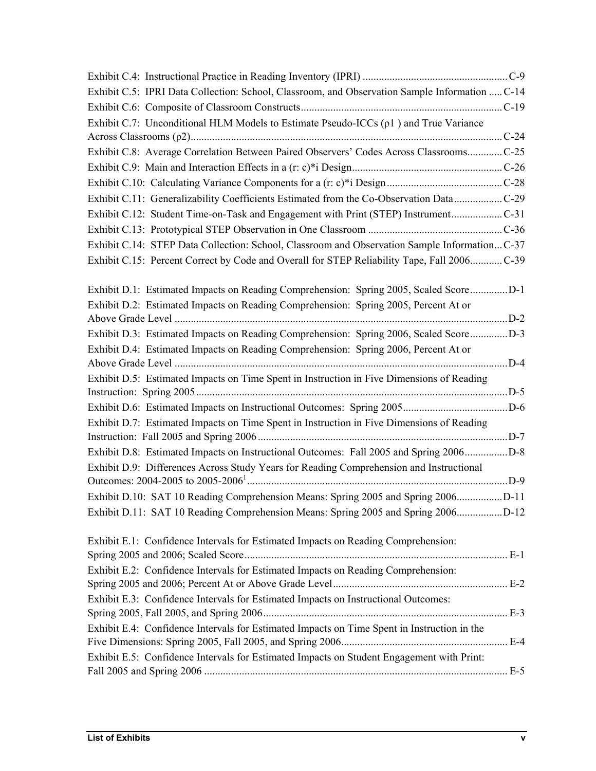Exhibit C.4: Instructional Practice in Reading Inventory (IPRI) ..................................................... C-9

Exhibit C.5: IPRI Data Collection: School, Classroom, and Observation Sample Information ..... C-14

Exhibit C.6: Composite of Classroom Constructs.......................................................................... C-19

Exhibit C.7: Unconditional HLM Models to Estimate Pseudo-ICCs ($\rho1$ ) and True Variance Across Classrooms ($\rho2$)................................................................................................................... C-24

Exhibit C.8: Average Correlation Between Paired Observers' Codes Across Classrooms............. C-25

Exhibit C.9: Main and Interaction Effects in a (r: c)*i Design........................................................ C-26

Exhibit C.10: Calculating Variance Components for a (r: c)*i Design........................................... C-28

Exhibit C.11: Generalizability Coefficients Estimated from the Co-Observation Data.................. C-29

Exhibit C.12: Student Time-on-Task and Engagement with Print (STEP) Instrument................... C-31

Exhibit C.13: Prototypical STEP Observation in One Classroom ................................................. C-36

Exhibit C.14: STEP Data Collection: School, Classroom and Observation Sample Information... C-37

Exhibit C.15: Percent Correct by Code and Overall for STEP Reliability Tape, Fall 2006............ C-39

Exhibit D.1: Estimated Impacts on Reading Comprehension: Spring 2005, Scaled Score.............. D-1

Exhibit D.2: Estimated Impacts on Reading Comprehension: Spring 2005, Percent At or Above Grade Level ........................................................................................................................... D-2

Exhibit D.3: Estimated Impacts on Reading Comprehension: Spring 2006, Scaled Score.............. D-3

Exhibit D.4: Estimated Impacts on Reading Comprehension: Spring 2006, Percent At or Above Grade Level ........................................................................................................................... D-4

Exhibit D.5: Estimated Impacts on Time Spent in Instruction in Five Dimensions of Reading Instruction: Spring 2005................................................................................................................... D-5

Exhibit D.6: Estimated Impacts on Instructional Outcomes: Spring 2005....................................... D-6

Exhibit D.7: Estimated Impacts on Time Spent in Instruction in Five Dimensions of Reading Instruction: Fall 2005 and Spring 2006............................................................................................ D-7

Exhibit D.8: Estimated Impacts on Instructional Outcomes: Fall 2005 and Spring 2006................ D-8

Exhibit D.9: Differences Across Study Years for Reading Comprehension and Instructional Outcomes: 2004-2005 to 2005-2006[1]................................................................................................ D-9

Exhibit D.10: SAT 10 Reading Comprehension Means: Spring 2005 and Spring 2006................. D-11

Exhibit D.11: SAT 10 Reading Comprehension Means: Spring 2005 and Spring 2006................. D-12

Exhibit E.1: Confidence Intervals for Estimated Impacts on Reading Comprehension: Spring 2005 and 2006; Scaled Score................................................................................................. E-1

Exhibit E.2: Confidence Intervals for Estimated Impacts on Reading Comprehension: Spring 2005 and 2006; Percent At or Above Grade Level................................................................ E-2

Exhibit E.3: Confidence Intervals for Estimated Impacts on Instructional Outcomes: Spring 2005, Fall 2005, and Spring 2006.......................................................................................... E-3

Exhibit E.4: Confidence Intervals for Estimated Impacts on Time Spent in Instruction in the Five Dimensions: Spring 2005, Fall 2005, and Spring 2006............................................................. E-4

Exhibit E.5: Confidence Intervals for Estimated Impacts on Student Engagement with Print: Fall 2005 and Spring 2006 ................................................................................................................ E-5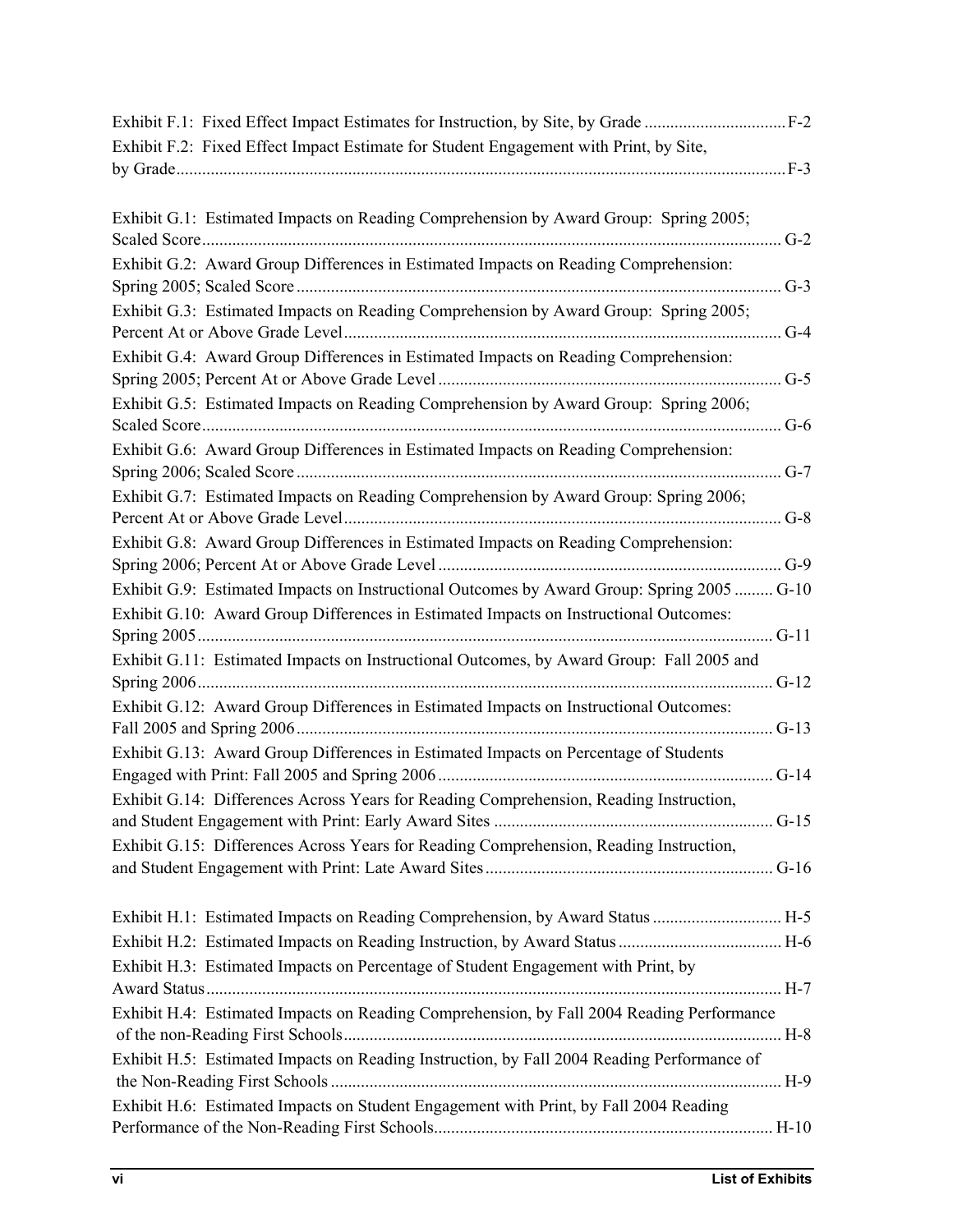Exhibit F.1: Fixed Effect Impact Estimates for Instruction, by Site, by Grade ................................. F-2

Exhibit F.2: Fixed Effect Impact Estimate for Student Engagement with Print, by Site, by Grade ................................. F-3

Exhibit G.1: Estimated Impacts on Reading Comprehension by Award Group: Spring 2005; Scaled Score ................................. G-2

Exhibit G.2: Award Group Differences in Estimated Impacts on Reading Comprehension: Spring 2005; Scaled Score ................................. G-3

Exhibit G.3: Estimated Impacts on Reading Comprehension by Award Group: Spring 2005; Percent At or Above Grade Level ................................. G-4

Exhibit G.4: Award Group Differences in Estimated Impacts on Reading Comprehension: Spring 2005; Percent At or Above Grade Level ................................. G-5

Exhibit G.5: Estimated Impacts on Reading Comprehension by Award Group: Spring 2006; Scaled Score ................................. G-6

Exhibit G.6: Award Group Differences in Estimated Impacts on Reading Comprehension: Spring 2006; Scaled Score ................................. G-7

Exhibit G.7: Estimated Impacts on Reading Comprehension by Award Group: Spring 2006; Percent At or Above Grade Level ................................. G-8

Exhibit G.8: Award Group Differences in Estimated Impacts on Reading Comprehension: Spring 2006; Percent At or Above Grade Level ................................. G-9

Exhibit G.9: Estimated Impacts on Instructional Outcomes by Award Group: Spring 2005 ......... G-10

Exhibit G.10: Award Group Differences in Estimated Impacts on Instructional Outcomes: Spring 2005 ................................. G-11

Exhibit G.11: Estimated Impacts on Instructional Outcomes, by Award Group: Fall 2005 and Spring 2006 ................................. G-12

Exhibit G.12: Award Group Differences in Estimated Impacts on Instructional Outcomes: Fall 2005 and Spring 2006 ................................. G-13

Exhibit G.13: Award Group Differences in Estimated Impacts on Percentage of Students Engaged with Print: Fall 2005 and Spring 2006 ................................. G-14

Exhibit G.14: Differences Across Years for Reading Comprehension, Reading Instruction, and Student Engagement with Print: Early Award Sites ................................. G-15

Exhibit G.15: Differences Across Years for Reading Comprehension, Reading Instruction, and Student Engagement with Print: Late Award Sites ................................. G-16

Exhibit H.1: Estimated Impacts on Reading Comprehension, by Award Status ................................. H-5

Exhibit H.2: Estimated Impacts on Reading Instruction, by Award Status ................................. H-6

Exhibit H.3: Estimated Impacts on Percentage of Student Engagement with Print, by Award Status ................................. H-7

Exhibit H.4: Estimated Impacts on Reading Comprehension, by Fall 2004 Reading Performance of the non-Reading First Schools ................................. H-8

Exhibit H.5: Estimated Impacts on Reading Instruction, by Fall 2004 Reading Performance of the Non-Reading First Schools ................................. H-9

Exhibit H.6: Estimated Impacts on Student Engagement with Print, by Fall 2004 Reading Performance of the Non-Reading First Schools ................................. H-10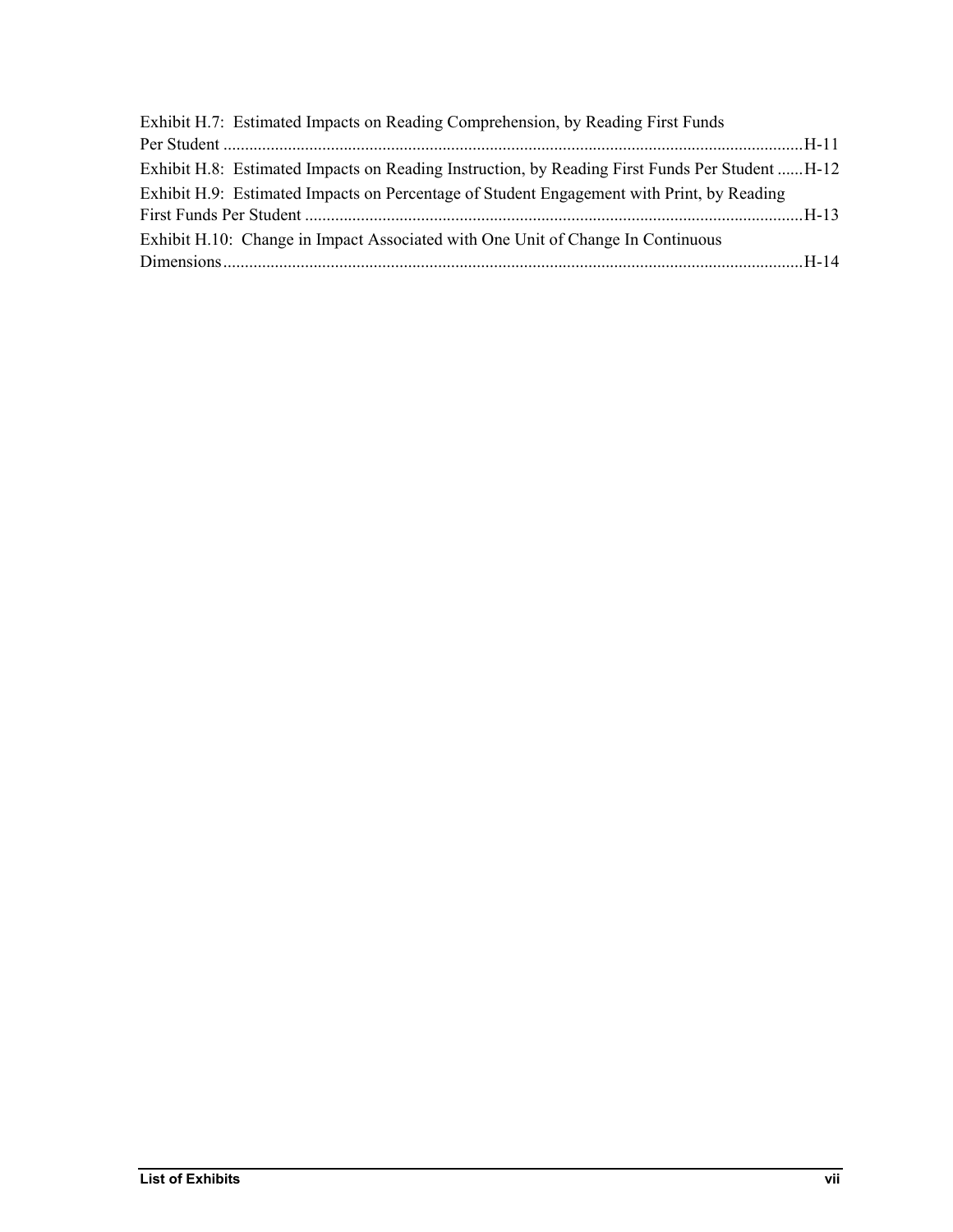Exhibit H.7: Estimated Impacts on Reading Comprehension, by Reading First Funds Per Student ..... H-11

Exhibit H.8: Estimated Impacts on Reading Instruction, by Reading First Funds Per Student ..... H-12

Exhibit H.9: Estimated Impacts on Percentage of Student Engagement with Print, by Reading First Funds Per Student ..... H-13

Exhibit H.10: Change in Impact Associated with One Unit of Change In Continuous Dimensions ..... H-14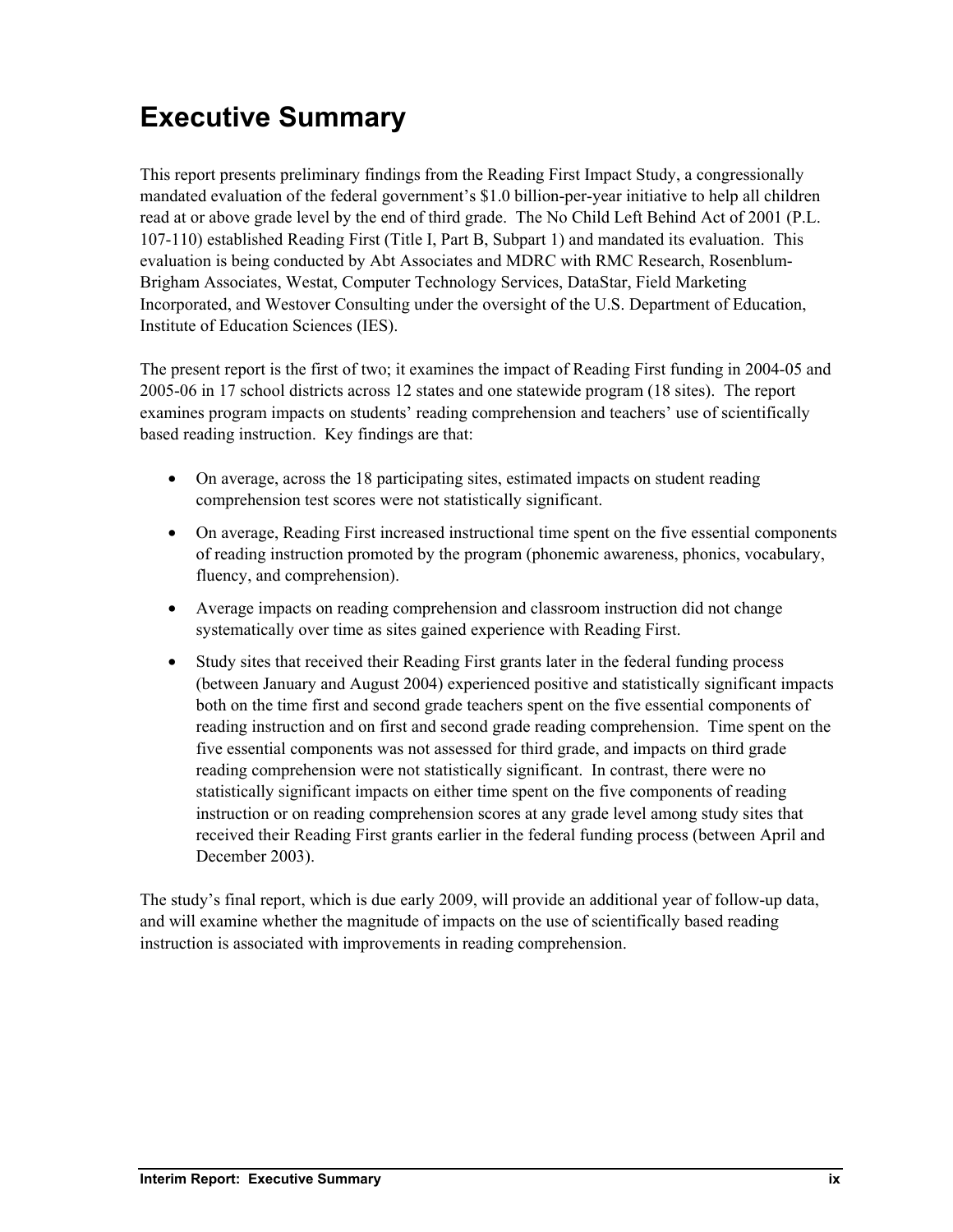# Executive Summary

This report presents preliminary findings from the Reading First Impact Study, a congressionally mandated evaluation of the federal government's $1.0 billion-per-year initiative to help all children read at or above grade level by the end of third grade. The No Child Left Behind Act of 2001 (P.L. 107-110) established Reading First (Title I, Part B, Subpart 1) and mandated its evaluation. This evaluation is being conducted by Abt Associates and MDRC with RMC Research, Rosenblum-Brigham Associates, Westat, Computer Technology Services, DataStar, Field Marketing Incorporated, and Westover Consulting under the oversight of the U.S. Department of Education, Institute of Education Sciences (IES).

The present report is the first of two; it examines the impact of Reading First funding in 2004-05 and 2005-06 in 17 school districts across 12 states and one statewide program (18 sites). The report examines program impacts on students' reading comprehension and teachers' use of scientifically based reading instruction. Key findings are that:

- On average, across the 18 participating sites, estimated impacts on student reading comprehension test scores were not statistically significant.
- On average, Reading First increased instructional time spent on the five essential components of reading instruction promoted by the program (phonemic awareness, phonics, vocabulary, fluency, and comprehension).
- Average impacts on reading comprehension and classroom instruction did not change systematically over time as sites gained experience with Reading First.
- Study sites that received their Reading First grants later in the federal funding process (between January and August 2004) experienced positive and statistically significant impacts both on the time first and second grade teachers spent on the five essential components of reading instruction and on first and second grade reading comprehension. Time spent on the five essential components was not assessed for third grade, and impacts on third grade reading comprehension were not statistically significant. In contrast, there were no statistically significant impacts on either time spent on the five components of reading instruction or on reading comprehension scores at any grade level among study sites that received their Reading First grants earlier in the federal funding process (between April and December 2003).

The study's final report, which is due early 2009, will provide an additional year of follow-up data, and will examine whether the magnitude of impacts on the use of scientifically based reading instruction is associated with improvements in reading comprehension.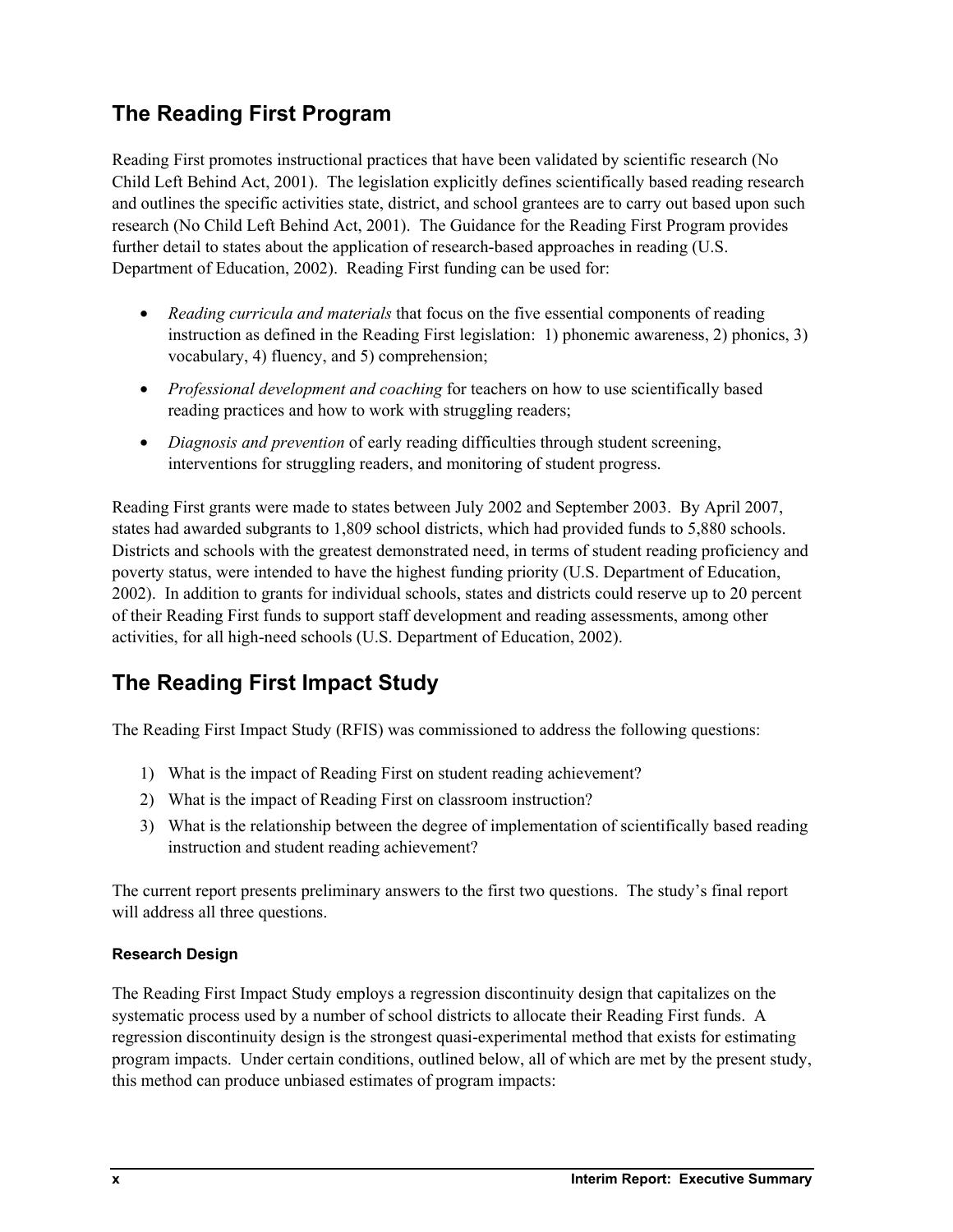## The Reading First Program

Reading First promotes instructional practices that have been validated by scientific research (No Child Left Behind Act, 2001). The legislation explicitly defines scientifically based reading research and outlines the specific activities state, district, and school grantees are to carry out based upon such research (No Child Left Behind Act, 2001). The Guidance for the Reading First Program provides further detail to states about the application of research-based approaches in reading (U.S. Department of Education, 2002). Reading First funding can be used for:

- *Reading curricula and materials* that focus on the five essential components of reading instruction as defined in the Reading First legislation: 1) phonemic awareness, 2) phonics, 3) vocabulary, 4) fluency, and 5) comprehension;
- *Professional development and coaching* for teachers on how to use scientifically based reading practices and how to work with struggling readers;
- *Diagnosis and prevention* of early reading difficulties through student screening, interventions for struggling readers, and monitoring of student progress.

Reading First grants were made to states between July 2002 and September 2003. By April 2007, states had awarded subgrants to 1,809 school districts, which had provided funds to 5,880 schools. Districts and schools with the greatest demonstrated need, in terms of student reading proficiency and poverty status, were intended to have the highest funding priority (U.S. Department of Education, 2002). In addition to grants for individual schools, states and districts could reserve up to 20 percent of their Reading First funds to support staff development and reading assessments, among other activities, for all high-need schools (U.S. Department of Education, 2002).

## The Reading First Impact Study

The Reading First Impact Study (RFIS) was commissioned to address the following questions:

1) What is the impact of Reading First on student reading achievement?
2) What is the impact of Reading First on classroom instruction?
3) What is the relationship between the degree of implementation of scientifically based reading instruction and student reading achievement?

The current report presents preliminary answers to the first two questions. The study's final report will address all three questions.

#### Research Design

The Reading First Impact Study employs a regression discontinuity design that capitalizes on the systematic process used by a number of school districts to allocate their Reading First funds. A regression discontinuity design is the strongest quasi-experimental method that exists for estimating program impacts. Under certain conditions, outlined below, all of which are met by the present study, this method can produce unbiased estimates of program impacts: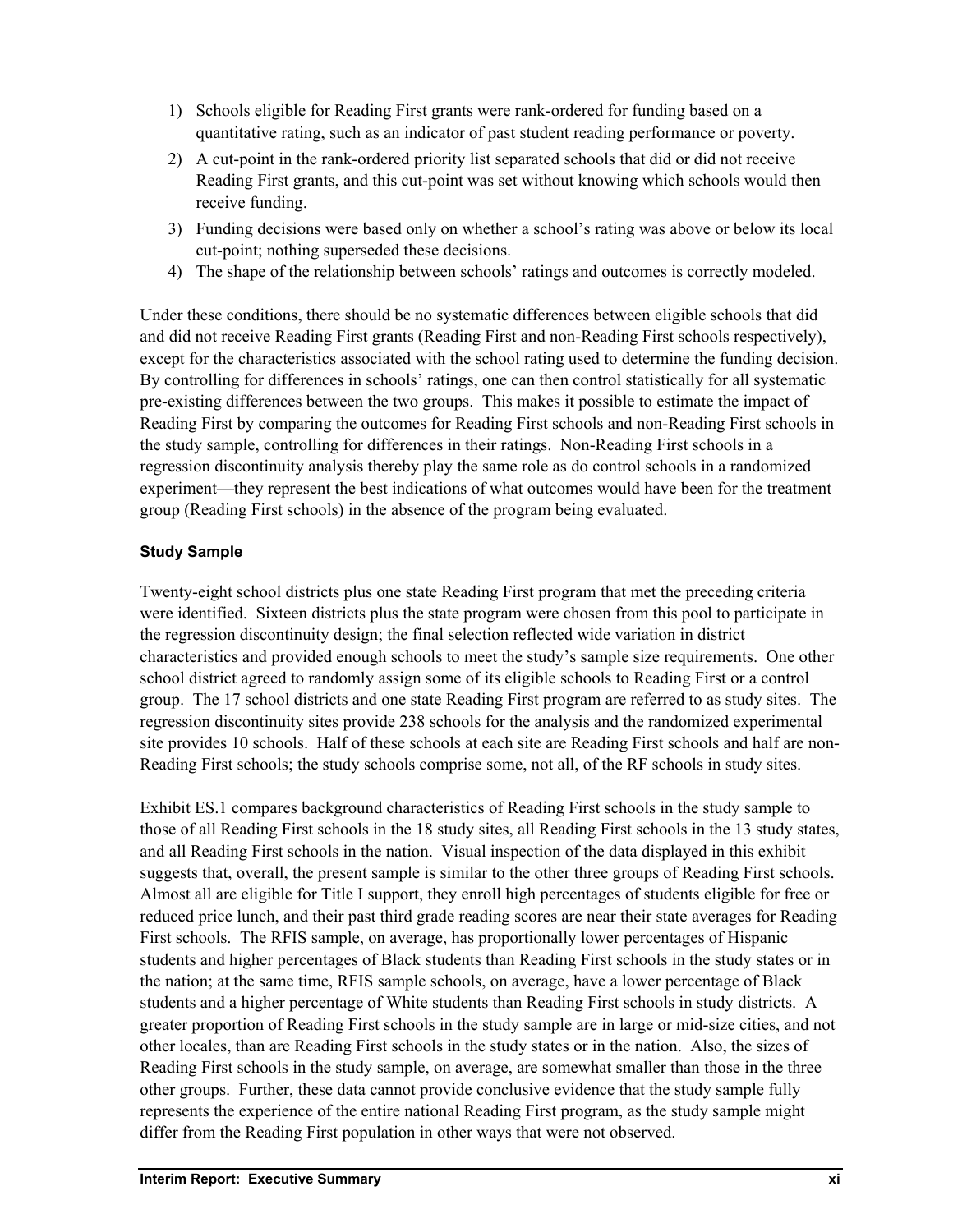1) Schools eligible for Reading First grants were rank-ordered for funding based on a quantitative rating, such as an indicator of past student reading performance or poverty.
2) A cut-point in the rank-ordered priority list separated schools that did or did not receive Reading First grants, and this cut-point was set without knowing which schools would then receive funding.
3) Funding decisions were based only on whether a school's rating was above or below its local cut-point; nothing superseded these decisions.
4) The shape of the relationship between schools' ratings and outcomes is correctly modeled.

Under these conditions, there should be no systematic differences between eligible schools that did and did not receive Reading First grants (Reading First and non-Reading First schools respectively), except for the characteristics associated with the school rating used to determine the funding decision. By controlling for differences in schools' ratings, one can then control statistically for all systematic pre-existing differences between the two groups. This makes it possible to estimate the impact of Reading First by comparing the outcomes for Reading First schools and non-Reading First schools in the study sample, controlling for differences in their ratings. Non-Reading First schools in a regression discontinuity analysis thereby play the same role as do control schools in a randomized experiment—they represent the best indications of what outcomes would have been for the treatment group (Reading First schools) in the absence of the program being evaluated.

**Study Sample**

Twenty-eight school districts plus one state Reading First program that met the preceding criteria were identified. Sixteen districts plus the state program were chosen from this pool to participate in the regression discontinuity design; the final selection reflected wide variation in district characteristics and provided enough schools to meet the study's sample size requirements. One other school district agreed to randomly assign some of its eligible schools to Reading First or a control group. The 17 school districts and one state Reading First program are referred to as study sites. The regression discontinuity sites provide 238 schools for the analysis and the randomized experimental site provides 10 schools. Half of these schools at each site are Reading First schools and half are non-Reading First schools; the study schools comprise some, not all, of the RF schools in study sites.

Exhibit ES.1 compares background characteristics of Reading First schools in the study sample to those of all Reading First schools in the 18 study sites, all Reading First schools in the 13 study states, and all Reading First schools in the nation. Visual inspection of the data displayed in this exhibit suggests that, overall, the present sample is similar to the other three groups of Reading First schools. Almost all are eligible for Title I support, they enroll high percentages of students eligible for free or reduced price lunch, and their past third grade reading scores are near their state averages for Reading First schools. The RFIS sample, on average, has proportionally lower percentages of Hispanic students and higher percentages of Black students than Reading First schools in the study states or in the nation; at the same time, RFIS sample schools, on average, have a lower percentage of Black students and a higher percentage of White students than Reading First schools in study districts. A greater proportion of Reading First schools in the study sample are in large or mid-size cities, and not other locales, than are Reading First schools in the study states or in the nation. Also, the sizes of Reading First schools in the study sample, on average, are somewhat smaller than those in the three other groups. Further, these data cannot provide conclusive evidence that the study sample fully represents the experience of the entire national Reading First program, as the study sample might differ from the Reading First population in other ways that were not observed.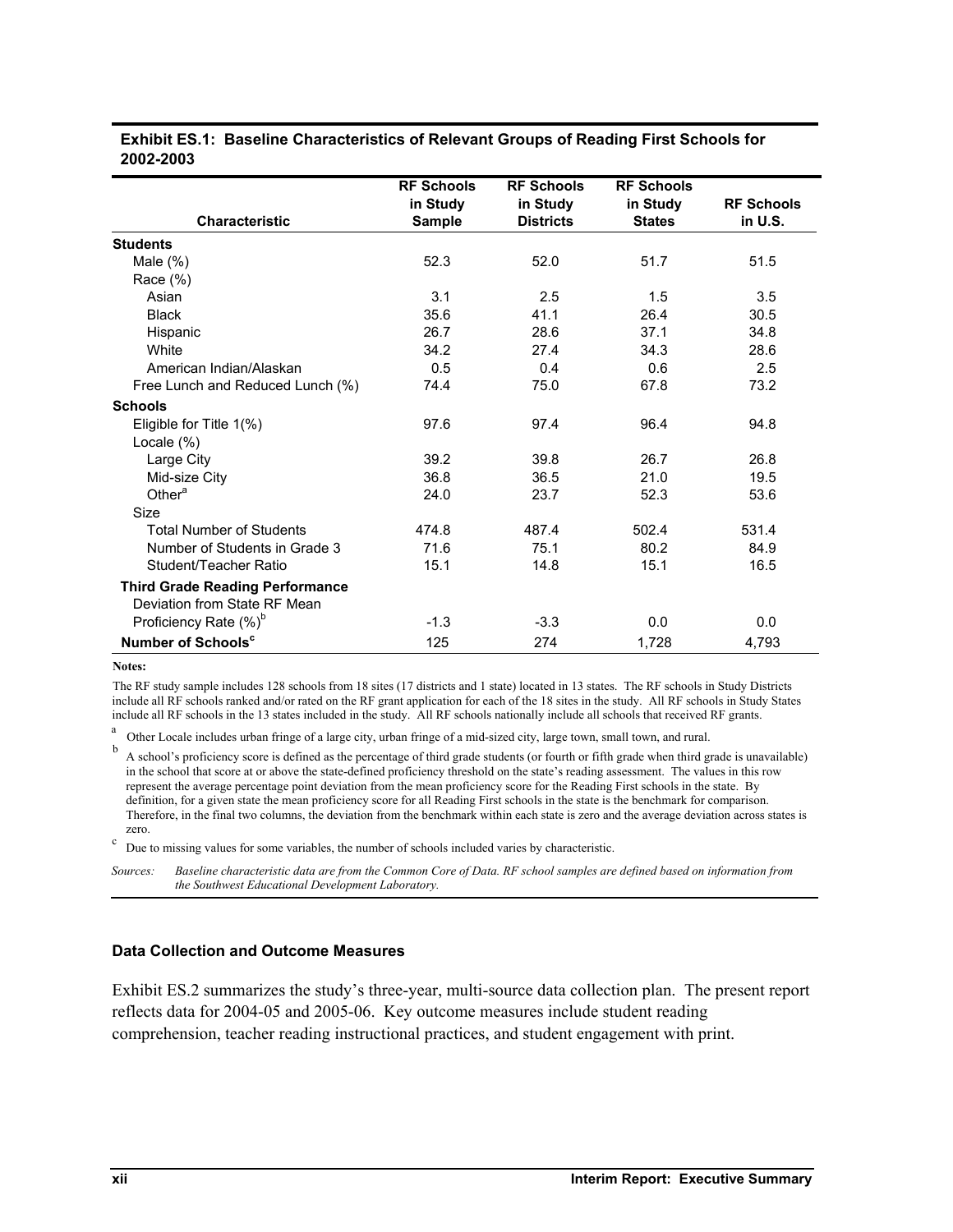**Exhibit ES.1: Baseline Characteristics of Relevant Groups of Reading First Schools for 2002-2003**

| Characteristic | RF Schools in Study Sample | RF Schools in Study Districts | RF Schools in Study States | RF Schools in U.S. |
|---|---|---|---|---|
| **Students** | | | | |
| Male (%) | 52.3 | 52.0 | 51.7 | 51.5 |
| Race (%) | | | | |
| Asian | 3.1 | 2.5 | 1.5 | 3.5 |
| Black | 35.6 | 41.1 | 26.4 | 30.5 |
| Hispanic | 26.7 | 28.6 | 37.1 | 34.8 |
| White | 34.2 | 27.4 | 34.3 | 28.6 |
| American Indian/Alaskan | 0.5 | 0.4 | 0.6 | 2.5 |
| Free Lunch and Reduced Lunch (%) | 74.4 | 75.0 | 67.8 | 73.2 |
| **Schools** | | | | |
| Eligible for Title 1(%) | 97.6 | 97.4 | 96.4 | 94.8 |
| Locale (%) | | | | |
| Large City | 39.2 | 39.8 | 26.7 | 26.8 |
| Mid-size City | 36.8 | 36.5 | 21.0 | 19.5 |
| Other[a] | 24.0 | 23.7 | 52.3 | 53.6 |
| Size | | | | |
| Total Number of Students | 474.8 | 487.4 | 502.4 | 531.4 |
| Number of Students in Grade 3 | 71.6 | 75.1 | 80.2 | 84.9 |
| Student/Teacher Ratio | 15.1 | 14.8 | 15.1 | 16.5 |
| **Third Grade Reading Performance** | | | | |
| Deviation from State RF Mean Proficiency Rate (%)[b] | -1.3 | -3.3 | 0.0 | 0.0 |
| **Number of Schools[c]** | 125 | 274 | 1,728 | 4,793 |

**Notes:**

The RF study sample includes 128 schools from 18 sites (17 districts and 1 state) located in 13 states. The RF schools in Study Districts include all RF schools ranked and/or rated on the RF grant application for each of the 18 sites in the study. All RF schools in Study States include all RF schools in the 13 states included in the study. All RF schools nationally include all schools that received RF grants.

[a] Other Locale includes urban fringe of a large city, urban fringe of a mid-sized city, large town, small town, and rural.

[b] A school's proficiency score is defined as the percentage of third grade students (or fourth or fifth grade when third grade is unavailable) in the school that score at or above the state-defined proficiency threshold on the state's reading assessment. The values in this row represent the average percentage point deviation from the mean proficiency score for the Reading First schools in the state. By definition, for a given state the mean proficiency score for all Reading First schools in the state is the benchmark for comparison. Therefore, in the final two columns, the deviation from the benchmark within each state is zero and the average deviation across states is zero.

[c] Due to missing values for some variables, the number of schools included varies by characteristic.

*Sources: Baseline characteristic data are from the Common Core of Data. RF school samples are defined based on information from the Southwest Educational Development Laboratory.*

### Data Collection and Outcome Measures

Exhibit ES.2 summarizes the study's three-year, multi-source data collection plan. The present report reflects data for 2004-05 and 2005-06. Key outcome measures include student reading comprehension, teacher reading instructional practices, and student engagement with print.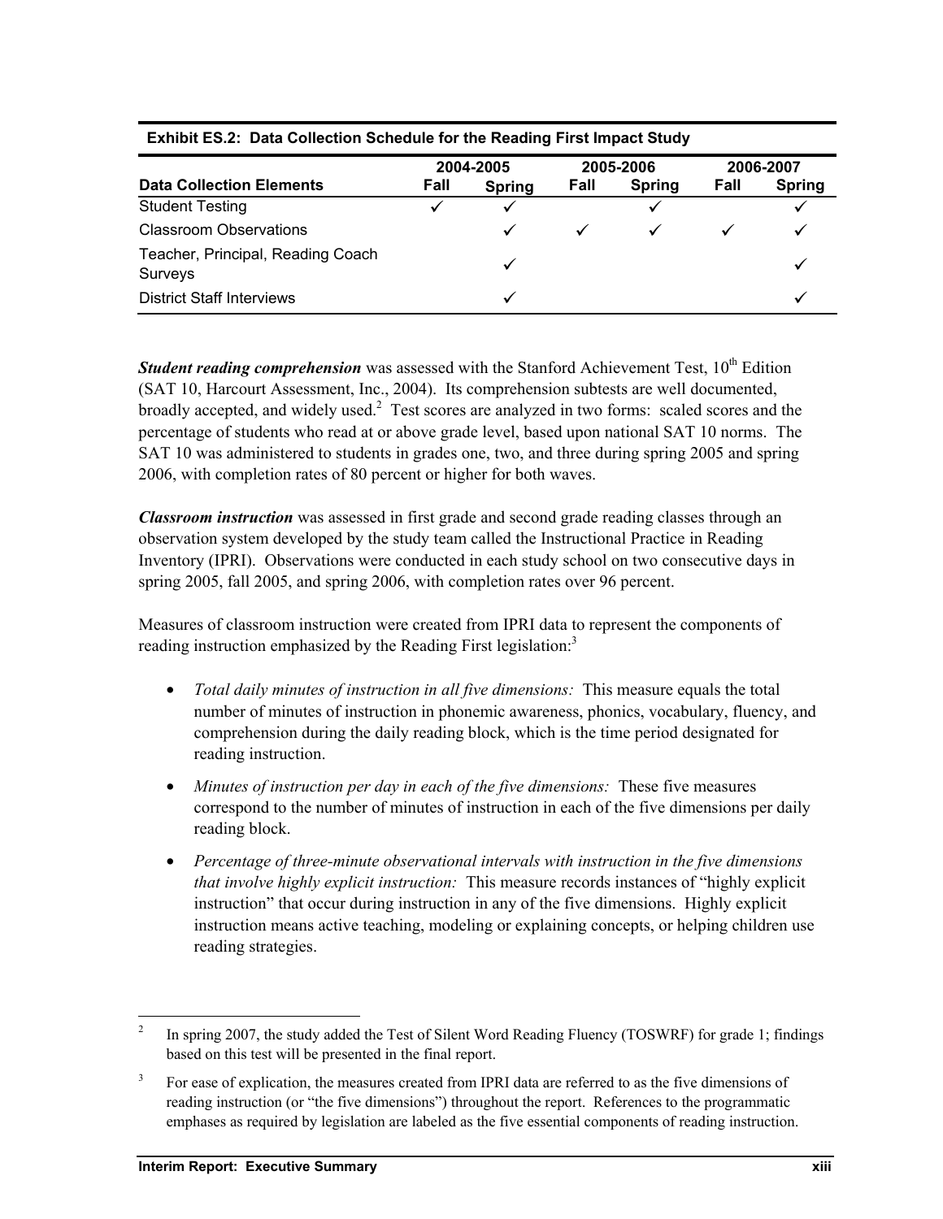**Exhibit ES.2: Data Collection Schedule for the Reading First Impact Study**

| Data Collection Elements | 2004-2005 | | 2005-2006 | | 2006-2007 | |
|---|---|---|---|---|---|---|
| | Fall | Spring | Fall | Spring | Fall | Spring |
| Student Testing | ✓ | ✓ | | ✓ | | ✓ |
| Classroom Observations | | ✓ | ✓ | ✓ | ✓ | ✓ |
| Teacher, Principal, Reading Coach Surveys | | ✓ | | | | ✓ |
| District Staff Interviews | | ✓ | | | | ✓ |

***Student reading comprehension*** was assessed with the Stanford Achievement Test, 10th Edition (SAT 10, Harcourt Assessment, Inc., 2004). Its comprehension subtests are well documented, broadly accepted, and widely used.[2] Test scores are analyzed in two forms: scaled scores and the percentage of students who read at or above grade level, based upon national SAT 10 norms. The SAT 10 was administered to students in grades one, two, and three during spring 2005 and spring 2006, with completion rates of 80 percent or higher for both waves.

***Classroom instruction*** was assessed in first grade and second grade reading classes through an observation system developed by the study team called the Instructional Practice in Reading Inventory (IPRI). Observations were conducted in each study school on two consecutive days in spring 2005, fall 2005, and spring 2006, with completion rates over 96 percent.

Measures of classroom instruction were created from IPRI data to represent the components of reading instruction emphasized by the Reading First legislation:[3]

- *Total daily minutes of instruction in all five dimensions:* This measure equals the total number of minutes of instruction in phonemic awareness, phonics, vocabulary, fluency, and comprehension during the daily reading block, which is the time period designated for reading instruction.
- *Minutes of instruction per day in each of the five dimensions:* These five measures correspond to the number of minutes of instruction in each of the five dimensions per daily reading block.
- *Percentage of three-minute observational intervals with instruction in the five dimensions that involve highly explicit instruction:* This measure records instances of "highly explicit instruction" that occur during instruction in any of the five dimensions. Highly explicit instruction means active teaching, modeling or explaining concepts, or helping children use reading strategies.

---

[2] In spring 2007, the study added the Test of Silent Word Reading Fluency (TOSWRF) for grade 1; findings based on this test will be presented in the final report.

[3] For ease of explication, the measures created from IPRI data are referred to as the five dimensions of reading instruction (or "the five dimensions") throughout the report. References to the programmatic emphases as required by legislation are labeled as the five essential components of reading instruction.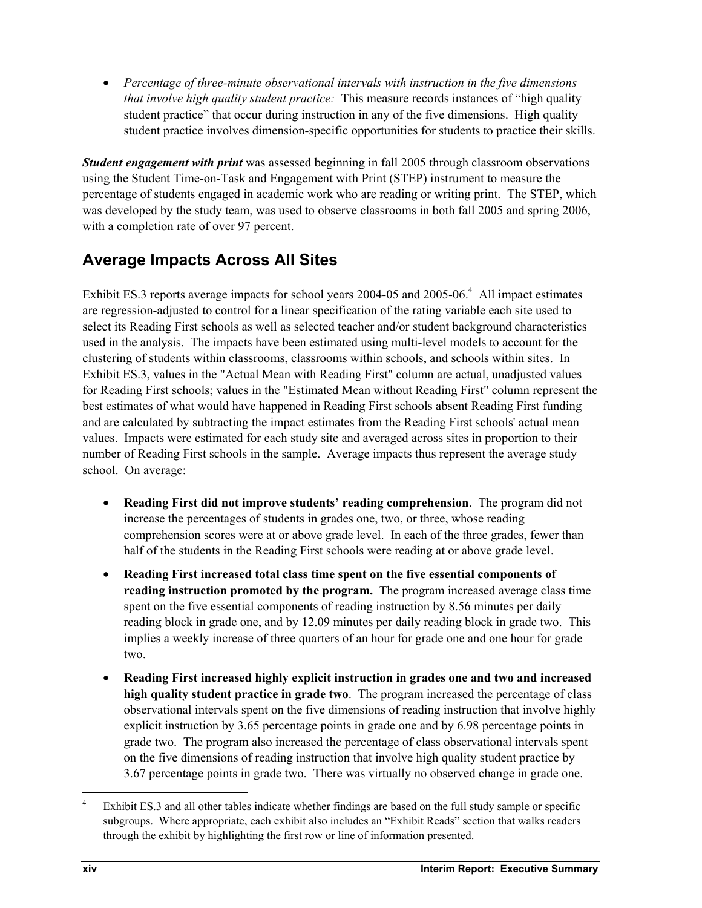- *Percentage of three-minute observational intervals with instruction in the five dimensions that involve high quality student practice:* This measure records instances of "high quality student practice" that occur during instruction in any of the five dimensions. High quality student practice involves dimension-specific opportunities for students to practice their skills.

***Student engagement with print*** was assessed beginning in fall 2005 through classroom observations using the Student Time-on-Task and Engagement with Print (STEP) instrument to measure the percentage of students engaged in academic work who are reading or writing print. The STEP, which was developed by the study team, was used to observe classrooms in both fall 2005 and spring 2006, with a completion rate of over 97 percent.

## Average Impacts Across All Sites

Exhibit ES.3 reports average impacts for school years 2004-05 and 2005-06.[4] All impact estimates are regression-adjusted to control for a linear specification of the rating variable each site used to select its Reading First schools as well as selected teacher and/or student background characteristics used in the analysis. The impacts have been estimated using multi-level models to account for the clustering of students within classrooms, classrooms within schools, and schools within sites. In Exhibit ES.3, values in the "Actual Mean with Reading First" column are actual, unadjusted values for Reading First schools; values in the "Estimated Mean without Reading First" column represent the best estimates of what would have happened in Reading First schools absent Reading First funding and are calculated by subtracting the impact estimates from the Reading First schools' actual mean values. Impacts were estimated for each study site and averaged across sites in proportion to their number of Reading First schools in the sample. Average impacts thus represent the average study school. On average:

- **Reading First did not improve students' reading comprehension**. The program did not increase the percentages of students in grades one, two, or three, whose reading comprehension scores were at or above grade level. In each of the three grades, fewer than half of the students in the Reading First schools were reading at or above grade level.
- **Reading First increased total class time spent on the five essential components of reading instruction promoted by the program.** The program increased average class time spent on the five essential components of reading instruction by 8.56 minutes per daily reading block in grade one, and by 12.09 minutes per daily reading block in grade two. This implies a weekly increase of three quarters of an hour for grade one and one hour for grade two.
- **Reading First increased highly explicit instruction in grades one and two and increased high quality student practice in grade two**. The program increased the percentage of class observational intervals spent on the five dimensions of reading instruction that involve highly explicit instruction by 3.65 percentage points in grade one and by 6.98 percentage points in grade two. The program also increased the percentage of class observational intervals spent on the five dimensions of reading instruction that involve high quality student practice by 3.67 percentage points in grade two. There was virtually no observed change in grade one.

[4] Exhibit ES.3 and all other tables indicate whether findings are based on the full study sample or specific subgroups. Where appropriate, each exhibit also includes an "Exhibit Reads" section that walks readers through the exhibit by highlighting the first row or line of information presented.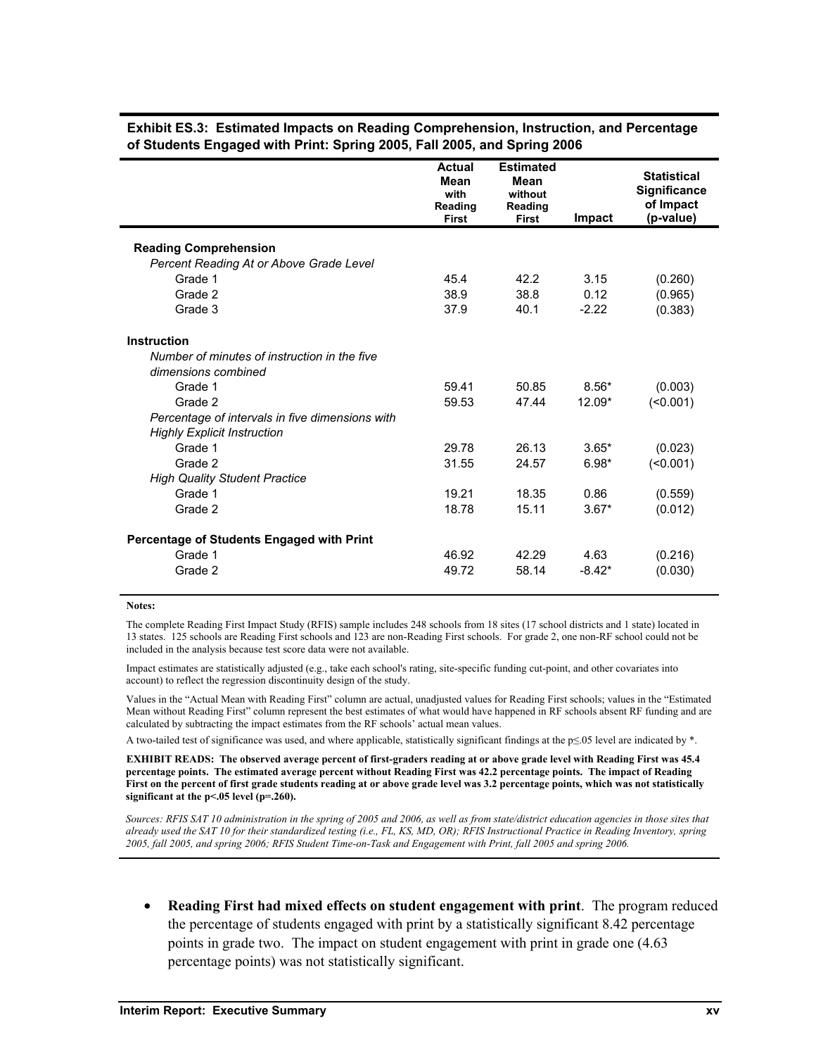**Exhibit ES.3: Estimated Impacts on Reading Comprehension, Instruction, and Percentage of Students Engaged with Print: Spring 2005, Fall 2005, and Spring 2006**

| | Actual Mean with Reading First | Estimated Mean without Reading First | Impact | Statistical Significance of Impact (p-value) |
|---|---|---|---|---|
| **Reading Comprehension** | | | | |
| *Percent Reading At or Above Grade Level* | | | | |
| Grade 1 | 45.4 | 42.2 | 3.15 | (0.260) |
| Grade 2 | 38.9 | 38.8 | 0.12 | (0.965) |
| Grade 3 | 37.9 | 40.1 | -2.22 | (0.383) |
| **Instruction** | | | | |
| *Number of minutes of instruction in the five dimensions combined* | | | | |
| Grade 1 | 59.41 | 50.85 | 8.56* | (0.003) |
| Grade 2 | 59.53 | 47.44 | 12.09* | (<0.001) |
| *Percentage of intervals in five dimensions with Highly Explicit Instruction* | | | | |
| Grade 1 | 29.78 | 26.13 | 3.65* | (0.023) |
| Grade 2 | 31.55 | 24.57 | 6.98* | (<0.001) |
| *High Quality Student Practice* | | | | |
| Grade 1 | 19.21 | 18.35 | 0.86 | (0.559) |
| Grade 2 | 18.78 | 15.11 | 3.67* | (0.012) |
| **Percentage of Students Engaged with Print** | | | | |
| Grade 1 | 46.92 | 42.29 | 4.63 | (0.216) |
| Grade 2 | 49.72 | 58.14 | -8.42* | (0.030) |

**Notes:**

The complete Reading First Impact Study (RFIS) sample includes 248 schools from 18 sites (17 school districts and 1 state) located in 13 states. 125 schools are Reading First schools and 123 are non-Reading First schools. For grade 2, one non-RF school could not be included in the analysis because test score data were not available.

Impact estimates are statistically adjusted (e.g., take each school's rating, site-specific funding cut-point, and other covariates into account) to reflect the regression discontinuity design of the study.

Values in the "Actual Mean with Reading First" column are actual, unadjusted values for Reading First schools; values in the "Estimated Mean without Reading First" column represent the best estimates of what would have happened in RF schools absent RF funding and are calculated by subtracting the impact estimates from the RF schools' actual mean values.

A two-tailed test of significance was used, and where applicable, statistically significant findings at the $p \leq .05$ level are indicated by *.

**EXHIBIT READS: The observed average percent of first-graders reading at or above grade level with Reading First was 45.4 percentage points. The estimated average percent without Reading First was 42.2 percentage points. The impact of Reading First on the percent of first grade students reading at or above grade level was 3.2 percentage points, which was not statistically significant at the $p<.05$ level ($p=.260$).**

*Sources: RFIS SAT 10 administration in the spring of 2005 and 2006, as well as from state/district education agencies in those sites that already used the SAT 10 for their standardized testing (i.e., FL, KS, MD, OR); RFIS Instructional Practice in Reading Inventory, spring 2005, fall 2005, and spring 2006; RFIS Student Time-on-Task and Engagement with Print, fall 2005 and spring 2006.*

- **Reading First had mixed effects on student engagement with print**. The program reduced the percentage of students engaged with print by a statistically significant 8.42 percentage points in grade two. The impact on student engagement with print in grade one (4.63 percentage points) was not statistically significant.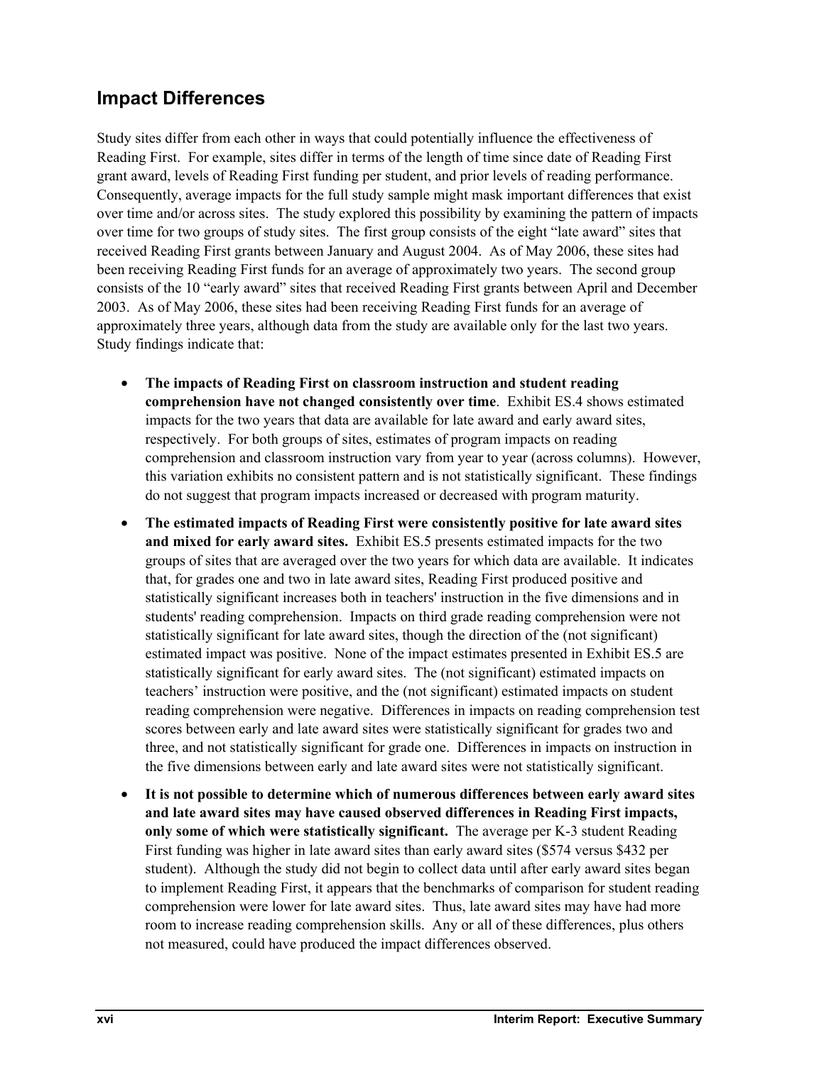## Impact Differences

Study sites differ from each other in ways that could potentially influence the effectiveness of Reading First. For example, sites differ in terms of the length of time since date of Reading First grant award, levels of Reading First funding per student, and prior levels of reading performance. Consequently, average impacts for the full study sample might mask important differences that exist over time and/or across sites. The study explored this possibility by examining the pattern of impacts over time for two groups of study sites. The first group consists of the eight "late award" sites that received Reading First grants between January and August 2004. As of May 2006, these sites had been receiving Reading First funds for an average of approximately two years. The second group consists of the 10 "early award" sites that received Reading First grants between April and December 2003. As of May 2006, these sites had been receiving Reading First funds for an average of approximately three years, although data from the study are available only for the last two years. Study findings indicate that:

- **The impacts of Reading First on classroom instruction and student reading comprehension have not changed consistently over time**. Exhibit ES.4 shows estimated impacts for the two years that data are available for late award and early award sites, respectively. For both groups of sites, estimates of program impacts on reading comprehension and classroom instruction vary from year to year (across columns). However, this variation exhibits no consistent pattern and is not statistically significant. These findings do not suggest that program impacts increased or decreased with program maturity.
- **The estimated impacts of Reading First were consistently positive for late award sites and mixed for early award sites.** Exhibit ES.5 presents estimated impacts for the two groups of sites that are averaged over the two years for which data are available. It indicates that, for grades one and two in late award sites, Reading First produced positive and statistically significant increases both in teachers' instruction in the five dimensions and in students' reading comprehension. Impacts on third grade reading comprehension were not statistically significant for late award sites, though the direction of the (not significant) estimated impact was positive. None of the impact estimates presented in Exhibit ES.5 are statistically significant for early award sites. The (not significant) estimated impacts on teachers' instruction were positive, and the (not significant) estimated impacts on student reading comprehension were negative. Differences in impacts on reading comprehension test scores between early and late award sites were statistically significant for grades two and three, and not statistically significant for grade one. Differences in impacts on instruction in the five dimensions between early and late award sites were not statistically significant.
- **It is not possible to determine which of numerous differences between early award sites and late award sites may have caused observed differences in Reading First impacts, only some of which were statistically significant.** The average per K-3 student Reading First funding was higher in late award sites than early award sites ($574 versus $432 per student). Although the study did not begin to collect data until after early award sites began to implement Reading First, it appears that the benchmarks of comparison for student reading comprehension were lower for late award sites. Thus, late award sites may have had more room to increase reading comprehension skills. Any or all of these differences, plus others not measured, could have produced the impact differences observed.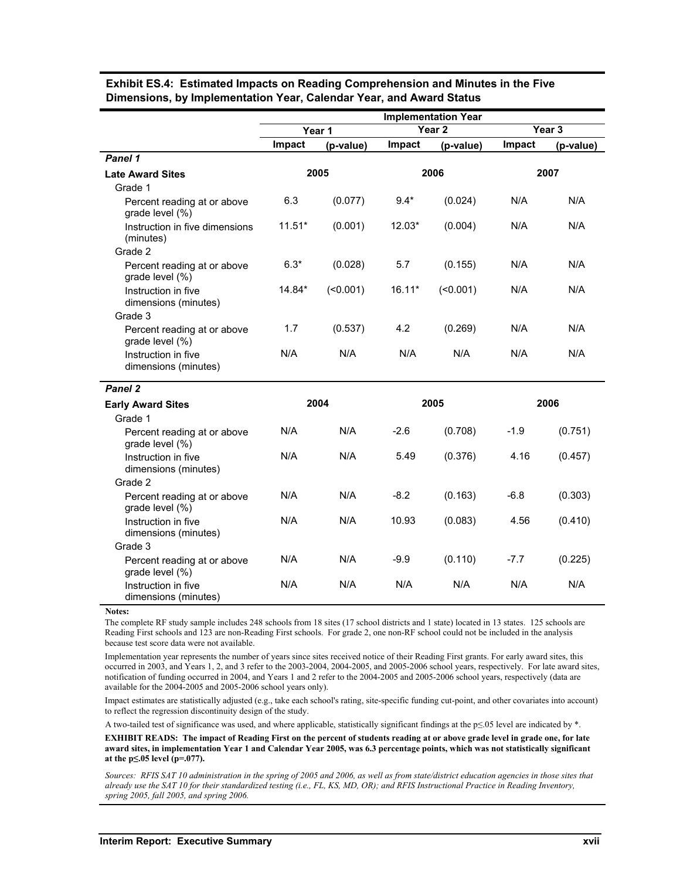**Exhibit ES.4: Estimated Impacts on Reading Comprehension and Minutes in the Five Dimensions, by Implementation Year, Calendar Year, and Award Status**

| | Implementation Year | | | | | |
|---|---|---|---|---|---|---|
| | Year 1 | | Year 2 | | Year 3 | |
| | Impact | (p-value) | Impact | (p-value) | Impact | (p-value) |
| ***Panel 1*** | | | | | | |
| **Late Award Sites** | 2005 | | 2006 | | 2007 | |
| Grade 1 | | | | | | |
| Percent reading at or above grade level (%) | 6.3 | (0.077) | 9.4* | (0.024) | N/A | N/A |
| Instruction in five dimensions (minutes) | 11.51* | (0.001) | 12.03* | (0.004) | N/A | N/A |
| Grade 2 | | | | | | |
| Percent reading at or above grade level (%) | 6.3* | (0.028) | 5.7 | (0.155) | N/A | N/A |
| Instruction in five dimensions (minutes) | 14.84* | (<0.001) | 16.11* | (<0.001) | N/A | N/A |
| Grade 3 | | | | | | |
| Percent reading at or above grade level (%) | 1.7 | (0.537) | 4.2 | (0.269) | N/A | N/A |
| Instruction in five dimensions (minutes) | N/A | N/A | N/A | N/A | N/A | N/A |
| ***Panel 2*** | | | | | | |
| **Early Award Sites** | 2004 | | 2005 | | 2006 | |
| Grade 1 | | | | | | |
| Percent reading at or above grade level (%) | N/A | N/A | -2.6 | (0.708) | -1.9 | (0.751) |
| Instruction in five dimensions (minutes) | N/A | N/A | 5.49 | (0.376) | 4.16 | (0.457) |
| Grade 2 | | | | | | |
| Percent reading at or above grade level (%) | N/A | N/A | -8.2 | (0.163) | -6.8 | (0.303) |
| Instruction in five dimensions (minutes) | N/A | N/A | 10.93 | (0.083) | 4.56 | (0.410) |
| Grade 3 | | | | | | |
| Percent reading at or above grade level (%) | N/A | N/A | -9.9 | (0.110) | -7.7 | (0.225) |
| Instruction in five dimensions (minutes) | N/A | N/A | N/A | N/A | N/A | N/A |

**Notes:**

The complete RF study sample includes 248 schools from 18 sites (17 school districts and 1 state) located in 13 states. 125 schools are Reading First schools and 123 are non-Reading First schools. For grade 2, one non-RF school could not be included in the analysis because test score data were not available.

Implementation year represents the number of years since sites received notice of their Reading First grants. For early award sites, this occurred in 2003, and Years 1, 2, and 3 refer to the 2003-2004, 2004-2005, and 2005-2006 school years, respectively. For late award sites, notification of funding occurred in 2004, and Years 1 and 2 refer to the 2004-2005 and 2005-2006 school years, respectively (data are available for the 2004-2005 and 2005-2006 school years only).

Impact estimates are statistically adjusted (e.g., take each school's rating, site-specific funding cut-point, and other covariates into account) to reflect the regression discontinuity design of the study.

A two-tailed test of significance was used, and where applicable, statistically significant findings at the $p \leq .05$ level are indicated by *.

**EXHIBIT READS: The impact of Reading First on the percent of students reading at or above grade level in grade one, for late award sites, in implementation Year 1 and Calendar Year 2005, was 6.3 percentage points, which was not statistically significant at the $p \leq .05$ level (p=.077).**

*Sources: RFIS SAT 10 administration in the spring of 2005 and 2006, as well as from state/district education agencies in those sites that already use the SAT 10 for their standardized testing (i.e., FL, KS, MD, OR); and RFIS Instructional Practice in Reading Inventory, spring 2005, fall 2005, and spring 2006.*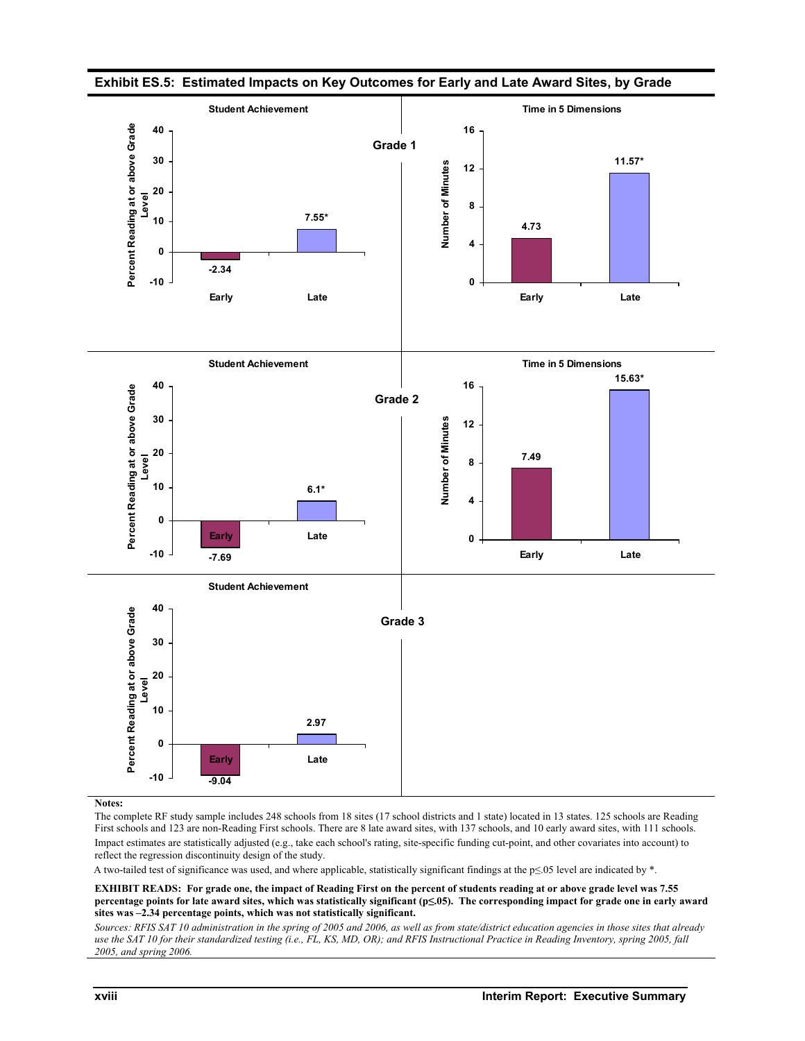**Exhibit ES.5: Estimated Impacts on Key Outcomes for Early and Late Award Sites, by Grade**

**Grade 1**

Student Achievement (Percent Reading at or above Grade Level)

| | Early | Late |
|---|---|---|
| Impact | -2.34 | 7.55* |

Time in 5 Dimensions (Number of Minutes)

| | Early | Late |
|---|---|---|
| Impact | 4.73 | 11.57* |

**Grade 2**

Student Achievement (Percent Reading at or above Grade Level)

| | Early | Late |
|---|---|---|
| Impact | -7.69 | 6.1* |

Time in 5 Dimensions (Number of Minutes)

| | Early | Late |
|---|---|---|
| Impact | 7.49 | 15.63* |

**Grade 3**

Student Achievement (Percent Reading at or above Grade Level)

| | Early | Late |
|---|---|---|
| Impact | -9.04 | 2.97 |

**Notes:**

The complete RF study sample includes 248 schools from 18 sites (17 school districts and 1 state) located in 13 states. 125 schools are Reading First schools and 123 are non-Reading First schools. There are 8 late award sites, with 137 schools, and 10 early award sites, with 111 schools.

Impact estimates are statistically adjusted (e.g., take each school's rating, site-specific funding cut-point, and other covariates into account) to reflect the regression discontinuity design of the study.

A two-tailed test of significance was used, and where applicable, statistically significant findings at the $p \leq .05$ level are indicated by *.

**EXHIBIT READS: For grade one, the impact of Reading First on the percent of students reading at or above grade level was 7.55 percentage points for late award sites, which was statistically significant ($p \leq .05$). The corresponding impact for grade one in early award sites was –2.34 percentage points, which was not statistically significant.**

*Sources: RFIS SAT 10 administration in the spring of 2005 and 2006, as well as from state/district education agencies in those sites that already use the SAT 10 for their standardized testing (i.e., FL, KS, MD, OR); and RFIS Instructional Practice in Reading Inventory, spring 2005, fall 2005, and spring 2006.*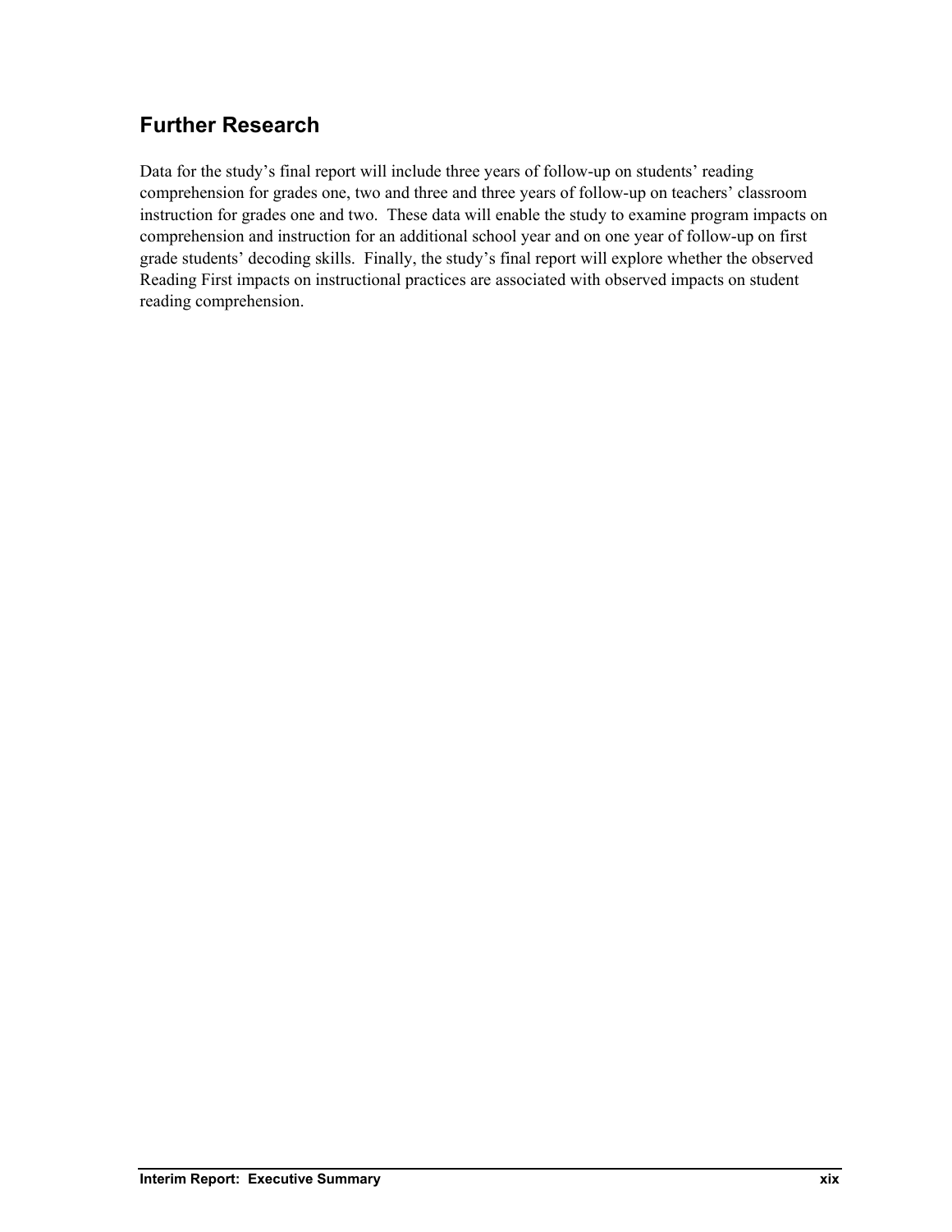## Further Research

Data for the study's final report will include three years of follow-up on students' reading comprehension for grades one, two and three and three years of follow-up on teachers' classroom instruction for grades one and two. These data will enable the study to examine program impacts on comprehension and instruction for an additional school year and on one year of follow-up on first grade students' decoding skills. Finally, the study's final report will explore whether the observed Reading First impacts on instructional practices are associated with observed impacts on student reading comprehension.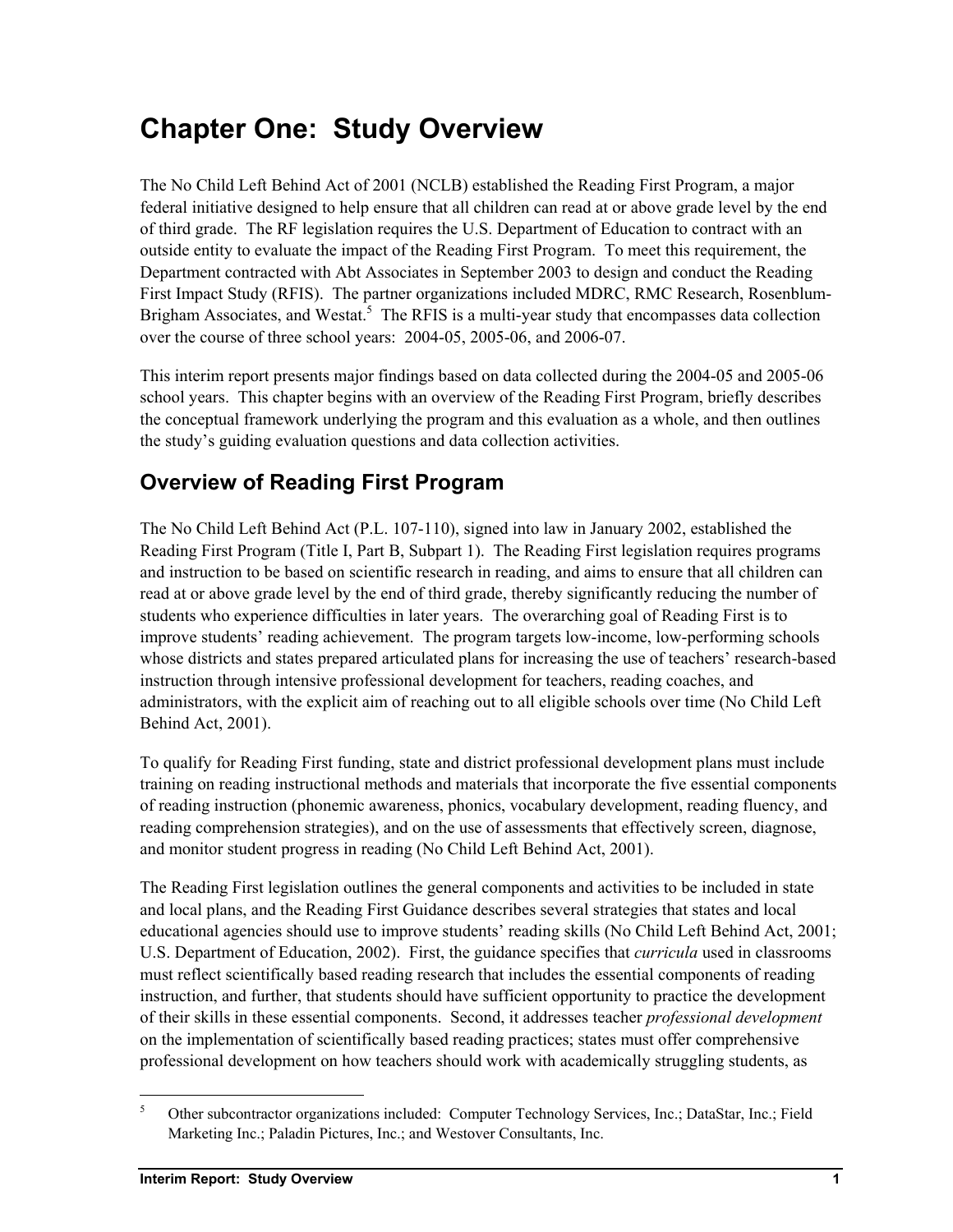# Chapter One: Study Overview

The No Child Left Behind Act of 2001 (NCLB) established the Reading First Program, a major federal initiative designed to help ensure that all children can read at or above grade level by the end of third grade. The RF legislation requires the U.S. Department of Education to contract with an outside entity to evaluate the impact of the Reading First Program. To meet this requirement, the Department contracted with Abt Associates in September 2003 to design and conduct the Reading First Impact Study (RFIS). The partner organizations included MDRC, RMC Research, Rosenblum-Brigham Associates, and Westat.[5] The RFIS is a multi-year study that encompasses data collection over the course of three school years: 2004-05, 2005-06, and 2006-07.

This interim report presents major findings based on data collected during the 2004-05 and 2005-06 school years. This chapter begins with an overview of the Reading First Program, briefly describes the conceptual framework underlying the program and this evaluation as a whole, and then outlines the study's guiding evaluation questions and data collection activities.

## Overview of Reading First Program

The No Child Left Behind Act (P.L. 107-110), signed into law in January 2002, established the Reading First Program (Title I, Part B, Subpart 1). The Reading First legislation requires programs and instruction to be based on scientific research in reading, and aims to ensure that all children can read at or above grade level by the end of third grade, thereby significantly reducing the number of students who experience difficulties in later years. The overarching goal of Reading First is to improve students' reading achievement. The program targets low-income, low-performing schools whose districts and states prepared articulated plans for increasing the use of teachers' research-based instruction through intensive professional development for teachers, reading coaches, and administrators, with the explicit aim of reaching out to all eligible schools over time (No Child Left Behind Act, 2001).

To qualify for Reading First funding, state and district professional development plans must include training on reading instructional methods and materials that incorporate the five essential components of reading instruction (phonemic awareness, phonics, vocabulary development, reading fluency, and reading comprehension strategies), and on the use of assessments that effectively screen, diagnose, and monitor student progress in reading (No Child Left Behind Act, 2001).

The Reading First legislation outlines the general components and activities to be included in state and local plans, and the Reading First Guidance describes several strategies that states and local educational agencies should use to improve students' reading skills (No Child Left Behind Act, 2001; U.S. Department of Education, 2002). First, the guidance specifies that *curricula* used in classrooms must reflect scientifically based reading research that includes the essential components of reading instruction, and further, that students should have sufficient opportunity to practice the development of their skills in these essential components. Second, it addresses teacher *professional development* on the implementation of scientifically based reading practices; states must offer comprehensive professional development on how teachers should work with academically struggling students, as

---

[5] Other subcontractor organizations included: Computer Technology Services, Inc.; DataStar, Inc.; Field Marketing Inc.; Paladin Pictures, Inc.; and Westover Consultants, Inc.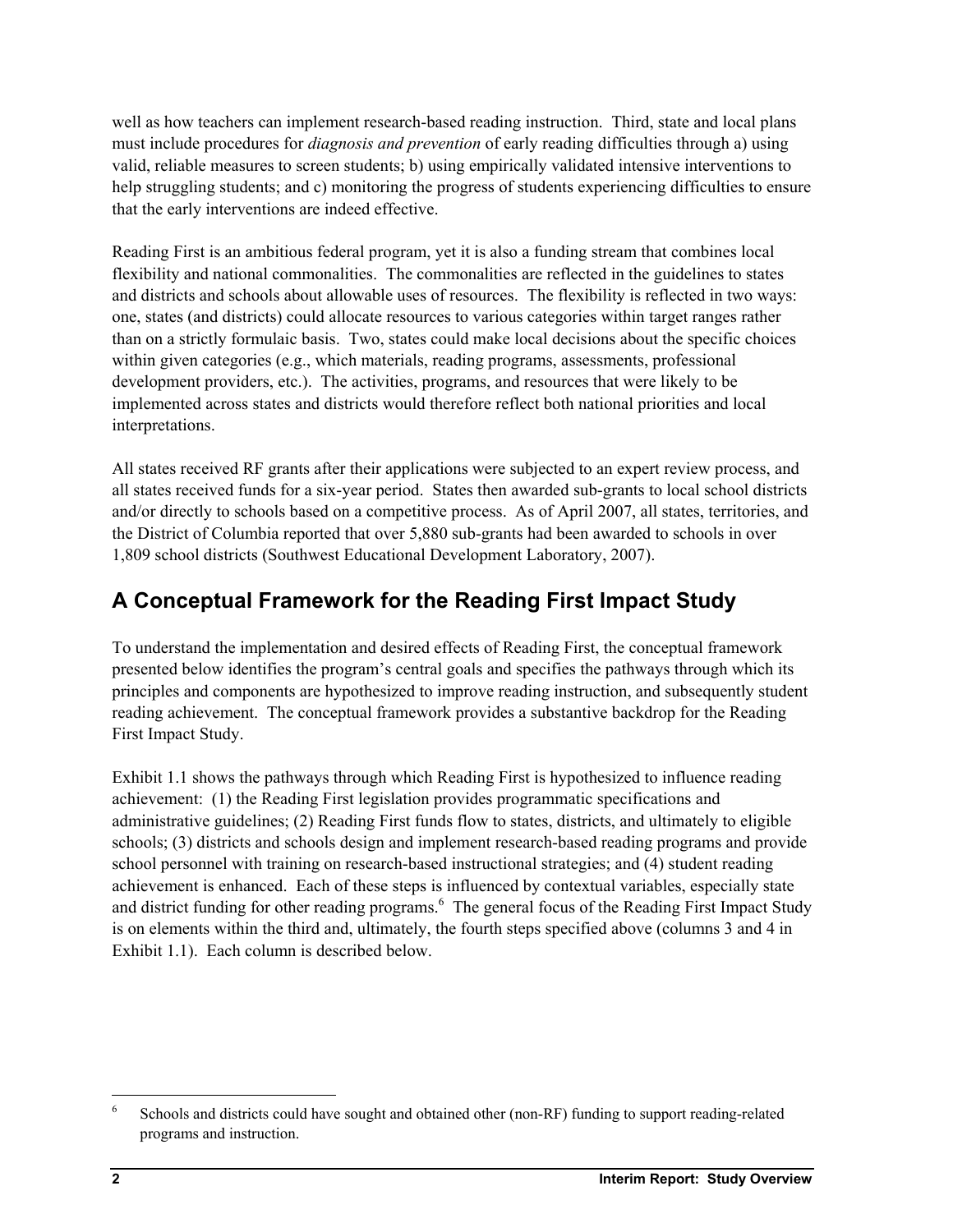well as how teachers can implement research-based reading instruction. Third, state and local plans must include procedures for *diagnosis and prevention* of early reading difficulties through a) using valid, reliable measures to screen students; b) using empirically validated intensive interventions to help struggling students; and c) monitoring the progress of students experiencing difficulties to ensure that the early interventions are indeed effective.

Reading First is an ambitious federal program, yet it is also a funding stream that combines local flexibility and national commonalities. The commonalities are reflected in the guidelines to states and districts and schools about allowable uses of resources. The flexibility is reflected in two ways: one, states (and districts) could allocate resources to various categories within target ranges rather than on a strictly formulaic basis. Two, states could make local decisions about the specific choices within given categories (e.g., which materials, reading programs, assessments, professional development providers, etc.). The activities, programs, and resources that were likely to be implemented across states and districts would therefore reflect both national priorities and local interpretations.

All states received RF grants after their applications were subjected to an expert review process, and all states received funds for a six-year period. States then awarded sub-grants to local school districts and/or directly to schools based on a competitive process. As of April 2007, all states, territories, and the District of Columbia reported that over 5,880 sub-grants had been awarded to schools in over 1,809 school districts (Southwest Educational Development Laboratory, 2007).

## A Conceptual Framework for the Reading First Impact Study

To understand the implementation and desired effects of Reading First, the conceptual framework presented below identifies the program's central goals and specifies the pathways through which its principles and components are hypothesized to improve reading instruction, and subsequently student reading achievement. The conceptual framework provides a substantive backdrop for the Reading First Impact Study.

Exhibit 1.1 shows the pathways through which Reading First is hypothesized to influence reading achievement: (1) the Reading First legislation provides programmatic specifications and administrative guidelines; (2) Reading First funds flow to states, districts, and ultimately to eligible schools; (3) districts and schools design and implement research-based reading programs and provide school personnel with training on research-based instructional strategies; and (4) student reading achievement is enhanced. Each of these steps is influenced by contextual variables, especially state and district funding for other reading programs.[6] The general focus of the Reading First Impact Study is on elements within the third and, ultimately, the fourth steps specified above (columns 3 and 4 in Exhibit 1.1). Each column is described below.

[6] Schools and districts could have sought and obtained other (non-RF) funding to support reading-related programs and instruction.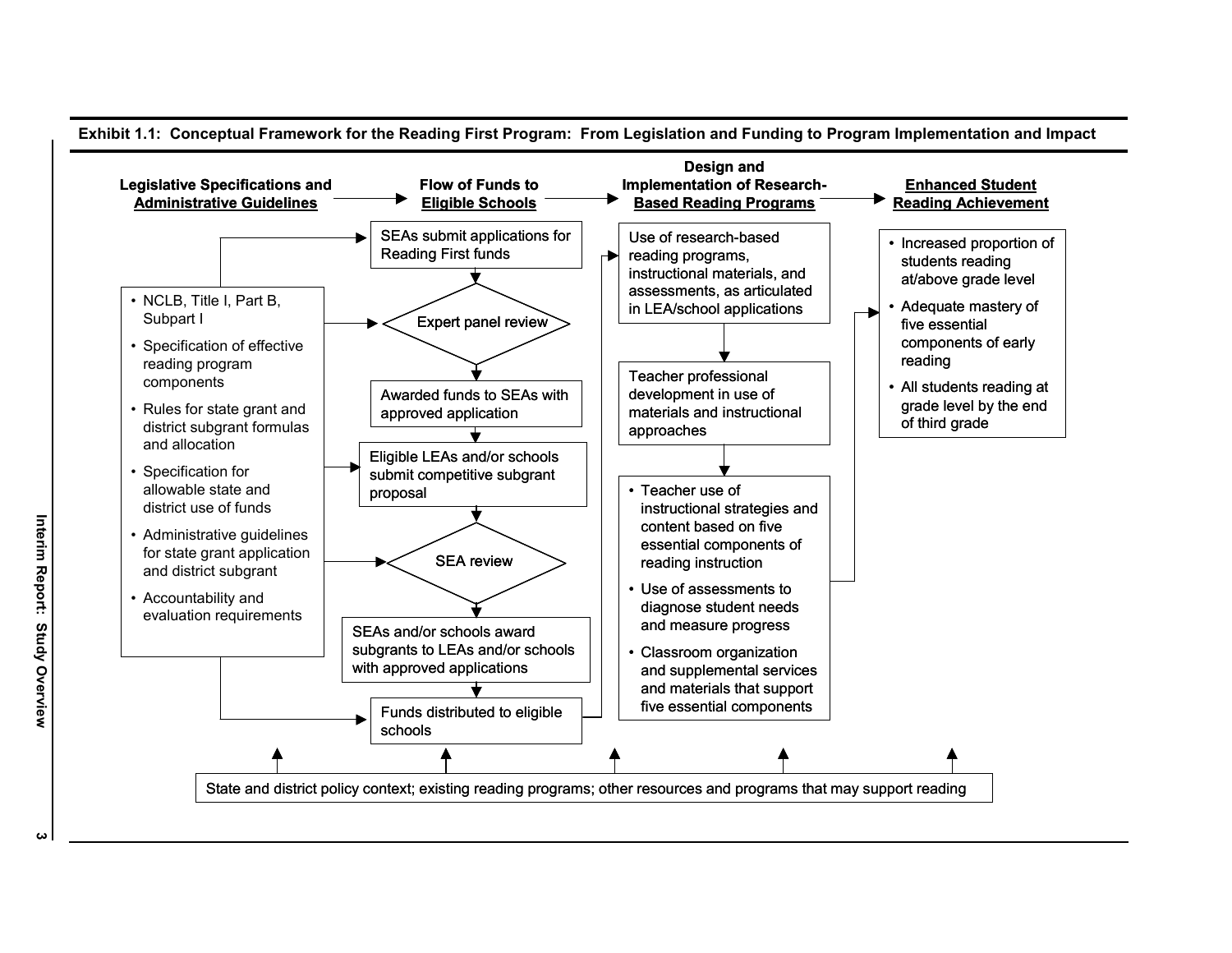**Exhibit 1.1: Conceptual Framework for the Reading First Program: From Legislation and Funding to Program Implementation and Impact**

**Legislative Specifications and Administrative Guidelines** → **Flow of Funds to Eligible Schools** → **Design and Implementation of Research-Based Reading Programs** → **Enhanced Student Reading Achievement**

**Legislative Specifications and Administrative Guidelines**

- NCLB, Title I, Part B, Subpart I
- Specification of effective reading program components
- Rules for state grant and district subgrant formulas and allocation
- Specification for allowable state and district use of funds
- Administrative guidelines for state grant application and district subgrant
- Accountability and evaluation requirements

**Flow of Funds to Eligible Schools**

1. SEAs submit applications for Reading First funds
2. Expert panel review
3. Awarded funds to SEAs with approved application
4. Eligible LEAs and/or schools submit competitive subgrant proposal
5. SEA review
6. SEAs and/or schools award subgrants to LEAs and/or schools with approved applications
7. Funds distributed to eligible schools

**Design and Implementation of Research-Based Reading Programs**

1. Use of research-based reading programs, instructional materials, and assessments, as articulated in LEA/school applications
2. Teacher professional development in use of materials and instructional approaches
3. Classroom implementation:
   - Teacher use of instructional strategies and content based on five essential components of reading instruction
   - Use of assessments to diagnose student needs and measure progress
   - Classroom organization and supplemental services and materials that support five essential components

**Enhanced Student Reading Achievement**

- Increased proportion of students reading at/above grade level
- Adequate mastery of five essential components of early reading
- All students reading at grade level by the end of third grade

State and district policy context; existing reading programs; other resources and programs that may support reading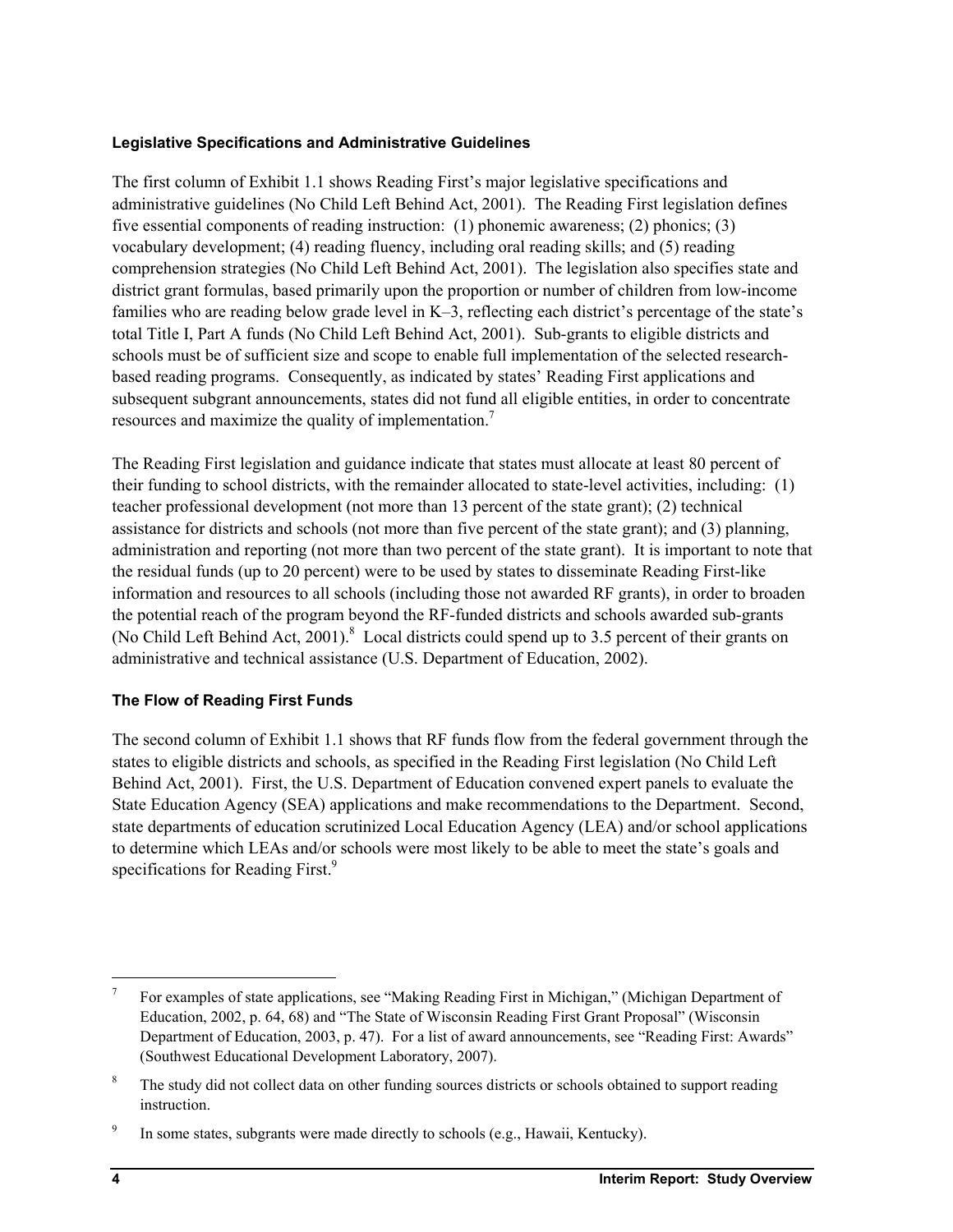### Legislative Specifications and Administrative Guidelines

The first column of Exhibit 1.1 shows Reading First's major legislative specifications and administrative guidelines (No Child Left Behind Act, 2001). The Reading First legislation defines five essential components of reading instruction: (1) phonemic awareness; (2) phonics; (3) vocabulary development; (4) reading fluency, including oral reading skills; and (5) reading comprehension strategies (No Child Left Behind Act, 2001). The legislation also specifies state and district grant formulas, based primarily upon the proportion or number of children from low-income families who are reading below grade level in K–3, reflecting each district's percentage of the state's total Title I, Part A funds (No Child Left Behind Act, 2001). Sub-grants to eligible districts and schools must be of sufficient size and scope to enable full implementation of the selected research-based reading programs. Consequently, as indicated by states' Reading First applications and subsequent subgrant announcements, states did not fund all eligible entities, in order to concentrate resources and maximize the quality of implementation.[7]

The Reading First legislation and guidance indicate that states must allocate at least 80 percent of their funding to school districts, with the remainder allocated to state-level activities, including: (1) teacher professional development (not more than 13 percent of the state grant); (2) technical assistance for districts and schools (not more than five percent of the state grant); and (3) planning, administration and reporting (not more than two percent of the state grant). It is important to note that the residual funds (up to 20 percent) were to be used by states to disseminate Reading First-like information and resources to all schools (including those not awarded RF grants), in order to broaden the potential reach of the program beyond the RF-funded districts and schools awarded sub-grants (No Child Left Behind Act, 2001).[8] Local districts could spend up to 3.5 percent of their grants on administrative and technical assistance (U.S. Department of Education, 2002).

### The Flow of Reading First Funds

The second column of Exhibit 1.1 shows that RF funds flow from the federal government through the states to eligible districts and schools, as specified in the Reading First legislation (No Child Left Behind Act, 2001). First, the U.S. Department of Education convened expert panels to evaluate the State Education Agency (SEA) applications and make recommendations to the Department. Second, state departments of education scrutinized Local Education Agency (LEA) and/or school applications to determine which LEAs and/or schools were most likely to be able to meet the state's goals and specifications for Reading First.[9]

---

[7] For examples of state applications, see "Making Reading First in Michigan," (Michigan Department of Education, 2002, p. 64, 68) and "The State of Wisconsin Reading First Grant Proposal" (Wisconsin Department of Education, 2003, p. 47). For a list of award announcements, see "Reading First: Awards" (Southwest Educational Development Laboratory, 2007).

[8] The study did not collect data on other funding sources districts or schools obtained to support reading instruction.

[9] In some states, subgrants were made directly to schools (e.g., Hawaii, Kentucky).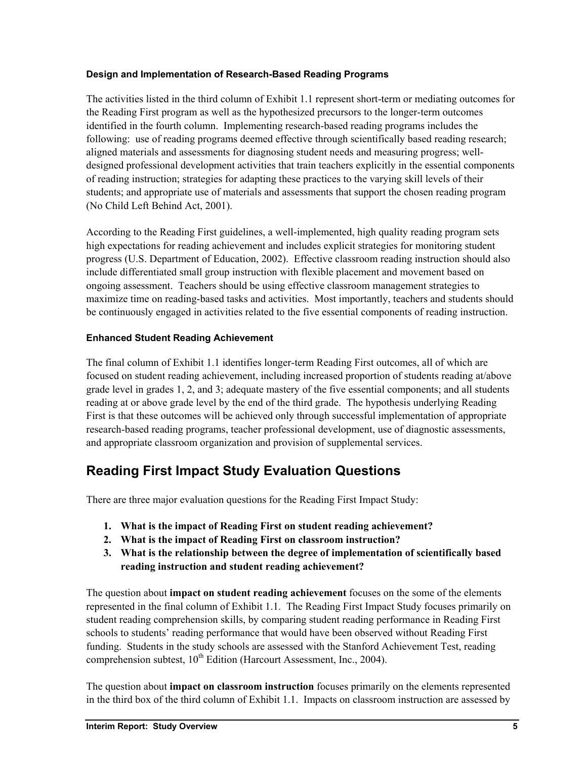### Design and Implementation of Research-Based Reading Programs

The activities listed in the third column of Exhibit 1.1 represent short-term or mediating outcomes for the Reading First program as well as the hypothesized precursors to the longer-term outcomes identified in the fourth column. Implementing research-based reading programs includes the following: use of reading programs deemed effective through scientifically based reading research; aligned materials and assessments for diagnosing student needs and measuring progress; well-designed professional development activities that train teachers explicitly in the essential components of reading instruction; strategies for adapting these practices to the varying skill levels of their students; and appropriate use of materials and assessments that support the chosen reading program (No Child Left Behind Act, 2001).

According to the Reading First guidelines, a well-implemented, high quality reading program sets high expectations for reading achievement and includes explicit strategies for monitoring student progress (U.S. Department of Education, 2002). Effective classroom reading instruction should also include differentiated small group instruction with flexible placement and movement based on ongoing assessment. Teachers should be using effective classroom management strategies to maximize time on reading-based tasks and activities. Most importantly, teachers and students should be continuously engaged in activities related to the five essential components of reading instruction.

### Enhanced Student Reading Achievement

The final column of Exhibit 1.1 identifies longer-term Reading First outcomes, all of which are focused on student reading achievement, including increased proportion of students reading at/above grade level in grades 1, 2, and 3; adequate mastery of the five essential components; and all students reading at or above grade level by the end of the third grade. The hypothesis underlying Reading First is that these outcomes will be achieved only through successful implementation of appropriate research-based reading programs, teacher professional development, use of diagnostic assessments, and appropriate classroom organization and provision of supplemental services.

## Reading First Impact Study Evaluation Questions

There are three major evaluation questions for the Reading First Impact Study:

1. **What is the impact of Reading First on student reading achievement?**
2. **What is the impact of Reading First on classroom instruction?**
3. **What is the relationship between the degree of implementation of scientifically based reading instruction and student reading achievement?**

The question about **impact on student reading achievement** focuses on the some of the elements represented in the final column of Exhibit 1.1. The Reading First Impact Study focuses primarily on student reading comprehension skills, by comparing student reading performance in Reading First schools to students' reading performance that would have been observed without Reading First funding. Students in the study schools are assessed with the Stanford Achievement Test, reading comprehension subtest, 10th Edition (Harcourt Assessment, Inc., 2004).

The question about **impact on classroom instruction** focuses primarily on the elements represented in the third box of the third column of Exhibit 1.1. Impacts on classroom instruction are assessed by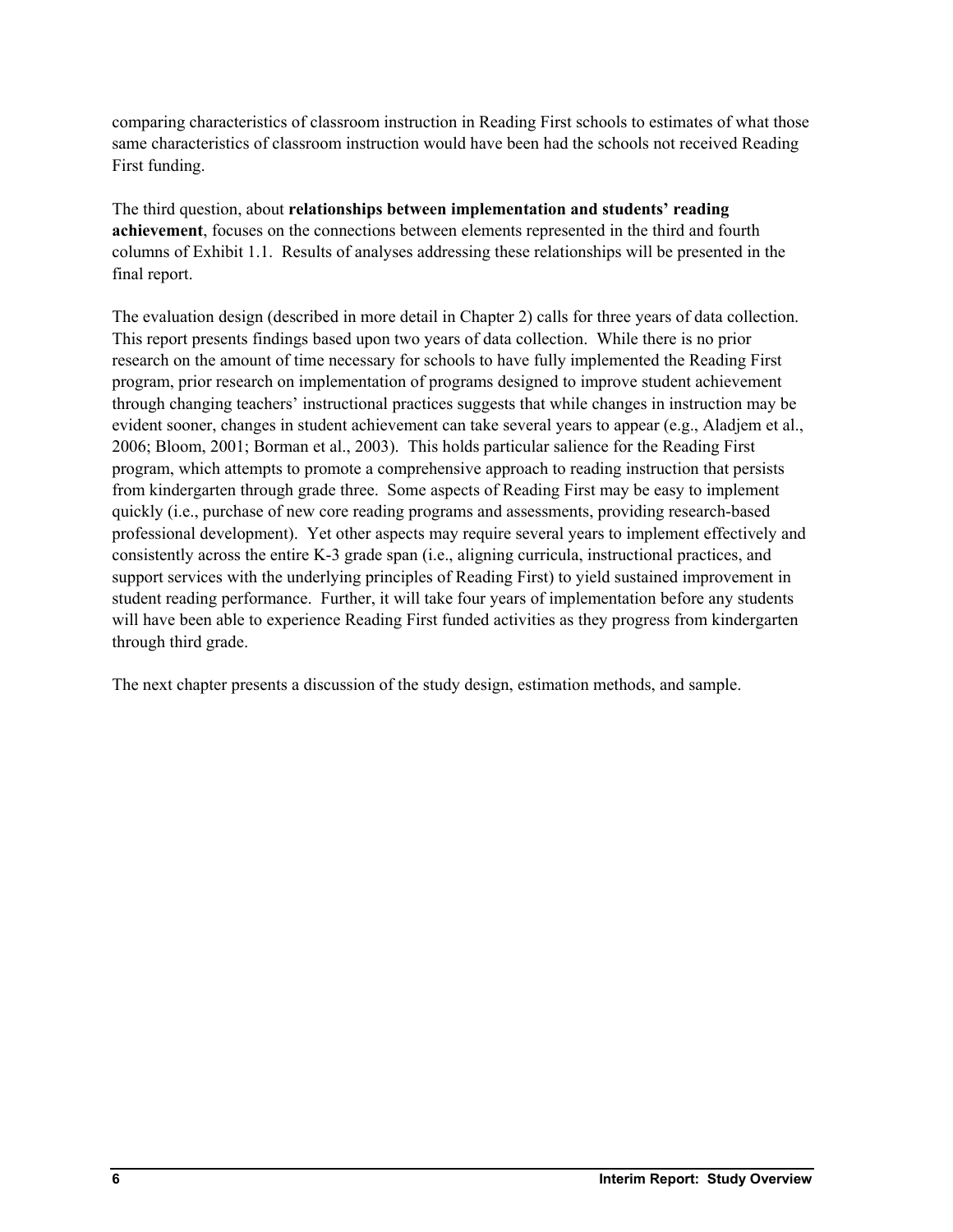comparing characteristics of classroom instruction in Reading First schools to estimates of what those same characteristics of classroom instruction would have been had the schools not received Reading First funding.

The third question, about **relationships between implementation and students' reading achievement**, focuses on the connections between elements represented in the third and fourth columns of Exhibit 1.1. Results of analyses addressing these relationships will be presented in the final report.

The evaluation design (described in more detail in Chapter 2) calls for three years of data collection. This report presents findings based upon two years of data collection. While there is no prior research on the amount of time necessary for schools to have fully implemented the Reading First program, prior research on implementation of programs designed to improve student achievement through changing teachers' instructional practices suggests that while changes in instruction may be evident sooner, changes in student achievement can take several years to appear (e.g., Aladjem et al., 2006; Bloom, 2001; Borman et al., 2003). This holds particular salience for the Reading First program, which attempts to promote a comprehensive approach to reading instruction that persists from kindergarten through grade three. Some aspects of Reading First may be easy to implement quickly (i.e., purchase of new core reading programs and assessments, providing research-based professional development). Yet other aspects may require several years to implement effectively and consistently across the entire K-3 grade span (i.e., aligning curricula, instructional practices, and support services with the underlying principles of Reading First) to yield sustained improvement in student reading performance. Further, it will take four years of implementation before any students will have been able to experience Reading First funded activities as they progress from kindergarten through third grade.

The next chapter presents a discussion of the study design, estimation methods, and sample.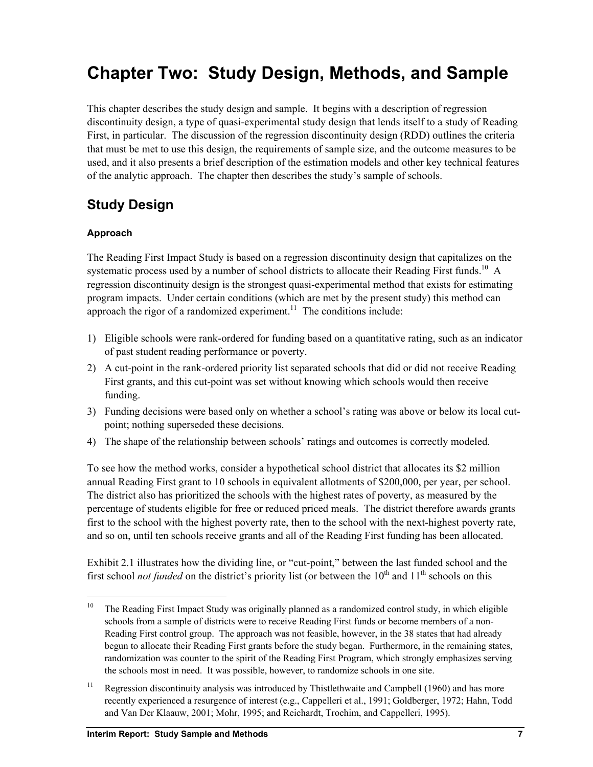# Chapter Two: Study Design, Methods, and Sample

This chapter describes the study design and sample. It begins with a description of regression discontinuity design, a type of quasi-experimental study design that lends itself to a study of Reading First, in particular. The discussion of the regression discontinuity design (RDD) outlines the criteria that must be met to use this design, the requirements of sample size, and the outcome measures to be used, and it also presents a brief description of the estimation models and other key technical features of the analytic approach. The chapter then describes the study's sample of schools.

## Study Design

### Approach

The Reading First Impact Study is based on a regression discontinuity design that capitalizes on the systematic process used by a number of school districts to allocate their Reading First funds.[10] A regression discontinuity design is the strongest quasi-experimental method that exists for estimating program impacts. Under certain conditions (which are met by the present study) this method can approach the rigor of a randomized experiment.[11] The conditions include:

1) Eligible schools were rank-ordered for funding based on a quantitative rating, such as an indicator of past student reading performance or poverty.
2) A cut-point in the rank-ordered priority list separated schools that did or did not receive Reading First grants, and this cut-point was set without knowing which schools would then receive funding.
3) Funding decisions were based only on whether a school's rating was above or below its local cut-point; nothing superseded these decisions.
4) The shape of the relationship between schools' ratings and outcomes is correctly modeled.

To see how the method works, consider a hypothetical school district that allocates its $2 million annual Reading First grant to 10 schools in equivalent allotments of $200,000, per year, per school. The district also has prioritized the schools with the highest rates of poverty, as measured by the percentage of students eligible for free or reduced priced meals. The district therefore awards grants first to the school with the highest poverty rate, then to the school with the next-highest poverty rate, and so on, until ten schools receive grants and all of the Reading First funding has been allocated.

Exhibit 2.1 illustrates how the dividing line, or "cut-point," between the last funded school and the first school *not funded* on the district's priority list (or between the 10th and 11th schools on this

---

[10] The Reading First Impact Study was originally planned as a randomized control study, in which eligible schools from a sample of districts were to receive Reading First funds or become members of a non-Reading First control group. The approach was not feasible, however, in the 38 states that had already begun to allocate their Reading First grants before the study began. Furthermore, in the remaining states, randomization was counter to the spirit of the Reading First Program, which strongly emphasizes serving the schools most in need. It was possible, however, to randomize schools in one site.

[11] Regression discontinuity analysis was introduced by Thistlethwaite and Campbell (1960) and has more recently experienced a resurgence of interest (e.g., Cappelleri et al., 1991; Goldberger, 1972; Hahn, Todd and Van Der Klaauw, 2001; Mohr, 1995; and Reichardt, Trochim, and Cappelleri, 1995).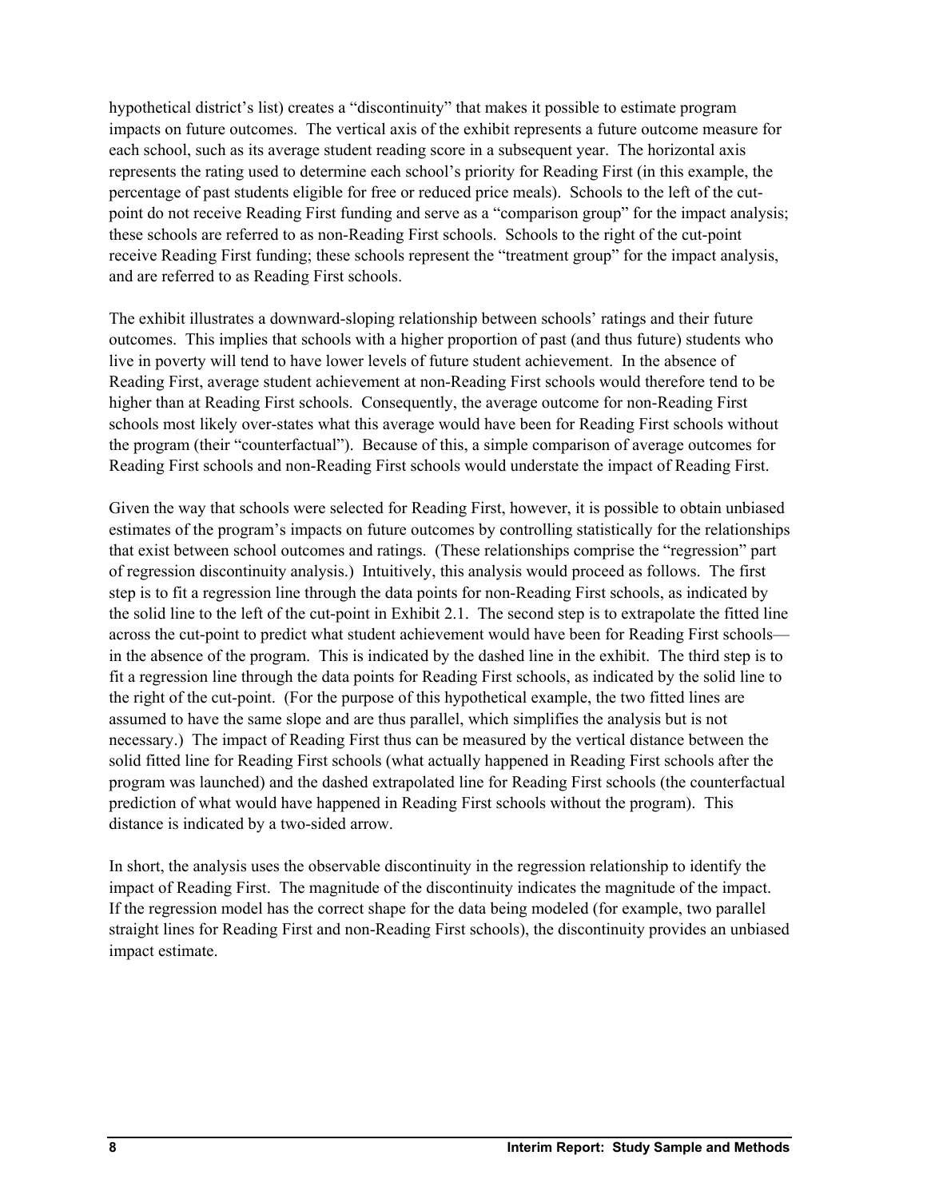hypothetical district's list) creates a "discontinuity" that makes it possible to estimate program impacts on future outcomes. The vertical axis of the exhibit represents a future outcome measure for each school, such as its average student reading score in a subsequent year. The horizontal axis represents the rating used to determine each school's priority for Reading First (in this example, the percentage of past students eligible for free or reduced price meals). Schools to the left of the cut-point do not receive Reading First funding and serve as a "comparison group" for the impact analysis; these schools are referred to as non-Reading First schools. Schools to the right of the cut-point receive Reading First funding; these schools represent the "treatment group" for the impact analysis, and are referred to as Reading First schools.

The exhibit illustrates a downward-sloping relationship between schools' ratings and their future outcomes. This implies that schools with a higher proportion of past (and thus future) students who live in poverty will tend to have lower levels of future student achievement. In the absence of Reading First, average student achievement at non-Reading First schools would therefore tend to be higher than at Reading First schools. Consequently, the average outcome for non-Reading First schools most likely over-states what this average would have been for Reading First schools without the program (their "counterfactual"). Because of this, a simple comparison of average outcomes for Reading First schools and non-Reading First schools would understate the impact of Reading First.

Given the way that schools were selected for Reading First, however, it is possible to obtain unbiased estimates of the program's impacts on future outcomes by controlling statistically for the relationships that exist between school outcomes and ratings. (These relationships comprise the "regression" part of regression discontinuity analysis.) Intuitively, this analysis would proceed as follows. The first step is to fit a regression line through the data points for non-Reading First schools, as indicated by the solid line to the left of the cut-point in Exhibit 2.1. The second step is to extrapolate the fitted line across the cut-point to predict what student achievement would have been for Reading First schools—in the absence of the program. This is indicated by the dashed line in the exhibit. The third step is to fit a regression line through the data points for Reading First schools, as indicated by the solid line to the right of the cut-point. (For the purpose of this hypothetical example, the two fitted lines are assumed to have the same slope and are thus parallel, which simplifies the analysis but is not necessary.) The impact of Reading First thus can be measured by the vertical distance between the solid fitted line for Reading First schools (what actually happened in Reading First schools after the program was launched) and the dashed extrapolated line for Reading First schools (the counterfactual prediction of what would have happened in Reading First schools without the program). This distance is indicated by a two-sided arrow.

In short, the analysis uses the observable discontinuity in the regression relationship to identify the impact of Reading First. The magnitude of the discontinuity indicates the magnitude of the impact. If the regression model has the correct shape for the data being modeled (for example, two parallel straight lines for Reading First and non-Reading First schools), the discontinuity provides an unbiased impact estimate.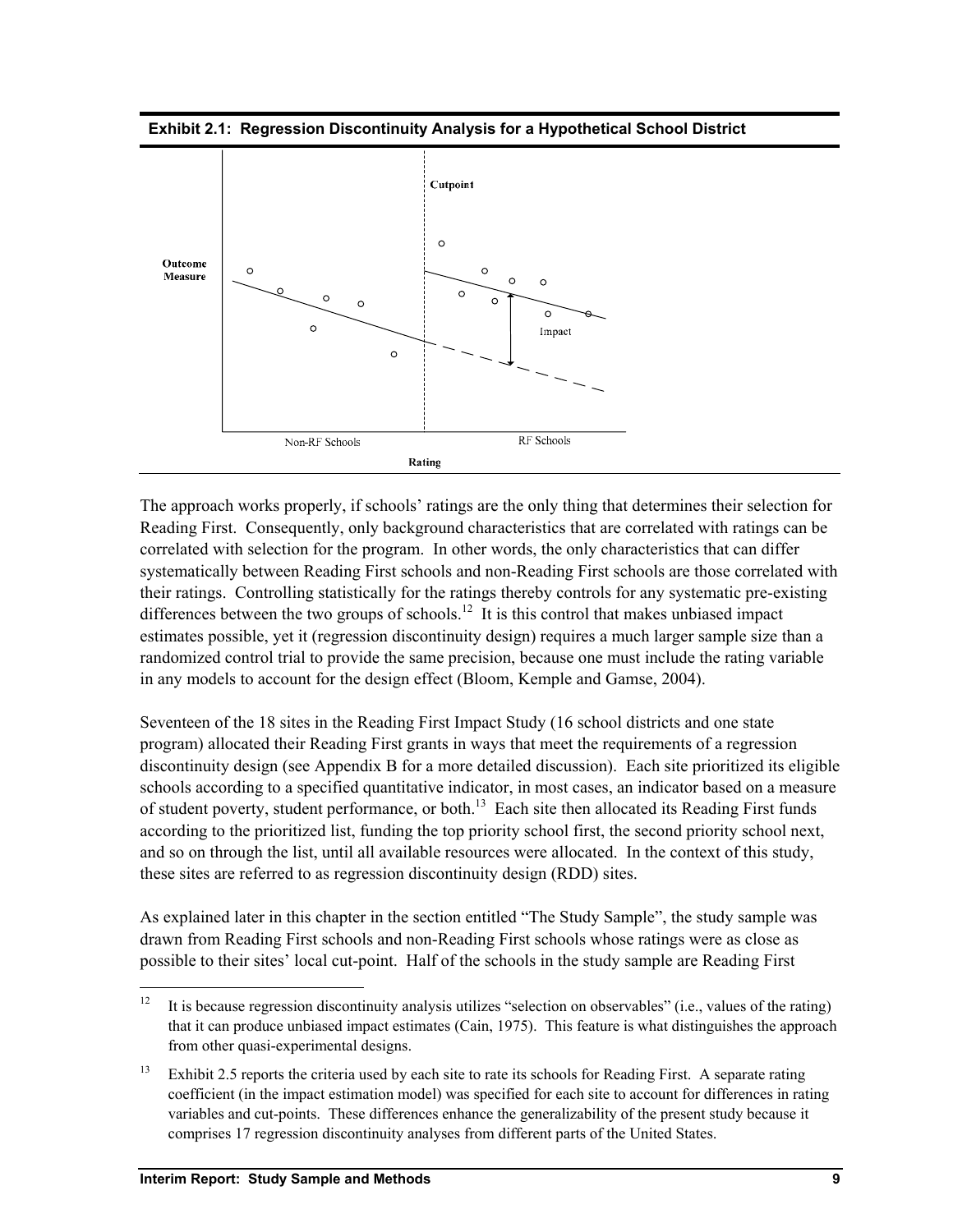**Exhibit 2.1: Regression Discontinuity Analysis for a Hypothetical School District**

The approach works properly, if schools' ratings are the only thing that determines their selection for Reading First. Consequently, only background characteristics that are correlated with ratings can be correlated with selection for the program. In other words, the only characteristics that can differ systematically between Reading First schools and non-Reading First schools are those correlated with their ratings. Controlling statistically for the ratings thereby controls for any systematic pre-existing differences between the two groups of schools.[12] It is this control that makes unbiased impact estimates possible, yet it (regression discontinuity design) requires a much larger sample size than a randomized control trial to provide the same precision, because one must include the rating variable in any models to account for the design effect (Bloom, Kemple and Gamse, 2004).

Seventeen of the 18 sites in the Reading First Impact Study (16 school districts and one state program) allocated their Reading First grants in ways that meet the requirements of a regression discontinuity design (see Appendix B for a more detailed discussion). Each site prioritized its eligible schools according to a specified quantitative indicator, in most cases, an indicator based on a measure of student poverty, student performance, or both.[13] Each site then allocated its Reading First funds according to the prioritized list, funding the top priority school first, the second priority school next, and so on through the list, until all available resources were allocated. In the context of this study, these sites are referred to as regression discontinuity design (RDD) sites.

As explained later in this chapter in the section entitled "The Study Sample", the study sample was drawn from Reading First schools and non-Reading First schools whose ratings were as close as possible to their sites' local cut-point. Half of the schools in the study sample are Reading First

[12] It is because regression discontinuity analysis utilizes "selection on observables" (i.e., values of the rating) that it can produce unbiased impact estimates (Cain, 1975). This feature is what distinguishes the approach from other quasi-experimental designs.

[13] Exhibit 2.5 reports the criteria used by each site to rate its schools for Reading First. A separate rating coefficient (in the impact estimation model) was specified for each site to account for differences in rating variables and cut-points. These differences enhance the generalizability of the present study because it comprises 17 regression discontinuity analyses from different parts of the United States.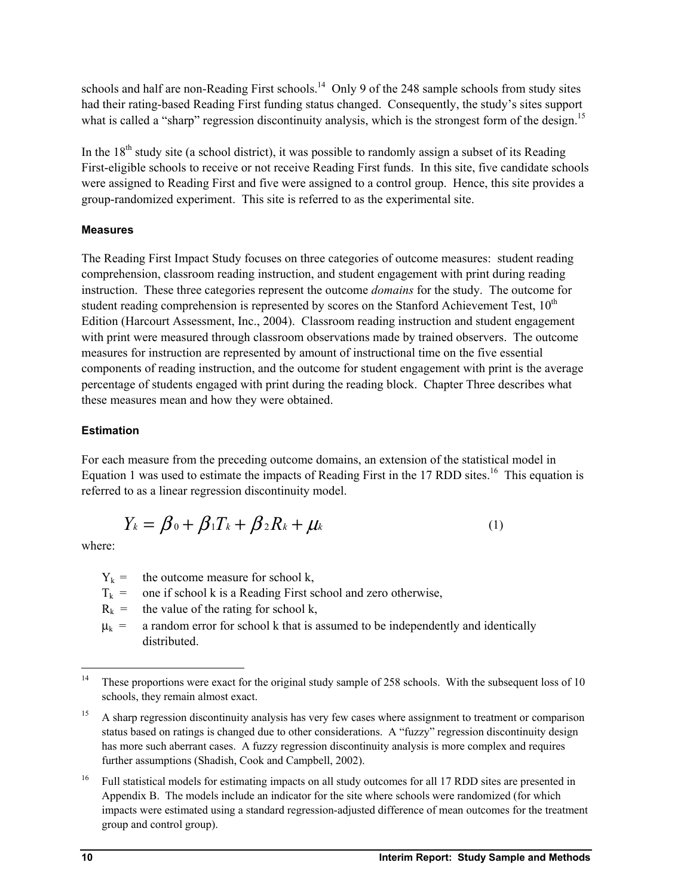schools and half are non-Reading First schools.[14] Only 9 of the 248 sample schools from study sites had their rating-based Reading First funding status changed. Consequently, the study's sites support what is called a "sharp" regression discontinuity analysis, which is the strongest form of the design.[15]

In the 18th study site (a school district), it was possible to randomly assign a subset of its Reading First-eligible schools to receive or not receive Reading First funds. In this site, five candidate schools were assigned to Reading First and five were assigned to a control group. Hence, this site provides a group-randomized experiment. This site is referred to as the experimental site.

#### Measures

The Reading First Impact Study focuses on three categories of outcome measures: student reading comprehension, classroom reading instruction, and student engagement with print during reading instruction. These three categories represent the outcome *domains* for the study. The outcome for student reading comprehension is represented by scores on the Stanford Achievement Test, 10th Edition (Harcourt Assessment, Inc., 2004). Classroom reading instruction and student engagement with print were measured through classroom observations made by trained observers. The outcome measures for instruction are represented by amount of instructional time on the five essential components of reading instruction, and the outcome for student engagement with print is the average percentage of students engaged with print during the reading block. Chapter Three describes what these measures mean and how they were obtained.

#### Estimation

For each measure from the preceding outcome domains, an extension of the statistical model in Equation 1 was used to estimate the impacts of Reading First in the 17 RDD sites.[16] This equation is referred to as a linear regression discontinuity model.

$$Y_k = \beta_0 + \beta_1 T_k + \beta_2 R_k + \mu_k \tag{1}$$

where:

- $Y_k$ = the outcome measure for school k,
- $T_k$ = one if school k is a Reading First school and zero otherwise,
- $R_k$ = the value of the rating for school k,
- $\mu_k$ = a random error for school k that is assumed to be independently and identically distributed.

---

[14] These proportions were exact for the original study sample of 258 schools. With the subsequent loss of 10 schools, they remain almost exact.

[15] A sharp regression discontinuity analysis has very few cases where assignment to treatment or comparison status based on ratings is changed due to other considerations. A "fuzzy" regression discontinuity design has more such aberrant cases. A fuzzy regression discontinuity analysis is more complex and requires further assumptions (Shadish, Cook and Campbell, 2002).

[16] Full statistical models for estimating impacts on all study outcomes for all 17 RDD sites are presented in Appendix B. The models include an indicator for the site where schools were randomized (for which impacts were estimated using a standard regression-adjusted difference of mean outcomes for the treatment group and control group).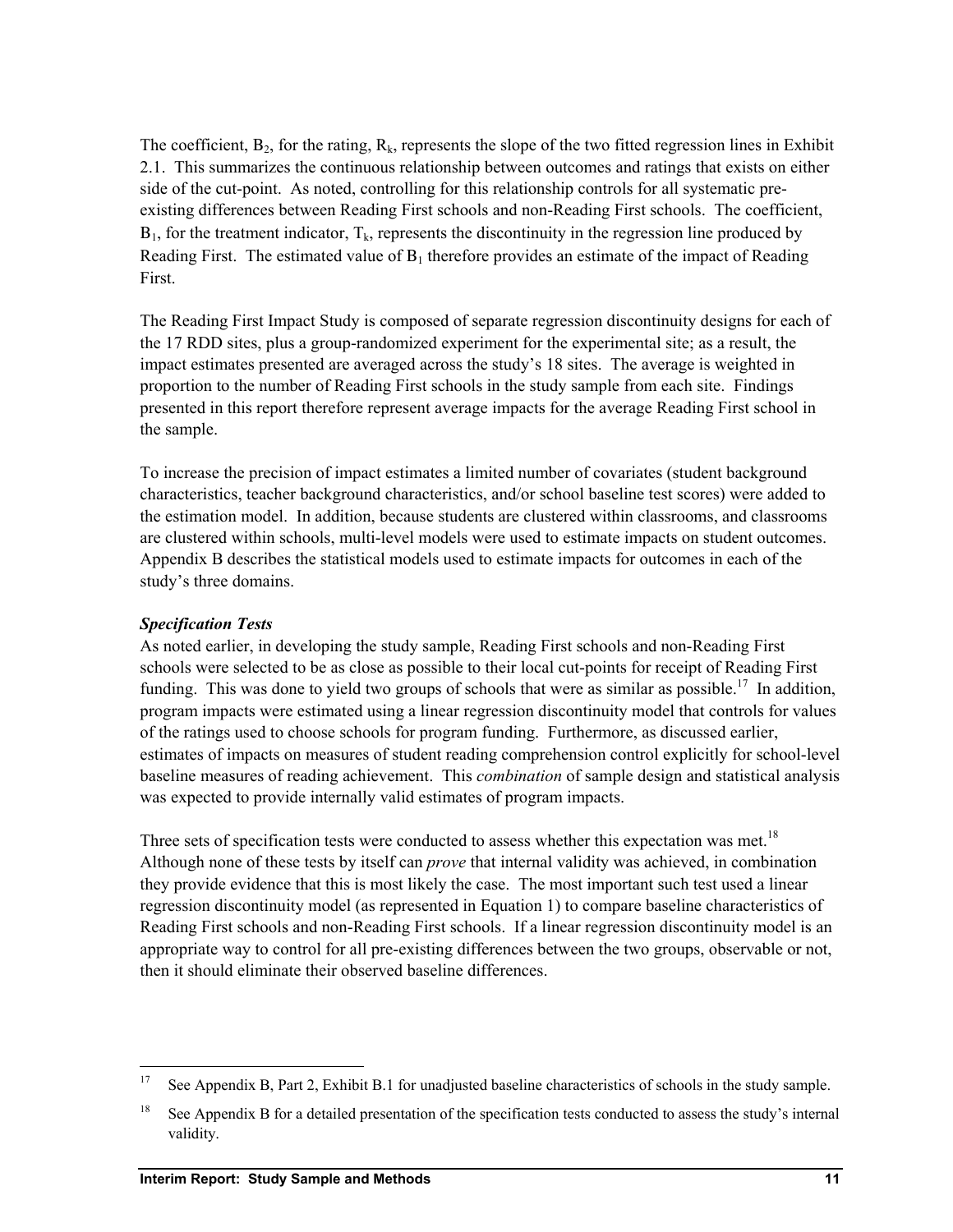The coefficient, $B_2$, for the rating, $R_k$, represents the slope of the two fitted regression lines in Exhibit 2.1. This summarizes the continuous relationship between outcomes and ratings that exists on either side of the cut-point. As noted, controlling for this relationship controls for all systematic pre-existing differences between Reading First schools and non-Reading First schools. The coefficient, $B_1$, for the treatment indicator, $T_k$, represents the discontinuity in the regression line produced by Reading First. The estimated value of $B_1$ therefore provides an estimate of the impact of Reading First.

The Reading First Impact Study is composed of separate regression discontinuity designs for each of the 17 RDD sites, plus a group-randomized experiment for the experimental site; as a result, the impact estimates presented are averaged across the study's 18 sites. The average is weighted in proportion to the number of Reading First schools in the study sample from each site. Findings presented in this report therefore represent average impacts for the average Reading First school in the sample.

To increase the precision of impact estimates a limited number of covariates (student background characteristics, teacher background characteristics, and/or school baseline test scores) were added to the estimation model. In addition, because students are clustered within classrooms, and classrooms are clustered within schools, multi-level models were used to estimate impacts on student outcomes. Appendix B describes the statistical models used to estimate impacts for outcomes in each of the study's three domains.

***Specification Tests***

As noted earlier, in developing the study sample, Reading First schools and non-Reading First schools were selected to be as close as possible to their local cut-points for receipt of Reading First funding. This was done to yield two groups of schools that were as similar as possible.[17] In addition, program impacts were estimated using a linear regression discontinuity model that controls for values of the ratings used to choose schools for program funding. Furthermore, as discussed earlier, estimates of impacts on measures of student reading comprehension control explicitly for school-level baseline measures of reading achievement. This *combination* of sample design and statistical analysis was expected to provide internally valid estimates of program impacts.

Three sets of specification tests were conducted to assess whether this expectation was met.[18] Although none of these tests by itself can *prove* that internal validity was achieved, in combination they provide evidence that this is most likely the case. The most important such test used a linear regression discontinuity model (as represented in Equation 1) to compare baseline characteristics of Reading First schools and non-Reading First schools. If a linear regression discontinuity model is an appropriate way to control for all pre-existing differences between the two groups, observable or not, then it should eliminate their observed baseline differences.

---

[17] See Appendix B, Part 2, Exhibit B.1 for unadjusted baseline characteristics of schools in the study sample.

[18] See Appendix B for a detailed presentation of the specification tests conducted to assess the study's internal validity.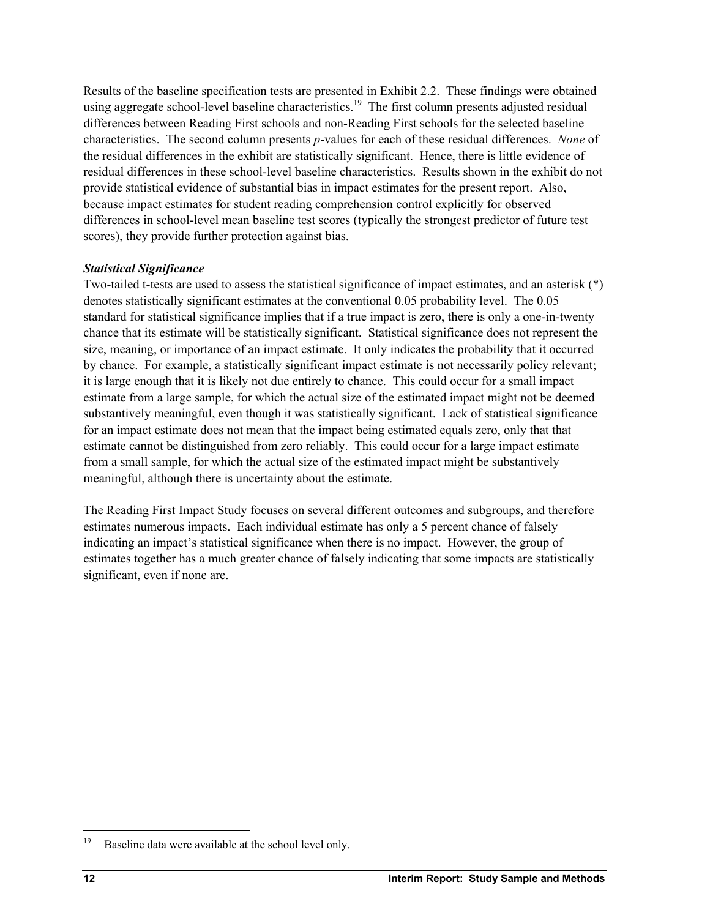Results of the baseline specification tests are presented in Exhibit 2.2. These findings were obtained using aggregate school-level baseline characteristics.[19] The first column presents adjusted residual differences between Reading First schools and non-Reading First schools for the selected baseline characteristics. The second column presents *p*-values for each of these residual differences. *None* of the residual differences in the exhibit are statistically significant. Hence, there is little evidence of residual differences in these school-level baseline characteristics. Results shown in the exhibit do not provide statistical evidence of substantial bias in impact estimates for the present report. Also, because impact estimates for student reading comprehension control explicitly for observed differences in school-level mean baseline test scores (typically the strongest predictor of future test scores), they provide further protection against bias.

***Statistical Significance***

Two-tailed t-tests are used to assess the statistical significance of impact estimates, and an asterisk (*) denotes statistically significant estimates at the conventional 0.05 probability level. The 0.05 standard for statistical significance implies that if a true impact is zero, there is only a one-in-twenty chance that its estimate will be statistically significant. Statistical significance does not represent the size, meaning, or importance of an impact estimate. It only indicates the probability that it occurred by chance. For example, a statistically significant impact estimate is not necessarily policy relevant; it is large enough that it is likely not due entirely to chance. This could occur for a small impact estimate from a large sample, for which the actual size of the estimated impact might not be deemed substantively meaningful, even though it was statistically significant. Lack of statistical significance for an impact estimate does not mean that the impact being estimated equals zero, only that that estimate cannot be distinguished from zero reliably. This could occur for a large impact estimate from a small sample, for which the actual size of the estimated impact might be substantively meaningful, although there is uncertainty about the estimate.

The Reading First Impact Study focuses on several different outcomes and subgroups, and therefore estimates numerous impacts. Each individual estimate has only a 5 percent chance of falsely indicating an impact's statistical significance when there is no impact. However, the group of estimates together has a much greater chance of falsely indicating that some impacts are statistically significant, even if none are.

---

[19] Baseline data were available at the school level only.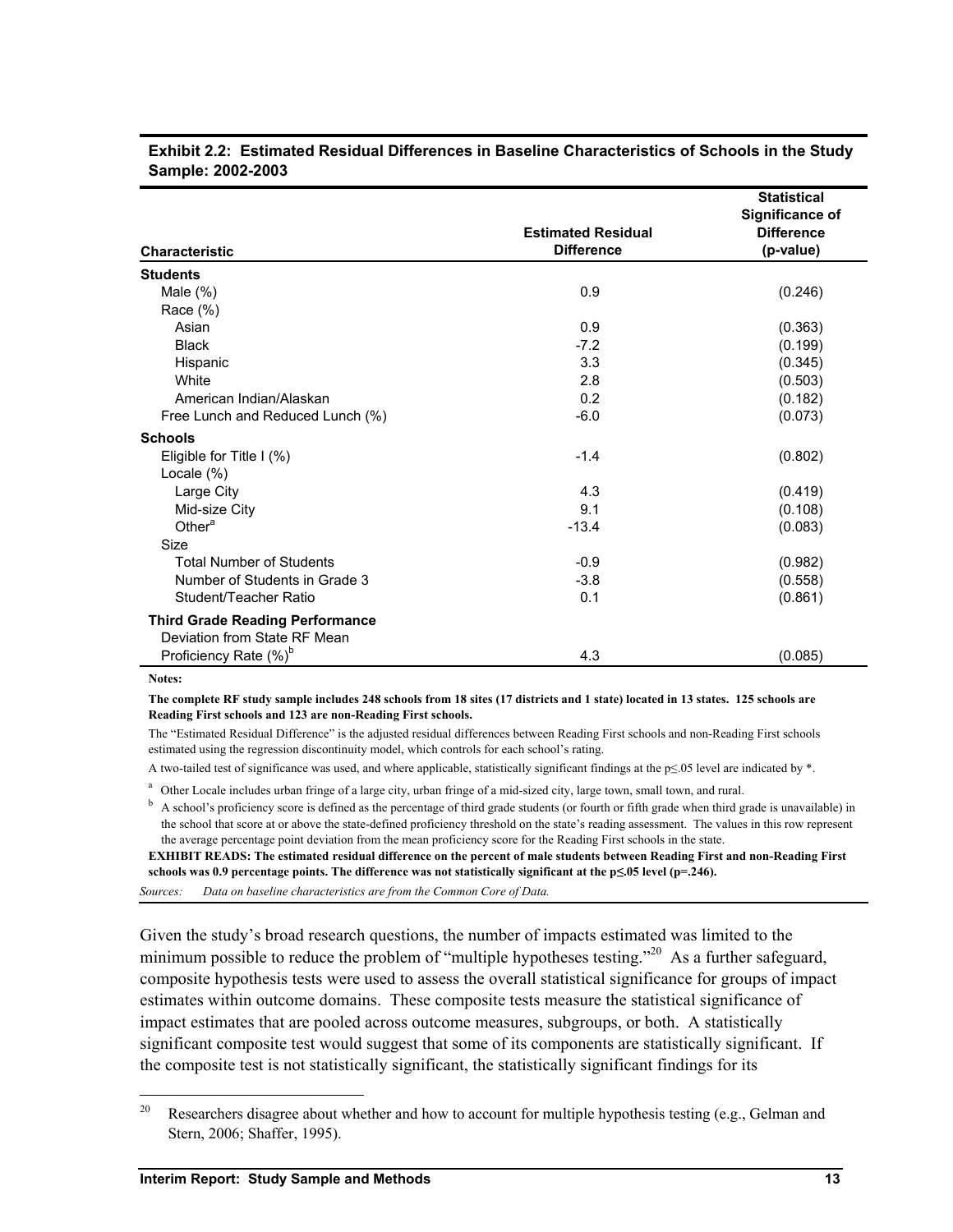**Exhibit 2.2: Estimated Residual Differences in Baseline Characteristics of Schools in the Study Sample: 2002-2003**

| Characteristic | Estimated Residual Difference | Statistical Significance of Difference (p-value) |
|---|---|---|
| **Students** | | |
| Male (%) | 0.9 | (0.246) |
| Race (%) | | |
| Asian | 0.9 | (0.363) |
| Black | -7.2 | (0.199) |
| Hispanic | 3.3 | (0.345) |
| White | 2.8 | (0.503) |
| American Indian/Alaskan | 0.2 | (0.182) |
| Free Lunch and Reduced Lunch (%) | -6.0 | (0.073) |
| **Schools** | | |
| Eligible for Title I (%) | -1.4 | (0.802) |
| Locale (%) | | |
| Large City | 4.3 | (0.419) |
| Mid-size City | 9.1 | (0.108) |
| Other[a] | -13.4 | (0.083) |
| Size | | |
| Total Number of Students | -0.9 | (0.982) |
| Number of Students in Grade 3 | -3.8 | (0.558) |
| Student/Teacher Ratio | 0.1 | (0.861) |
| **Third Grade Reading Performance** | | |
| Deviation from State RF Mean Proficiency Rate (%)[b] | 4.3 | (0.085) |

**Notes:**

**The complete RF study sample includes 248 schools from 18 sites (17 districts and 1 state) located in 13 states. 125 schools are Reading First schools and 123 are non-Reading First schools.**

The "Estimated Residual Difference" is the adjusted residual differences between Reading First schools and non-Reading First schools estimated using the regression discontinuity model, which controls for each school's rating.

A two-tailed test of significance was used, and where applicable, statistically significant findings at the $p \leq .05$ level are indicated by *.

[a] Other Locale includes urban fringe of a large city, urban fringe of a mid-sized city, large town, small town, and rural.

[b] A school's proficiency score is defined as the percentage of third grade students (or fourth or fifth grade when third grade is unavailable) in the school that score at or above the state-defined proficiency threshold on the state's reading assessment. The values in this row represent the average percentage point deviation from the mean proficiency score for the Reading First schools in the state.

**EXHIBIT READS: The estimated residual difference on the percent of male students between Reading First and non-Reading First schools was 0.9 percentage points. The difference was not statistically significant at the $p \leq .05$ level ($p = .246$).**

*Sources: Data on baseline characteristics are from the Common Core of Data.*

Given the study's broad research questions, the number of impacts estimated was limited to the minimum possible to reduce the problem of "multiple hypotheses testing."[20] As a further safeguard, composite hypothesis tests were used to assess the overall statistical significance for groups of impact estimates within outcome domains. These composite tests measure the statistical significance of impact estimates that are pooled across outcome measures, subgroups, or both. A statistically significant composite test would suggest that some of its components are statistically significant. If the composite test is not statistically significant, the statistically significant findings for its

[20] Researchers disagree about whether and how to account for multiple hypothesis testing (e.g., Gelman and Stern, 2006; Shaffer, 1995).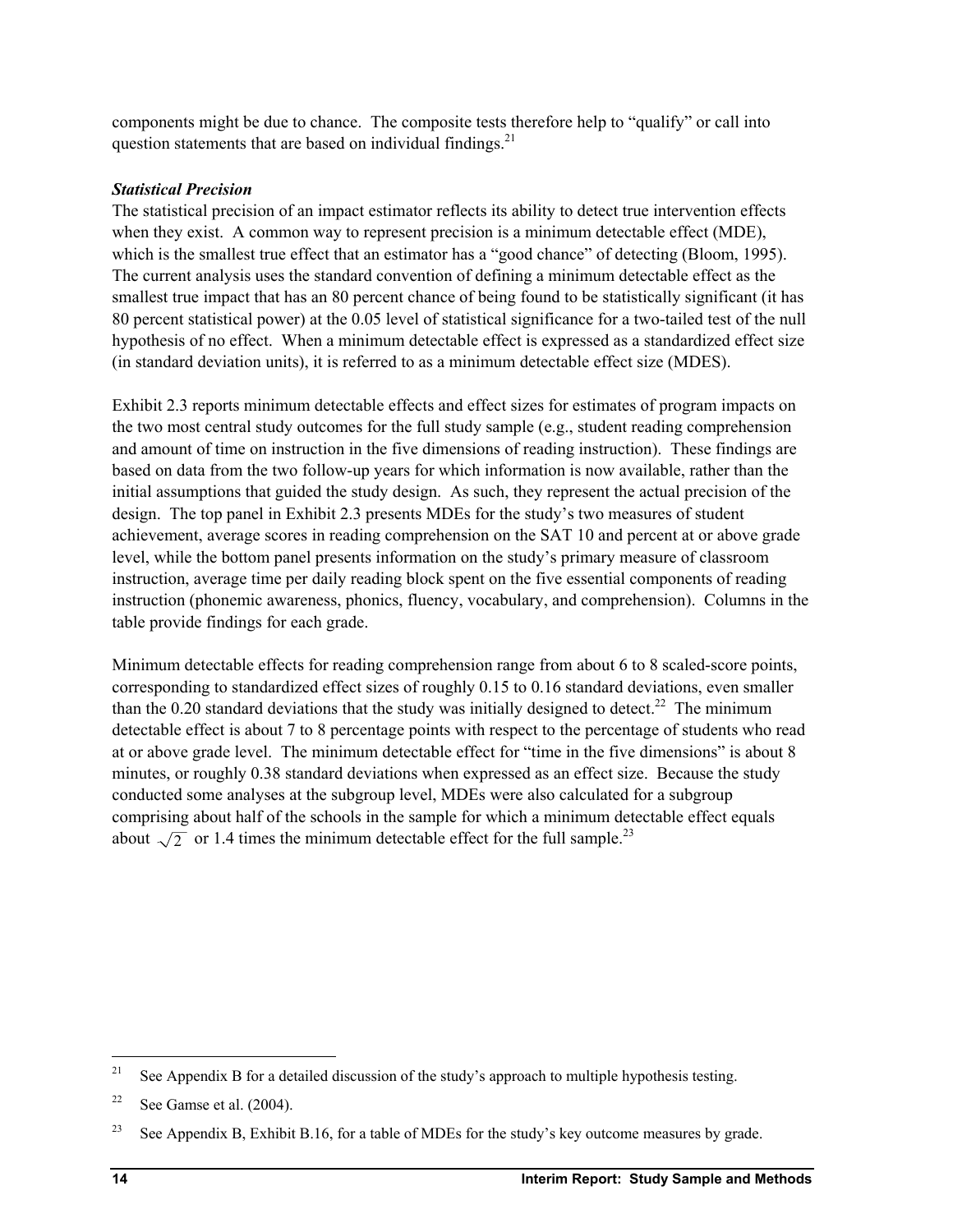components might be due to chance. The composite tests therefore help to "qualify" or call into question statements that are based on individual findings.[21]

### *Statistical Precision*

The statistical precision of an impact estimator reflects its ability to detect true intervention effects when they exist. A common way to represent precision is a minimum detectable effect (MDE), which is the smallest true effect that an estimator has a "good chance" of detecting (Bloom, 1995). The current analysis uses the standard convention of defining a minimum detectable effect as the smallest true impact that has an 80 percent chance of being found to be statistically significant (it has 80 percent statistical power) at the 0.05 level of statistical significance for a two-tailed test of the null hypothesis of no effect. When a minimum detectable effect is expressed as a standardized effect size (in standard deviation units), it is referred to as a minimum detectable effect size (MDES).

Exhibit 2.3 reports minimum detectable effects and effect sizes for estimates of program impacts on the two most central study outcomes for the full study sample (e.g., student reading comprehension and amount of time on instruction in the five dimensions of reading instruction). These findings are based on data from the two follow-up years for which information is now available, rather than the initial assumptions that guided the study design. As such, they represent the actual precision of the design. The top panel in Exhibit 2.3 presents MDEs for the study's two measures of student achievement, average scores in reading comprehension on the SAT 10 and percent at or above grade level, while the bottom panel presents information on the study's primary measure of classroom instruction, average time per daily reading block spent on the five essential components of reading instruction (phonemic awareness, phonics, fluency, vocabulary, and comprehension). Columns in the table provide findings for each grade.

Minimum detectable effects for reading comprehension range from about 6 to 8 scaled-score points, corresponding to standardized effect sizes of roughly 0.15 to 0.16 standard deviations, even smaller than the 0.20 standard deviations that the study was initially designed to detect.[22] The minimum detectable effect is about 7 to 8 percentage points with respect to the percentage of students who read at or above grade level. The minimum detectable effect for "time in the five dimensions" is about 8 minutes, or roughly 0.38 standard deviations when expressed as an effect size. Because the study conducted some analyses at the subgroup level, MDEs were also calculated for a subgroup comprising about half of the schools in the sample for which a minimum detectable effect equals about $\sqrt{2}$ or 1.4 times the minimum detectable effect for the full sample.[23]

---

[21] See Appendix B for a detailed discussion of the study's approach to multiple hypothesis testing.

[22] See Gamse et al. (2004).

[23] See Appendix B, Exhibit B.16, for a table of MDEs for the study's key outcome measures by grade.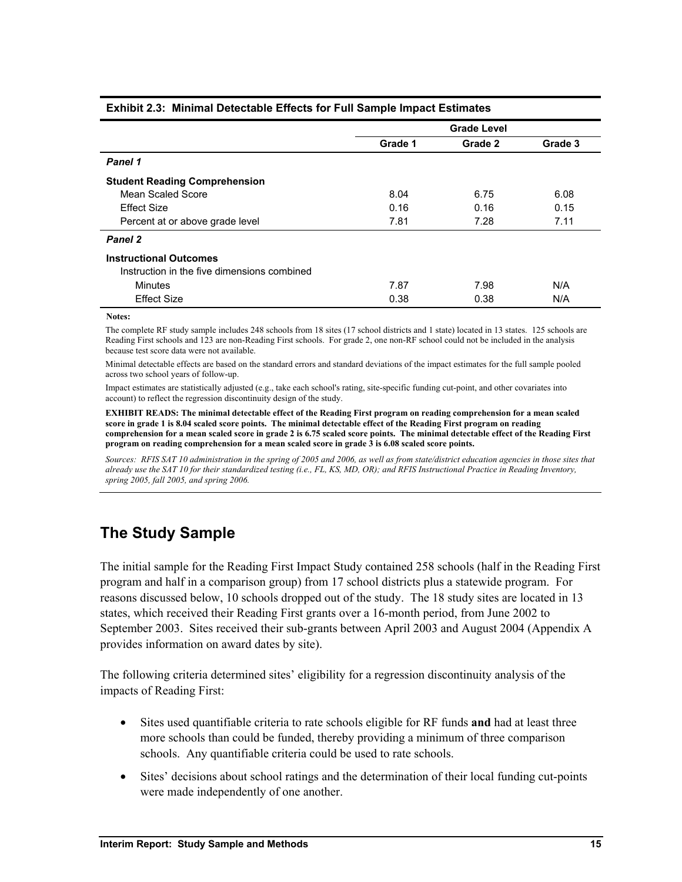**Exhibit 2.3: Minimal Detectable Effects for Full Sample Impact Estimates**

| | Grade Level | | |
|---|---|---|---|
| | **Grade 1** | **Grade 2** | **Grade 3** |
| ***Panel 1*** | | | |
| **Student Reading Comprehension** | | | |
| Mean Scaled Score | 8.04 | 6.75 | 6.08 |
| Effect Size | 0.16 | 0.16 | 0.15 |
| Percent at or above grade level | 7.81 | 7.28 | 7.11 |
| ***Panel 2*** | | | |
| **Instructional Outcomes** | | | |
| Instruction in the five dimensions combined | | | |
| Minutes | 7.87 | 7.98 | N/A |
| Effect Size | 0.38 | 0.38 | N/A |

**Notes:**

The complete RF study sample includes 248 schools from 18 sites (17 school districts and 1 state) located in 13 states. 125 schools are Reading First schools and 123 are non-Reading First schools. For grade 2, one non-RF school could not be included in the analysis because test score data were not available.

Minimal detectable effects are based on the standard errors and standard deviations of the impact estimates for the full sample pooled across two school years of follow-up.

Impact estimates are statistically adjusted (e.g., take each school's rating, site-specific funding cut-point, and other covariates into account) to reflect the regression discontinuity design of the study.

**EXHIBIT READS: The minimal detectable effect of the Reading First program on reading comprehension for a mean scaled score in grade 1 is 8.04 scaled score points. The minimal detectable effect of the Reading First program on reading comprehension for a mean scaled score in grade 2 is 6.75 scaled score points. The minimal detectable effect of the Reading First program on reading comprehension for a mean scaled score in grade 3 is 6.08 scaled score points.**

*Sources: RFIS SAT 10 administration in the spring of 2005 and 2006, as well as from state/district education agencies in those sites that already use the SAT 10 for their standardized testing (i.e., FL, KS, MD, OR); and RFIS Instructional Practice in Reading Inventory, spring 2005, fall 2005, and spring 2006.*

## The Study Sample

The initial sample for the Reading First Impact Study contained 258 schools (half in the Reading First program and half in a comparison group) from 17 school districts plus a statewide program. For reasons discussed below, 10 schools dropped out of the study. The 18 study sites are located in 13 states, which received their Reading First grants over a 16-month period, from June 2002 to September 2003. Sites received their sub-grants between April 2003 and August 2004 (Appendix A provides information on award dates by site).

The following criteria determined sites' eligibility for a regression discontinuity analysis of the impacts of Reading First:

- Sites used quantifiable criteria to rate schools eligible for RF funds **and** had at least three more schools than could be funded, thereby providing a minimum of three comparison schools. Any quantifiable criteria could be used to rate schools.
- Sites' decisions about school ratings and the determination of their local funding cut-points were made independently of one another.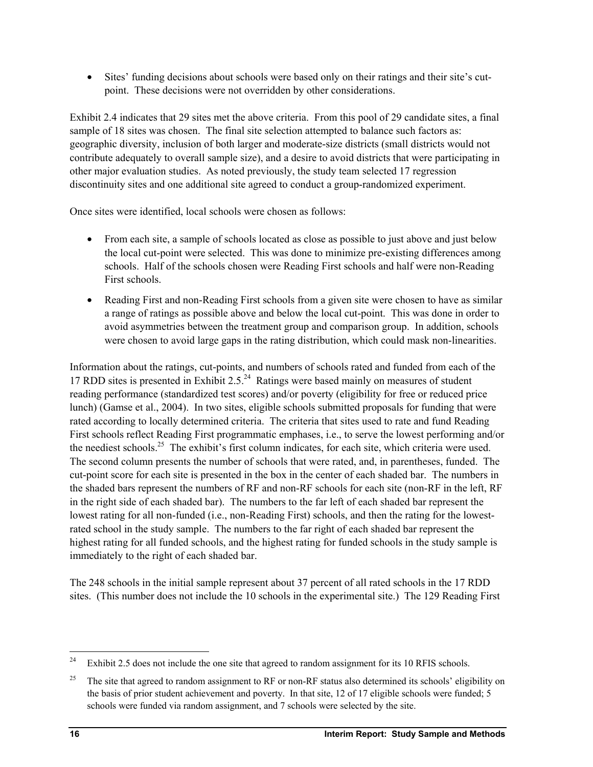- Sites' funding decisions about schools were based only on their ratings and their site's cut-point. These decisions were not overridden by other considerations.

Exhibit 2.4 indicates that 29 sites met the above criteria. From this pool of 29 candidate sites, a final sample of 18 sites was chosen. The final site selection attempted to balance such factors as: geographic diversity, inclusion of both larger and moderate-size districts (small districts would not contribute adequately to overall sample size), and a desire to avoid districts that were participating in other major evaluation studies. As noted previously, the study team selected 17 regression discontinuity sites and one additional site agreed to conduct a group-randomized experiment.

Once sites were identified, local schools were chosen as follows:

- From each site, a sample of schools located as close as possible to just above and just below the local cut-point were selected. This was done to minimize pre-existing differences among schools. Half of the schools chosen were Reading First schools and half were non-Reading First schools.
- Reading First and non-Reading First schools from a given site were chosen to have as similar a range of ratings as possible above and below the local cut-point. This was done in order to avoid asymmetries between the treatment group and comparison group. In addition, schools were chosen to avoid large gaps in the rating distribution, which could mask non-linearities.

Information about the ratings, cut-points, and numbers of schools rated and funded from each of the 17 RDD sites is presented in Exhibit 2.5.[24] Ratings were based mainly on measures of student reading performance (standardized test scores) and/or poverty (eligibility for free or reduced price lunch) (Gamse et al., 2004). In two sites, eligible schools submitted proposals for funding that were rated according to locally determined criteria. The criteria that sites used to rate and fund Reading First schools reflect Reading First programmatic emphases, i.e., to serve the lowest performing and/or the neediest schools.[25] The exhibit's first column indicates, for each site, which criteria were used. The second column presents the number of schools that were rated, and, in parentheses, funded. The cut-point score for each site is presented in the box in the center of each shaded bar. The numbers in the shaded bars represent the numbers of RF and non-RF schools for each site (non-RF in the left, RF in the right side of each shaded bar). The numbers to the far left of each shaded bar represent the lowest rating for all non-funded (i.e., non-Reading First) schools, and then the rating for the lowest-rated school in the study sample. The numbers to the far right of each shaded bar represent the highest rating for all funded schools, and the highest rating for funded schools in the study sample is immediately to the right of each shaded bar.

The 248 schools in the initial sample represent about 37 percent of all rated schools in the 17 RDD sites. (This number does not include the 10 schools in the experimental site.) The 129 Reading First

---

[24] Exhibit 2.5 does not include the one site that agreed to random assignment for its 10 RFIS schools.

[25] The site that agreed to random assignment to RF or non-RF status also determined its schools' eligibility on the basis of prior student achievement and poverty. In that site, 12 of 17 eligible schools were funded; 5 schools were funded via random assignment, and 7 schools were selected by the site.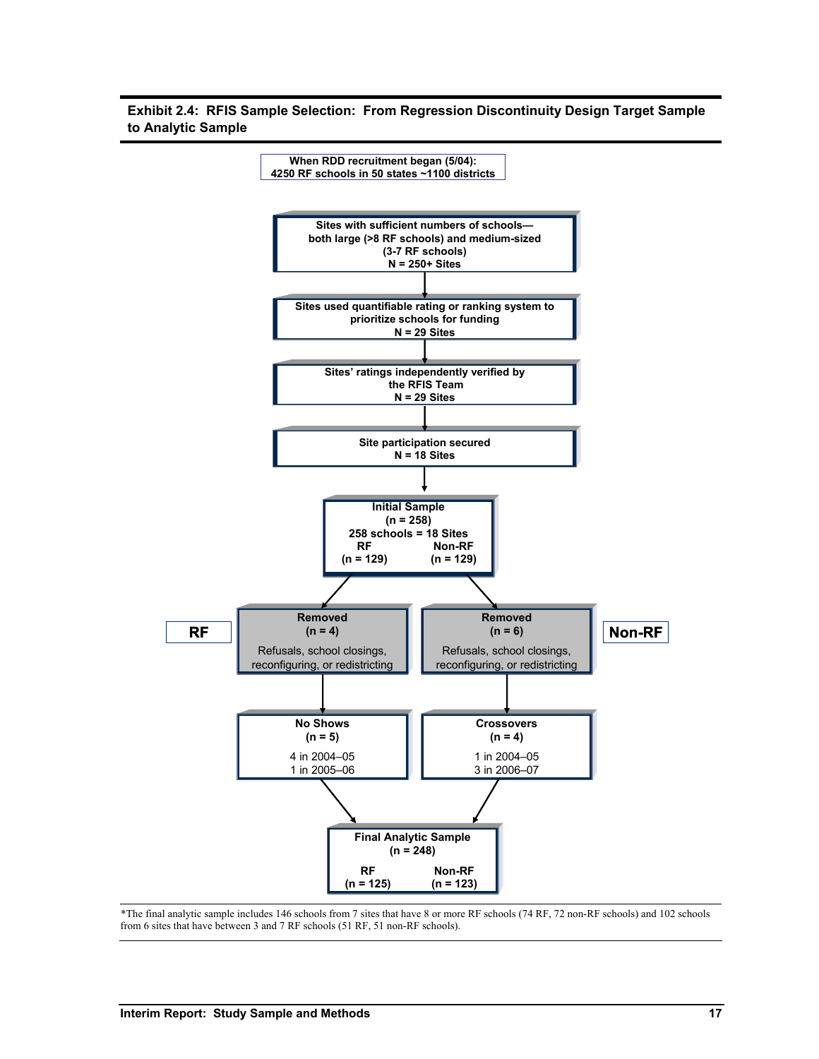**Exhibit 2.4: RFIS Sample Selection: From Regression Discontinuity Design Target Sample to Analytic Sample**

When RDD recruitment began (5/04):
4250 RF schools in 50 states ~1100 districts

↓

Sites with sufficient numbers of schools—both large (>8 RF schools) and medium-sized (3-7 RF schools)
N = 250+ Sites

↓

Sites used quantifiable rating or ranking system to prioritize schools for funding
N = 29 Sites

↓

Sites' ratings independently verified by the RFIS Team
N = 29 Sites

↓

Site participation secured
N = 18 Sites

↓

Initial Sample
(n = 258)
258 schools = 18 Sites

| RF | Non-RF |
|---|---|
| (n = 129) | (n = 129) |

| | RF | Non-RF |
|---|---|---|
| Removed | Removed (n = 4)<br>Refusals, school closings, reconfiguring, or redistricting | Removed (n = 6)<br>Refusals, school closings, reconfiguring, or redistricting |
| | No Shows (n = 5)<br>4 in 2004–05<br>1 in 2005–06 | Crossovers (n = 4)<br>1 in 2004–05<br>3 in 2006–07 |

↓

Final Analytic Sample
(n = 248)

| RF | Non-RF |
|---|---|
| (n = 125) | (n = 123) |

*The final analytic sample includes 146 schools from 7 sites that have 8 or more RF schools (74 RF, 72 non-RF schools) and 102 schools from 6 sites that have between 3 and 7 RF schools (51 RF, 51 non-RF schools).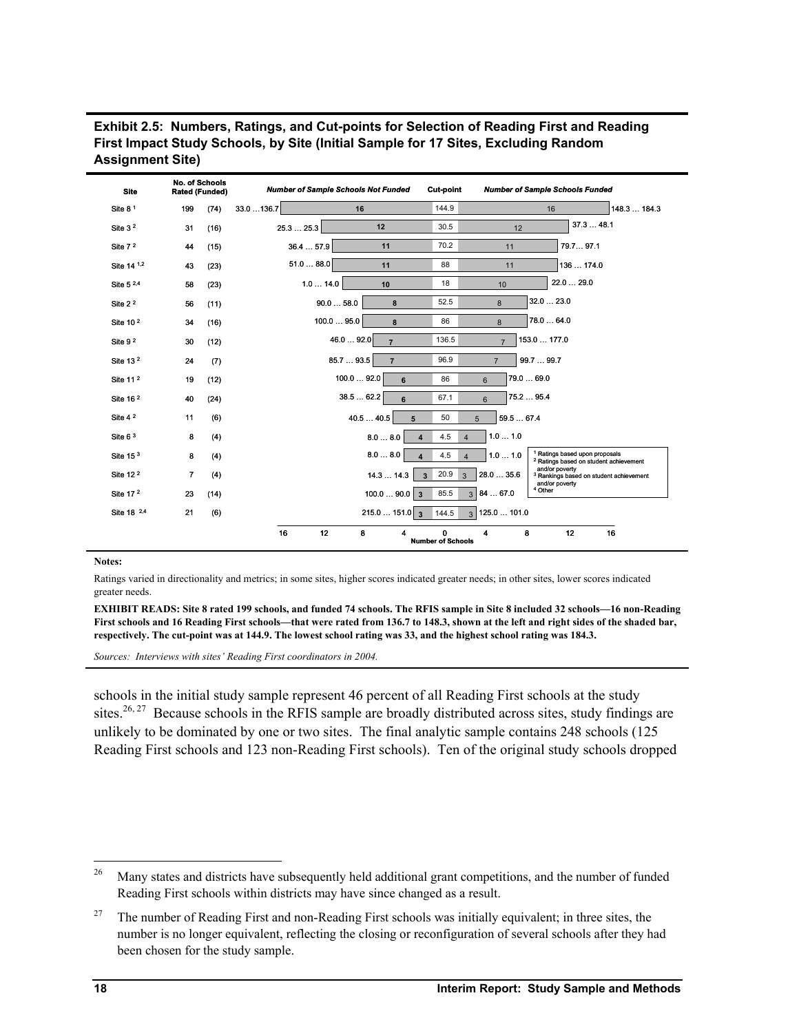**Exhibit 2.5: Numbers, Ratings, and Cut-points for Selection of Reading First and Reading First Impact Study Schools, by Site (Initial Sample for 17 Sites, Excluding Random Assignment Site)**

| Site | No. of Schools Rated | (Funded) | Ratings of Not Funded Schools (lowest … highest in sample) | Number of Sample Schools Not Funded | Cut-point | Number of Sample Schools Funded | Ratings of Funded Schools (lowest in sample … highest) |
|---|---|---|---|---|---|---|---|
| Site 8 [1] | 199 | (74) | 33.0 …136.7 | 16 | 144.9 | 16 | 148.3 … 184.3 |
| Site 3 [2] | 31 | (16) | 25.3 … 25.3 | 12 | 30.5 | 12 | 37.3 … 48.1 |
| Site 7 [2] | 44 | (15) | 36.4 … 57.9 | 11 | 70.2 | 11 | 79.7… 97.1 |
| Site 14 [1,2] | 43 | (23) | 51.0 … 88.0 | 11 | 88 | 11 | 136 … 174.0 |
| Site 5 [2,4] | 58 | (23) | 1.0 … 14.0 | 10 | 18 | 10 | 22.0 … 29.0 |
| Site 2 [2] | 56 | (11) | 90.0 … 58.0 | 8 | 52.5 | 8 | 32.0 … 23.0 |
| Site 10 [2] | 34 | (16) | 100.0 … 95.0 | 8 | 86 | 8 | 78.0 … 64.0 |
| Site 9 [2] | 30 | (12) | 46.0 … 92.0 | 7 | 136.5 | 7 | 153.0 … 177.0 |
| Site 13 [2] | 24 | (7) | 85.7 … 93.5 | 7 | 96.9 | 7 | 99.7 … 99.7 |
| Site 11 [2] | 19 | (12) | 100.0 … 92.0 | 6 | 86 | 6 | 79.0 … 69.0 |
| Site 16 [2] | 40 | (24) | 38.5 … 62.2 | 6 | 67.1 | 6 | 75.2 … 95.4 |
| Site 4 [2] | 11 | (6) | 40.5 … 40.5 | 5 | 50 | 5 | 59.5 … 67.4 |
| Site 6 [3] | 8 | (4) | 8.0 … 8.0 | 4 | 4.5 | 4 | 1.0 … 1.0 |
| Site 15 [3] | 8 | (4) | 8.0 … 8.0 | 4 | 4.5 | 4 | 1.0 … 1.0 |
| Site 12 [2] | 7 | (4) | 14.3 … 14.3 | 3 | 20.9 | 3 | 28.0 … 35.6 |
| Site 17 [2] | 23 | (14) | 100.0 … 90.0 | 3 | 85.5 | 3 | 84 … 67.0 |
| Site 18 [2,4] | 21 | (6) | 215.0 … 151.0 | 3 | 144.5 | 3 | 125.0 … 101.0 |

[1] Ratings based upon proposals
[2] Ratings based on student achievement and/or poverty
[3] Rankings based on student achievement and/or poverty
[4] Other

**Notes:**

Ratings varied in directionality and metrics; in some sites, higher scores indicated greater needs; in other sites, lower scores indicated greater needs.

**EXHIBIT READS: Site 8 rated 199 schools, and funded 74 schools. The RFIS sample in Site 8 included 32 schools—16 non-Reading First schools and 16 Reading First schools—that were rated from 136.7 to 148.3, shown at the left and right sides of the shaded bar, respectively. The cut-point was at 144.9. The lowest school rating was 33, and the highest school rating was 184.3.**

*Sources: Interviews with sites' Reading First coordinators in 2004.*

schools in the initial study sample represent 46 percent of all Reading First schools at the study sites.[26, 27] Because schools in the RFIS sample are broadly distributed across sites, study findings are unlikely to be dominated by one or two sites. The final analytic sample contains 248 schools (125 Reading First schools and 123 non-Reading First schools). Ten of the original study schools dropped

[26] Many states and districts have subsequently held additional grant competitions, and the number of funded Reading First schools within districts may have since changed as a result.

[27] The number of Reading First and non-Reading First schools was initially equivalent; in three sites, the number is no longer equivalent, reflecting the closing or reconfiguration of several schools after they had been chosen for the study sample.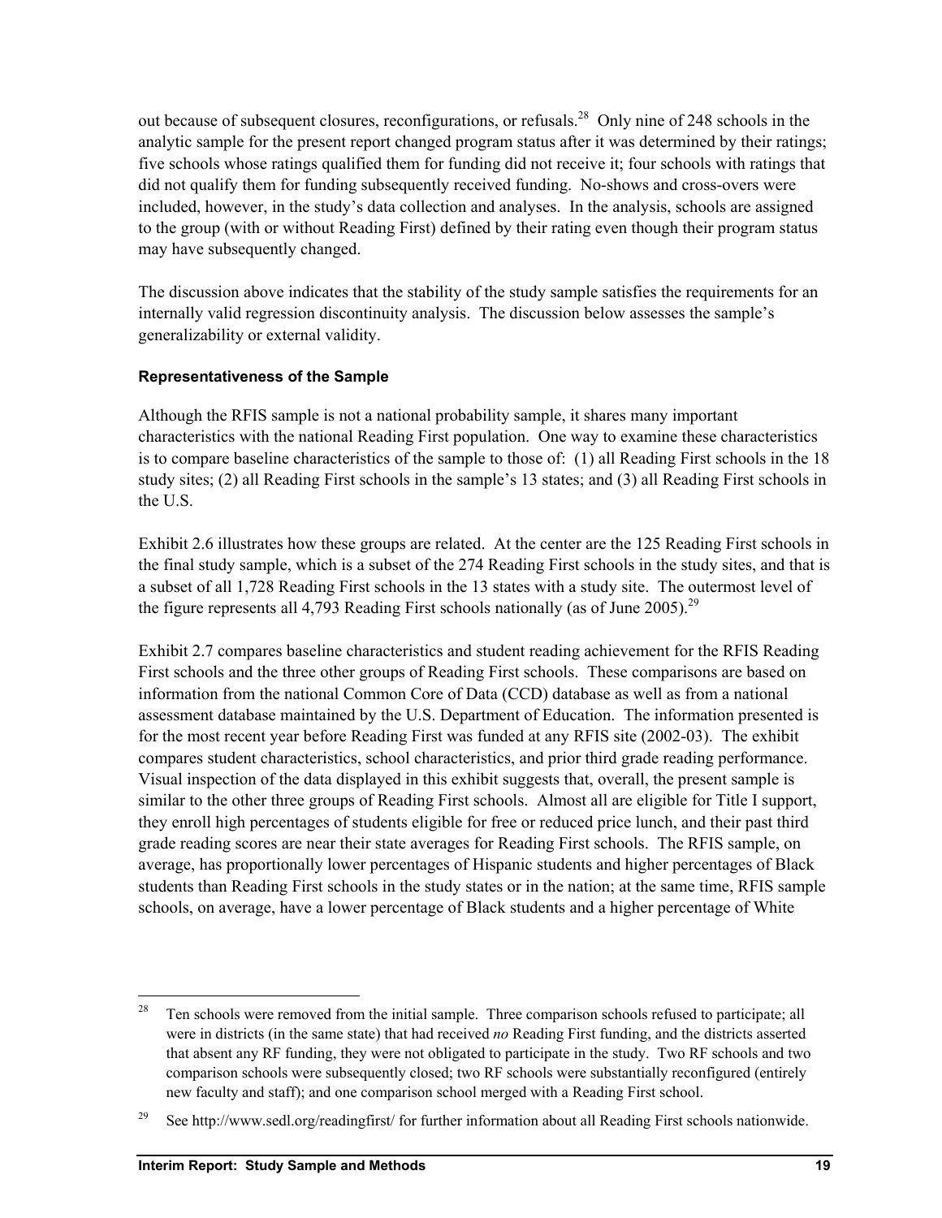out because of subsequent closures, reconfigurations, or refusals.[28] Only nine of 248 schools in the analytic sample for the present report changed program status after it was determined by their ratings; five schools whose ratings qualified them for funding did not receive it; four schools with ratings that did not qualify them for funding subsequently received funding. No-shows and cross-overs were included, however, in the study's data collection and analyses. In the analysis, schools are assigned to the group (with or without Reading First) defined by their rating even though their program status may have subsequently changed.

The discussion above indicates that the stability of the study sample satisfies the requirements for an internally valid regression discontinuity analysis. The discussion below assesses the sample's generalizability or external validity.

**Representativeness of the Sample**

Although the RFIS sample is not a national probability sample, it shares many important characteristics with the national Reading First population. One way to examine these characteristics is to compare baseline characteristics of the sample to those of: (1) all Reading First schools in the 18 study sites; (2) all Reading First schools in the sample's 13 states; and (3) all Reading First schools in the U.S.

Exhibit 2.6 illustrates how these groups are related. At the center are the 125 Reading First schools in the final study sample, which is a subset of the 274 Reading First schools in the study sites, and that is a subset of all 1,728 Reading First schools in the 13 states with a study site. The outermost level of the figure represents all 4,793 Reading First schools nationally (as of June 2005).[29]

Exhibit 2.7 compares baseline characteristics and student reading achievement for the RFIS Reading First schools and the three other groups of Reading First schools. These comparisons are based on information from the national Common Core of Data (CCD) database as well as from a national assessment database maintained by the U.S. Department of Education. The information presented is for the most recent year before Reading First was funded at any RFIS site (2002-03). The exhibit compares student characteristics, school characteristics, and prior third grade reading performance. Visual inspection of the data displayed in this exhibit suggests that, overall, the present sample is similar to the other three groups of Reading First schools. Almost all are eligible for Title I support, they enroll high percentages of students eligible for free or reduced price lunch, and their past third grade reading scores are near their state averages for Reading First schools. The RFIS sample, on average, has proportionally lower percentages of Hispanic students and higher percentages of Black students than Reading First schools in the study states or in the nation; at the same time, RFIS sample schools, on average, have a lower percentage of Black students and a higher percentage of White

[28] Ten schools were removed from the initial sample. Three comparison schools refused to participate; all were in districts (in the same state) that had received *no* Reading First funding, and the districts asserted that absent any RF funding, they were not obligated to participate in the study. Two RF schools and two comparison schools were subsequently closed; two RF schools were substantially reconfigured (entirely new faculty and staff); and one comparison school merged with a Reading First school.

[29] See http://www.sedl.org/readingfirst/ for further information about all Reading First schools nationwide.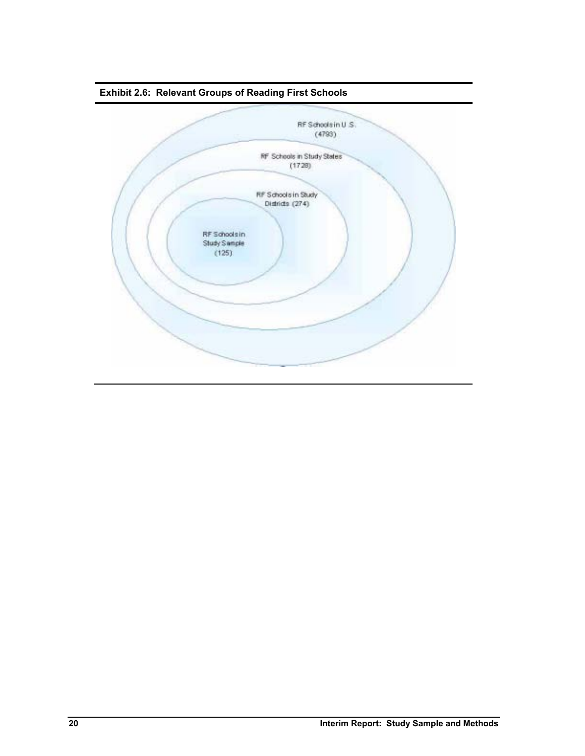**Exhibit 2.6: Relevant Groups of Reading First Schools**

RF Schools in U.S. (4793)

RF Schools in Study States (1728)

RF Schools in Study Districts (274)

RF Schools in Study Sample (125)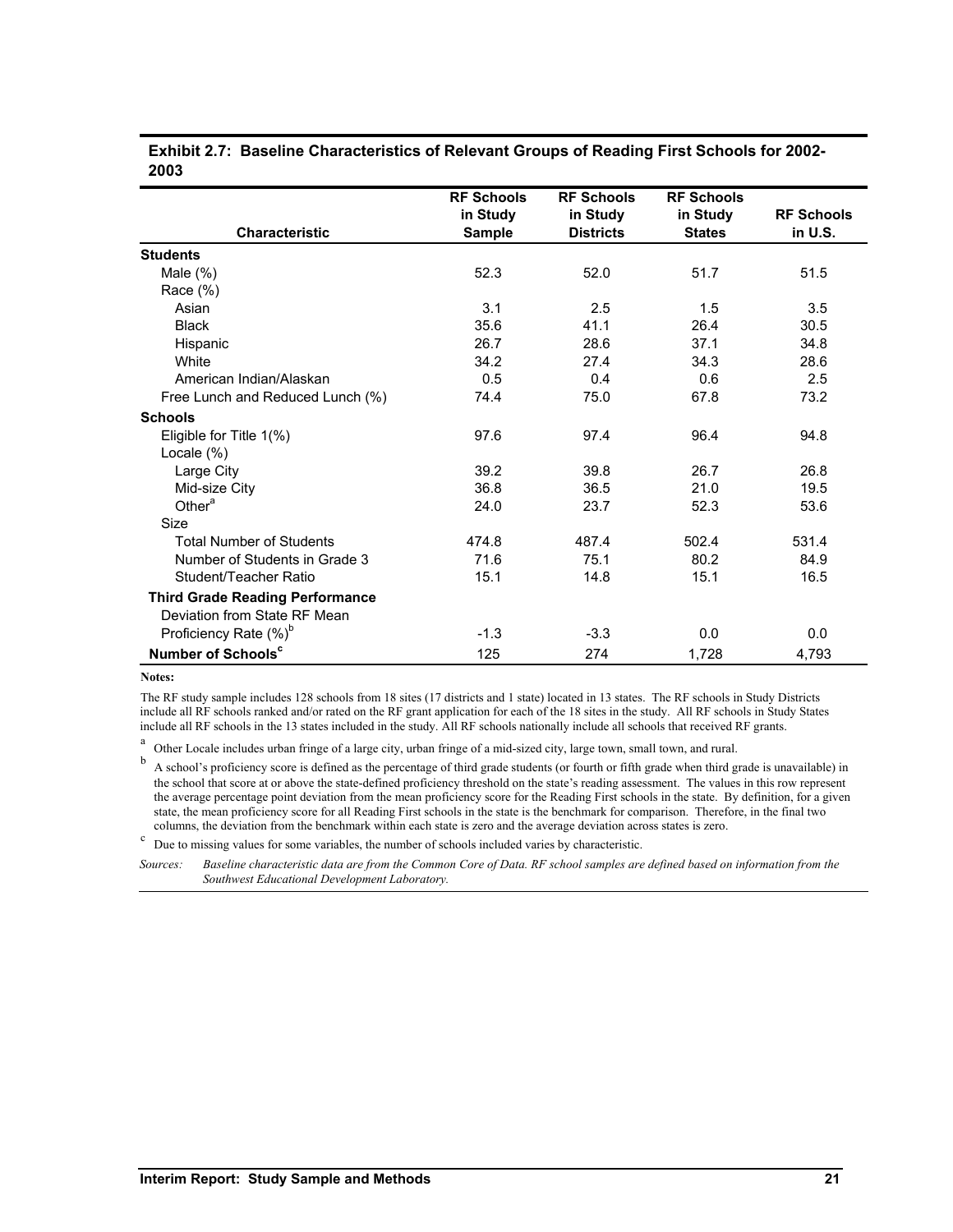**Exhibit 2.7: Baseline Characteristics of Relevant Groups of Reading First Schools for 2002-2003**

| Characteristic | RF Schools in Study Sample | RF Schools in Study Districts | RF Schools in Study States | RF Schools in U.S. |
|---|---|---|---|---|
| **Students** | | | | |
| Male (%) | 52.3 | 52.0 | 51.7 | 51.5 |
| Race (%) | | | | |
| Asian | 3.1 | 2.5 | 1.5 | 3.5 |
| Black | 35.6 | 41.1 | 26.4 | 30.5 |
| Hispanic | 26.7 | 28.6 | 37.1 | 34.8 |
| White | 34.2 | 27.4 | 34.3 | 28.6 |
| American Indian/Alaskan | 0.5 | 0.4 | 0.6 | 2.5 |
| Free Lunch and Reduced Lunch (%) | 74.4 | 75.0 | 67.8 | 73.2 |
| **Schools** | | | | |
| Eligible for Title 1(%) | 97.6 | 97.4 | 96.4 | 94.8 |
| Locale (%) | | | | |
| Large City | 39.2 | 39.8 | 26.7 | 26.8 |
| Mid-size City | 36.8 | 36.5 | 21.0 | 19.5 |
| Other[a] | 24.0 | 23.7 | 52.3 | 53.6 |
| Size | | | | |
| Total Number of Students | 474.8 | 487.4 | 502.4 | 531.4 |
| Number of Students in Grade 3 | 71.6 | 75.1 | 80.2 | 84.9 |
| Student/Teacher Ratio | 15.1 | 14.8 | 15.1 | 16.5 |
| **Third Grade Reading Performance** | | | | |
| Deviation from State RF Mean Proficiency Rate (%)[b] | -1.3 | -3.3 | 0.0 | 0.0 |
| **Number of Schools[c]** | 125 | 274 | 1,728 | 4,793 |

**Notes:**

The RF study sample includes 128 schools from 18 sites (17 districts and 1 state) located in 13 states. The RF schools in Study Districts include all RF schools ranked and/or rated on the RF grant application for each of the 18 sites in the study. All RF schools in Study States include all RF schools in the 13 states included in the study. All RF schools nationally include all schools that received RF grants.

[a] Other Locale includes urban fringe of a large city, urban fringe of a mid-sized city, large town, small town, and rural.

[b] A school's proficiency score is defined as the percentage of third grade students (or fourth or fifth grade when third grade is unavailable) in the school that score at or above the state-defined proficiency threshold on the state's reading assessment. The values in this row represent the average percentage point deviation from the mean proficiency score for the Reading First schools in the state. By definition, for a given state, the mean proficiency score for all Reading First schools in the state is the benchmark for comparison. Therefore, in the final two columns, the deviation from the benchmark within each state is zero and the average deviation across states is zero.

[c] Due to missing values for some variables, the number of schools included varies by characteristic.

*Sources:* *Baseline characteristic data are from the Common Core of Data. RF school samples are defined based on information from the Southwest Educational Development Laboratory.*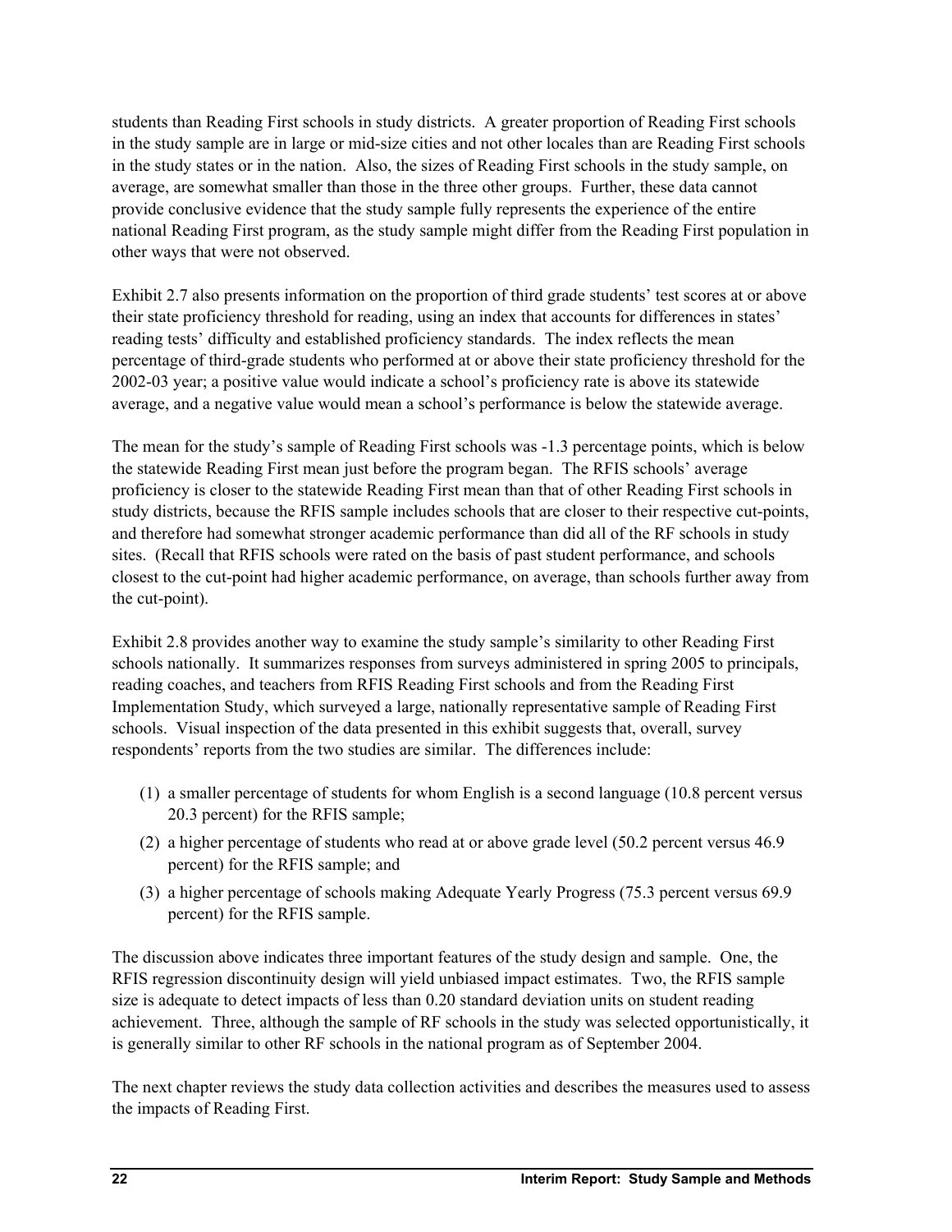students than Reading First schools in study districts. A greater proportion of Reading First schools in the study sample are in large or mid-size cities and not other locales than are Reading First schools in the study states or in the nation. Also, the sizes of Reading First schools in the study sample, on average, are somewhat smaller than those in the three other groups. Further, these data cannot provide conclusive evidence that the study sample fully represents the experience of the entire national Reading First program, as the study sample might differ from the Reading First population in other ways that were not observed.

Exhibit 2.7 also presents information on the proportion of third grade students' test scores at or above their state proficiency threshold for reading, using an index that accounts for differences in states' reading tests' difficulty and established proficiency standards. The index reflects the mean percentage of third-grade students who performed at or above their state proficiency threshold for the 2002-03 year; a positive value would indicate a school's proficiency rate is above its statewide average, and a negative value would mean a school's performance is below the statewide average.

The mean for the study's sample of Reading First schools was -1.3 percentage points, which is below the statewide Reading First mean just before the program began. The RFIS schools' average proficiency is closer to the statewide Reading First mean than that of other Reading First schools in study districts, because the RFIS sample includes schools that are closer to their respective cut-points, and therefore had somewhat stronger academic performance than did all of the RF schools in study sites. (Recall that RFIS schools were rated on the basis of past student performance, and schools closest to the cut-point had higher academic performance, on average, than schools further away from the cut-point).

Exhibit 2.8 provides another way to examine the study sample's similarity to other Reading First schools nationally. It summarizes responses from surveys administered in spring 2005 to principals, reading coaches, and teachers from RFIS Reading First schools and from the Reading First Implementation Study, which surveyed a large, nationally representative sample of Reading First schools. Visual inspection of the data presented in this exhibit suggests that, overall, survey respondents' reports from the two studies are similar. The differences include:

(1) a smaller percentage of students for whom English is a second language (10.8 percent versus 20.3 percent) for the RFIS sample;

(2) a higher percentage of students who read at or above grade level (50.2 percent versus 46.9 percent) for the RFIS sample; and

(3) a higher percentage of schools making Adequate Yearly Progress (75.3 percent versus 69.9 percent) for the RFIS sample.

The discussion above indicates three important features of the study design and sample. One, the RFIS regression discontinuity design will yield unbiased impact estimates. Two, the RFIS sample size is adequate to detect impacts of less than 0.20 standard deviation units on student reading achievement. Three, although the sample of RF schools in the study was selected opportunistically, it is generally similar to other RF schools in the national program as of September 2004.

The next chapter reviews the study data collection activities and describes the measures used to assess the impacts of Reading First.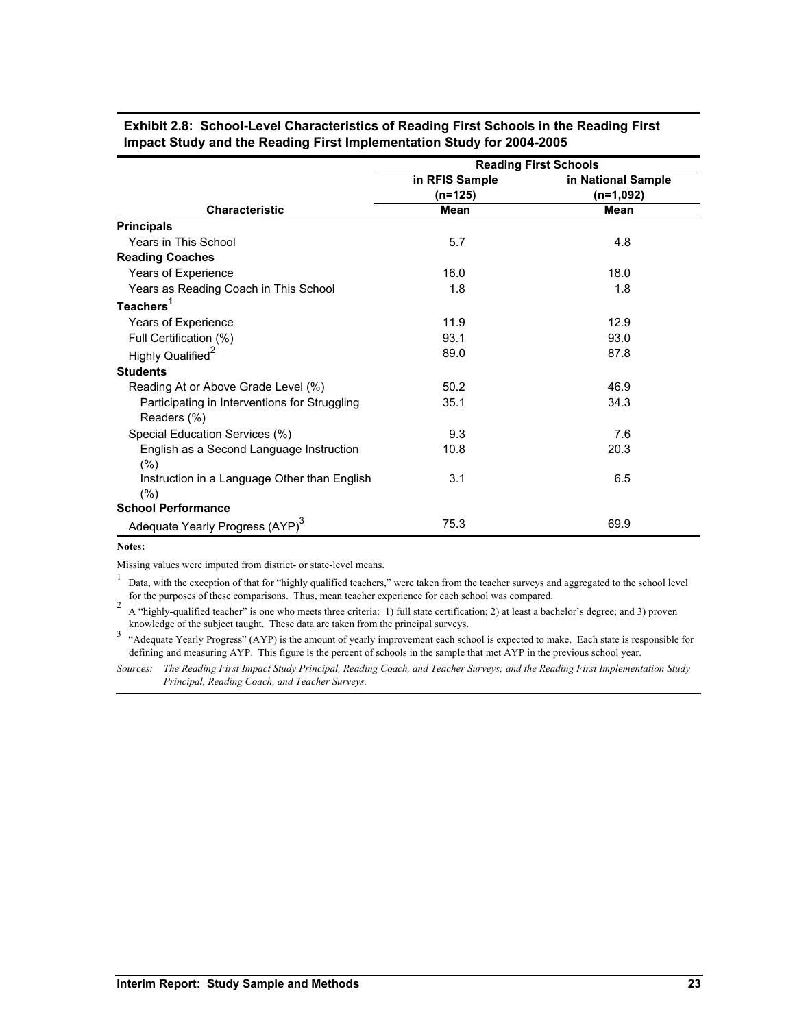**Exhibit 2.8: School-Level Characteristics of Reading First Schools in the Reading First Impact Study and the Reading First Implementation Study for 2004-2005**

| | Reading First Schools | |
|---|---|---|
| | in RFIS Sample (n=125) | in National Sample (n=1,092) |
| **Characteristic** | **Mean** | **Mean** |
| **Principals** | | |
| Years in This School | 5.7 | 4.8 |
| **Reading Coaches** | | |
| Years of Experience | 16.0 | 18.0 |
| Years as Reading Coach in This School | 1.8 | 1.8 |
| **Teachers**[1] | | |
| Years of Experience | 11.9 | 12.9 |
| Full Certification (%) | 93.1 | 93.0 |
| Highly Qualified[2] | 89.0 | 87.8 |
| **Students** | | |
| Reading At or Above Grade Level (%) | 50.2 | 46.9 |
| Participating in Interventions for Struggling Readers (%) | 35.1 | 34.3 |
| Special Education Services (%) | 9.3 | 7.6 |
| English as a Second Language Instruction (%) | 10.8 | 20.3 |
| Instruction in a Language Other than English (%) | 3.1 | 6.5 |
| **School Performance** | | |
| Adequate Yearly Progress (AYP)[3] | 75.3 | 69.9 |

**Notes:**

Missing values were imputed from district- or state-level means.

[1] Data, with the exception of that for "highly qualified teachers," were taken from the teacher surveys and aggregated to the school level for the purposes of these comparisons. Thus, mean teacher experience for each school was compared.

[2] A "highly-qualified teacher" is one who meets three criteria: 1) full state certification; 2) at least a bachelor's degree; and 3) proven knowledge of the subject taught. These data are taken from the principal surveys.

[3] "Adequate Yearly Progress" (AYP) is the amount of yearly improvement each school is expected to make. Each state is responsible for defining and measuring AYP. This figure is the percent of schools in the sample that met AYP in the previous school year.

*Sources: The Reading First Impact Study Principal, Reading Coach, and Teacher Surveys; and the Reading First Implementation Study Principal, Reading Coach, and Teacher Surveys.*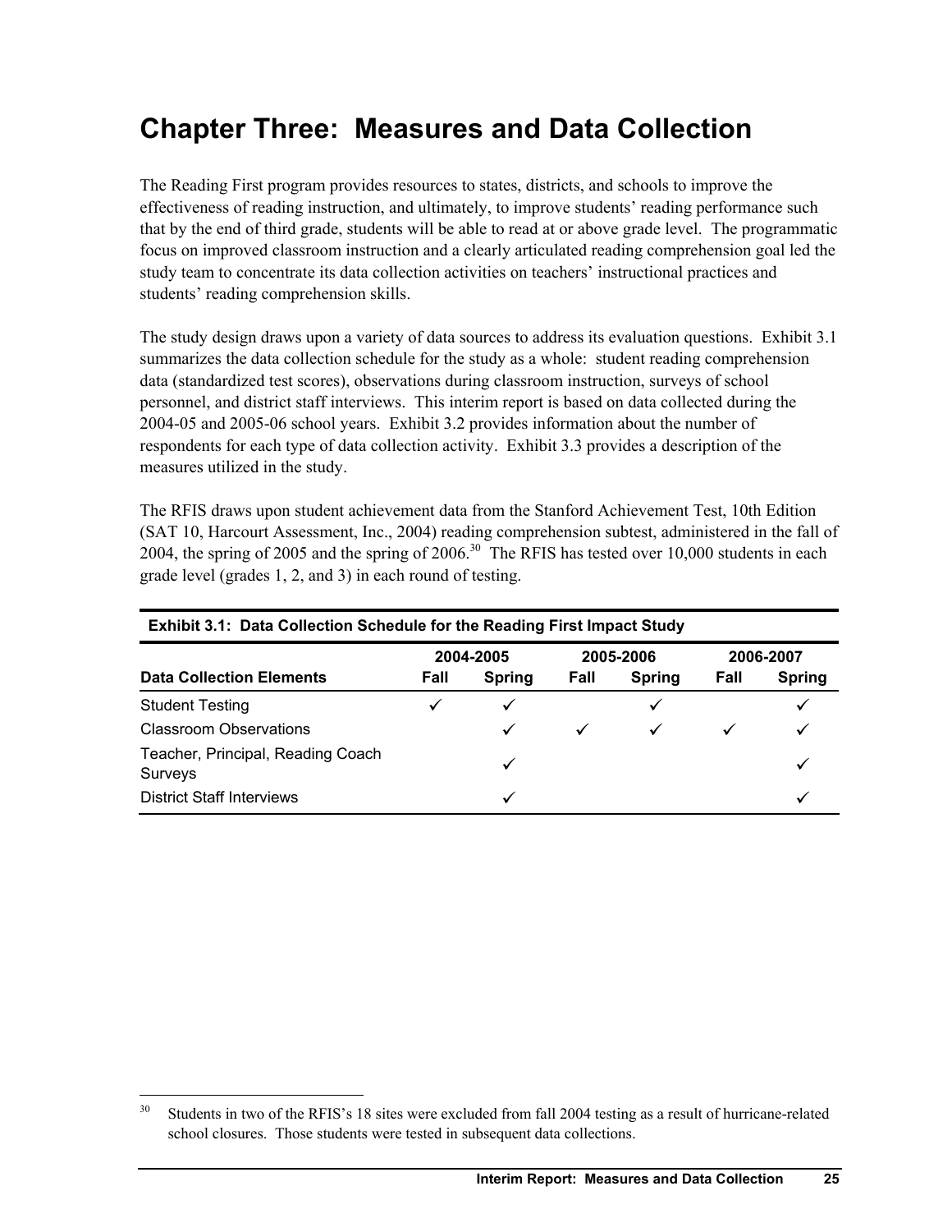# Chapter Three: Measures and Data Collection

The Reading First program provides resources to states, districts, and schools to improve the effectiveness of reading instruction, and ultimately, to improve students' reading performance such that by the end of third grade, students will be able to read at or above grade level. The programmatic focus on improved classroom instruction and a clearly articulated reading comprehension goal led the study team to concentrate its data collection activities on teachers' instructional practices and students' reading comprehension skills.

The study design draws upon a variety of data sources to address its evaluation questions. Exhibit 3.1 summarizes the data collection schedule for the study as a whole: student reading comprehension data (standardized test scores), observations during classroom instruction, surveys of school personnel, and district staff interviews. This interim report is based on data collected during the 2004-05 and 2005-06 school years. Exhibit 3.2 provides information about the number of respondents for each type of data collection activity. Exhibit 3.3 provides a description of the measures utilized in the study.

The RFIS draws upon student achievement data from the Stanford Achievement Test, 10th Edition (SAT 10, Harcourt Assessment, Inc., 2004) reading comprehension subtest, administered in the fall of 2004, the spring of 2005 and the spring of 2006.[30] The RFIS has tested over 10,000 students in each grade level (grades 1, 2, and 3) in each round of testing.

**Exhibit 3.1: Data Collection Schedule for the Reading First Impact Study**

| | 2004-2005 | | 2005-2006 | | 2006-2007 | |
|---|---|---|---|---|---|---|
| **Data Collection Elements** | **Fall** | **Spring** | **Fall** | **Spring** | **Fall** | **Spring** |
| Student Testing | ✓ | ✓ | | ✓ | | ✓ |
| Classroom Observations | | ✓ | ✓ | ✓ | ✓ | ✓ |
| Teacher, Principal, Reading Coach Surveys | | ✓ | | | | ✓ |
| District Staff Interviews | | ✓ | | | | ✓ |

[30] Students in two of the RFIS's 18 sites were excluded from fall 2004 testing as a result of hurricane-related school closures. Those students were tested in subsequent data collections.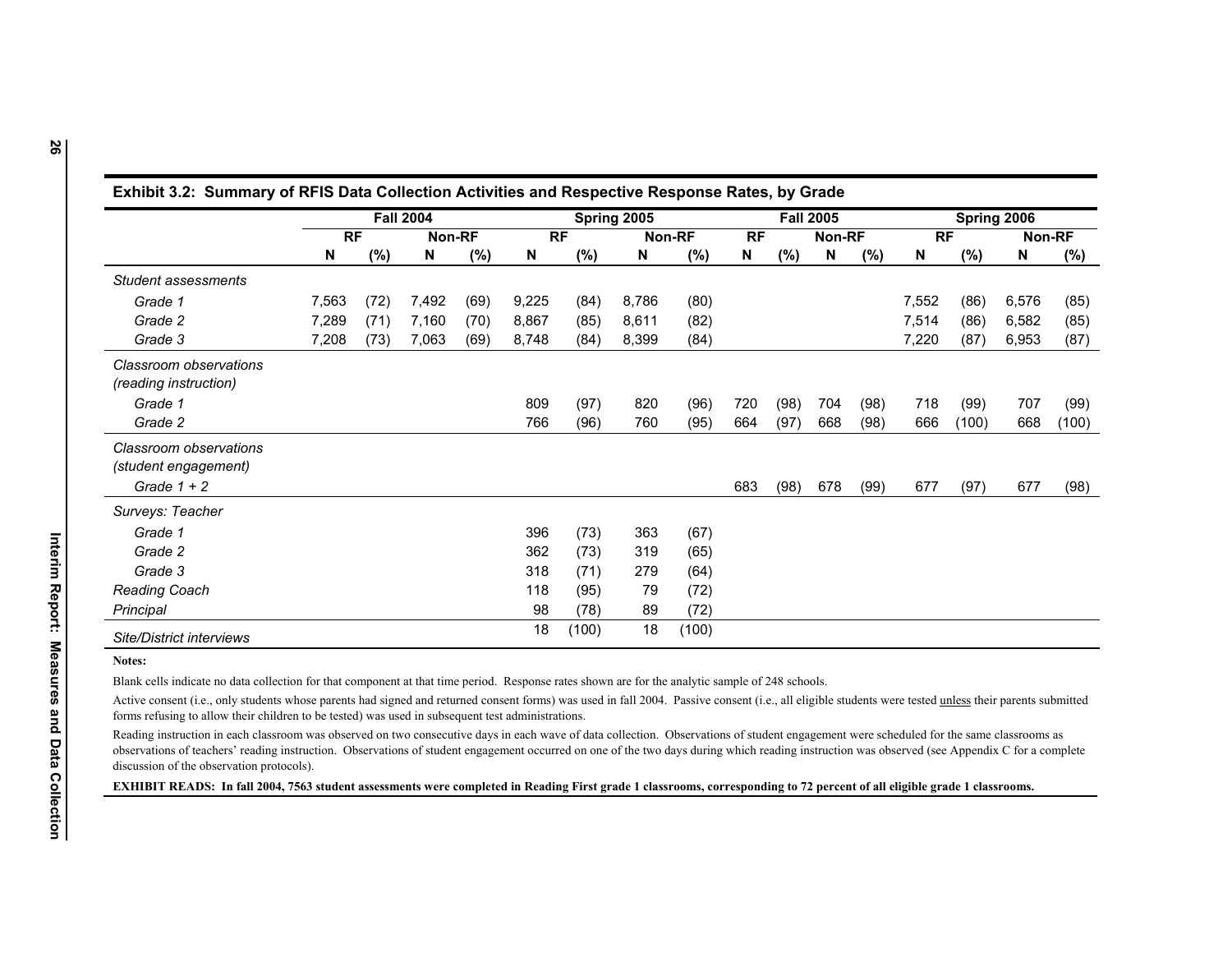**Exhibit 3.2: Summary of RFIS Data Collection Activities and Respective Response Rates, by Grade**

| | Fall 2004 | | | | Spring 2005 | | | | Fall 2005 | | | | Spring 2006 | | | |
|---|---|---|---|---|---|---|---|---|---|---|---|---|---|---|---|---|
| | RF | | Non-RF | | RF | | Non-RF | | RF | | Non-RF | | RF | | Non-RF | |
| | N | (%) | N | (%) | N | (%) | N | (%) | N | (%) | N | (%) | N | (%) | N | (%) |
| *Student assessments* | | | | | | | | | | | | | | | | |
| *Grade 1* | 7,563 | (72) | 7,492 | (69) | 9,225 | (84) | 8,786 | (80) | | | | | 7,552 | (86) | 6,576 | (85) |
| *Grade 2* | 7,289 | (71) | 7,160 | (70) | 8,867 | (85) | 8,611 | (82) | | | | | 7,514 | (86) | 6,582 | (85) |
| *Grade 3* | 7,208 | (73) | 7,063 | (69) | 8,748 | (84) | 8,399 | (84) | | | | | 7,220 | (87) | 6,953 | (87) |
| *Classroom observations (reading instruction)* | | | | | | | | | | | | | | | | |
| *Grade 1* | | | | | 809 | (97) | 820 | (96) | 720 | (98) | 704 | (98) | 718 | (99) | 707 | (99) |
| *Grade 2* | | | | | 766 | (96) | 760 | (95) | 664 | (97) | 668 | (98) | 666 | (100) | 668 | (100) |
| *Classroom observations (student engagement)* | | | | | | | | | | | | | | | | |
| *Grade 1 + 2* | | | | | | | | | 683 | (98) | 678 | (99) | 677 | (97) | 677 | (98) |
| *Surveys: Teacher* | | | | | | | | | | | | | | | | |
| *Grade 1* | | | | | 396 | (73) | 363 | (67) | | | | | | | | |
| *Grade 2* | | | | | 362 | (73) | 319 | (65) | | | | | | | | |
| *Grade 3* | | | | | 318 | (71) | 279 | (64) | | | | | | | | |
| *Reading Coach* | | | | | 118 | (95) | 79 | (72) | | | | | | | | |
| *Principal* | | | | | 98 | (78) | 89 | (72) | | | | | | | | |
| *Site/District interviews* | | | | | 18 | (100) | 18 | (100) | | | | | | | | |

**Notes:**

Blank cells indicate no data collection for that component at that time period. Response rates shown are for the analytic sample of 248 schools.

Active consent (i.e., only students whose parents had signed and returned consent forms) was used in fall 2004. Passive consent (i.e., all eligible students were tested unless their parents submitted forms refusing to allow their children to be tested) was used in subsequent test administrations.

Reading instruction in each classroom was observed on two consecutive days in each wave of data collection. Observations of student engagement were scheduled for the same classrooms as observations of teachers' reading instruction. Observations of student engagement occurred on one of the two days during which reading instruction was observed (see Appendix C for a complete discussion of the observation protocols).

**EXHIBIT READS: In fall 2004, 7563 student assessments were completed in Reading First grade 1 classrooms, corresponding to 72 percent of all eligible grade 1 classrooms.**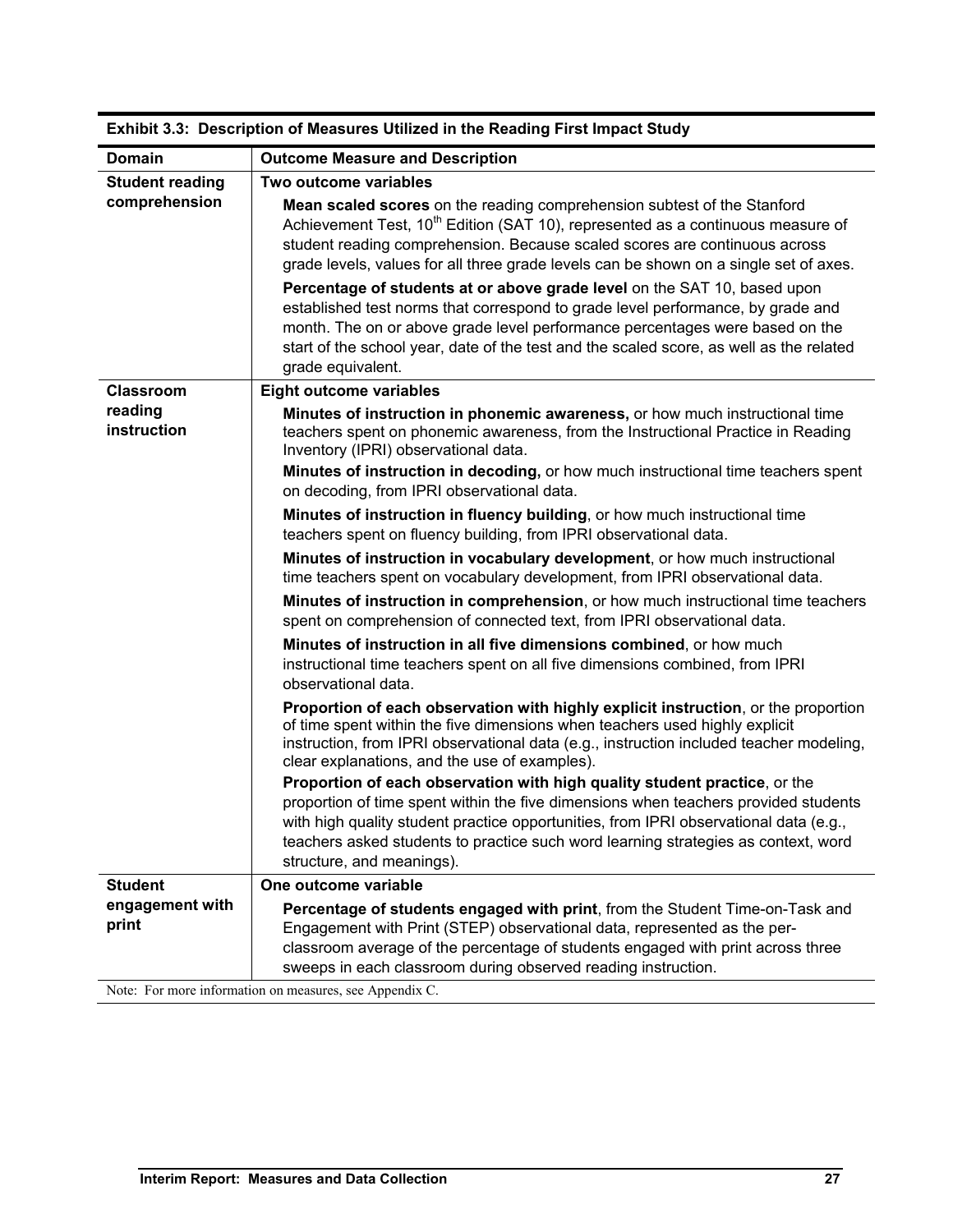**Exhibit 3.3: Description of Measures Utilized in the Reading First Impact Study**

| Domain | Outcome Measure and Description |
|---|---|
| **Student reading comprehension** | **Two outcome variables**<br><br>**Mean scaled scores** on the reading comprehension subtest of the Stanford Achievement Test, 10th Edition (SAT 10), represented as a continuous measure of student reading comprehension. Because scaled scores are continuous across grade levels, values for all three grade levels can be shown on a single set of axes.<br><br>**Percentage of students at or above grade level** on the SAT 10, based upon established test norms that correspond to grade level performance, by grade and month. The on or above grade level performance percentages were based on the start of the school year, date of the test and the scaled score, as well as the related grade equivalent. |
| **Classroom reading instruction** | **Eight outcome variables**<br><br>**Minutes of instruction in phonemic awareness,** or how much instructional time teachers spent on phonemic awareness, from the Instructional Practice in Reading Inventory (IPRI) observational data.<br><br>**Minutes of instruction in decoding,** or how much instructional time teachers spent on decoding, from IPRI observational data.<br><br>**Minutes of instruction in fluency building**, or how much instructional time teachers spent on fluency building, from IPRI observational data.<br><br>**Minutes of instruction in vocabulary development**, or how much instructional time teachers spent on vocabulary development, from IPRI observational data.<br><br>**Minutes of instruction in comprehension**, or how much instructional time teachers spent on comprehension of connected text, from IPRI observational data.<br><br>**Minutes of instruction in all five dimensions combined**, or how much instructional time teachers spent on all five dimensions combined, from IPRI observational data.<br><br>**Proportion of each observation with highly explicit instruction**, or the proportion of time spent within the five dimensions when teachers used highly explicit instruction, from IPRI observational data (e.g., instruction included teacher modeling, clear explanations, and the use of examples).<br><br>**Proportion of each observation with high quality student practice**, or the proportion of time spent within the five dimensions when teachers provided students with high quality student practice opportunities, from IPRI observational data (e.g., teachers asked students to practice such word learning strategies as context, word structure, and meanings). |
| **Student engagement with print** | **One outcome variable**<br><br>**Percentage of students engaged with print**, from the Student Time-on-Task and Engagement with Print (STEP) observational data, represented as the per-classroom average of the percentage of students engaged with print across three sweeps in each classroom during observed reading instruction. |

Note: For more information on measures, see Appendix C.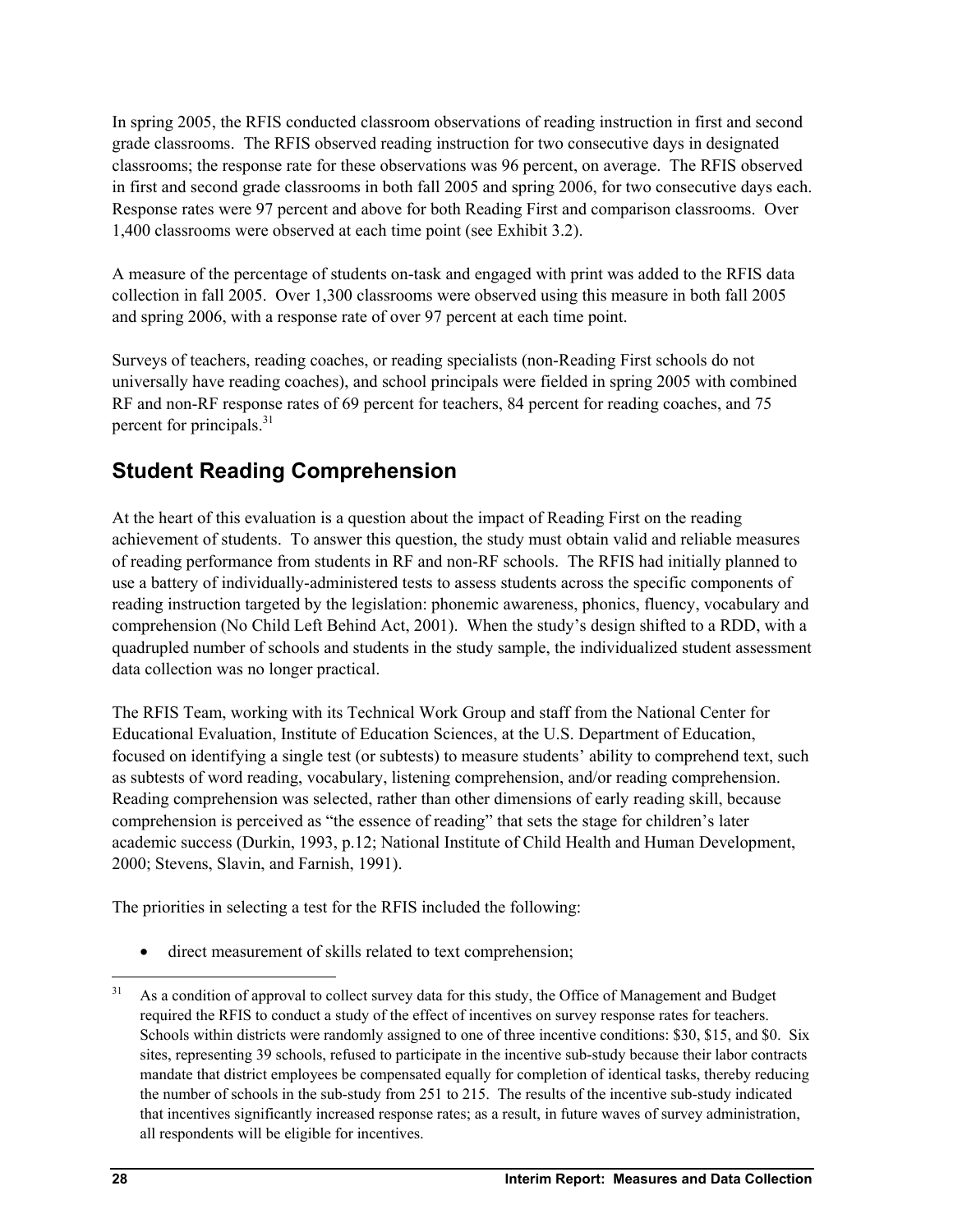In spring 2005, the RFIS conducted classroom observations of reading instruction in first and second grade classrooms. The RFIS observed reading instruction for two consecutive days in designated classrooms; the response rate for these observations was 96 percent, on average. The RFIS observed in first and second grade classrooms in both fall 2005 and spring 2006, for two consecutive days each. Response rates were 97 percent and above for both Reading First and comparison classrooms. Over 1,400 classrooms were observed at each time point (see Exhibit 3.2).

A measure of the percentage of students on-task and engaged with print was added to the RFIS data collection in fall 2005. Over 1,300 classrooms were observed using this measure in both fall 2005 and spring 2006, with a response rate of over 97 percent at each time point.

Surveys of teachers, reading coaches, or reading specialists (non-Reading First schools do not universally have reading coaches), and school principals were fielded in spring 2005 with combined RF and non-RF response rates of 69 percent for teachers, 84 percent for reading coaches, and 75 percent for principals.[31]

## Student Reading Comprehension

At the heart of this evaluation is a question about the impact of Reading First on the reading achievement of students. To answer this question, the study must obtain valid and reliable measures of reading performance from students in RF and non-RF schools. The RFIS had initially planned to use a battery of individually-administered tests to assess students across the specific components of reading instruction targeted by the legislation: phonemic awareness, phonics, fluency, vocabulary and comprehension (No Child Left Behind Act, 2001). When the study's design shifted to a RDD, with a quadrupled number of schools and students in the study sample, the individualized student assessment data collection was no longer practical.

The RFIS Team, working with its Technical Work Group and staff from the National Center for Educational Evaluation, Institute of Education Sciences, at the U.S. Department of Education, focused on identifying a single test (or subtests) to measure students' ability to comprehend text, such as subtests of word reading, vocabulary, listening comprehension, and/or reading comprehension. Reading comprehension was selected, rather than other dimensions of early reading skill, because comprehension is perceived as "the essence of reading" that sets the stage for children's later academic success (Durkin, 1993, p.12; National Institute of Child Health and Human Development, 2000; Stevens, Slavin, and Farnish, 1991).

The priorities in selecting a test for the RFIS included the following:

- direct measurement of skills related to text comprehension;

---

[31] As a condition of approval to collect survey data for this study, the Office of Management and Budget required the RFIS to conduct a study of the effect of incentives on survey response rates for teachers. Schools within districts were randomly assigned to one of three incentive conditions: $30, $15, and $0. Six sites, representing 39 schools, refused to participate in the incentive sub-study because their labor contracts mandate that district employees be compensated equally for completion of identical tasks, thereby reducing the number of schools in the sub-study from 251 to 215. The results of the incentive sub-study indicated that incentives significantly increased response rates; as a result, in future waves of survey administration, all respondents will be eligible for incentives.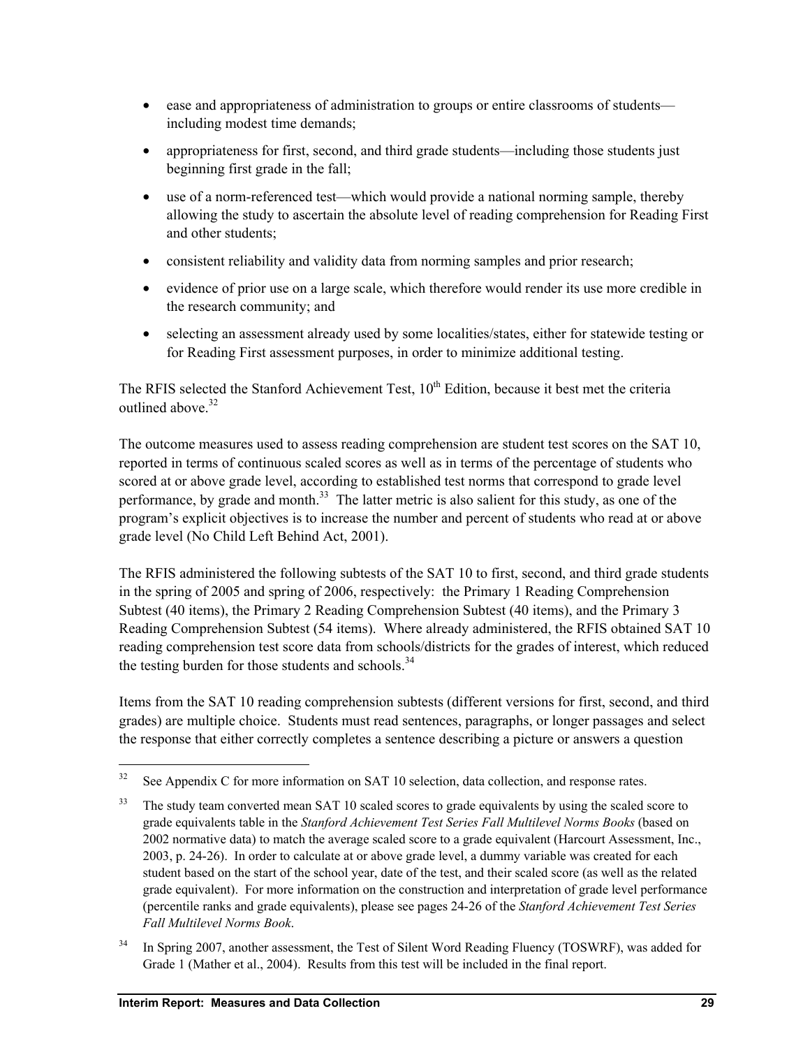- ease and appropriateness of administration to groups or entire classrooms of students—including modest time demands;
- appropriateness for first, second, and third grade students—including those students just beginning first grade in the fall;
- use of a norm-referenced test—which would provide a national norming sample, thereby allowing the study to ascertain the absolute level of reading comprehension for Reading First and other students;
- consistent reliability and validity data from norming samples and prior research;
- evidence of prior use on a large scale, which therefore would render its use more credible in the research community; and
- selecting an assessment already used by some localities/states, either for statewide testing or for Reading First assessment purposes, in order to minimize additional testing.

The RFIS selected the Stanford Achievement Test, 10th Edition, because it best met the criteria outlined above.[32]

The outcome measures used to assess reading comprehension are student test scores on the SAT 10, reported in terms of continuous scaled scores as well as in terms of the percentage of students who scored at or above grade level, according to established test norms that correspond to grade level performance, by grade and month.[33] The latter metric is also salient for this study, as one of the program's explicit objectives is to increase the number and percent of students who read at or above grade level (No Child Left Behind Act, 2001).

The RFIS administered the following subtests of the SAT 10 to first, second, and third grade students in the spring of 2005 and spring of 2006, respectively: the Primary 1 Reading Comprehension Subtest (40 items), the Primary 2 Reading Comprehension Subtest (40 items), and the Primary 3 Reading Comprehension Subtest (54 items). Where already administered, the RFIS obtained SAT 10 reading comprehension test score data from schools/districts for the grades of interest, which reduced the testing burden for those students and schools.[34]

Items from the SAT 10 reading comprehension subtests (different versions for first, second, and third grades) are multiple choice. Students must read sentences, paragraphs, or longer passages and select the response that either correctly completes a sentence describing a picture or answers a question

---

[32] See Appendix C for more information on SAT 10 selection, data collection, and response rates.

[33] The study team converted mean SAT 10 scaled scores to grade equivalents by using the scaled score to grade equivalents table in the *Stanford Achievement Test Series Fall Multilevel Norms Books* (based on 2002 normative data) to match the average scaled score to a grade equivalent (Harcourt Assessment, Inc., 2003, p. 24-26). In order to calculate at or above grade level, a dummy variable was created for each student based on the start of the school year, date of the test, and their scaled score (as well as the related grade equivalent). For more information on the construction and interpretation of grade level performance (percentile ranks and grade equivalents), please see pages 24-26 of the *Stanford Achievement Test Series Fall Multilevel Norms Book*.

[34] In Spring 2007, another assessment, the Test of Silent Word Reading Fluency (TOSWRF), was added for Grade 1 (Mather et al., 2004). Results from this test will be included in the final report.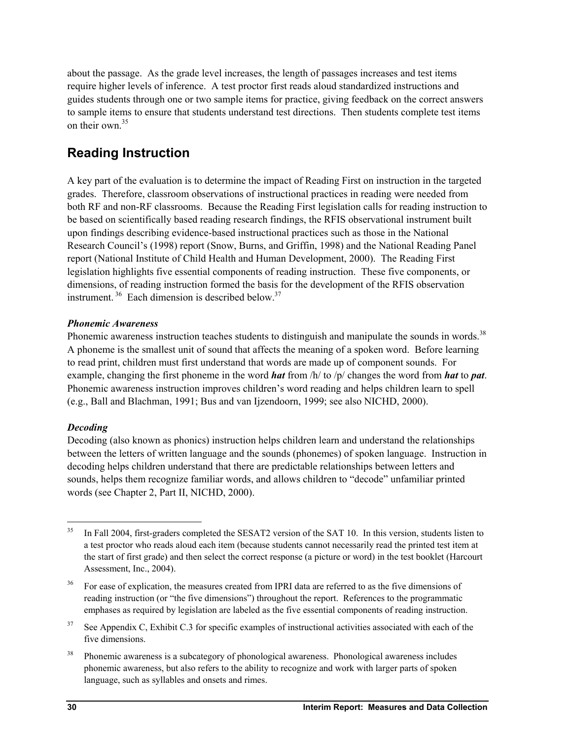about the passage. As the grade level increases, the length of passages increases and test items require higher levels of inference. A test proctor first reads aloud standardized instructions and guides students through one or two sample items for practice, giving feedback on the correct answers to sample items to ensure that students understand test directions. Then students complete test items on their own.[35]

## Reading Instruction

A key part of the evaluation is to determine the impact of Reading First on instruction in the targeted grades. Therefore, classroom observations of instructional practices in reading were needed from both RF and non-RF classrooms. Because the Reading First legislation calls for reading instruction to be based on scientifically based reading research findings, the RFIS observational instrument built upon findings describing evidence-based instructional practices such as those in the National Research Council's (1998) report (Snow, Burns, and Griffin, 1998) and the National Reading Panel report (National Institute of Child Health and Human Development, 2000). The Reading First legislation highlights five essential components of reading instruction. These five components, or dimensions, of reading instruction formed the basis for the development of the RFIS observation instrument.[36] Each dimension is described below.[37]

***Phonemic Awareness***

Phonemic awareness instruction teaches students to distinguish and manipulate the sounds in words.[38] A phoneme is the smallest unit of sound that affects the meaning of a spoken word. Before learning to read print, children must first understand that words are made up of component sounds. For example, changing the first phoneme in the word ***hat*** from /h/ to /p/ changes the word from ***hat*** to ***pat***. Phonemic awareness instruction improves children's word reading and helps children learn to spell (e.g., Ball and Blachman, 1991; Bus and van Ijzendoorn, 1999; see also NICHD, 2000).

***Decoding***

Decoding (also known as phonics) instruction helps children learn and understand the relationships between the letters of written language and the sounds (phonemes) of spoken language. Instruction in decoding helps children understand that there are predictable relationships between letters and sounds, helps them recognize familiar words, and allows children to "decode" unfamiliar printed words (see Chapter 2, Part II, NICHD, 2000).

---

[35] In Fall 2004, first-graders completed the SESAT2 version of the SAT 10. In this version, students listen to a test proctor who reads aloud each item (because students cannot necessarily read the printed test item at the start of first grade) and then select the correct response (a picture or word) in the test booklet (Harcourt Assessment, Inc., 2004).

[36] For ease of explication, the measures created from IPRI data are referred to as the five dimensions of reading instruction (or "the five dimensions") throughout the report. References to the programmatic emphases as required by legislation are labeled as the five essential components of reading instruction.

[37] See Appendix C, Exhibit C.3 for specific examples of instructional activities associated with each of the five dimensions.

[38] Phonemic awareness is a subcategory of phonological awareness. Phonological awareness includes phonemic awareness, but also refers to the ability to recognize and work with larger parts of spoken language, such as syllables and onsets and rimes.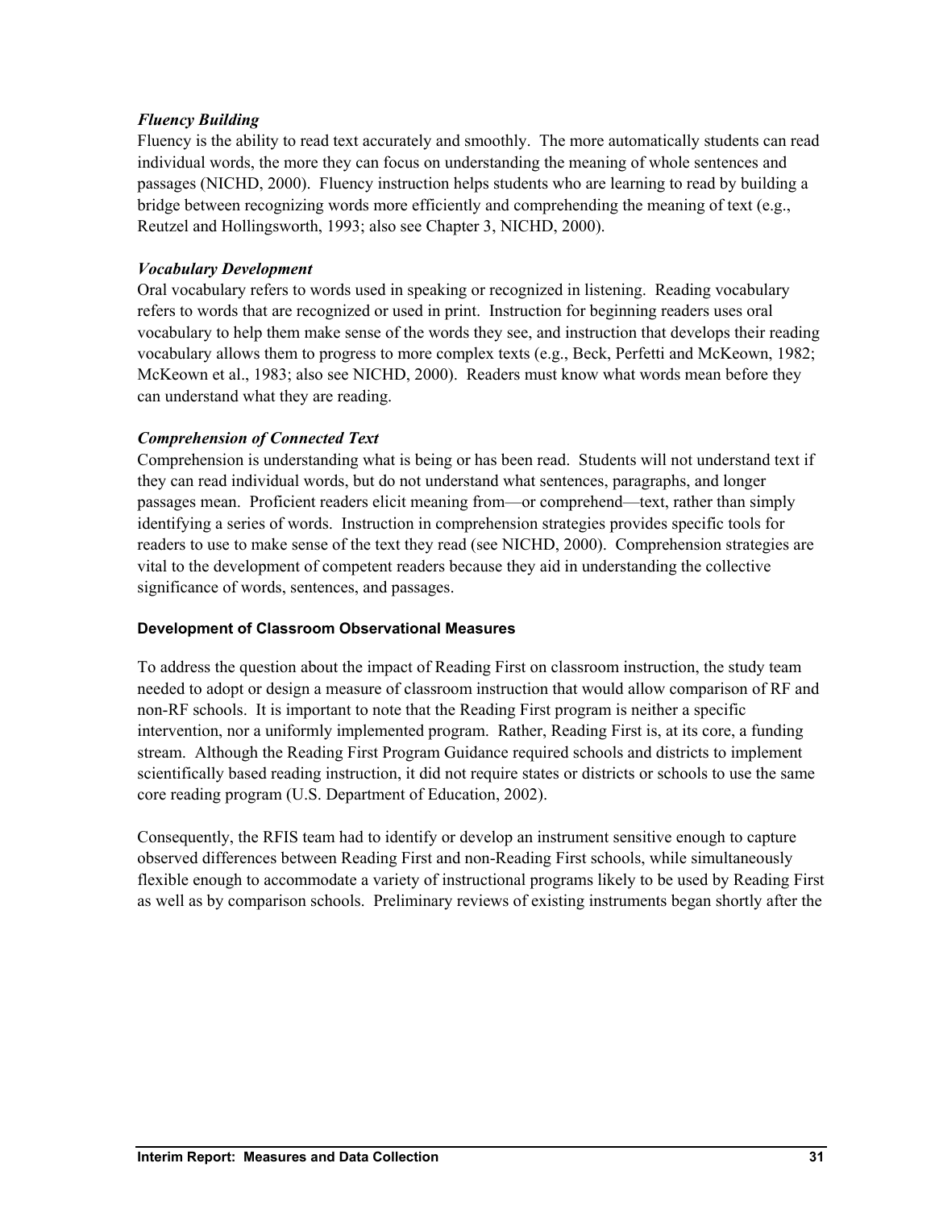*Fluency Building*

Fluency is the ability to read text accurately and smoothly. The more automatically students can read individual words, the more they can focus on understanding the meaning of whole sentences and passages (NICHD, 2000). Fluency instruction helps students who are learning to read by building a bridge between recognizing words more efficiently and comprehending the meaning of text (e.g., Reutzel and Hollingsworth, 1993; also see Chapter 3, NICHD, 2000).

*Vocabulary Development*

Oral vocabulary refers to words used in speaking or recognized in listening. Reading vocabulary refers to words that are recognized or used in print. Instruction for beginning readers uses oral vocabulary to help them make sense of the words they see, and instruction that develops their reading vocabulary allows them to progress to more complex texts (e.g., Beck, Perfetti and McKeown, 1982; McKeown et al., 1983; also see NICHD, 2000). Readers must know what words mean before they can understand what they are reading.

*Comprehension of Connected Text*

Comprehension is understanding what is being or has been read. Students will not understand text if they can read individual words, but do not understand what sentences, paragraphs, and longer passages mean. Proficient readers elicit meaning from—or comprehend—text, rather than simply identifying a series of words. Instruction in comprehension strategies provides specific tools for readers to use to make sense of the text they read (see NICHD, 2000). Comprehension strategies are vital to the development of competent readers because they aid in understanding the collective significance of words, sentences, and passages.

**Development of Classroom Observational Measures**

To address the question about the impact of Reading First on classroom instruction, the study team needed to adopt or design a measure of classroom instruction that would allow comparison of RF and non-RF schools. It is important to note that the Reading First program is neither a specific intervention, nor a uniformly implemented program. Rather, Reading First is, at its core, a funding stream. Although the Reading First Program Guidance required schools and districts to implement scientifically based reading instruction, it did not require states or districts or schools to use the same core reading program (U.S. Department of Education, 2002).

Consequently, the RFIS team had to identify or develop an instrument sensitive enough to capture observed differences between Reading First and non-Reading First schools, while simultaneously flexible enough to accommodate a variety of instructional programs likely to be used by Reading First as well as by comparison schools. Preliminary reviews of existing instruments began shortly after the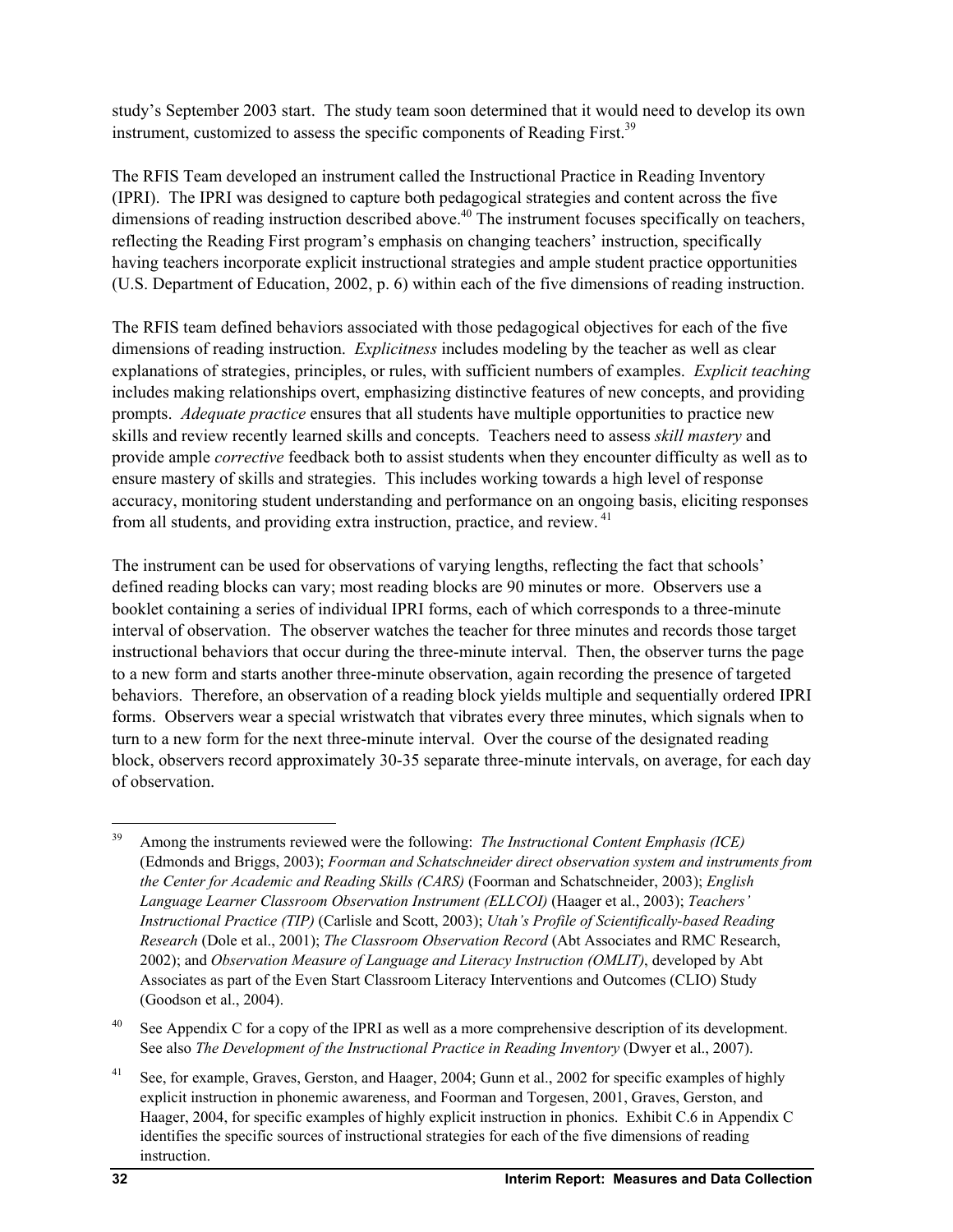study's September 2003 start. The study team soon determined that it would need to develop its own instrument, customized to assess the specific components of Reading First.[39]

The RFIS Team developed an instrument called the Instructional Practice in Reading Inventory (IPRI). The IPRI was designed to capture both pedagogical strategies and content across the five dimensions of reading instruction described above.[40] The instrument focuses specifically on teachers, reflecting the Reading First program's emphasis on changing teachers' instruction, specifically having teachers incorporate explicit instructional strategies and ample student practice opportunities (U.S. Department of Education, 2002, p. 6) within each of the five dimensions of reading instruction.

The RFIS team defined behaviors associated with those pedagogical objectives for each of the five dimensions of reading instruction. *Explicitness* includes modeling by the teacher as well as clear explanations of strategies, principles, or rules, with sufficient numbers of examples. *Explicit teaching* includes making relationships overt, emphasizing distinctive features of new concepts, and providing prompts. *Adequate practice* ensures that all students have multiple opportunities to practice new skills and review recently learned skills and concepts. Teachers need to assess *skill mastery* and provide ample *corrective* feedback both to assist students when they encounter difficulty as well as to ensure mastery of skills and strategies. This includes working towards a high level of response accuracy, monitoring student understanding and performance on an ongoing basis, eliciting responses from all students, and providing extra instruction, practice, and review.[41]

The instrument can be used for observations of varying lengths, reflecting the fact that schools' defined reading blocks can vary; most reading blocks are 90 minutes or more. Observers use a booklet containing a series of individual IPRI forms, each of which corresponds to a three-minute interval of observation. The observer watches the teacher for three minutes and records those target instructional behaviors that occur during the three-minute interval. Then, the observer turns the page to a new form and starts another three-minute observation, again recording the presence of targeted behaviors. Therefore, an observation of a reading block yields multiple and sequentially ordered IPRI forms. Observers wear a special wristwatch that vibrates every three minutes, which signals when to turn to a new form for the next three-minute interval. Over the course of the designated reading block, observers record approximately 30-35 separate three-minute intervals, on average, for each day of observation.

---

[39] Among the instruments reviewed were the following: *The Instructional Content Emphasis (ICE)* (Edmonds and Briggs, 2003); *Foorman and Schatschneider direct observation system and instruments from the Center for Academic and Reading Skills (CARS)* (Foorman and Schatschneider, 2003); *English Language Learner Classroom Observation Instrument (ELLCOI)* (Haager et al., 2003); *Teachers' Instructional Practice (TIP)* (Carlisle and Scott, 2003); *Utah's Profile of Scientifically-based Reading Research* (Dole et al., 2001); *The Classroom Observation Record* (Abt Associates and RMC Research, 2002); and *Observation Measure of Language and Literacy Instruction (OMLIT)*, developed by Abt Associates as part of the Even Start Classroom Literacy Interventions and Outcomes (CLIO) Study (Goodson et al., 2004).

[40] See Appendix C for a copy of the IPRI as well as a more comprehensive description of its development. See also *The Development of the Instructional Practice in Reading Inventory* (Dwyer et al., 2007).

[41] See, for example, Graves, Gerston, and Haager, 2004; Gunn et al., 2002 for specific examples of highly explicit instruction in phonemic awareness, and Foorman and Torgesen, 2001, Graves, Gerston, and Haager, 2004, for specific examples of highly explicit instruction in phonics. Exhibit C.6 in Appendix C identifies the specific sources of instructional strategies for each of the five dimensions of reading instruction.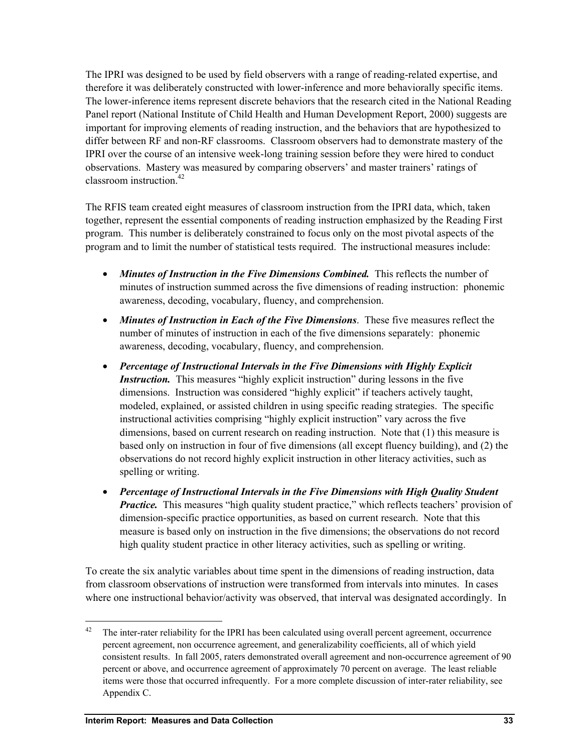The IPRI was designed to be used by field observers with a range of reading-related expertise, and therefore it was deliberately constructed with lower-inference and more behaviorally specific items. The lower-inference items represent discrete behaviors that the research cited in the National Reading Panel report (National Institute of Child Health and Human Development Report, 2000) suggests are important for improving elements of reading instruction, and the behaviors that are hypothesized to differ between RF and non-RF classrooms. Classroom observers had to demonstrate mastery of the IPRI over the course of an intensive week-long training session before they were hired to conduct observations. Mastery was measured by comparing observers' and master trainers' ratings of classroom instruction.[42]

The RFIS team created eight measures of classroom instruction from the IPRI data, which, taken together, represent the essential components of reading instruction emphasized by the Reading First program. This number is deliberately constrained to focus only on the most pivotal aspects of the program and to limit the number of statistical tests required. The instructional measures include:

- ***Minutes of Instruction in the Five Dimensions Combined.*** This reflects the number of minutes of instruction summed across the five dimensions of reading instruction: phonemic awareness, decoding, vocabulary, fluency, and comprehension.
- ***Minutes of Instruction in Each of the Five Dimensions***. These five measures reflect the number of minutes of instruction in each of the five dimensions separately: phonemic awareness, decoding, vocabulary, fluency, and comprehension.
- ***Percentage of Instructional Intervals in the Five Dimensions with Highly Explicit Instruction.*** This measures "highly explicit instruction" during lessons in the five dimensions. Instruction was considered "highly explicit" if teachers actively taught, modeled, explained, or assisted children in using specific reading strategies. The specific instructional activities comprising "highly explicit instruction" vary across the five dimensions, based on current research on reading instruction. Note that (1) this measure is based only on instruction in four of five dimensions (all except fluency building), and (2) the observations do not record highly explicit instruction in other literacy activities, such as spelling or writing.
- ***Percentage of Instructional Intervals in the Five Dimensions with High Quality Student Practice.*** This measures "high quality student practice," which reflects teachers' provision of dimension-specific practice opportunities, as based on current research. Note that this measure is based only on instruction in the five dimensions; the observations do not record high quality student practice in other literacy activities, such as spelling or writing.

To create the six analytic variables about time spent in the dimensions of reading instruction, data from classroom observations of instruction were transformed from intervals into minutes. In cases where one instructional behavior/activity was observed, that interval was designated accordingly. In

[42] The inter-rater reliability for the IPRI has been calculated using overall percent agreement, occurrence percent agreement, non occurrence agreement, and generalizability coefficients, all of which yield consistent results. In fall 2005, raters demonstrated overall agreement and non-occurrence agreement of 90 percent or above, and occurrence agreement of approximately 70 percent on average. The least reliable items were those that occurred infrequently. For a more complete discussion of inter-rater reliability, see Appendix C.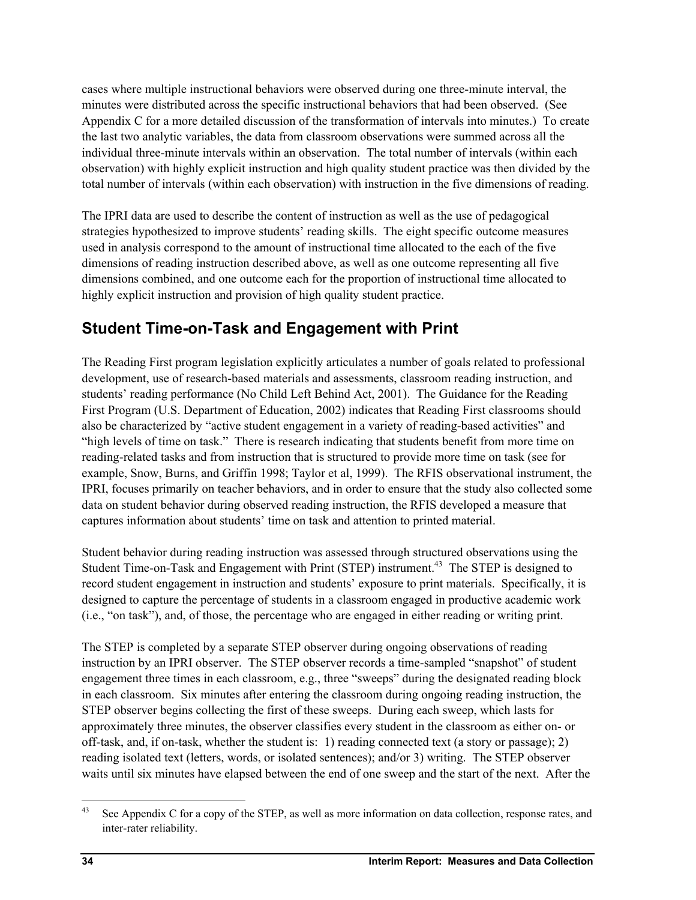cases where multiple instructional behaviors were observed during one three-minute interval, the minutes were distributed across the specific instructional behaviors that had been observed. (See Appendix C for a more detailed discussion of the transformation of intervals into minutes.) To create the last two analytic variables, the data from classroom observations were summed across all the individual three-minute intervals within an observation. The total number of intervals (within each observation) with highly explicit instruction and high quality student practice was then divided by the total number of intervals (within each observation) with instruction in the five dimensions of reading.

The IPRI data are used to describe the content of instruction as well as the use of pedagogical strategies hypothesized to improve students' reading skills. The eight specific outcome measures used in analysis correspond to the amount of instructional time allocated to the each of the five dimensions of reading instruction described above, as well as one outcome representing all five dimensions combined, and one outcome each for the proportion of instructional time allocated to highly explicit instruction and provision of high quality student practice.

## Student Time-on-Task and Engagement with Print

The Reading First program legislation explicitly articulates a number of goals related to professional development, use of research-based materials and assessments, classroom reading instruction, and students' reading performance (No Child Left Behind Act, 2001). The Guidance for the Reading First Program (U.S. Department of Education, 2002) indicates that Reading First classrooms should also be characterized by "active student engagement in a variety of reading-based activities" and "high levels of time on task." There is research indicating that students benefit from more time on reading-related tasks and from instruction that is structured to provide more time on task (see for example, Snow, Burns, and Griffin 1998; Taylor et al, 1999). The RFIS observational instrument, the IPRI, focuses primarily on teacher behaviors, and in order to ensure that the study also collected some data on student behavior during observed reading instruction, the RFIS developed a measure that captures information about students' time on task and attention to printed material.

Student behavior during reading instruction was assessed through structured observations using the Student Time-on-Task and Engagement with Print (STEP) instrument.[43] The STEP is designed to record student engagement in instruction and students' exposure to print materials. Specifically, it is designed to capture the percentage of students in a classroom engaged in productive academic work (i.e., "on task"), and, of those, the percentage who are engaged in either reading or writing print.

The STEP is completed by a separate STEP observer during ongoing observations of reading instruction by an IPRI observer. The STEP observer records a time-sampled "snapshot" of student engagement three times in each classroom, e.g., three "sweeps" during the designated reading block in each classroom. Six minutes after entering the classroom during ongoing reading instruction, the STEP observer begins collecting the first of these sweeps. During each sweep, which lasts for approximately three minutes, the observer classifies every student in the classroom as either on- or off-task, and, if on-task, whether the student is: 1) reading connected text (a story or passage); 2) reading isolated text (letters, words, or isolated sentences); and/or 3) writing. The STEP observer waits until six minutes have elapsed between the end of one sweep and the start of the next. After the

[43] See Appendix C for a copy of the STEP, as well as more information on data collection, response rates, and inter-rater reliability.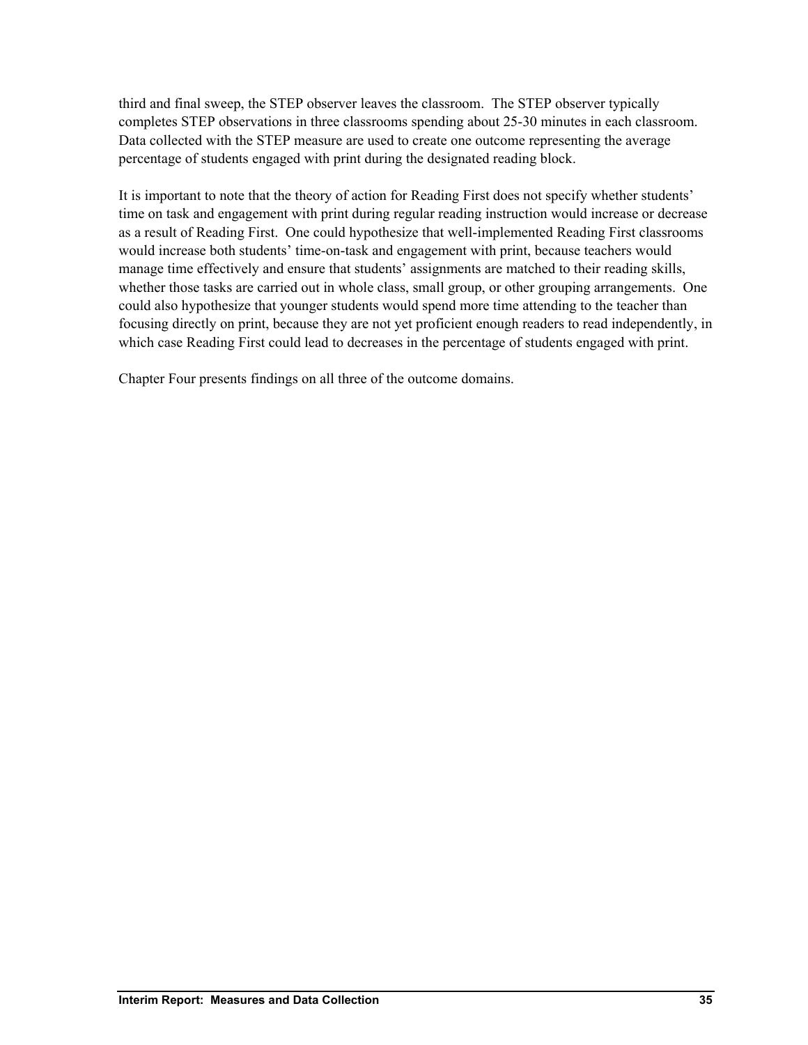third and final sweep, the STEP observer leaves the classroom. The STEP observer typically completes STEP observations in three classrooms spending about 25-30 minutes in each classroom. Data collected with the STEP measure are used to create one outcome representing the average percentage of students engaged with print during the designated reading block.

It is important to note that the theory of action for Reading First does not specify whether students' time on task and engagement with print during regular reading instruction would increase or decrease as a result of Reading First. One could hypothesize that well-implemented Reading First classrooms would increase both students' time-on-task and engagement with print, because teachers would manage time effectively and ensure that students' assignments are matched to their reading skills, whether those tasks are carried out in whole class, small group, or other grouping arrangements. One could also hypothesize that younger students would spend more time attending to the teacher than focusing directly on print, because they are not yet proficient enough readers to read independently, in which case Reading First could lead to decreases in the percentage of students engaged with print.

Chapter Four presents findings on all three of the outcome domains.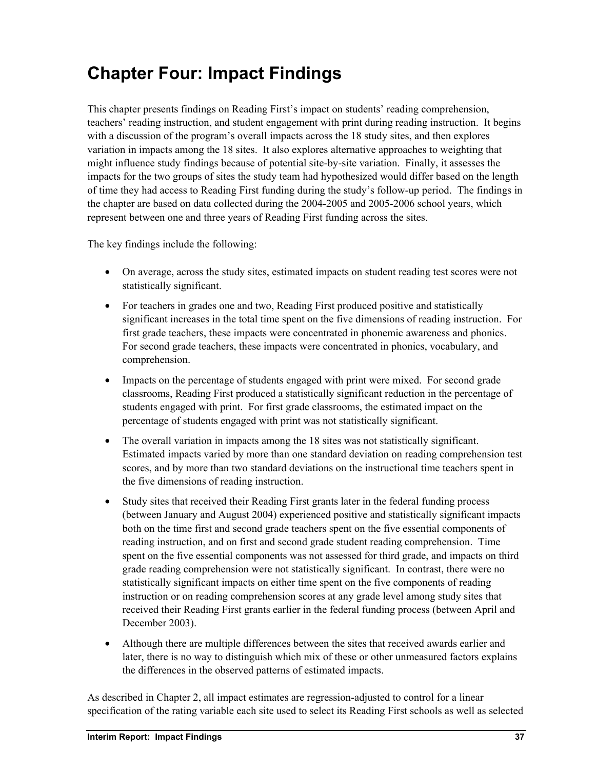# Chapter Four: Impact Findings

This chapter presents findings on Reading First's impact on students' reading comprehension, teachers' reading instruction, and student engagement with print during reading instruction. It begins with a discussion of the program's overall impacts across the 18 study sites, and then explores variation in impacts among the 18 sites. It also explores alternative approaches to weighting that might influence study findings because of potential site-by-site variation. Finally, it assesses the impacts for the two groups of sites the study team had hypothesized would differ based on the length of time they had access to Reading First funding during the study's follow-up period. The findings in the chapter are based on data collected during the 2004-2005 and 2005-2006 school years, which represent between one and three years of Reading First funding across the sites.

The key findings include the following:

- On average, across the study sites, estimated impacts on student reading test scores were not statistically significant.
- For teachers in grades one and two, Reading First produced positive and statistically significant increases in the total time spent on the five dimensions of reading instruction. For first grade teachers, these impacts were concentrated in phonemic awareness and phonics. For second grade teachers, these impacts were concentrated in phonics, vocabulary, and comprehension.
- Impacts on the percentage of students engaged with print were mixed. For second grade classrooms, Reading First produced a statistically significant reduction in the percentage of students engaged with print. For first grade classrooms, the estimated impact on the percentage of students engaged with print was not statistically significant.
- The overall variation in impacts among the 18 sites was not statistically significant. Estimated impacts varied by more than one standard deviation on reading comprehension test scores, and by more than two standard deviations on the instructional time teachers spent in the five dimensions of reading instruction.
- Study sites that received their Reading First grants later in the federal funding process (between January and August 2004) experienced positive and statistically significant impacts both on the time first and second grade teachers spent on the five essential components of reading instruction, and on first and second grade student reading comprehension. Time spent on the five essential components was not assessed for third grade, and impacts on third grade reading comprehension were not statistically significant. In contrast, there were no statistically significant impacts on either time spent on the five components of reading instruction or on reading comprehension scores at any grade level among study sites that received their Reading First grants earlier in the federal funding process (between April and December 2003).
- Although there are multiple differences between the sites that received awards earlier and later, there is no way to distinguish which mix of these or other unmeasured factors explains the differences in the observed patterns of estimated impacts.

As described in Chapter 2, all impact estimates are regression-adjusted to control for a linear specification of the rating variable each site used to select its Reading First schools as well as selected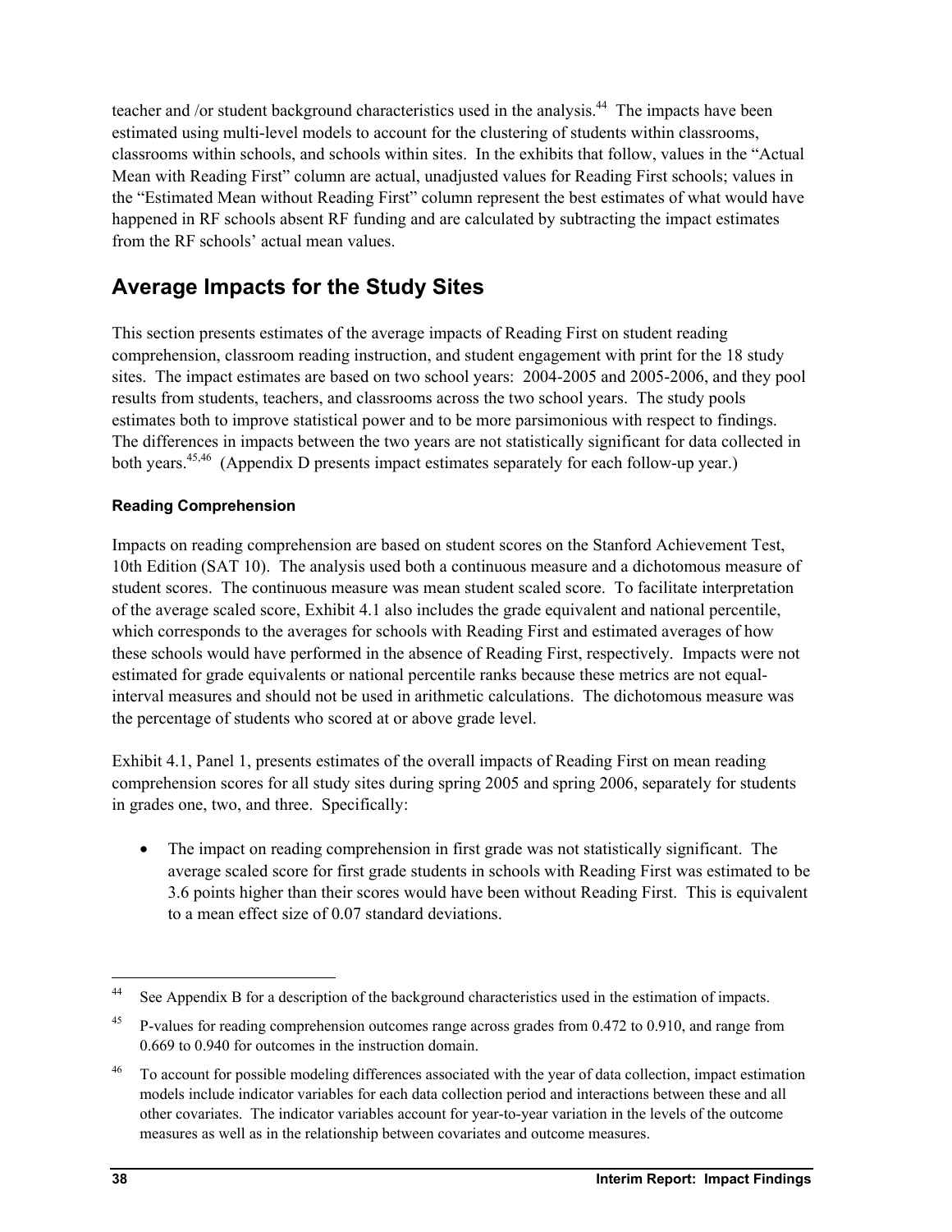teacher and /or student background characteristics used in the analysis.[44] The impacts have been estimated using multi-level models to account for the clustering of students within classrooms, classrooms within schools, and schools within sites. In the exhibits that follow, values in the "Actual Mean with Reading First" column are actual, unadjusted values for Reading First schools; values in the "Estimated Mean without Reading First" column represent the best estimates of what would have happened in RF schools absent RF funding and are calculated by subtracting the impact estimates from the RF schools' actual mean values.

## Average Impacts for the Study Sites

This section presents estimates of the average impacts of Reading First on student reading comprehension, classroom reading instruction, and student engagement with print for the 18 study sites. The impact estimates are based on two school years: 2004-2005 and 2005-2006, and they pool results from students, teachers, and classrooms across the two school years. The study pools estimates both to improve statistical power and to be more parsimonious with respect to findings. The differences in impacts between the two years are not statistically significant for data collected in both years.[45,46] (Appendix D presents impact estimates separately for each follow-up year.)

#### Reading Comprehension

Impacts on reading comprehension are based on student scores on the Stanford Achievement Test, 10th Edition (SAT 10). The analysis used both a continuous measure and a dichotomous measure of student scores. The continuous measure was mean student scaled score. To facilitate interpretation of the average scaled score, Exhibit 4.1 also includes the grade equivalent and national percentile, which corresponds to the averages for schools with Reading First and estimated averages of how these schools would have performed in the absence of Reading First, respectively. Impacts were not estimated for grade equivalents or national percentile ranks because these metrics are not equal-interval measures and should not be used in arithmetic calculations. The dichotomous measure was the percentage of students who scored at or above grade level.

Exhibit 4.1, Panel 1, presents estimates of the overall impacts of Reading First on mean reading comprehension scores for all study sites during spring 2005 and spring 2006, separately for students in grades one, two, and three. Specifically:

- The impact on reading comprehension in first grade was not statistically significant. The average scaled score for first grade students in schools with Reading First was estimated to be 3.6 points higher than their scores would have been without Reading First. This is equivalent to a mean effect size of 0.07 standard deviations.

---

[44] See Appendix B for a description of the background characteristics used in the estimation of impacts.

[45] P-values for reading comprehension outcomes range across grades from 0.472 to 0.910, and range from 0.669 to 0.940 for outcomes in the instruction domain.

[46] To account for possible modeling differences associated with the year of data collection, impact estimation models include indicator variables for each data collection period and interactions between these and all other covariates. The indicator variables account for year-to-year variation in the levels of the outcome measures as well as in the relationship between covariates and outcome measures.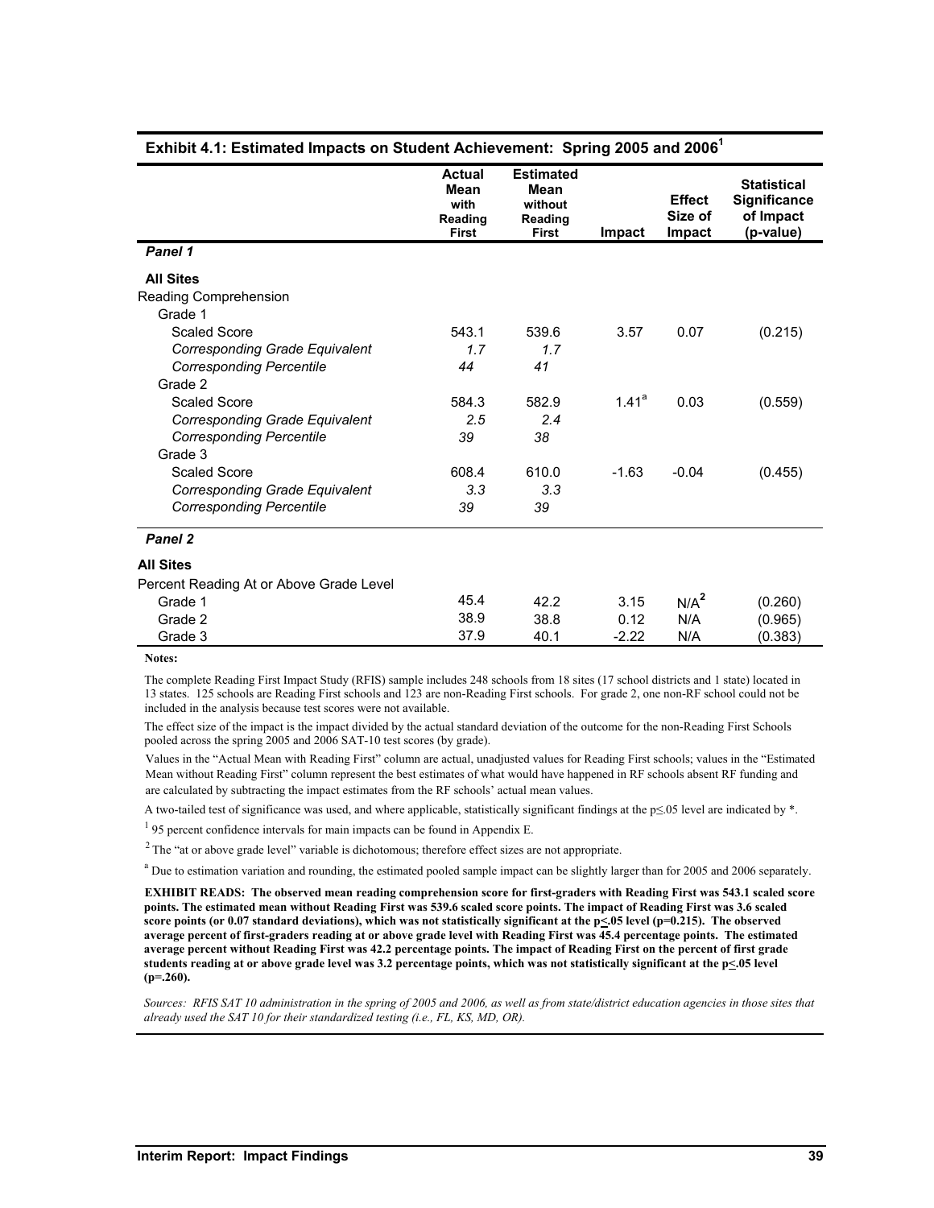## Exhibit 4.1: Estimated Impacts on Student Achievement: Spring 2005 and 2006[1]

| | Actual Mean with Reading First | Estimated Mean without Reading First | Impact | Effect Size of Impact | Statistical Significance of Impact (p-value) |
|---|---|---|---|---|---|
| ***Panel 1*** | | | | | |
| **All Sites** | | | | | |
| Reading Comprehension | | | | | |
| Grade 1 | | | | | |
| Scaled Score | 543.1 | 539.6 | 3.57 | 0.07 | (0.215) |
| *Corresponding Grade Equivalent* | *1.7* | *1.7* | | | |
| *Corresponding Percentile* | *44* | *41* | | | |
| Grade 2 | | | | | |
| Scaled Score | 584.3 | 582.9 | 1.41[a] | 0.03 | (0.559) |
| *Corresponding Grade Equivalent* | *2.5* | *2.4* | | | |
| *Corresponding Percentile* | *39* | *38* | | | |
| Grade 3 | | | | | |
| Scaled Score | 608.4 | 610.0 | -1.63 | -0.04 | (0.455) |
| *Corresponding Grade Equivalent* | *3.3* | *3.3* | | | |
| *Corresponding Percentile* | *39* | *39* | | | |
| ***Panel 2*** | | | | | |
| **All Sites** | | | | | |
| Percent Reading At or Above Grade Level | | | | | |
| Grade 1 | 45.4 | 42.2 | 3.15 | N/A[2] | (0.260) |
| Grade 2 | 38.9 | 38.8 | 0.12 | N/A | (0.965) |
| Grade 3 | 37.9 | 40.1 | -2.22 | N/A | (0.383) |

**Notes:**

The complete Reading First Impact Study (RFIS) sample includes 248 schools from 18 sites (17 school districts and 1 state) located in 13 states. 125 schools are Reading First schools and 123 are non-Reading First schools. For grade 2, one non-RF school could not be included in the analysis because test scores were not available.

The effect size of the impact is the impact divided by the actual standard deviation of the outcome for the non-Reading First Schools pooled across the spring 2005 and 2006 SAT-10 test scores (by grade).

Values in the "Actual Mean with Reading First" column are actual, unadjusted values for Reading First schools; values in the "Estimated Mean without Reading First" column represent the best estimates of what would have happened in RF schools absent RF funding and are calculated by subtracting the impact estimates from the RF schools' actual mean values.

A two-tailed test of significance was used, and where applicable, statistically significant findings at the $p \leq .05$ level are indicated by *.

[1] 95 percent confidence intervals for main impacts can be found in Appendix E.

[2] The "at or above grade level" variable is dichotomous; therefore effect sizes are not appropriate.

[a] Due to estimation variation and rounding, the estimated pooled sample impact can be slightly larger than for 2005 and 2006 separately.

**EXHIBIT READS: The observed mean reading comprehension score for first-graders with Reading First was 543.1 scaled score points. The estimated mean without Reading First was 539.6 scaled score points. The impact of Reading First was 3.6 scaled score points (or 0.07 standard deviations), which was not statistically significant at the $p \leq .05$ level (p=0.215). The observed average percent of first-graders reading at or above grade level with Reading First was 45.4 percentage points. The estimated average percent without Reading First was 42.2 percentage points. The impact of Reading First on the percent of first grade students reading at or above grade level was 3.2 percentage points, which was not statistically significant at the $p \leq .05$ level (p=.260).**

*Sources: RFIS SAT 10 administration in the spring of 2005 and 2006, as well as from state/district education agencies in those sites that already used the SAT 10 for their standardized testing (i.e., FL, KS, MD, OR).*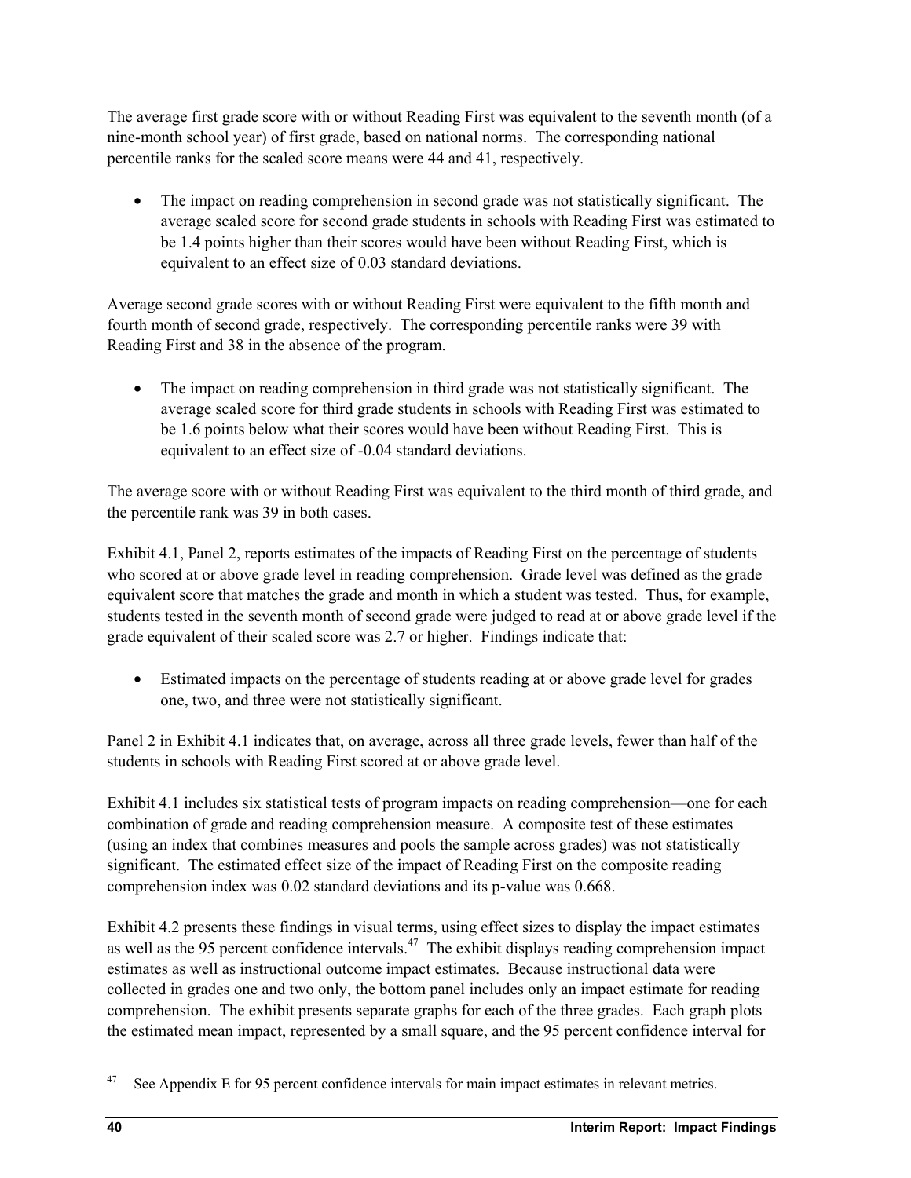The average first grade score with or without Reading First was equivalent to the seventh month (of a nine-month school year) of first grade, based on national norms. The corresponding national percentile ranks for the scaled score means were 44 and 41, respectively.

- The impact on reading comprehension in second grade was not statistically significant. The average scaled score for second grade students in schools with Reading First was estimated to be 1.4 points higher than their scores would have been without Reading First, which is equivalent to an effect size of 0.03 standard deviations.

Average second grade scores with or without Reading First were equivalent to the fifth month and fourth month of second grade, respectively. The corresponding percentile ranks were 39 with Reading First and 38 in the absence of the program.

- The impact on reading comprehension in third grade was not statistically significant. The average scaled score for third grade students in schools with Reading First was estimated to be 1.6 points below what their scores would have been without Reading First. This is equivalent to an effect size of -0.04 standard deviations.

The average score with or without Reading First was equivalent to the third month of third grade, and the percentile rank was 39 in both cases.

Exhibit 4.1, Panel 2, reports estimates of the impacts of Reading First on the percentage of students who scored at or above grade level in reading comprehension. Grade level was defined as the grade equivalent score that matches the grade and month in which a student was tested. Thus, for example, students tested in the seventh month of second grade were judged to read at or above grade level if the grade equivalent of their scaled score was 2.7 or higher. Findings indicate that:

- Estimated impacts on the percentage of students reading at or above grade level for grades one, two, and three were not statistically significant.

Panel 2 in Exhibit 4.1 indicates that, on average, across all three grade levels, fewer than half of the students in schools with Reading First scored at or above grade level.

Exhibit 4.1 includes six statistical tests of program impacts on reading comprehension—one for each combination of grade and reading comprehension measure. A composite test of these estimates (using an index that combines measures and pools the sample across grades) was not statistically significant. The estimated effect size of the impact of Reading First on the composite reading comprehension index was 0.02 standard deviations and its p-value was 0.668.

Exhibit 4.2 presents these findings in visual terms, using effect sizes to display the impact estimates as well as the 95 percent confidence intervals.[47] The exhibit displays reading comprehension impact estimates as well as instructional outcome impact estimates. Because instructional data were collected in grades one and two only, the bottom panel includes only an impact estimate for reading comprehension. The exhibit presents separate graphs for each of the three grades. Each graph plots the estimated mean impact, represented by a small square, and the 95 percent confidence interval for

---

[47] See Appendix E for 95 percent confidence intervals for main impact estimates in relevant metrics.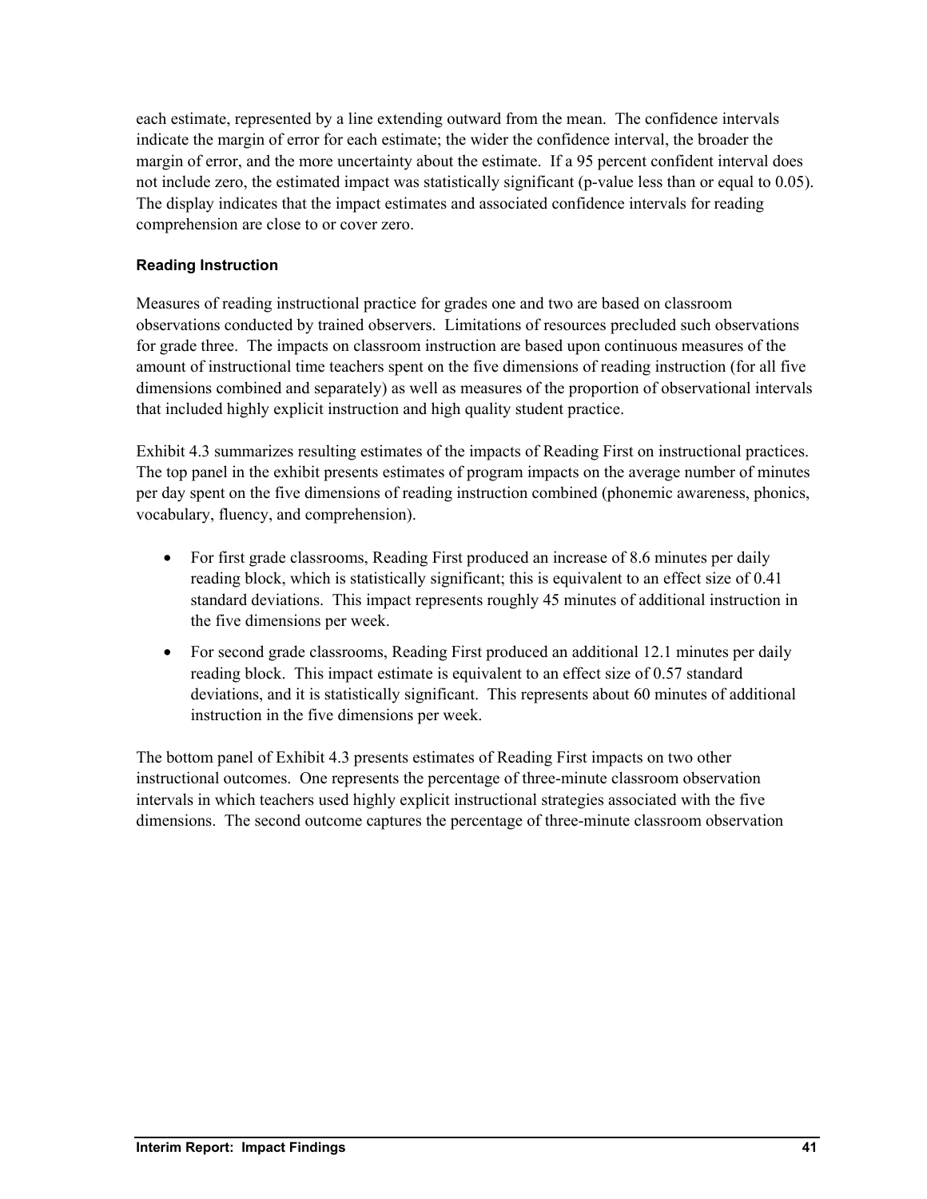each estimate, represented by a line extending outward from the mean. The confidence intervals indicate the margin of error for each estimate; the wider the confidence interval, the broader the margin of error, and the more uncertainty about the estimate. If a 95 percent confident interval does not include zero, the estimated impact was statistically significant (p-value less than or equal to 0.05). The display indicates that the impact estimates and associated confidence intervals for reading comprehension are close to or cover zero.

### Reading Instruction

Measures of reading instructional practice for grades one and two are based on classroom observations conducted by trained observers. Limitations of resources precluded such observations for grade three. The impacts on classroom instruction are based upon continuous measures of the amount of instructional time teachers spent on the five dimensions of reading instruction (for all five dimensions combined and separately) as well as measures of the proportion of observational intervals that included highly explicit instruction and high quality student practice.

Exhibit 4.3 summarizes resulting estimates of the impacts of Reading First on instructional practices. The top panel in the exhibit presents estimates of program impacts on the average number of minutes per day spent on the five dimensions of reading instruction combined (phonemic awareness, phonics, vocabulary, fluency, and comprehension).

- For first grade classrooms, Reading First produced an increase of 8.6 minutes per daily reading block, which is statistically significant; this is equivalent to an effect size of 0.41 standard deviations. This impact represents roughly 45 minutes of additional instruction in the five dimensions per week.
- For second grade classrooms, Reading First produced an additional 12.1 minutes per daily reading block. This impact estimate is equivalent to an effect size of 0.57 standard deviations, and it is statistically significant. This represents about 60 minutes of additional instruction in the five dimensions per week.

The bottom panel of Exhibit 4.3 presents estimates of Reading First impacts on two other instructional outcomes. One represents the percentage of three-minute classroom observation intervals in which teachers used highly explicit instructional strategies associated with the five dimensions. The second outcome captures the percentage of three-minute classroom observation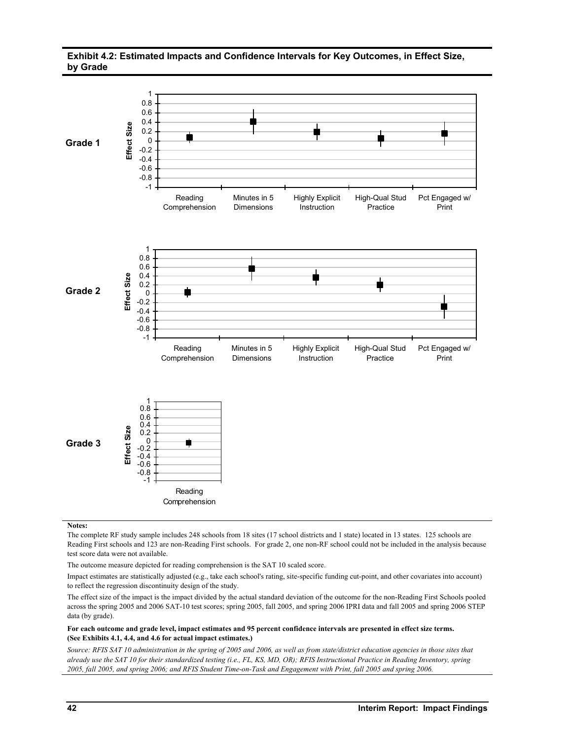**Exhibit 4.2: Estimated Impacts and Confidence Intervals for Key Outcomes, in Effect Size, by Grade**

**Grade 1**

Effect Size

Reading Comprehension | Minutes in 5 Dimensions | Highly Explicit Instruction | High-Qual Stud Practice | Pct Engaged w/ Print

**Grade 2**

Effect Size

Reading Comprehension | Minutes in 5 Dimensions | Highly Explicit Instruction | High-Qual Stud Practice | Pct Engaged w/ Print

**Grade 3**

Effect Size

Reading Comprehension

**Notes:**

The complete RF study sample includes 248 schools from 18 sites (17 school districts and 1 state) located in 13 states. 125 schools are Reading First schools and 123 are non-Reading First schools. For grade 2, one non-RF school could not be included in the analysis because test score data were not available.

The outcome measure depicted for reading comprehension is the SAT 10 scaled score.

Impact estimates are statistically adjusted (e.g., take each school's rating, site-specific funding cut-point, and other covariates into account) to reflect the regression discontinuity design of the study.

The effect size of the impact is the impact divided by the actual standard deviation of the outcome for the non-Reading First Schools pooled across the spring 2005 and 2006 SAT-10 test scores; spring 2005, fall 2005, and spring 2006 IPRI data and fall 2005 and spring 2006 STEP data (by grade).

**For each outcome and grade level, impact estimates and 95 percent confidence intervals are presented in effect size terms. (See Exhibits 4.1, 4.4, and 4.6 for actual impact estimates.)**

*Source: RFIS SAT 10 administration in the spring of 2005 and 2006, as well as from state/district education agencies in those sites that already use the SAT 10 for their standardized testing (i.e., FL, KS, MD, OR); RFIS Instructional Practice in Reading Inventory, spring 2005, fall 2005, and spring 2006; and RFIS Student Time-on-Task and Engagement with Print, fall 2005 and spring 2006.*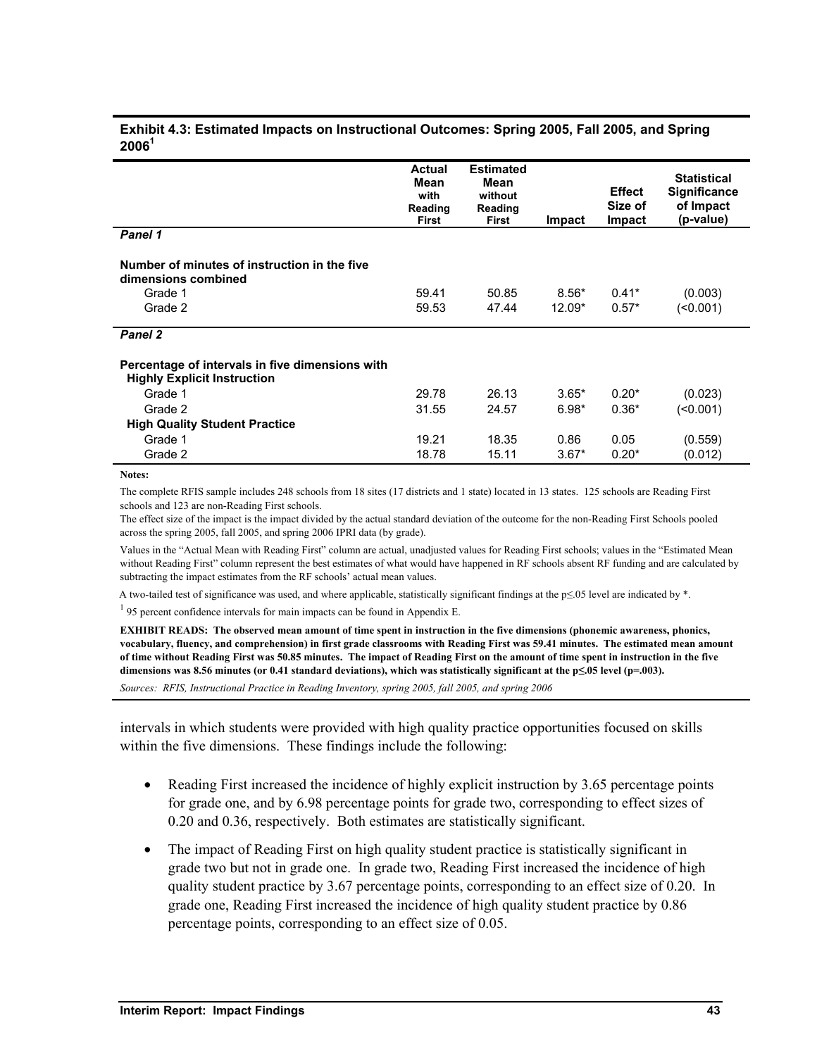**Exhibit 4.3: Estimated Impacts on Instructional Outcomes: Spring 2005, Fall 2005, and Spring 2006[1]**

| | Actual Mean with Reading First | Estimated Mean without Reading First | Impact | Effect Size of Impact | Statistical Significance of Impact (p-value) |
|---|---|---|---|---|---|
| ***Panel 1*** | | | | | |
| **Number of minutes of instruction in the five dimensions combined** | | | | | |
| Grade 1 | 59.41 | 50.85 | 8.56* | 0.41* | (0.003) |
| Grade 2 | 59.53 | 47.44 | 12.09* | 0.57* | (<0.001) |
| ***Panel 2*** | | | | | |
| **Percentage of intervals in five dimensions with** | | | | | |
| **Highly Explicit Instruction** | | | | | |
| Grade 1 | 29.78 | 26.13 | 3.65* | 0.20* | (0.023) |
| Grade 2 | 31.55 | 24.57 | 6.98* | 0.36* | (<0.001) |
| **High Quality Student Practice** | | | | | |
| Grade 1 | 19.21 | 18.35 | 0.86 | 0.05 | (0.559) |
| Grade 2 | 18.78 | 15.11 | 3.67* | 0.20* | (0.012) |

**Notes:**

The complete RFIS sample includes 248 schools from 18 sites (17 districts and 1 state) located in 13 states. 125 schools are Reading First schools and 123 are non-Reading First schools.

The effect size of the impact is the impact divided by the actual standard deviation of the outcome for the non-Reading First Schools pooled across the spring 2005, fall 2005, and spring 2006 IPRI data (by grade).

Values in the "Actual Mean with Reading First" column are actual, unadjusted values for Reading First schools; values in the "Estimated Mean without Reading First" column represent the best estimates of what would have happened in RF schools absent RF funding and are calculated by subtracting the impact estimates from the RF schools' actual mean values.

A two-tailed test of significance was used, and where applicable, statistically significant findings at the $p \leq .05$ level are indicated by *.

[1] 95 percent confidence intervals for main impacts can be found in Appendix E.

**EXHIBIT READS: The observed mean amount of time spent in instruction in the five dimensions (phonemic awareness, phonics, vocabulary, fluency, and comprehension) in first grade classrooms with Reading First was 59.41 minutes. The estimated mean amount of time without Reading First was 50.85 minutes. The impact of Reading First on the amount of time spent in instruction in the five dimensions was 8.56 minutes (or 0.41 standard deviations), which was statistically significant at the $p \leq .05$ level (p=.003).**

*Sources: RFIS, Instructional Practice in Reading Inventory, spring 2005, fall 2005, and spring 2006*

intervals in which students were provided with high quality practice opportunities focused on skills within the five dimensions. These findings include the following:

- Reading First increased the incidence of highly explicit instruction by 3.65 percentage points for grade one, and by 6.98 percentage points for grade two, corresponding to effect sizes of 0.20 and 0.36, respectively. Both estimates are statistically significant.
- The impact of Reading First on high quality student practice is statistically significant in grade two but not in grade one. In grade two, Reading First increased the incidence of high quality student practice by 3.67 percentage points, corresponding to an effect size of 0.20. In grade one, Reading First increased the incidence of high quality student practice by 0.86 percentage points, corresponding to an effect size of 0.05.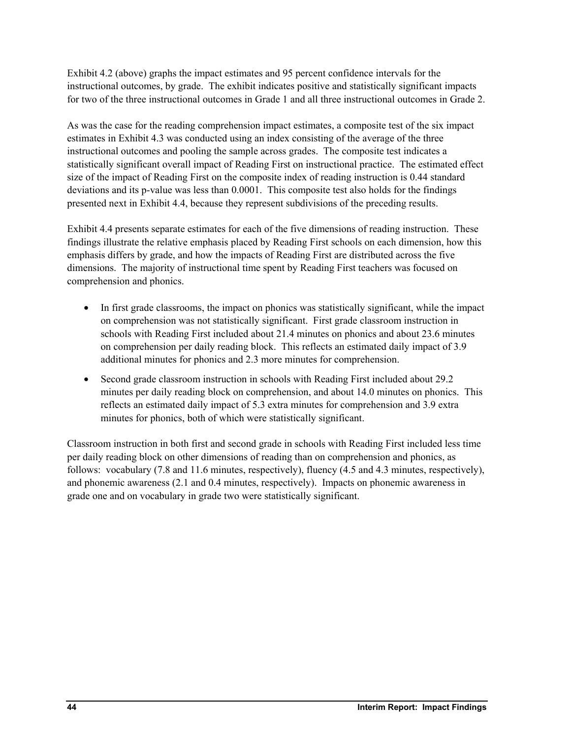Exhibit 4.2 (above) graphs the impact estimates and 95 percent confidence intervals for the instructional outcomes, by grade. The exhibit indicates positive and statistically significant impacts for two of the three instructional outcomes in Grade 1 and all three instructional outcomes in Grade 2.

As was the case for the reading comprehension impact estimates, a composite test of the six impact estimates in Exhibit 4.3 was conducted using an index consisting of the average of the three instructional outcomes and pooling the sample across grades. The composite test indicates a statistically significant overall impact of Reading First on instructional practice. The estimated effect size of the impact of Reading First on the composite index of reading instruction is 0.44 standard deviations and its p-value was less than 0.0001. This composite test also holds for the findings presented next in Exhibit 4.4, because they represent subdivisions of the preceding results.

Exhibit 4.4 presents separate estimates for each of the five dimensions of reading instruction. These findings illustrate the relative emphasis placed by Reading First schools on each dimension, how this emphasis differs by grade, and how the impacts of Reading First are distributed across the five dimensions. The majority of instructional time spent by Reading First teachers was focused on comprehension and phonics.

- In first grade classrooms, the impact on phonics was statistically significant, while the impact on comprehension was not statistically significant. First grade classroom instruction in schools with Reading First included about 21.4 minutes on phonics and about 23.6 minutes on comprehension per daily reading block. This reflects an estimated daily impact of 3.9 additional minutes for phonics and 2.3 more minutes for comprehension.
- Second grade classroom instruction in schools with Reading First included about 29.2 minutes per daily reading block on comprehension, and about 14.0 minutes on phonics. This reflects an estimated daily impact of 5.3 extra minutes for comprehension and 3.9 extra minutes for phonics, both of which were statistically significant.

Classroom instruction in both first and second grade in schools with Reading First included less time per daily reading block on other dimensions of reading than on comprehension and phonics, as follows: vocabulary (7.8 and 11.6 minutes, respectively), fluency (4.5 and 4.3 minutes, respectively), and phonemic awareness (2.1 and 0.4 minutes, respectively). Impacts on phonemic awareness in grade one and on vocabulary in grade two were statistically significant.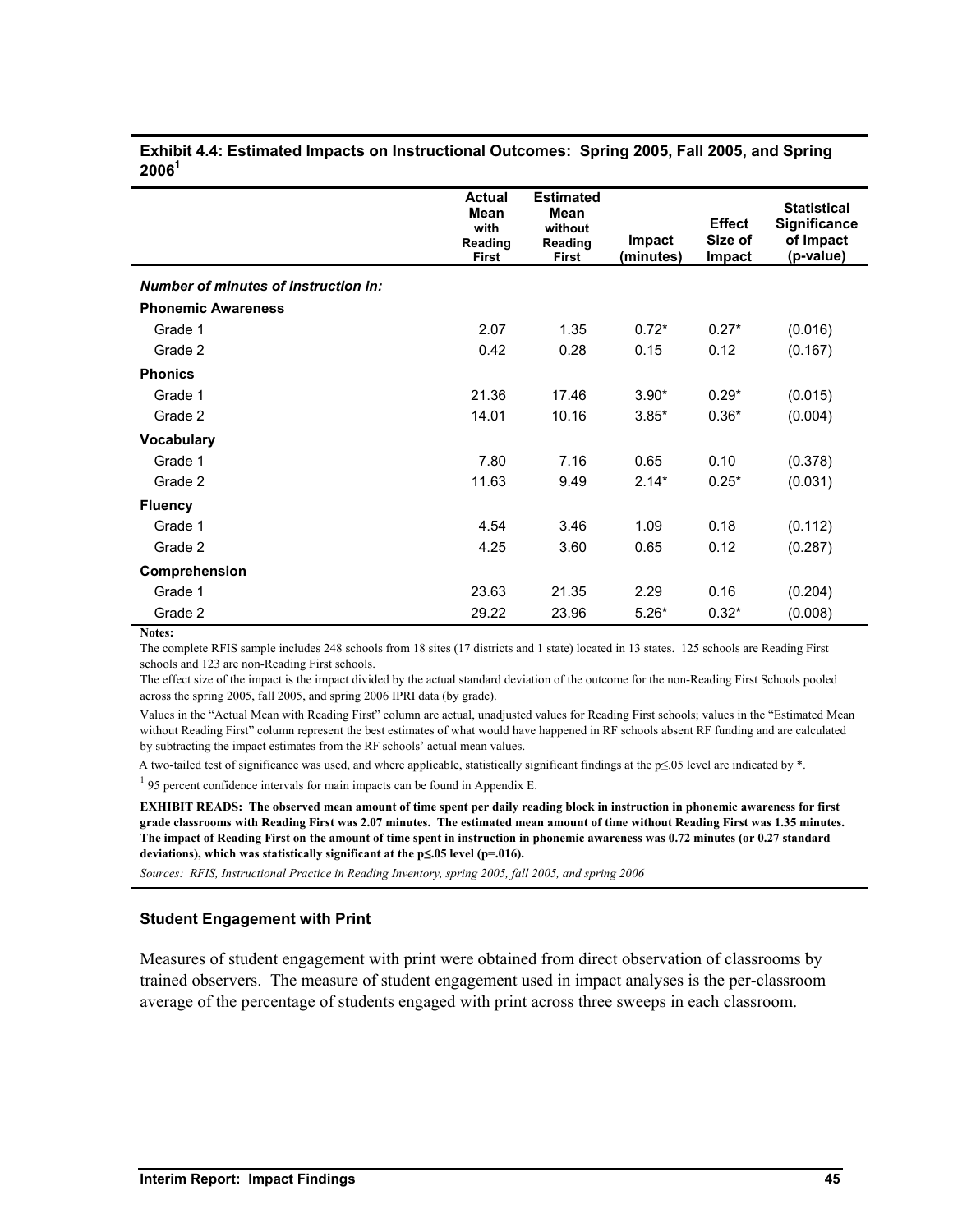**Exhibit 4.4: Estimated Impacts on Instructional Outcomes: Spring 2005, Fall 2005, and Spring 2006[1]**

| | Actual Mean with Reading First | Estimated Mean without Reading First | Impact (minutes) | Effect Size of Impact | Statistical Significance of Impact (p-value) |
|---|---|---|---|---|---|
| ***Number of minutes of instruction in:*** | | | | | |
| **Phonemic Awareness** | | | | | |
| Grade 1 | 2.07 | 1.35 | 0.72* | 0.27* | (0.016) |
| Grade 2 | 0.42 | 0.28 | 0.15 | 0.12 | (0.167) |
| **Phonics** | | | | | |
| Grade 1 | 21.36 | 17.46 | 3.90* | 0.29* | (0.015) |
| Grade 2 | 14.01 | 10.16 | 3.85* | 0.36* | (0.004) |
| **Vocabulary** | | | | | |
| Grade 1 | 7.80 | 7.16 | 0.65 | 0.10 | (0.378) |
| Grade 2 | 11.63 | 9.49 | 2.14* | 0.25* | (0.031) |
| **Fluency** | | | | | |
| Grade 1 | 4.54 | 3.46 | 1.09 | 0.18 | (0.112) |
| Grade 2 | 4.25 | 3.60 | 0.65 | 0.12 | (0.287) |
| **Comprehension** | | | | | |
| Grade 1 | 23.63 | 21.35 | 2.29 | 0.16 | (0.204) |
| Grade 2 | 29.22 | 23.96 | 5.26* | 0.32* | (0.008) |

**Notes:**

The complete RFIS sample includes 248 schools from 18 sites (17 districts and 1 state) located in 13 states. 125 schools are Reading First schools and 123 are non-Reading First schools.

The effect size of the impact is the impact divided by the actual standard deviation of the outcome for the non-Reading First Schools pooled across the spring 2005, fall 2005, and spring 2006 IPRI data (by grade).

Values in the "Actual Mean with Reading First" column are actual, unadjusted values for Reading First schools; values in the "Estimated Mean without Reading First" column represent the best estimates of what would have happened in RF schools absent RF funding and are calculated by subtracting the impact estimates from the RF schools' actual mean values.

A two-tailed test of significance was used, and where applicable, statistically significant findings at the $p \leq .05$ level are indicated by *.

[1] 95 percent confidence intervals for main impacts can be found in Appendix E.

**EXHIBIT READS: The observed mean amount of time spent per daily reading block in instruction in phonemic awareness for first grade classrooms with Reading First was 2.07 minutes. The estimated mean amount of time without Reading First was 1.35 minutes. The impact of Reading First on the amount of time spent in instruction in phonemic awareness was 0.72 minutes (or 0.27 standard deviations), which was statistically significant at the $p \leq .05$ level (p=.016).**

*Sources: RFIS, Instructional Practice in Reading Inventory, spring 2005, fall 2005, and spring 2006*

### Student Engagement with Print

Measures of student engagement with print were obtained from direct observation of classrooms by trained observers. The measure of student engagement used in impact analyses is the per-classroom average of the percentage of students engaged with print across three sweeps in each classroom.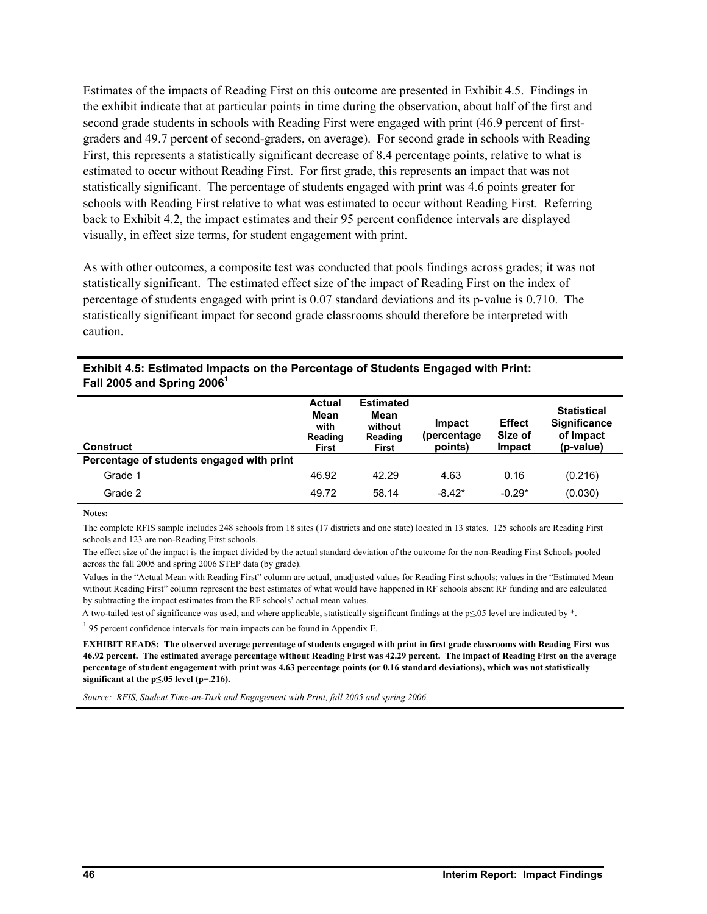Estimates of the impacts of Reading First on this outcome are presented in Exhibit 4.5. Findings in the exhibit indicate that at particular points in time during the observation, about half of the first and second grade students in schools with Reading First were engaged with print (46.9 percent of first-graders and 49.7 percent of second-graders, on average). For second grade in schools with Reading First, this represents a statistically significant decrease of 8.4 percentage points, relative to what is estimated to occur without Reading First. For first grade, this represents an impact that was not statistically significant. The percentage of students engaged with print was 4.6 points greater for schools with Reading First relative to what was estimated to occur without Reading First. Referring back to Exhibit 4.2, the impact estimates and their 95 percent confidence intervals are displayed visually, in effect size terms, for student engagement with print.

As with other outcomes, a composite test was conducted that pools findings across grades; it was not statistically significant. The estimated effect size of the impact of Reading First on the index of percentage of students engaged with print is 0.07 standard deviations and its p-value is 0.710. The statistically significant impact for second grade classrooms should therefore be interpreted with caution.

**Exhibit 4.5: Estimated Impacts on the Percentage of Students Engaged with Print: Fall 2005 and Spring 2006[1]**

| Construct | Actual Mean with Reading First | Estimated Mean without Reading First | Impact (percentage points) | Effect Size of Impact | Statistical Significance of Impact (p-value) |
|---|---|---|---|---|---|
| **Percentage of students engaged with print** | | | | | |
| Grade 1 | 46.92 | 42.29 | 4.63 | 0.16 | (0.216) |
| Grade 2 | 49.72 | 58.14 | -8.42* | -0.29* | (0.030) |

**Notes:**

The complete RFIS sample includes 248 schools from 18 sites (17 districts and one state) located in 13 states. 125 schools are Reading First schools and 123 are non-Reading First schools.

The effect size of the impact is the impact divided by the actual standard deviation of the outcome for the non-Reading First Schools pooled across the fall 2005 and spring 2006 STEP data (by grade).

Values in the "Actual Mean with Reading First" column are actual, unadjusted values for Reading First schools; values in the "Estimated Mean without Reading First" column represent the best estimates of what would have happened in RF schools absent RF funding and are calculated by subtracting the impact estimates from the RF schools' actual mean values.

A two-tailed test of significance was used, and where applicable, statistically significant findings at the p≤.05 level are indicated by *.

[1] 95 percent confidence intervals for main impacts can be found in Appendix E.

**EXHIBIT READS: The observed average percentage of students engaged with print in first grade classrooms with Reading First was 46.92 percent. The estimated average percentage without Reading First was 42.29 percent. The impact of Reading First on the average percentage of student engagement with print was 4.63 percentage points (or 0.16 standard deviations), which was not statistically significant at the p≤.05 level (p=.216).**

*Source: RFIS, Student Time-on-Task and Engagement with Print, fall 2005 and spring 2006.*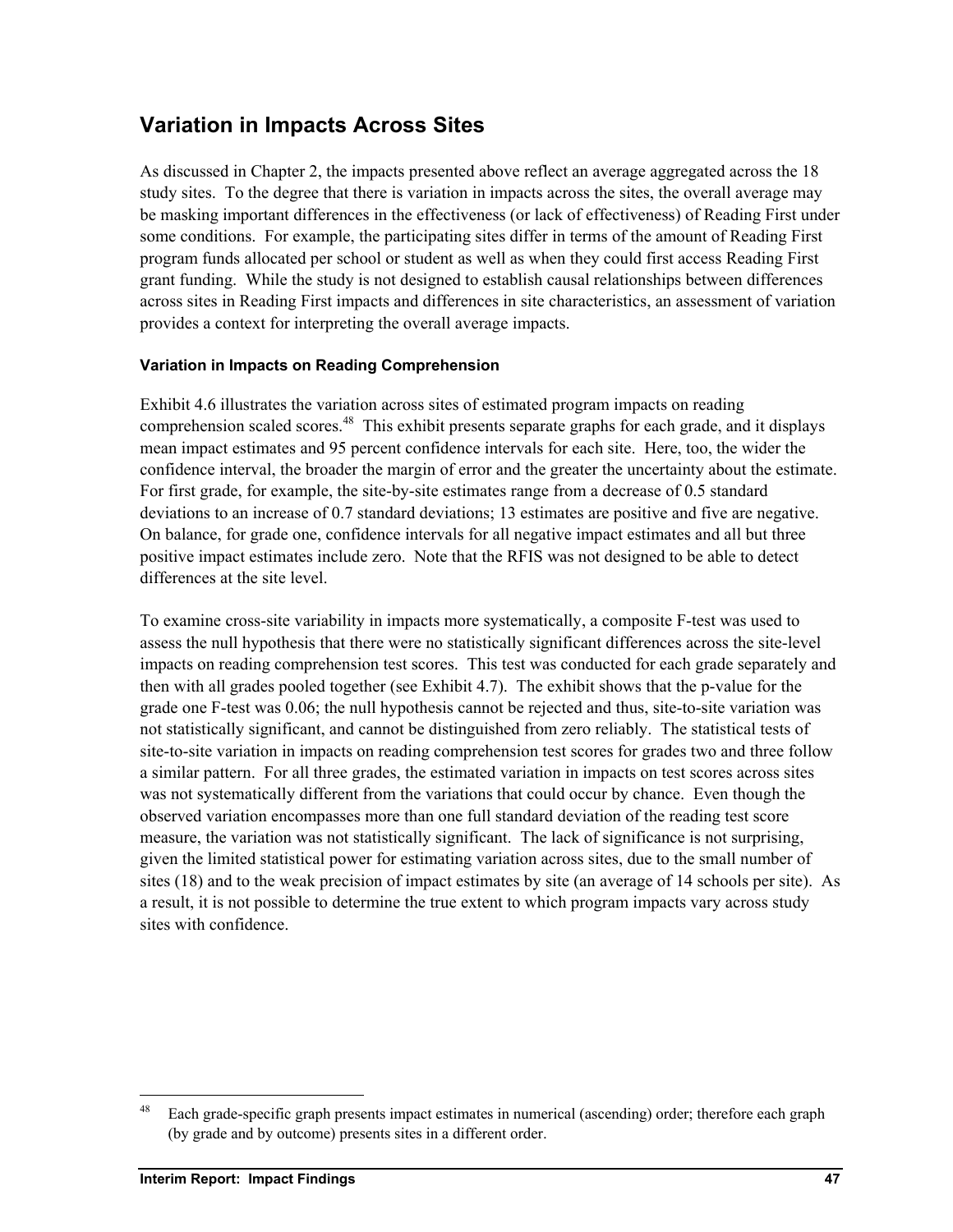## Variation in Impacts Across Sites

As discussed in Chapter 2, the impacts presented above reflect an average aggregated across the 18 study sites. To the degree that there is variation in impacts across the sites, the overall average may be masking important differences in the effectiveness (or lack of effectiveness) of Reading First under some conditions. For example, the participating sites differ in terms of the amount of Reading First program funds allocated per school or student as well as when they could first access Reading First grant funding. While the study is not designed to establish causal relationships between differences across sites in Reading First impacts and differences in site characteristics, an assessment of variation provides a context for interpreting the overall average impacts.

### Variation in Impacts on Reading Comprehension

Exhibit 4.6 illustrates the variation across sites of estimated program impacts on reading comprehension scaled scores.[48] This exhibit presents separate graphs for each grade, and it displays mean impact estimates and 95 percent confidence intervals for each site. Here, too, the wider the confidence interval, the broader the margin of error and the greater the uncertainty about the estimate. For first grade, for example, the site-by-site estimates range from a decrease of 0.5 standard deviations to an increase of 0.7 standard deviations; 13 estimates are positive and five are negative. On balance, for grade one, confidence intervals for all negative impact estimates and all but three positive impact estimates include zero. Note that the RFIS was not designed to be able to detect differences at the site level.

To examine cross-site variability in impacts more systematically, a composite F-test was used to assess the null hypothesis that there were no statistically significant differences across the site-level impacts on reading comprehension test scores. This test was conducted for each grade separately and then with all grades pooled together (see Exhibit 4.7). The exhibit shows that the p-value for the grade one F-test was 0.06; the null hypothesis cannot be rejected and thus, site-to-site variation was not statistically significant, and cannot be distinguished from zero reliably. The statistical tests of site-to-site variation in impacts on reading comprehension test scores for grades two and three follow a similar pattern. For all three grades, the estimated variation in impacts on test scores across sites was not systematically different from the variations that could occur by chance. Even though the observed variation encompasses more than one full standard deviation of the reading test score measure, the variation was not statistically significant. The lack of significance is not surprising, given the limited statistical power for estimating variation across sites, due to the small number of sites (18) and to the weak precision of impact estimates by site (an average of 14 schools per site). As a result, it is not possible to determine the true extent to which program impacts vary across study sites with confidence.

---

[48] Each grade-specific graph presents impact estimates in numerical (ascending) order; therefore each graph (by grade and by outcome) presents sites in a different order.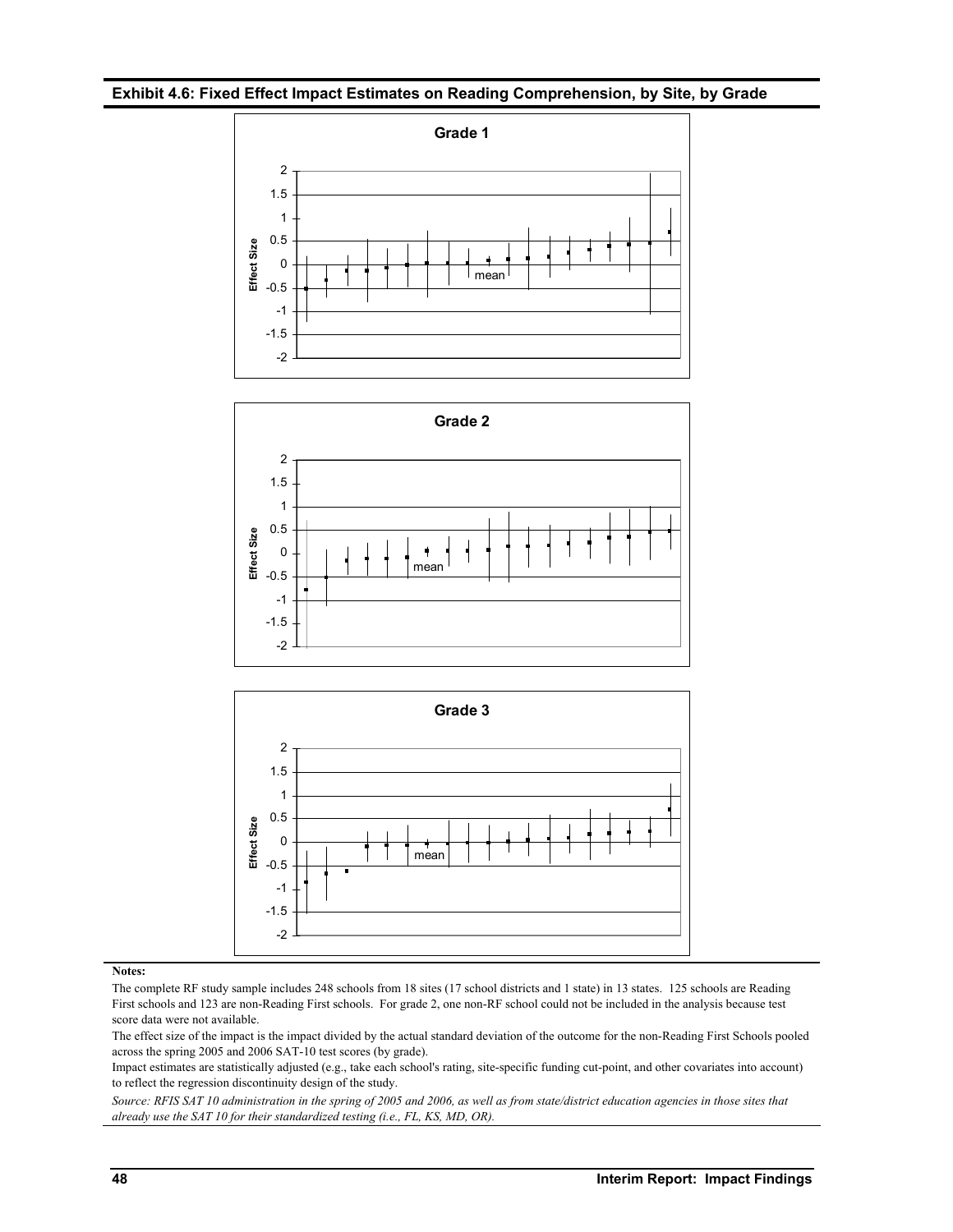**Exhibit 4.6: Fixed Effect Impact Estimates on Reading Comprehension, by Site, by Grade**

**Grade 1**

**Grade 2**

**Grade 3**

**Notes:**

The complete RF study sample includes 248 schools from 18 sites (17 school districts and 1 state) in 13 states. 125 schools are Reading First schools and 123 are non-Reading First schools. For grade 2, one non-RF school could not be included in the analysis because test score data were not available.

The effect size of the impact is the impact divided by the actual standard deviation of the outcome for the non-Reading First Schools pooled across the spring 2005 and 2006 SAT-10 test scores (by grade).

Impact estimates are statistically adjusted (e.g., take each school's rating, site-specific funding cut-point, and other covariates into account) to reflect the regression discontinuity design of the study.

*Source: RFIS SAT 10 administration in the spring of 2005 and 2006, as well as from state/district education agencies in those sites that already use the SAT 10 for their standardized testing (i.e., FL, KS, MD, OR).*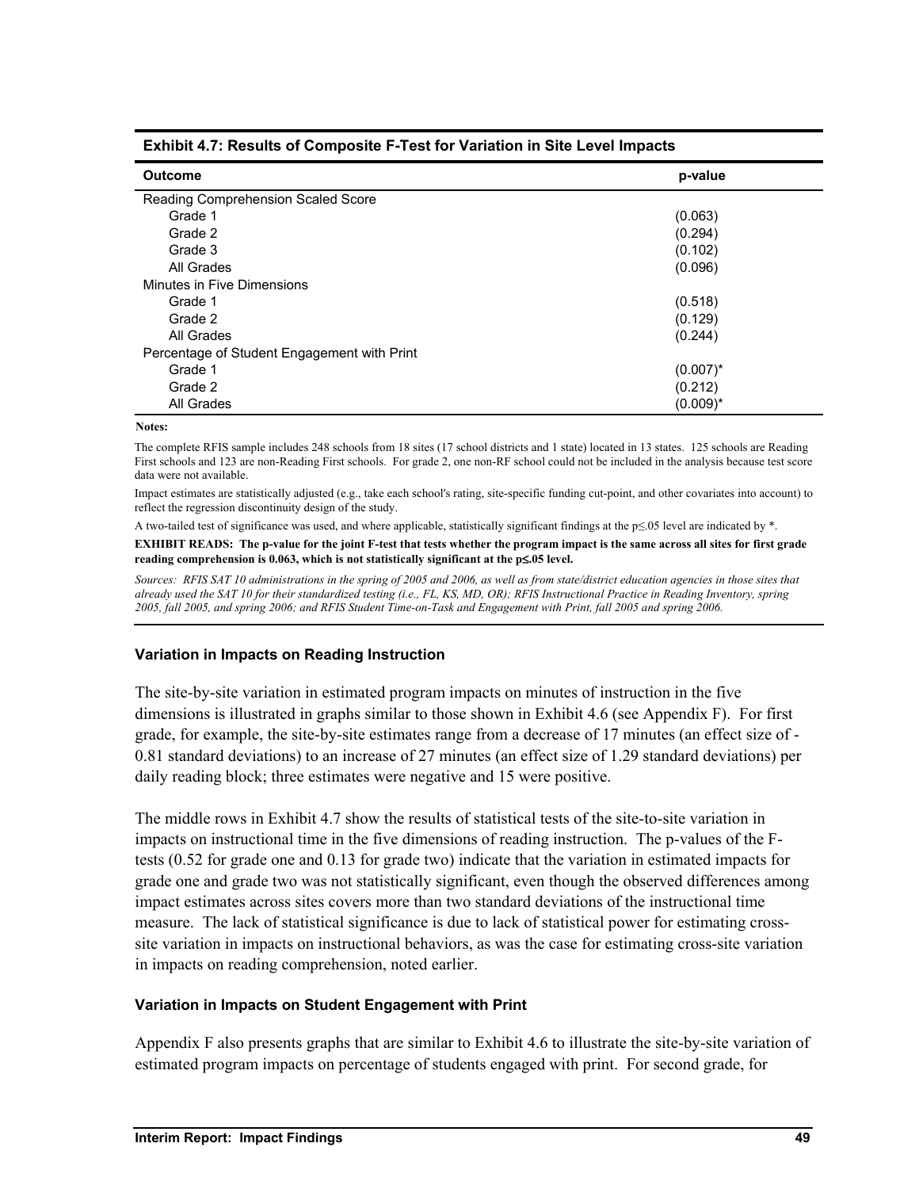**Exhibit 4.7: Results of Composite F-Test for Variation in Site Level Impacts**

| Outcome | p-value |
|---|---|
| Reading Comprehension Scaled Score | |
| Grade 1 | (0.063) |
| Grade 2 | (0.294) |
| Grade 3 | (0.102) |
| All Grades | (0.096) |
| Minutes in Five Dimensions | |
| Grade 1 | (0.518) |
| Grade 2 | (0.129) |
| All Grades | (0.244) |
| Percentage of Student Engagement with Print | |
| Grade 1 | (0.007)* |
| Grade 2 | (0.212) |
| All Grades | (0.009)* |

**Notes:**

The complete RFIS sample includes 248 schools from 18 sites (17 school districts and 1 state) located in 13 states. 125 schools are Reading First schools and 123 are non-Reading First schools. For grade 2, one non-RF school could not be included in the analysis because test score data were not available.

Impact estimates are statistically adjusted (e.g., take each school's rating, site-specific funding cut-point, and other covariates into account) to reflect the regression discontinuity design of the study.

A two-tailed test of significance was used, and where applicable, statistically significant findings at the $p \leq .05$ level are indicated by *.

**EXHIBIT READS: The p-value for the joint F-test that tests whether the program impact is the same across all sites for first grade reading comprehension is 0.063, which is not statistically significant at the $p \leq .05$ level.**

*Sources: RFIS SAT 10 administrations in the spring of 2005 and 2006, as well as from state/district education agencies in those sites that already used the SAT 10 for their standardized testing (i.e., FL, KS, MD, OR); RFIS Instructional Practice in Reading Inventory, spring 2005, fall 2005, and spring 2006; and RFIS Student Time-on-Task and Engagement with Print, fall 2005 and spring 2006.*

### Variation in Impacts on Reading Instruction

The site-by-site variation in estimated program impacts on minutes of instruction in the five dimensions is illustrated in graphs similar to those shown in Exhibit 4.6 (see Appendix F). For first grade, for example, the site-by-site estimates range from a decrease of 17 minutes (an effect size of -0.81 standard deviations) to an increase of 27 minutes (an effect size of 1.29 standard deviations) per daily reading block; three estimates were negative and 15 were positive.

The middle rows in Exhibit 4.7 show the results of statistical tests of the site-to-site variation in impacts on instructional time in the five dimensions of reading instruction. The p-values of the F-tests (0.52 for grade one and 0.13 for grade two) indicate that the variation in estimated impacts for grade one and grade two was not statistically significant, even though the observed differences among impact estimates across sites covers more than two standard deviations of the instructional time measure. The lack of statistical significance is due to lack of statistical power for estimating cross-site variation in impacts on instructional behaviors, as was the case for estimating cross-site variation in impacts on reading comprehension, noted earlier.

### Variation in Impacts on Student Engagement with Print

Appendix F also presents graphs that are similar to Exhibit 4.6 to illustrate the site-by-site variation of estimated program impacts on percentage of students engaged with print. For second grade, for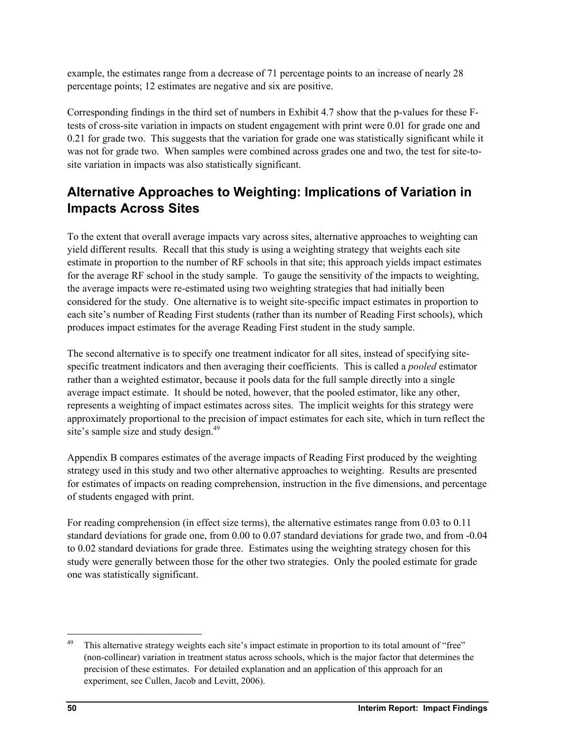example, the estimates range from a decrease of 71 percentage points to an increase of nearly 28 percentage points; 12 estimates are negative and six are positive.

Corresponding findings in the third set of numbers in Exhibit 4.7 show that the p-values for these F-tests of cross-site variation in impacts on student engagement with print were 0.01 for grade one and 0.21 for grade two. This suggests that the variation for grade one was statistically significant while it was not for grade two. When samples were combined across grades one and two, the test for site-to-site variation in impacts was also statistically significant.

## Alternative Approaches to Weighting: Implications of Variation in Impacts Across Sites

To the extent that overall average impacts vary across sites, alternative approaches to weighting can yield different results. Recall that this study is using a weighting strategy that weights each site estimate in proportion to the number of RF schools in that site; this approach yields impact estimates for the average RF school in the study sample. To gauge the sensitivity of the impacts to weighting, the average impacts were re-estimated using two weighting strategies that had initially been considered for the study. One alternative is to weight site-specific impact estimates in proportion to each site's number of Reading First students (rather than its number of Reading First schools), which produces impact estimates for the average Reading First student in the study sample.

The second alternative is to specify one treatment indicator for all sites, instead of specifying site-specific treatment indicators and then averaging their coefficients. This is called a *pooled* estimator rather than a weighted estimator, because it pools data for the full sample directly into a single average impact estimate. It should be noted, however, that the pooled estimator, like any other, represents a weighting of impact estimates across sites. The implicit weights for this strategy were approximately proportional to the precision of impact estimates for each site, which in turn reflect the site's sample size and study design.[49]

Appendix B compares estimates of the average impacts of Reading First produced by the weighting strategy used in this study and two other alternative approaches to weighting. Results are presented for estimates of impacts on reading comprehension, instruction in the five dimensions, and percentage of students engaged with print.

For reading comprehension (in effect size terms), the alternative estimates range from 0.03 to 0.11 standard deviations for grade one, from 0.00 to 0.07 standard deviations for grade two, and from -0.04 to 0.02 standard deviations for grade three. Estimates using the weighting strategy chosen for this study were generally between those for the other two strategies. Only the pooled estimate for grade one was statistically significant.

---

[49] This alternative strategy weights each site's impact estimate in proportion to its total amount of "free" (non-collinear) variation in treatment status across schools, which is the major factor that determines the precision of these estimates. For detailed explanation and an application of this approach for an experiment, see Cullen, Jacob and Levitt, 2006).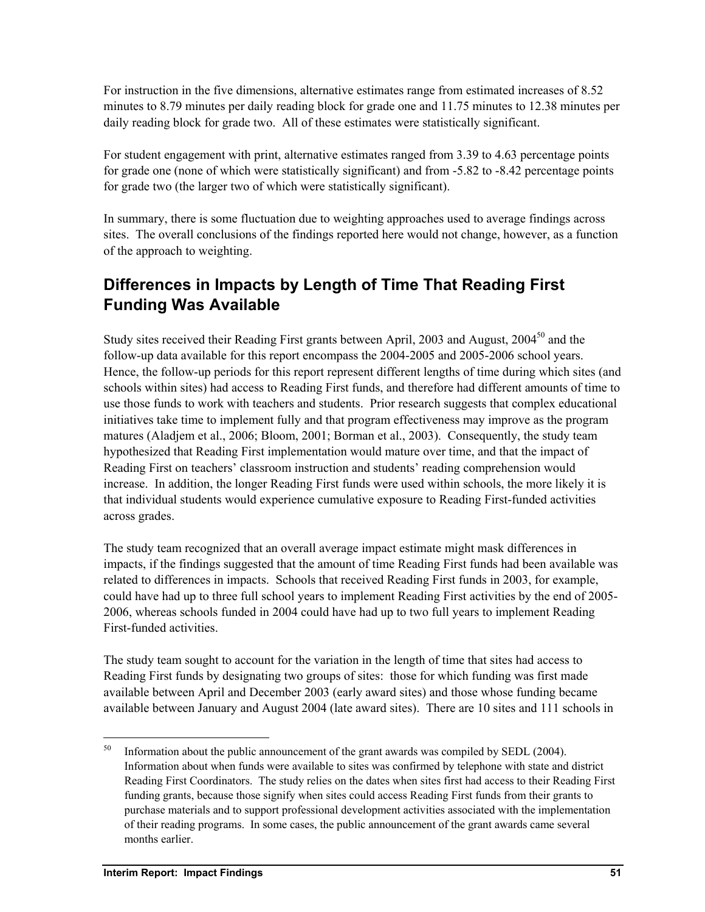For instruction in the five dimensions, alternative estimates range from estimated increases of 8.52 minutes to 8.79 minutes per daily reading block for grade one and 11.75 minutes to 12.38 minutes per daily reading block for grade two. All of these estimates were statistically significant.

For student engagement with print, alternative estimates ranged from 3.39 to 4.63 percentage points for grade one (none of which were statistically significant) and from -5.82 to -8.42 percentage points for grade two (the larger two of which were statistically significant).

In summary, there is some fluctuation due to weighting approaches used to average findings across sites. The overall conclusions of the findings reported here would not change, however, as a function of the approach to weighting.

## Differences in Impacts by Length of Time That Reading First Funding Was Available

Study sites received their Reading First grants between April, 2003 and August, 2004[50] and the follow-up data available for this report encompass the 2004-2005 and 2005-2006 school years. Hence, the follow-up periods for this report represent different lengths of time during which sites (and schools within sites) had access to Reading First funds, and therefore had different amounts of time to use those funds to work with teachers and students. Prior research suggests that complex educational initiatives take time to implement fully and that program effectiveness may improve as the program matures (Aladjem et al., 2006; Bloom, 2001; Borman et al., 2003). Consequently, the study team hypothesized that Reading First implementation would mature over time, and that the impact of Reading First on teachers' classroom instruction and students' reading comprehension would increase. In addition, the longer Reading First funds were used within schools, the more likely it is that individual students would experience cumulative exposure to Reading First-funded activities across grades.

The study team recognized that an overall average impact estimate might mask differences in impacts, if the findings suggested that the amount of time Reading First funds had been available was related to differences in impacts. Schools that received Reading First funds in 2003, for example, could have had up to three full school years to implement Reading First activities by the end of 2005-2006, whereas schools funded in 2004 could have had up to two full years to implement Reading First-funded activities.

The study team sought to account for the variation in the length of time that sites had access to Reading First funds by designating two groups of sites: those for which funding was first made available between April and December 2003 (early award sites) and those whose funding became available between January and August 2004 (late award sites). There are 10 sites and 111 schools in

[50] Information about the public announcement of the grant awards was compiled by SEDL (2004). Information about when funds were available to sites was confirmed by telephone with state and district Reading First Coordinators. The study relies on the dates when sites first had access to their Reading First funding grants, because those signify when sites could access Reading First funds from their grants to purchase materials and to support professional development activities associated with the implementation of their reading programs. In some cases, the public announcement of the grant awards came several months earlier.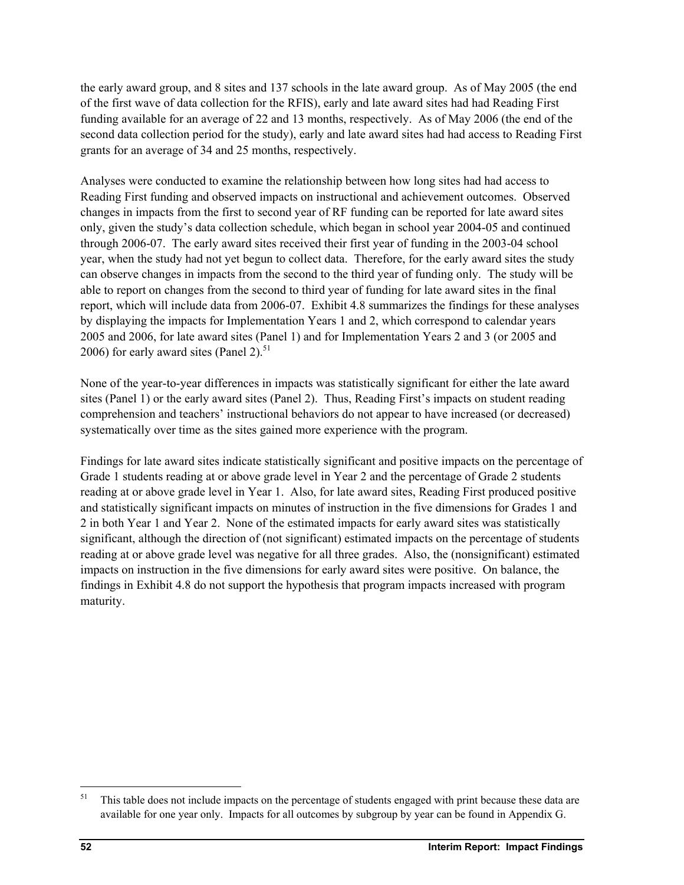the early award group, and 8 sites and 137 schools in the late award group. As of May 2005 (the end of the first wave of data collection for the RFIS), early and late award sites had had Reading First funding available for an average of 22 and 13 months, respectively. As of May 2006 (the end of the second data collection period for the study), early and late award sites had had access to Reading First grants for an average of 34 and 25 months, respectively.

Analyses were conducted to examine the relationship between how long sites had had access to Reading First funding and observed impacts on instructional and achievement outcomes. Observed changes in impacts from the first to second year of RF funding can be reported for late award sites only, given the study's data collection schedule, which began in school year 2004-05 and continued through 2006-07. The early award sites received their first year of funding in the 2003-04 school year, when the study had not yet begun to collect data. Therefore, for the early award sites the study can observe changes in impacts from the second to the third year of funding only. The study will be able to report on changes from the second to third year of funding for late award sites in the final report, which will include data from 2006-07. Exhibit 4.8 summarizes the findings for these analyses by displaying the impacts for Implementation Years 1 and 2, which correspond to calendar years 2005 and 2006, for late award sites (Panel 1) and for Implementation Years 2 and 3 (or 2005 and 2006) for early award sites (Panel 2).[51]

None of the year-to-year differences in impacts was statistically significant for either the late award sites (Panel 1) or the early award sites (Panel 2). Thus, Reading First's impacts on student reading comprehension and teachers' instructional behaviors do not appear to have increased (or decreased) systematically over time as the sites gained more experience with the program.

Findings for late award sites indicate statistically significant and positive impacts on the percentage of Grade 1 students reading at or above grade level in Year 2 and the percentage of Grade 2 students reading at or above grade level in Year 1. Also, for late award sites, Reading First produced positive and statistically significant impacts on minutes of instruction in the five dimensions for Grades 1 and 2 in both Year 1 and Year 2. None of the estimated impacts for early award sites was statistically significant, although the direction of (not significant) estimated impacts on the percentage of students reading at or above grade level was negative for all three grades. Also, the (nonsignificant) estimated impacts on instruction in the five dimensions for early award sites were positive. On balance, the findings in Exhibit 4.8 do not support the hypothesis that program impacts increased with program maturity.

---

[51] This table does not include impacts on the percentage of students engaged with print because these data are available for one year only. Impacts for all outcomes by subgroup by year can be found in Appendix G.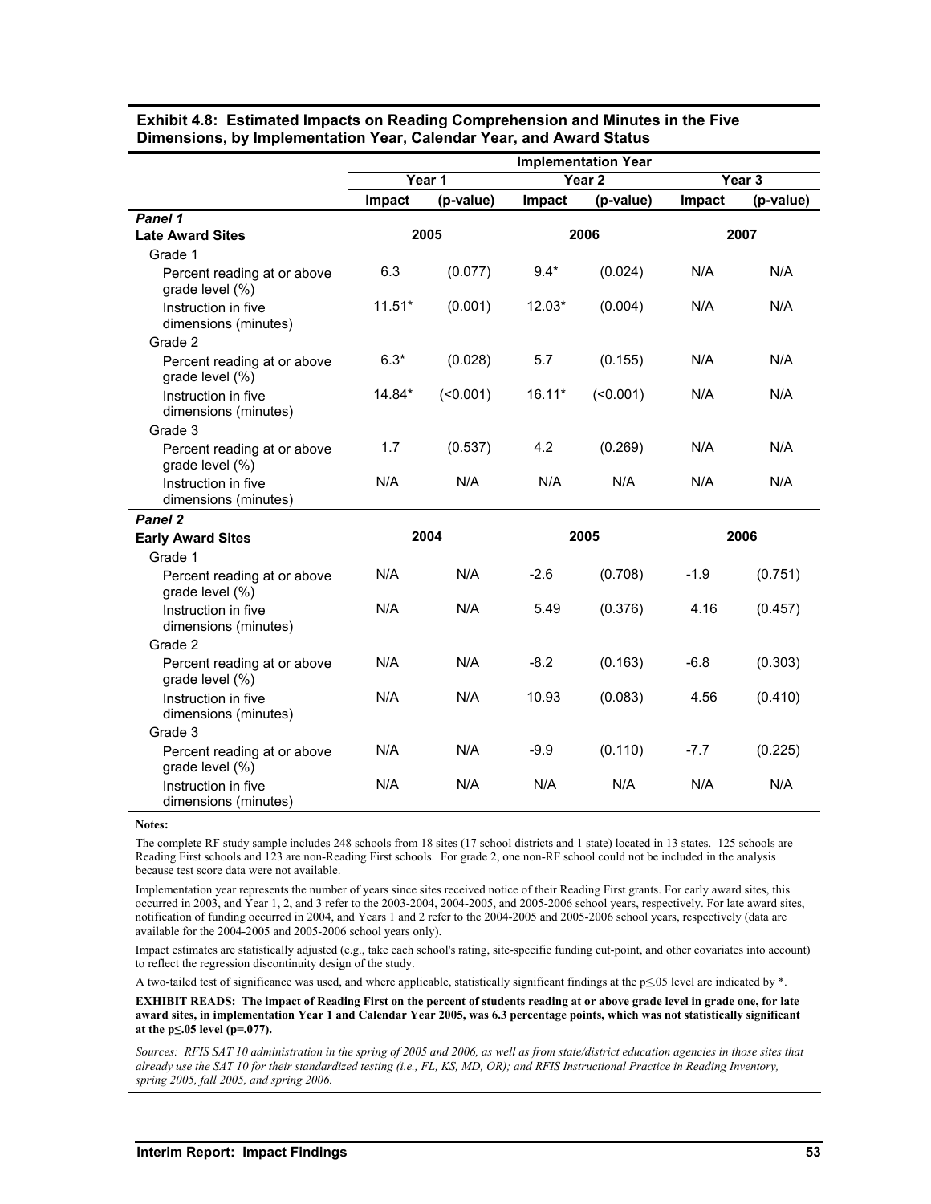**Exhibit 4.8: Estimated Impacts on Reading Comprehension and Minutes in the Five Dimensions, by Implementation Year, Calendar Year, and Award Status**

| | Implementation Year | | | | | |
|---|---|---|---|---|---|---|
| | Year 1 | | Year 2 | | Year 3 | |
| | Impact | (p-value) | Impact | (p-value) | Impact | (p-value) |
| ***Panel 1*** | | | | | | |
| **Late Award Sites** | 2005 | | 2006 | | 2007 | |
| Grade 1 | | | | | | |
| Percent reading at or above grade level (%) | 6.3 | (0.077) | 9.4* | (0.024) | N/A | N/A |
| Instruction in five dimensions (minutes) | 11.51* | (0.001) | 12.03* | (0.004) | N/A | N/A |
| Grade 2 | | | | | | |
| Percent reading at or above grade level (%) | 6.3* | (0.028) | 5.7 | (0.155) | N/A | N/A |
| Instruction in five dimensions (minutes) | 14.84* | (<0.001) | 16.11* | (<0.001) | N/A | N/A |
| Grade 3 | | | | | | |
| Percent reading at or above grade level (%) | 1.7 | (0.537) | 4.2 | (0.269) | N/A | N/A |
| Instruction in five dimensions (minutes) | N/A | N/A | N/A | N/A | N/A | N/A |
| ***Panel 2*** | | | | | | |
| **Early Award Sites** | 2004 | | 2005 | | 2006 | |
| Grade 1 | | | | | | |
| Percent reading at or above grade level (%) | N/A | N/A | -2.6 | (0.708) | -1.9 | (0.751) |
| Instruction in five dimensions (minutes) | N/A | N/A | 5.49 | (0.376) | 4.16 | (0.457) |
| Grade 2 | | | | | | |
| Percent reading at or above grade level (%) | N/A | N/A | -8.2 | (0.163) | -6.8 | (0.303) |
| Instruction in five dimensions (minutes) | N/A | N/A | 10.93 | (0.083) | 4.56 | (0.410) |
| Grade 3 | | | | | | |
| Percent reading at or above grade level (%) | N/A | N/A | -9.9 | (0.110) | -7.7 | (0.225) |
| Instruction in five dimensions (minutes) | N/A | N/A | N/A | N/A | N/A | N/A |

**Notes:**

The complete RF study sample includes 248 schools from 18 sites (17 school districts and 1 state) located in 13 states. 125 schools are Reading First schools and 123 are non-Reading First schools. For grade 2, one non-RF school could not be included in the analysis because test score data were not available.

Implementation year represents the number of years since sites received notice of their Reading First grants. For early award sites, this occurred in 2003, and Year 1, 2, and 3 refer to the 2003-2004, 2004-2005, and 2005-2006 school years, respectively. For late award sites, notification of funding occurred in 2004, and Years 1 and 2 refer to the 2004-2005 and 2005-2006 school years, respectively (data are available for the 2004-2005 and 2005-2006 school years only).

Impact estimates are statistically adjusted (e.g., take each school's rating, site-specific funding cut-point, and other covariates into account) to reflect the regression discontinuity design of the study.

A two-tailed test of significance was used, and where applicable, statistically significant findings at the $p \leq .05$ level are indicated by *.

**EXHIBIT READS: The impact of Reading First on the percent of students reading at or above grade level in grade one, for late award sites, in implementation Year 1 and Calendar Year 2005, was 6.3 percentage points, which was not statistically significant at the $p \leq .05$ level (p=.077).**

*Sources: RFIS SAT 10 administration in the spring of 2005 and 2006, as well as from state/district education agencies in those sites that already use the SAT 10 for their standardized testing (i.e., FL, KS, MD, OR); and RFIS Instructional Practice in Reading Inventory, spring 2005, fall 2005, and spring 2006.*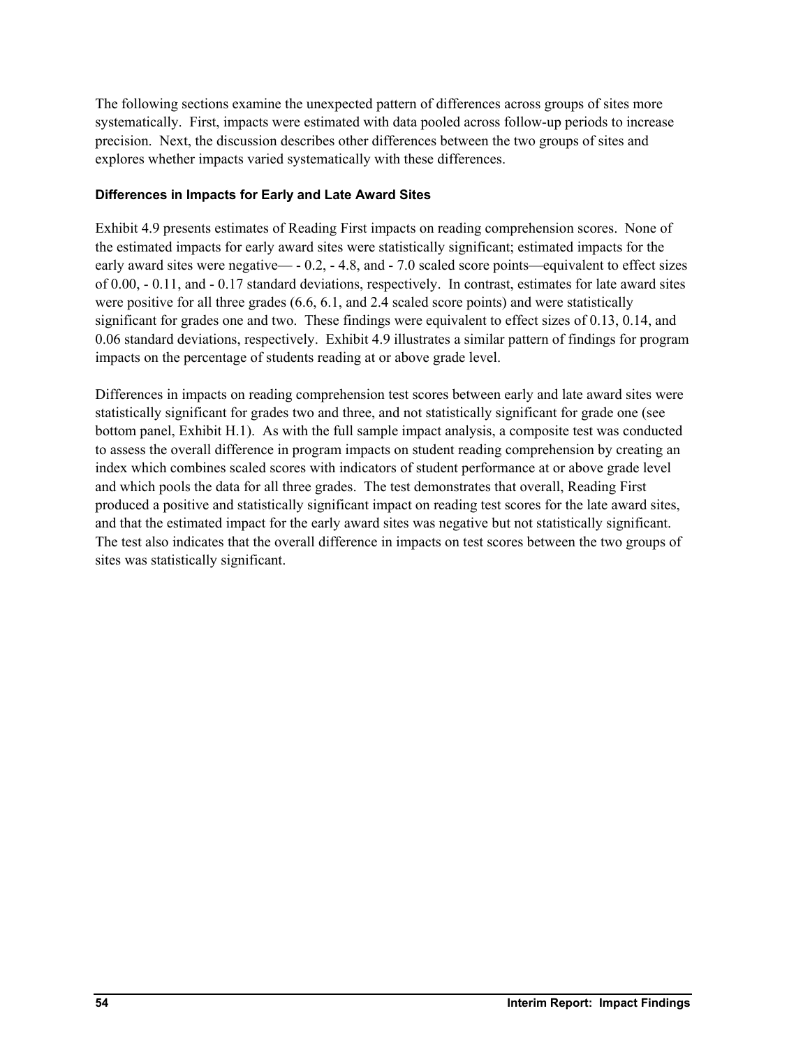The following sections examine the unexpected pattern of differences across groups of sites more systematically. First, impacts were estimated with data pooled across follow-up periods to increase precision. Next, the discussion describes other differences between the two groups of sites and explores whether impacts varied systematically with these differences.

### Differences in Impacts for Early and Late Award Sites

Exhibit 4.9 presents estimates of Reading First impacts on reading comprehension scores. None of the estimated impacts for early award sites were statistically significant; estimated impacts for the early award sites were negative— - 0.2, - 4.8, and - 7.0 scaled score points—equivalent to effect sizes of 0.00, - 0.11, and - 0.17 standard deviations, respectively. In contrast, estimates for late award sites were positive for all three grades (6.6, 6.1, and 2.4 scaled score points) and were statistically significant for grades one and two. These findings were equivalent to effect sizes of 0.13, 0.14, and 0.06 standard deviations, respectively. Exhibit 4.9 illustrates a similar pattern of findings for program impacts on the percentage of students reading at or above grade level.

Differences in impacts on reading comprehension test scores between early and late award sites were statistically significant for grades two and three, and not statistically significant for grade one (see bottom panel, Exhibit H.1). As with the full sample impact analysis, a composite test was conducted to assess the overall difference in program impacts on student reading comprehension by creating an index which combines scaled scores with indicators of student performance at or above grade level and which pools the data for all three grades. The test demonstrates that overall, Reading First produced a positive and statistically significant impact on reading test scores for the late award sites, and that the estimated impact for the early award sites was negative but not statistically significant. The test also indicates that the overall difference in impacts on test scores between the two groups of sites was statistically significant.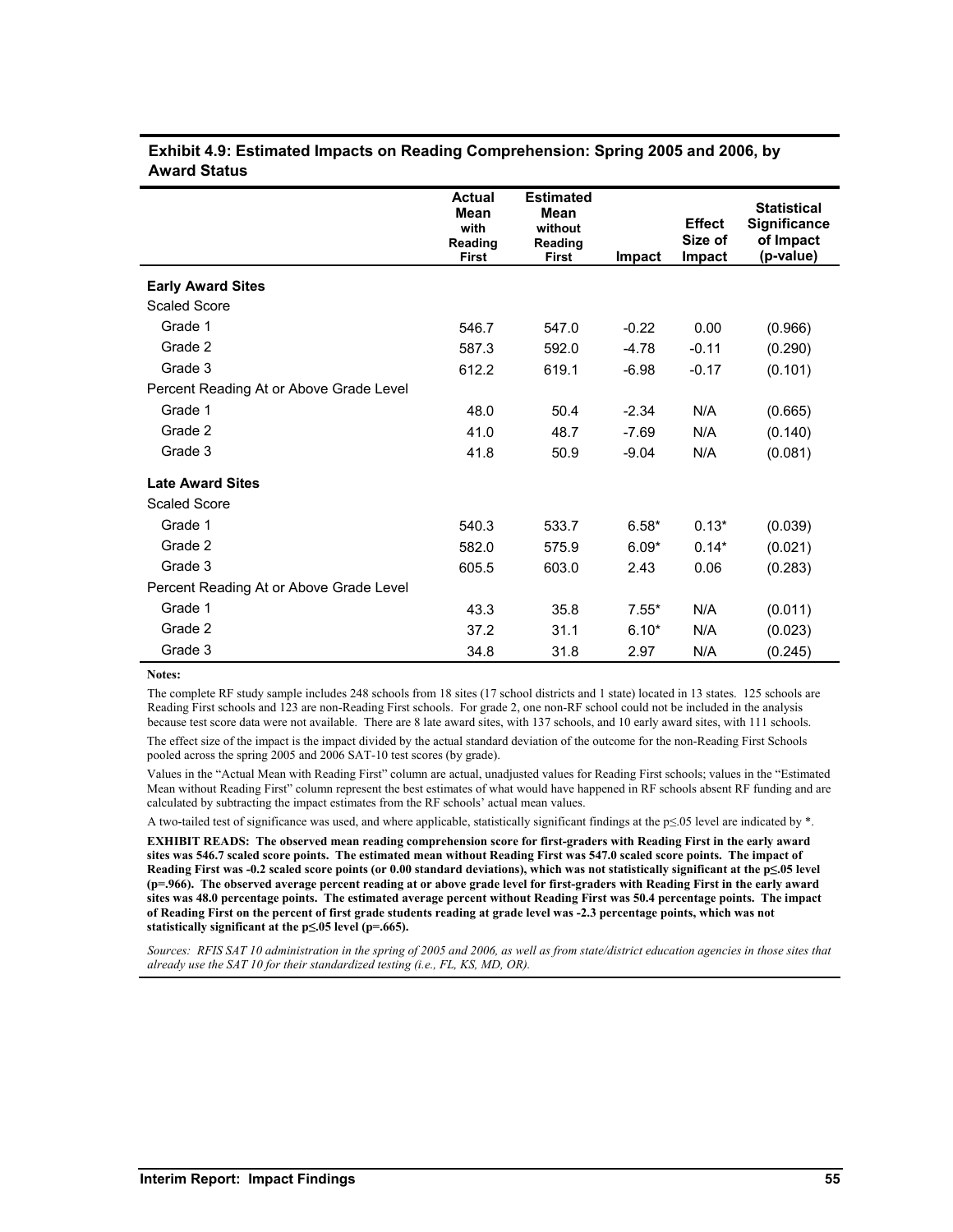**Exhibit 4.9: Estimated Impacts on Reading Comprehension: Spring 2005 and 2006, by Award Status**

| | Actual Mean with Reading First | Estimated Mean without Reading First | Impact | Effect Size of Impact | Statistical Significance of Impact (p-value) |
|---|---|---|---|---|---|
| **Early Award Sites** | | | | | |
| Scaled Score | | | | | |
| Grade 1 | 546.7 | 547.0 | -0.22 | 0.00 | (0.966) |
| Grade 2 | 587.3 | 592.0 | -4.78 | -0.11 | (0.290) |
| Grade 3 | 612.2 | 619.1 | -6.98 | -0.17 | (0.101) |
| Percent Reading At or Above Grade Level | | | | | |
| Grade 1 | 48.0 | 50.4 | -2.34 | N/A | (0.665) |
| Grade 2 | 41.0 | 48.7 | -7.69 | N/A | (0.140) |
| Grade 3 | 41.8 | 50.9 | -9.04 | N/A | (0.081) |
| **Late Award Sites** | | | | | |
| Scaled Score | | | | | |
| Grade 1 | 540.3 | 533.7 | 6.58* | 0.13* | (0.039) |
| Grade 2 | 582.0 | 575.9 | 6.09* | 0.14* | (0.021) |
| Grade 3 | 605.5 | 603.0 | 2.43 | 0.06 | (0.283) |
| Percent Reading At or Above Grade Level | | | | | |
| Grade 1 | 43.3 | 35.8 | 7.55* | N/A | (0.011) |
| Grade 2 | 37.2 | 31.1 | 6.10* | N/A | (0.023) |
| Grade 3 | 34.8 | 31.8 | 2.97 | N/A | (0.245) |

**Notes:**

The complete RF study sample includes 248 schools from 18 sites (17 school districts and 1 state) located in 13 states. 125 schools are Reading First schools and 123 are non-Reading First schools. For grade 2, one non-RF school could not be included in the analysis because test score data were not available. There are 8 late award sites, with 137 schools, and 10 early award sites, with 111 schools.

The effect size of the impact is the impact divided by the actual standard deviation of the outcome for the non-Reading First Schools pooled across the spring 2005 and 2006 SAT-10 test scores (by grade).

Values in the "Actual Mean with Reading First" column are actual, unadjusted values for Reading First schools; values in the "Estimated Mean without Reading First" column represent the best estimates of what would have happened in RF schools absent RF funding and are calculated by subtracting the impact estimates from the RF schools' actual mean values.

A two-tailed test of significance was used, and where applicable, statistically significant findings at the p≤.05 level are indicated by *.

**EXHIBIT READS: The observed mean reading comprehension score for first-graders with Reading First in the early award sites was 546.7 scaled score points. The estimated mean without Reading First was 547.0 scaled score points. The impact of Reading First was -0.2 scaled score points (or 0.00 standard deviations), which was not statistically significant at the p≤.05 level (p=.966). The observed average percent reading at or above grade level for first-graders with Reading First in the early award sites was 48.0 percentage points. The estimated average percent without Reading First was 50.4 percentage points. The impact of Reading First on the percent of first grade students reading at grade level was -2.3 percentage points, which was not statistically significant at the p≤.05 level (p=.665).**

*Sources: RFIS SAT 10 administration in the spring of 2005 and 2006, as well as from state/district education agencies in those sites that already use the SAT 10 for their standardized testing (i.e., FL, KS, MD, OR).*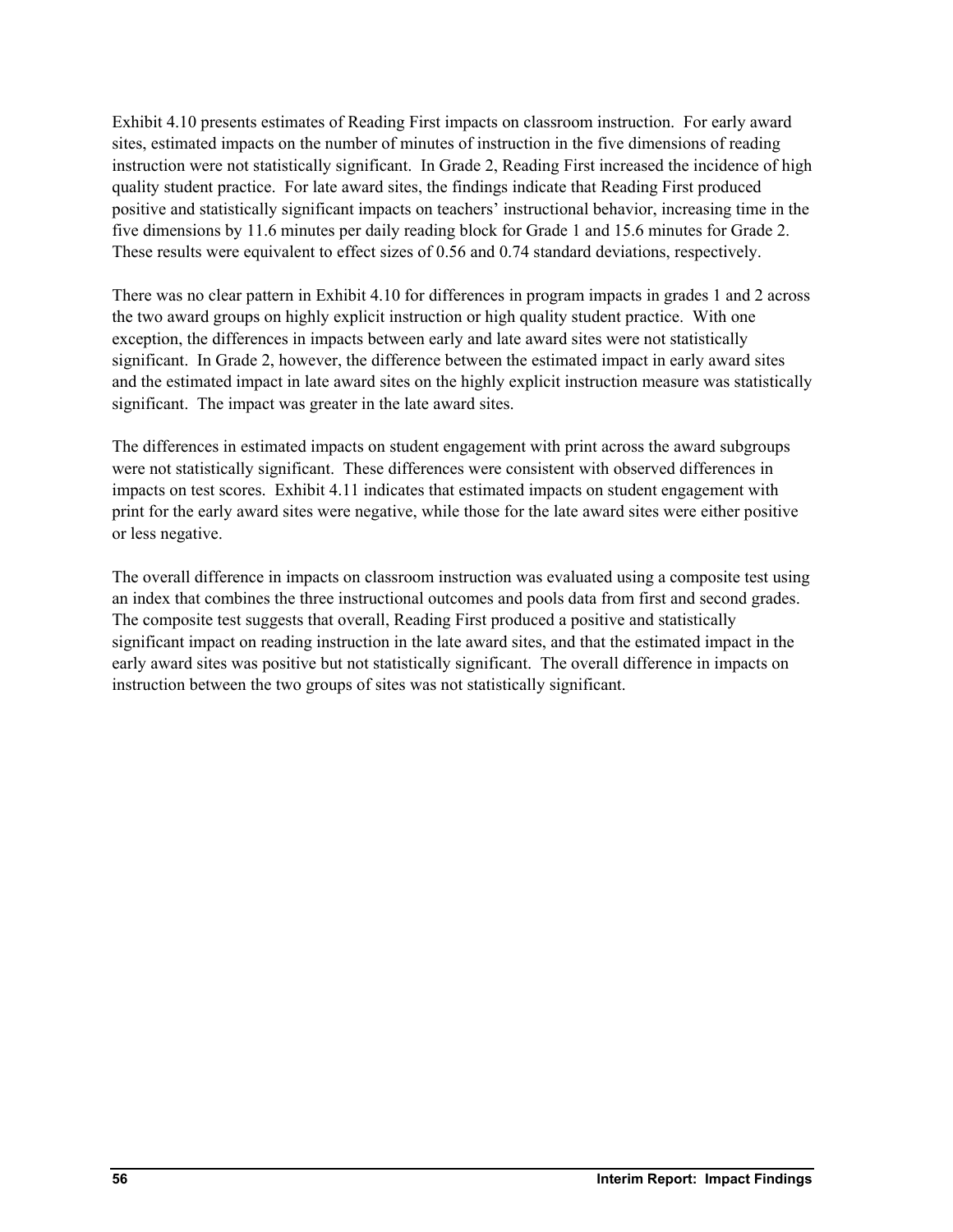Exhibit 4.10 presents estimates of Reading First impacts on classroom instruction. For early award sites, estimated impacts on the number of minutes of instruction in the five dimensions of reading instruction were not statistically significant. In Grade 2, Reading First increased the incidence of high quality student practice. For late award sites, the findings indicate that Reading First produced positive and statistically significant impacts on teachers' instructional behavior, increasing time in the five dimensions by 11.6 minutes per daily reading block for Grade 1 and 15.6 minutes for Grade 2. These results were equivalent to effect sizes of 0.56 and 0.74 standard deviations, respectively.

There was no clear pattern in Exhibit 4.10 for differences in program impacts in grades 1 and 2 across the two award groups on highly explicit instruction or high quality student practice. With one exception, the differences in impacts between early and late award sites were not statistically significant. In Grade 2, however, the difference between the estimated impact in early award sites and the estimated impact in late award sites on the highly explicit instruction measure was statistically significant. The impact was greater in the late award sites.

The differences in estimated impacts on student engagement with print across the award subgroups were not statistically significant. These differences were consistent with observed differences in impacts on test scores. Exhibit 4.11 indicates that estimated impacts on student engagement with print for the early award sites were negative, while those for the late award sites were either positive or less negative.

The overall difference in impacts on classroom instruction was evaluated using a composite test using an index that combines the three instructional outcomes and pools data from first and second grades. The composite test suggests that overall, Reading First produced a positive and statistically significant impact on reading instruction in the late award sites, and that the estimated impact in the early award sites was positive but not statistically significant. The overall difference in impacts on instruction between the two groups of sites was not statistically significant.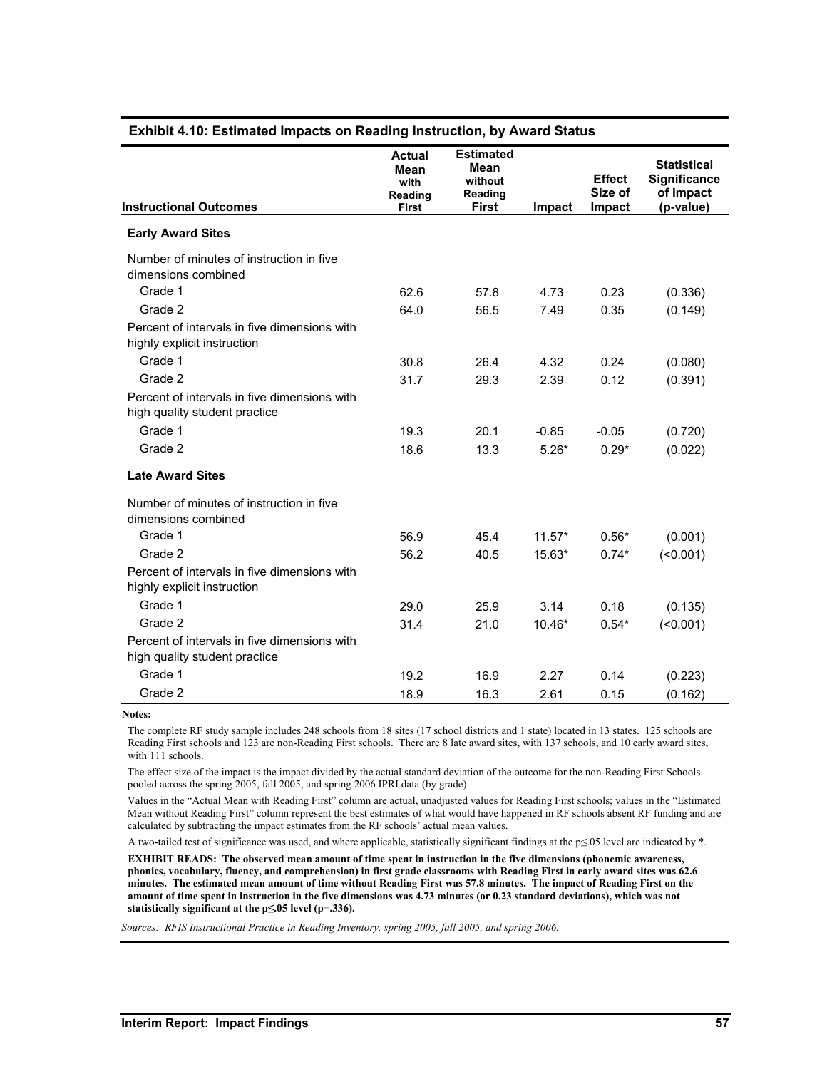**Exhibit 4.10: Estimated Impacts on Reading Instruction, by Award Status**

| Instructional Outcomes | Actual Mean with Reading First | Estimated Mean without Reading First | Impact | Effect Size of Impact | Statistical Significance of Impact (p-value) |
|---|---|---|---|---|---|
| **Early Award Sites** | | | | | |
| Number of minutes of instruction in five dimensions combined | | | | | |
| Grade 1 | 62.6 | 57.8 | 4.73 | 0.23 | (0.336) |
| Grade 2 | 64.0 | 56.5 | 7.49 | 0.35 | (0.149) |
| Percent of intervals in five dimensions with highly explicit instruction | | | | | |
| Grade 1 | 30.8 | 26.4 | 4.32 | 0.24 | (0.080) |
| Grade 2 | 31.7 | 29.3 | 2.39 | 0.12 | (0.391) |
| Percent of intervals in five dimensions with high quality student practice | | | | | |
| Grade 1 | 19.3 | 20.1 | -0.85 | -0.05 | (0.720) |
| Grade 2 | 18.6 | 13.3 | 5.26* | 0.29* | (0.022) |
| **Late Award Sites** | | | | | |
| Number of minutes of instruction in five dimensions combined | | | | | |
| Grade 1 | 56.9 | 45.4 | 11.57* | 0.56* | (0.001) |
| Grade 2 | 56.2 | 40.5 | 15.63* | 0.74* | (<0.001) |
| Percent of intervals in five dimensions with highly explicit instruction | | | | | |
| Grade 1 | 29.0 | 25.9 | 3.14 | 0.18 | (0.135) |
| Grade 2 | 31.4 | 21.0 | 10.46* | 0.54* | (<0.001) |
| Percent of intervals in five dimensions with high quality student practice | | | | | |
| Grade 1 | 19.2 | 16.9 | 2.27 | 0.14 | (0.223) |
| Grade 2 | 18.9 | 16.3 | 2.61 | 0.15 | (0.162) |

**Notes:**

The complete RF study sample includes 248 schools from 18 sites (17 school districts and 1 state) located in 13 states. 125 schools are Reading First schools and 123 are non-Reading First schools. There are 8 late award sites, with 137 schools, and 10 early award sites, with 111 schools.

The effect size of the impact is the impact divided by the actual standard deviation of the outcome for the non-Reading First Schools pooled across the spring 2005, fall 2005, and spring 2006 IPRI data (by grade).

Values in the "Actual Mean with Reading First" column are actual, unadjusted values for Reading First schools; values in the "Estimated Mean without Reading First" column represent the best estimates of what would have happened in RF schools absent RF funding and are calculated by subtracting the impact estimates from the RF schools' actual mean values.

A two-tailed test of significance was used, and where applicable, statistically significant findings at the $p \leq .05$ level are indicated by *.

**EXHIBIT READS: The observed mean amount of time spent in instruction in the five dimensions (phonemic awareness, phonics, vocabulary, fluency, and comprehension) in first grade classrooms with Reading First in early award sites was 62.6 minutes. The estimated mean amount of time without Reading First was 57.8 minutes. The impact of Reading First on the amount of time spent in instruction in the five dimensions was 4.73 minutes (or 0.23 standard deviations), which was not statistically significant at the $p \leq .05$ level ($p = .336$).**

*Sources: RFIS Instructional Practice in Reading Inventory, spring 2005, fall 2005, and spring 2006.*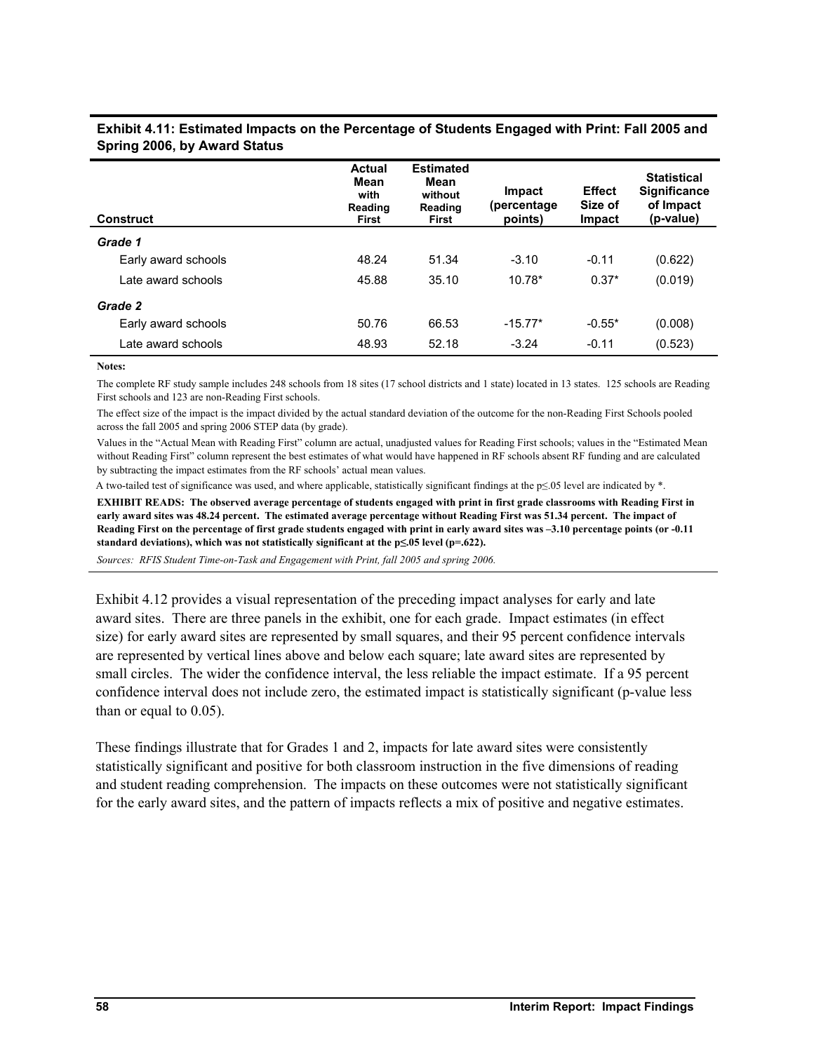**Exhibit 4.11: Estimated Impacts on the Percentage of Students Engaged with Print: Fall 2005 and Spring 2006, by Award Status**

| Construct | Actual Mean with Reading First | Estimated Mean without Reading First | Impact (percentage points) | Effect Size of Impact | Statistical Significance of Impact (p-value) |
|---|---|---|---|---|---|
| ***Grade 1*** | | | | | |
| Early award schools | 48.24 | 51.34 | -3.10 | -0.11 | (0.622) |
| Late award schools | 45.88 | 35.10 | 10.78* | 0.37* | (0.019) |
| ***Grade 2*** | | | | | |
| Early award schools | 50.76 | 66.53 | -15.77* | -0.55* | (0.008) |
| Late award schools | 48.93 | 52.18 | -3.24 | -0.11 | (0.523) |

**Notes:**

The complete RF study sample includes 248 schools from 18 sites (17 school districts and 1 state) located in 13 states. 125 schools are Reading First schools and 123 are non-Reading First schools.

The effect size of the impact is the impact divided by the actual standard deviation of the outcome for the non-Reading First Schools pooled across the fall 2005 and spring 2006 STEP data (by grade).

Values in the "Actual Mean with Reading First" column are actual, unadjusted values for Reading First schools; values in the "Estimated Mean without Reading First" column represent the best estimates of what would have happened in RF schools absent RF funding and are calculated by subtracting the impact estimates from the RF schools' actual mean values.

A two-tailed test of significance was used, and where applicable, statistically significant findings at the $p \leq .05$ level are indicated by *.

**EXHIBIT READS: The observed average percentage of students engaged with print in first grade classrooms with Reading First in early award sites was 48.24 percent. The estimated average percentage without Reading First was 51.34 percent. The impact of Reading First on the percentage of first grade students engaged with print in early award sites was –3.10 percentage points (or -0.11 standard deviations), which was not statistically significant at the $p \leq .05$ level (p=.622).**

*Sources: RFIS Student Time-on-Task and Engagement with Print, fall 2005 and spring 2006.*

Exhibit 4.12 provides a visual representation of the preceding impact analyses for early and late award sites. There are three panels in the exhibit, one for each grade. Impact estimates (in effect size) for early award sites are represented by small squares, and their 95 percent confidence intervals are represented by vertical lines above and below each square; late award sites are represented by small circles. The wider the confidence interval, the less reliable the impact estimate. If a 95 percent confidence interval does not include zero, the estimated impact is statistically significant (p-value less than or equal to 0.05).

These findings illustrate that for Grades 1 and 2, impacts for late award sites were consistently statistically significant and positive for both classroom instruction in the five dimensions of reading and student reading comprehension. The impacts on these outcomes were not statistically significant for the early award sites, and the pattern of impacts reflects a mix of positive and negative estimates.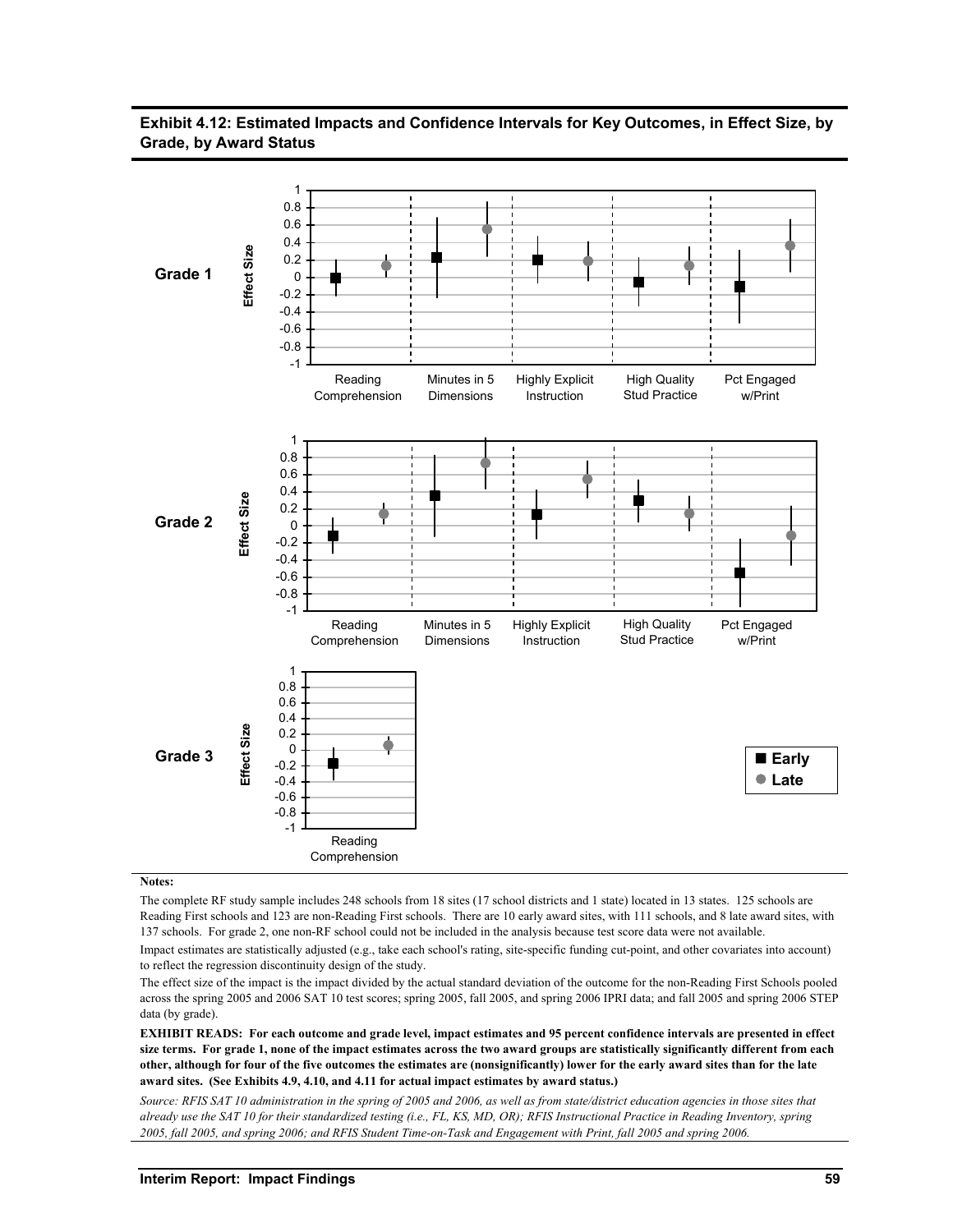**Exhibit 4.12: Estimated Impacts and Confidence Intervals for Key Outcomes, in Effect Size, by Grade, by Award Status**

**Grade 1**

Effect Size

Reading Comprehension | Minutes in 5 Dimensions | Highly Explicit Instruction | High Quality Stud Practice | Pct Engaged w/Print

**Grade 2**

Effect Size

Reading Comprehension | Minutes in 5 Dimensions | Highly Explicit Instruction | High Quality Stud Practice | Pct Engaged w/Print

**Grade 3**

Effect Size

Reading Comprehension

■ Early
● Late

**Notes:**

The complete RF study sample includes 248 schools from 18 sites (17 school districts and 1 state) located in 13 states. 125 schools are Reading First schools and 123 are non-Reading First schools. There are 10 early award sites, with 111 schools, and 8 late award sites, with 137 schools. For grade 2, one non-RF school could not be included in the analysis because test score data were not available.

Impact estimates are statistically adjusted (e.g., take each school's rating, site-specific funding cut-point, and other covariates into account) to reflect the regression discontinuity design of the study.

The effect size of the impact is the impact divided by the actual standard deviation of the outcome for the non-Reading First Schools pooled across the spring 2005 and 2006 SAT 10 test scores; spring 2005, fall 2005, and spring 2006 IPRI data; and fall 2005 and spring 2006 STEP data (by grade).

**EXHIBIT READS: For each outcome and grade level, impact estimates and 95 percent confidence intervals are presented in effect size terms. For grade 1, none of the impact estimates across the two award groups are statistically significantly different from each other, although for four of the five outcomes the estimates are (nonsignificantly) lower for the early award sites than for the late award sites. (See Exhibits 4.9, 4.10, and 4.11 for actual impact estimates by award status.)**

*Source: RFIS SAT 10 administration in the spring of 2005 and 2006, as well as from state/district education agencies in those sites that already use the SAT 10 for their standardized testing (i.e., FL, KS, MD, OR); RFIS Instructional Practice in Reading Inventory, spring 2005, fall 2005, and spring 2006; and RFIS Student Time-on-Task and Engagement with Print, fall 2005 and spring 2006.*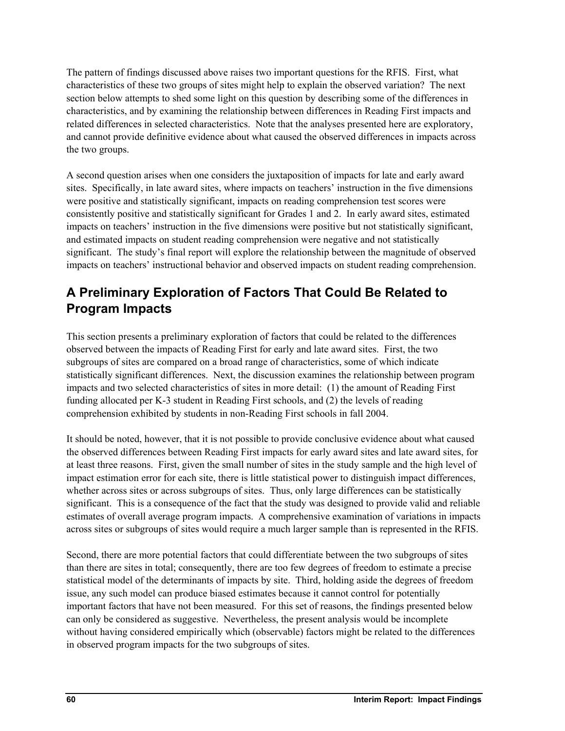The pattern of findings discussed above raises two important questions for the RFIS. First, what characteristics of these two groups of sites might help to explain the observed variation? The next section below attempts to shed some light on this question by describing some of the differences in characteristics, and by examining the relationship between differences in Reading First impacts and related differences in selected characteristics. Note that the analyses presented here are exploratory, and cannot provide definitive evidence about what caused the observed differences in impacts across the two groups.

A second question arises when one considers the juxtaposition of impacts for late and early award sites. Specifically, in late award sites, where impacts on teachers' instruction in the five dimensions were positive and statistically significant, impacts on reading comprehension test scores were consistently positive and statistically significant for Grades 1 and 2. In early award sites, estimated impacts on teachers' instruction in the five dimensions were positive but not statistically significant, and estimated impacts on student reading comprehension were negative and not statistically significant. The study's final report will explore the relationship between the magnitude of observed impacts on teachers' instructional behavior and observed impacts on student reading comprehension.

## A Preliminary Exploration of Factors That Could Be Related to Program Impacts

This section presents a preliminary exploration of factors that could be related to the differences observed between the impacts of Reading First for early and late award sites. First, the two subgroups of sites are compared on a broad range of characteristics, some of which indicate statistically significant differences. Next, the discussion examines the relationship between program impacts and two selected characteristics of sites in more detail: (1) the amount of Reading First funding allocated per K-3 student in Reading First schools, and (2) the levels of reading comprehension exhibited by students in non-Reading First schools in fall 2004.

It should be noted, however, that it is not possible to provide conclusive evidence about what caused the observed differences between Reading First impacts for early award sites and late award sites, for at least three reasons. First, given the small number of sites in the study sample and the high level of impact estimation error for each site, there is little statistical power to distinguish impact differences, whether across sites or across subgroups of sites. Thus, only large differences can be statistically significant. This is a consequence of the fact that the study was designed to provide valid and reliable estimates of overall average program impacts. A comprehensive examination of variations in impacts across sites or subgroups of sites would require a much larger sample than is represented in the RFIS.

Second, there are more potential factors that could differentiate between the two subgroups of sites than there are sites in total; consequently, there are too few degrees of freedom to estimate a precise statistical model of the determinants of impacts by site. Third, holding aside the degrees of freedom issue, any such model can produce biased estimates because it cannot control for potentially important factors that have not been measured. For this set of reasons, the findings presented below can only be considered as suggestive. Nevertheless, the present analysis would be incomplete without having considered empirically which (observable) factors might be related to the differences in observed program impacts for the two subgroups of sites.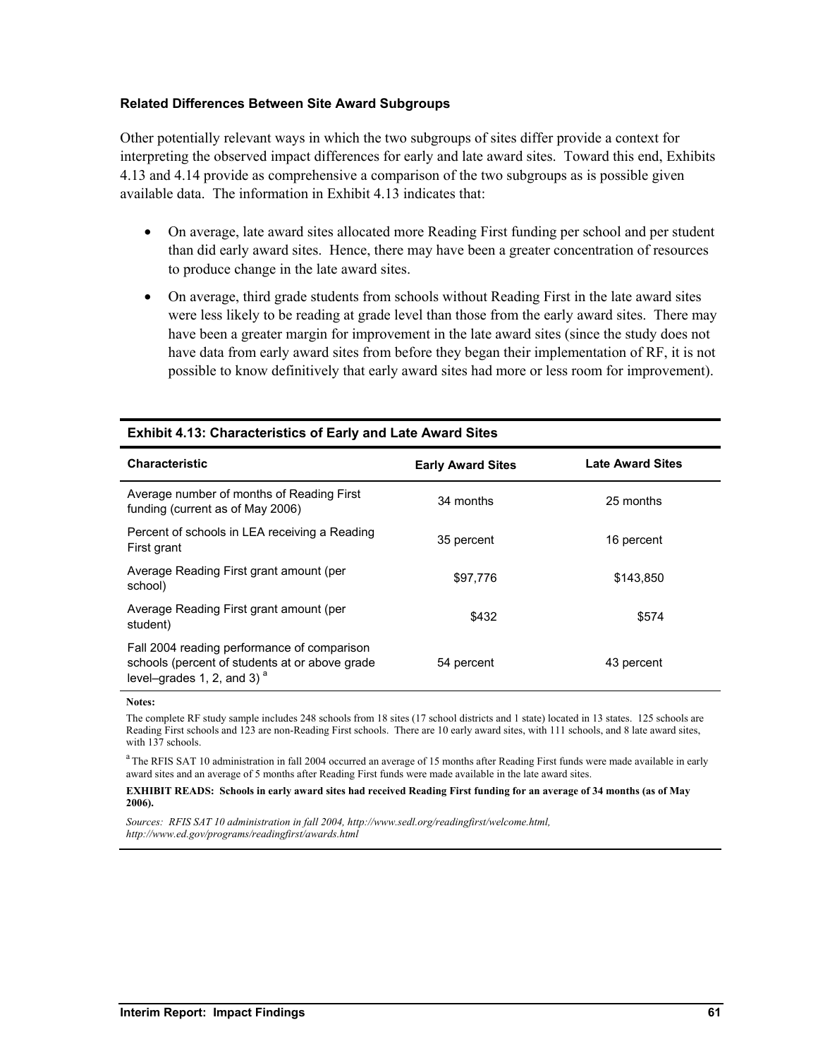### Related Differences Between Site Award Subgroups

Other potentially relevant ways in which the two subgroups of sites differ provide a context for interpreting the observed impact differences for early and late award sites. Toward this end, Exhibits 4.13 and 4.14 provide as comprehensive a comparison of the two subgroups as is possible given available data. The information in Exhibit 4.13 indicates that:

- On average, late award sites allocated more Reading First funding per school and per student than did early award sites. Hence, there may have been a greater concentration of resources to produce change in the late award sites.
- On average, third grade students from schools without Reading First in the late award sites were less likely to be reading at grade level than those from the early award sites. There may have been a greater margin for improvement in the late award sites (since the study does not have data from early award sites from before they began their implementation of RF, it is not possible to know definitively that early award sites had more or less room for improvement).

**Exhibit 4.13: Characteristics of Early and Late Award Sites**

| Characteristic | Early Award Sites | Late Award Sites |
|---|---|---|
| Average number of months of Reading First funding (current as of May 2006) | 34 months | 25 months |
| Percent of schools in LEA receiving a Reading First grant | 35 percent | 16 percent |
| Average Reading First grant amount (per school) | $97,776 | $143,850 |
| Average Reading First grant amount (per student) | $432 | $574 |
| Fall 2004 reading performance of comparison schools (percent of students at or above grade level–grades 1, 2, and 3) [a] | 54 percent | 43 percent |

**Notes:**

The complete RF study sample includes 248 schools from 18 sites (17 school districts and 1 state) located in 13 states. 125 schools are Reading First schools and 123 are non-Reading First schools. There are 10 early award sites, with 111 schools, and 8 late award sites, with 137 schools.

[a] The RFIS SAT 10 administration in fall 2004 occurred an average of 15 months after Reading First funds were made available in early award sites and an average of 5 months after Reading First funds were made available in the late award sites.

**EXHIBIT READS: Schools in early award sites had received Reading First funding for an average of 34 months (as of May 2006).**

*Sources: RFIS SAT 10 administration in fall 2004, http://www.sedl.org/readingfirst/welcome.html, http://www.ed.gov/programs/readingfirst/awards.html*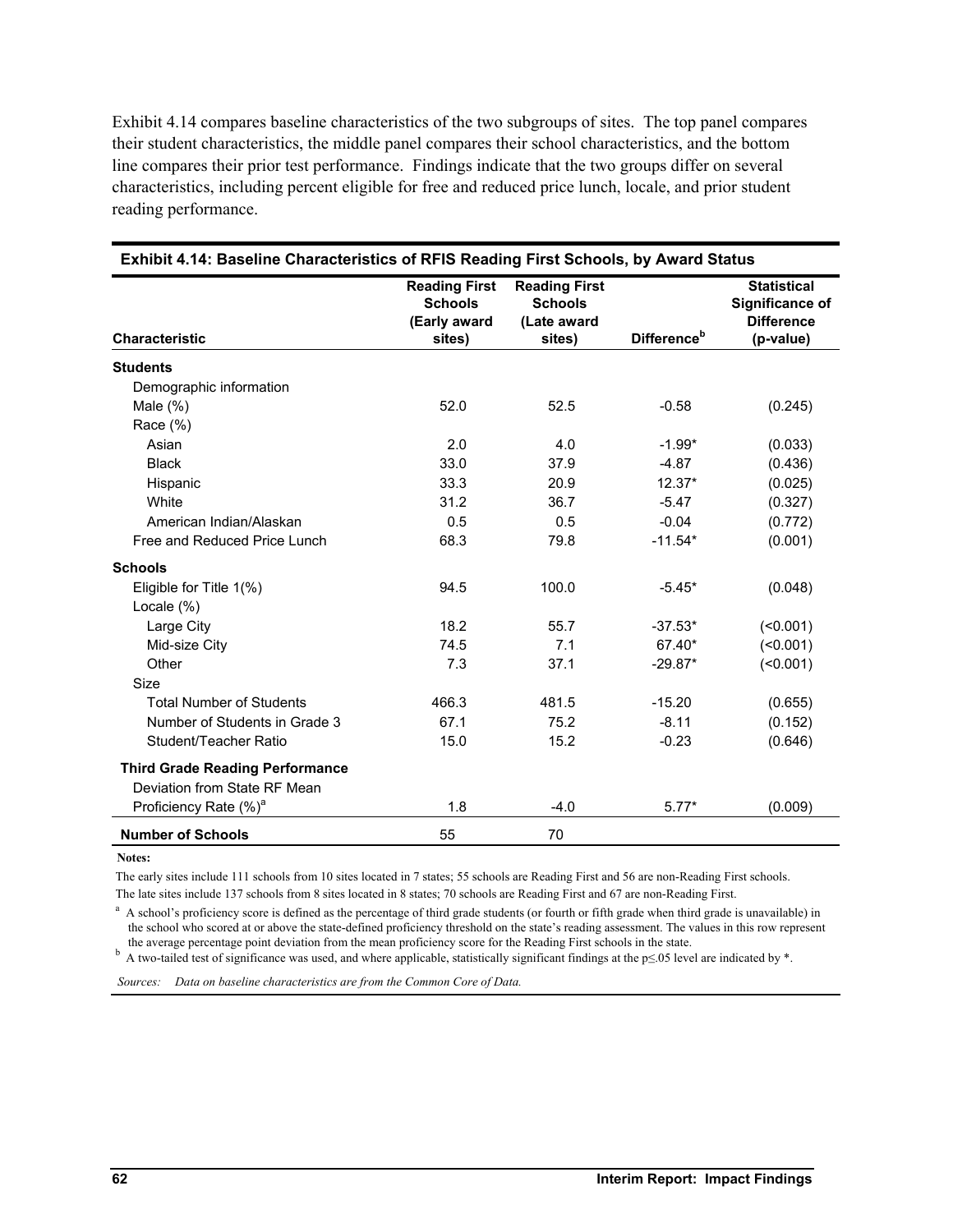Exhibit 4.14 compares baseline characteristics of the two subgroups of sites. The top panel compares their student characteristics, the middle panel compares their school characteristics, and the bottom line compares their prior test performance. Findings indicate that the two groups differ on several characteristics, including percent eligible for free and reduced price lunch, locale, and prior student reading performance.

**Exhibit 4.14: Baseline Characteristics of RFIS Reading First Schools, by Award Status**

| Characteristic | Reading First Schools (Early award sites) | Reading First Schools (Late award sites) | Difference[b] | Statistical Significance of Difference (p-value) |
|---|---|---|---|---|
| **Students** | | | | |
| Demographic information | | | | |
| Male (%) | 52.0 | 52.5 | -0.58 | (0.245) |
| Race (%) | | | | |
| Asian | 2.0 | 4.0 | -1.99* | (0.033) |
| Black | 33.0 | 37.9 | -4.87 | (0.436) |
| Hispanic | 33.3 | 20.9 | 12.37* | (0.025) |
| White | 31.2 | 36.7 | -5.47 | (0.327) |
| American Indian/Alaskan | 0.5 | 0.5 | -0.04 | (0.772) |
| Free and Reduced Price Lunch | 68.3 | 79.8 | -11.54* | (0.001) |
| **Schools** | | | | |
| Eligible for Title 1(%) | 94.5 | 100.0 | -5.45* | (0.048) |
| Locale (%) | | | | |
| Large City | 18.2 | 55.7 | -37.53* | (<0.001) |
| Mid-size City | 74.5 | 7.1 | 67.40* | (<0.001) |
| Other | 7.3 | 37.1 | -29.87* | (<0.001) |
| Size | | | | |
| Total Number of Students | 466.3 | 481.5 | -15.20 | (0.655) |
| Number of Students in Grade 3 | 67.1 | 75.2 | -8.11 | (0.152) |
| Student/Teacher Ratio | 15.0 | 15.2 | -0.23 | (0.646) |
| **Third Grade Reading Performance** | | | | |
| Deviation from State RF Mean Proficiency Rate (%)[a] | 1.8 | -4.0 | 5.77* | (0.009) |
| **Number of Schools** | 55 | 70 | | |

**Notes:**

The early sites include 111 schools from 10 sites located in 7 states; 55 schools are Reading First and 56 are non-Reading First schools.

The late sites include 137 schools from 8 sites located in 8 states; 70 schools are Reading First and 67 are non-Reading First.

[a] A school's proficiency score is defined as the percentage of third grade students (or fourth or fifth grade when third grade is unavailable) in the school who scored at or above the state-defined proficiency threshold on the state's reading assessment. The values in this row represent the average percentage point deviation from the mean proficiency score for the Reading First schools in the state.

[b] A two-tailed test of significance was used, and where applicable, statistically significant findings at the $p \leq .05$ level are indicated by *.

*Sources: Data on baseline characteristics are from the Common Core of Data.*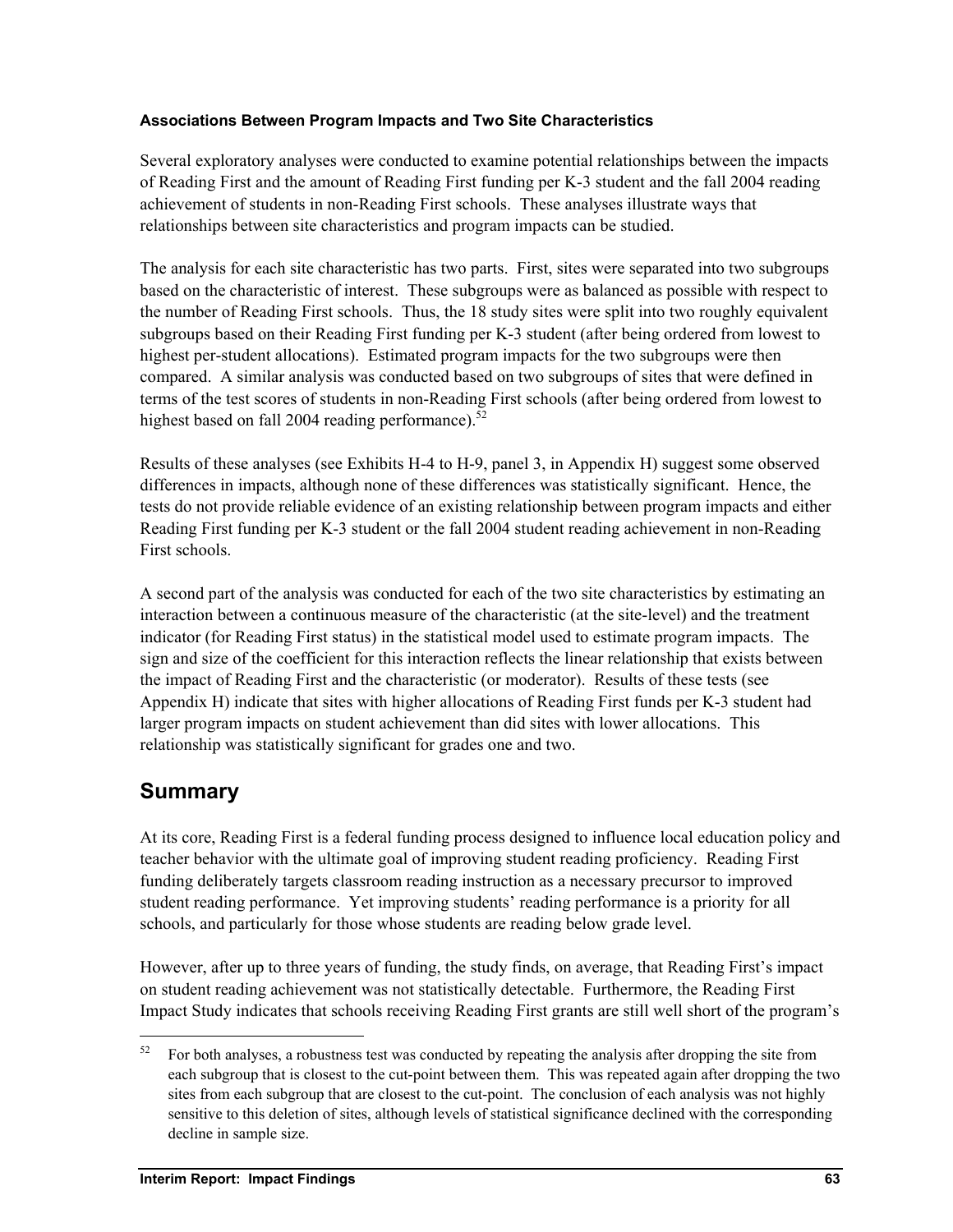#### Associations Between Program Impacts and Two Site Characteristics

Several exploratory analyses were conducted to examine potential relationships between the impacts of Reading First and the amount of Reading First funding per K-3 student and the fall 2004 reading achievement of students in non-Reading First schools. These analyses illustrate ways that relationships between site characteristics and program impacts can be studied.

The analysis for each site characteristic has two parts. First, sites were separated into two subgroups based on the characteristic of interest. These subgroups were as balanced as possible with respect to the number of Reading First schools. Thus, the 18 study sites were split into two roughly equivalent subgroups based on their Reading First funding per K-3 student (after being ordered from lowest to highest per-student allocations). Estimated program impacts for the two subgroups were then compared. A similar analysis was conducted based on two subgroups of sites that were defined in terms of the test scores of students in non-Reading First schools (after being ordered from lowest to highest based on fall 2004 reading performance).[52]

Results of these analyses (see Exhibits H-4 to H-9, panel 3, in Appendix H) suggest some observed differences in impacts, although none of these differences was statistically significant. Hence, the tests do not provide reliable evidence of an existing relationship between program impacts and either Reading First funding per K-3 student or the fall 2004 student reading achievement in non-Reading First schools.

A second part of the analysis was conducted for each of the two site characteristics by estimating an interaction between a continuous measure of the characteristic (at the site-level) and the treatment indicator (for Reading First status) in the statistical model used to estimate program impacts. The sign and size of the coefficient for this interaction reflects the linear relationship that exists between the impact of Reading First and the characteristic (or moderator). Results of these tests (see Appendix H) indicate that sites with higher allocations of Reading First funds per K-3 student had larger program impacts on student achievement than did sites with lower allocations. This relationship was statistically significant for grades one and two.

## Summary

At its core, Reading First is a federal funding process designed to influence local education policy and teacher behavior with the ultimate goal of improving student reading proficiency. Reading First funding deliberately targets classroom reading instruction as a necessary precursor to improved student reading performance. Yet improving students' reading performance is a priority for all schools, and particularly for those whose students are reading below grade level.

However, after up to three years of funding, the study finds, on average, that Reading First's impact on student reading achievement was not statistically detectable. Furthermore, the Reading First Impact Study indicates that schools receiving Reading First grants are still well short of the program's

---

[52] For both analyses, a robustness test was conducted by repeating the analysis after dropping the site from each subgroup that is closest to the cut-point between them. This was repeated again after dropping the two sites from each subgroup that are closest to the cut-point. The conclusion of each analysis was not highly sensitive to this deletion of sites, although levels of statistical significance declined with the corresponding decline in sample size.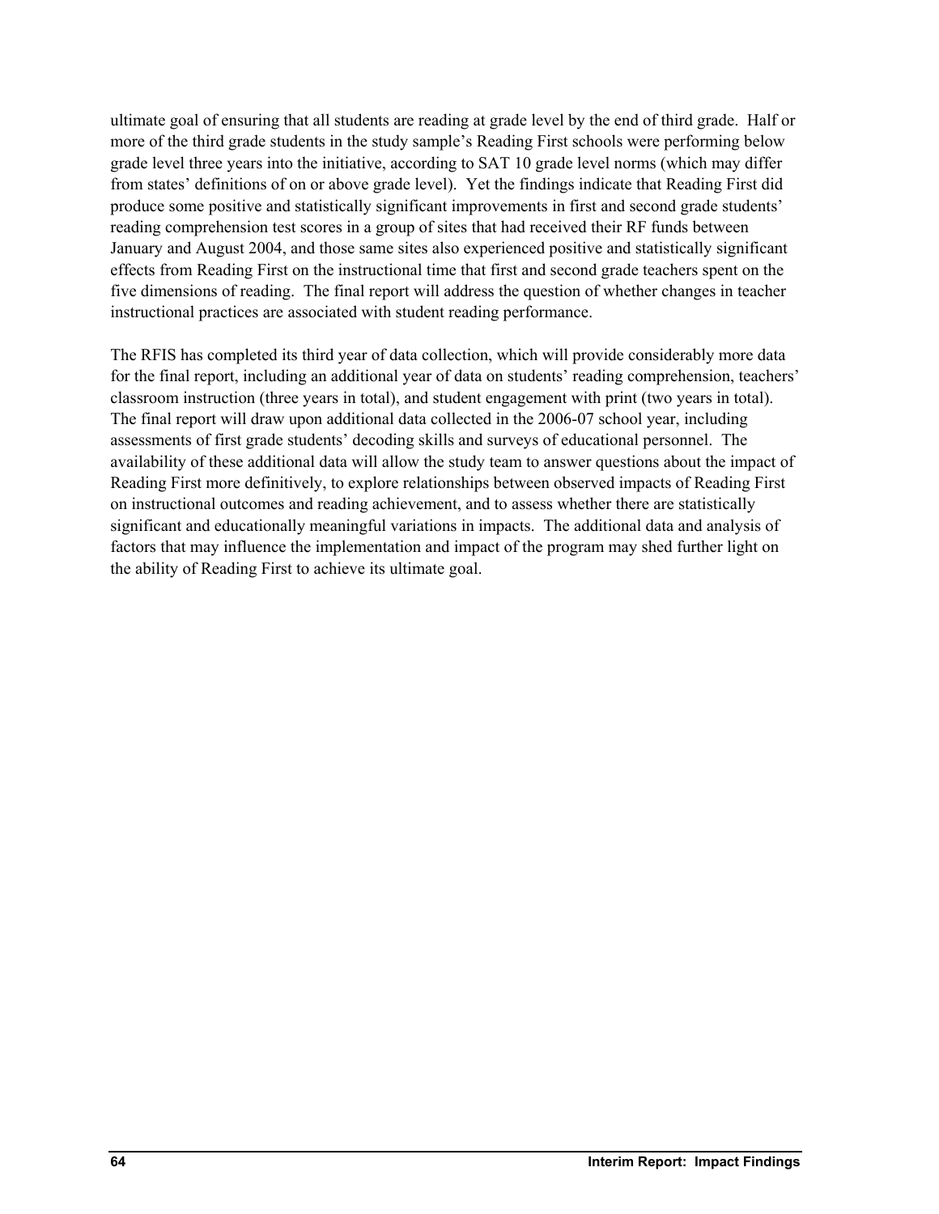ultimate goal of ensuring that all students are reading at grade level by the end of third grade. Half or more of the third grade students in the study sample's Reading First schools were performing below grade level three years into the initiative, according to SAT 10 grade level norms (which may differ from states' definitions of on or above grade level). Yet the findings indicate that Reading First did produce some positive and statistically significant improvements in first and second grade students' reading comprehension test scores in a group of sites that had received their RF funds between January and August 2004, and those same sites also experienced positive and statistically significant effects from Reading First on the instructional time that first and second grade teachers spent on the five dimensions of reading. The final report will address the question of whether changes in teacher instructional practices are associated with student reading performance.

The RFIS has completed its third year of data collection, which will provide considerably more data for the final report, including an additional year of data on students' reading comprehension, teachers' classroom instruction (three years in total), and student engagement with print (two years in total). The final report will draw upon additional data collected in the 2006-07 school year, including assessments of first grade students' decoding skills and surveys of educational personnel. The availability of these additional data will allow the study team to answer questions about the impact of Reading First more definitively, to explore relationships between observed impacts of Reading First on instructional outcomes and reading achievement, and to assess whether there are statistically significant and educationally meaningful variations in impacts. The additional data and analysis of factors that may influence the implementation and impact of the program may shed further light on the ability of Reading First to achieve its ultimate goal.